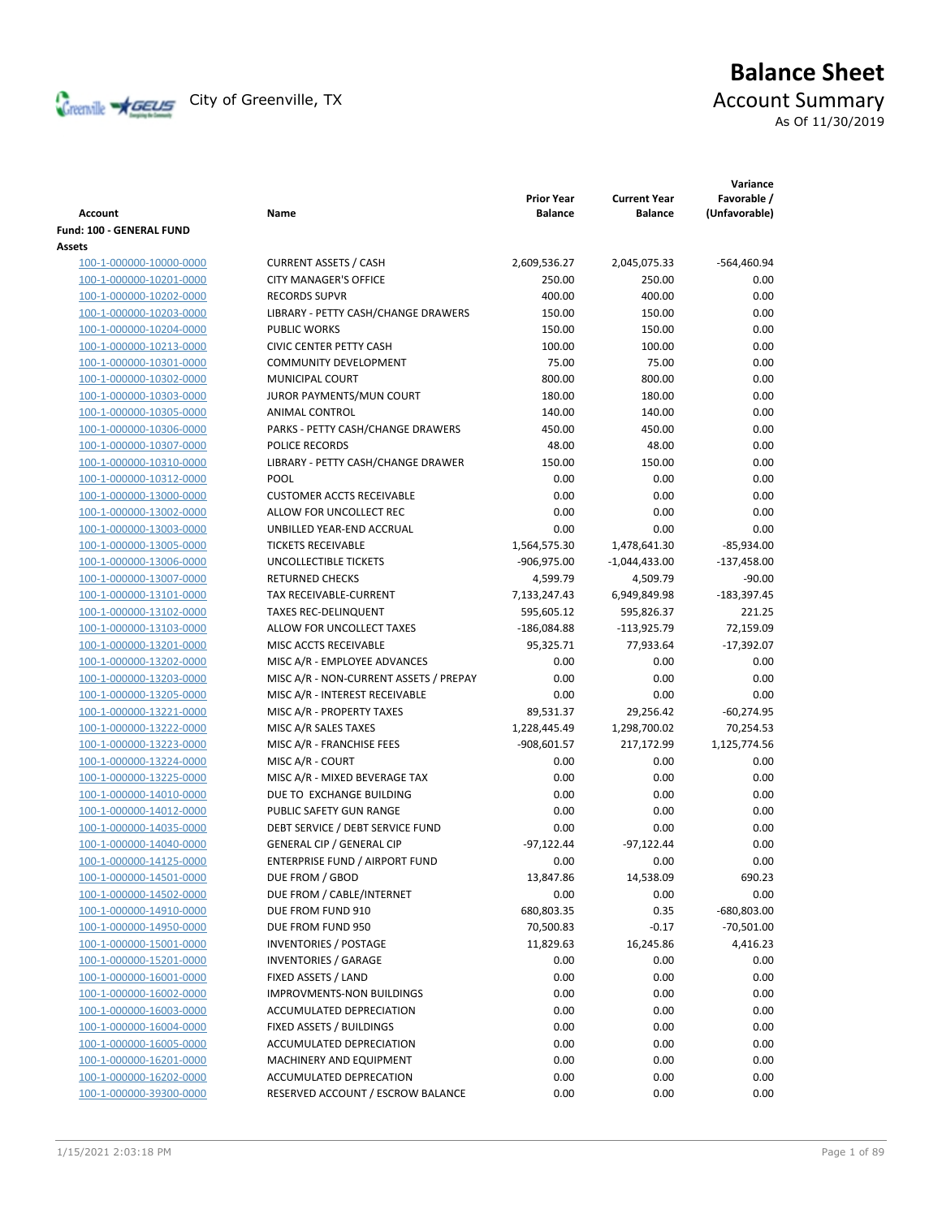# Balance Sheet

City of Greenville, TX

## Account Summary

As Of 11/30/2019

| Account | Name | Prior Year Balance | Current Year Balance | Variance Favorable / (Unfavorable) |
|---|---|---|---|---|
| **Fund: 100 - GENERAL FUND** | | | | |
| **Assets** | | | | |
| 100-1-000000-10000-0000 | CURRENT ASSETS / CASH | 2,609,536.27 | 2,045,075.33 | -564,460.94 |
| 100-1-000000-10201-0000 | CITY MANAGER'S OFFICE | 250.00 | 250.00 | 0.00 |
| 100-1-000000-10202-0000 | RECORDS SUPVR | 400.00 | 400.00 | 0.00 |
| 100-1-000000-10203-0000 | LIBRARY - PETTY CASH/CHANGE DRAWERS | 150.00 | 150.00 | 0.00 |
| 100-1-000000-10204-0000 | PUBLIC WORKS | 150.00 | 150.00 | 0.00 |
| 100-1-000000-10213-0000 | CIVIC CENTER PETTY CASH | 100.00 | 100.00 | 0.00 |
| 100-1-000000-10301-0000 | COMMUNITY DEVELOPMENT | 75.00 | 75.00 | 0.00 |
| 100-1-000000-10302-0000 | MUNICIPAL COURT | 800.00 | 800.00 | 0.00 |
| 100-1-000000-10303-0000 | JUROR PAYMENTS/MUN COURT | 180.00 | 180.00 | 0.00 |
| 100-1-000000-10305-0000 | ANIMAL CONTROL | 140.00 | 140.00 | 0.00 |
| 100-1-000000-10306-0000 | PARKS - PETTY CASH/CHANGE DRAWERS | 450.00 | 450.00 | 0.00 |
| 100-1-000000-10307-0000 | POLICE RECORDS | 48.00 | 48.00 | 0.00 |
| 100-1-000000-10310-0000 | LIBRARY - PETTY CASH/CHANGE DRAWER | 150.00 | 150.00 | 0.00 |
| 100-1-000000-10312-0000 | POOL | 0.00 | 0.00 | 0.00 |
| 100-1-000000-13000-0000 | CUSTOMER ACCTS RECEIVABLE | 0.00 | 0.00 | 0.00 |
| 100-1-000000-13002-0000 | ALLOW FOR UNCOLLECT REC | 0.00 | 0.00 | 0.00 |
| 100-1-000000-13003-0000 | UNBILLED YEAR-END ACCRUAL | 0.00 | 0.00 | 0.00 |
| 100-1-000000-13005-0000 | TICKETS RECEIVABLE | 1,564,575.30 | 1,478,641.30 | -85,934.00 |
| 100-1-000000-13006-0000 | UNCOLLECTIBLE TICKETS | -906,975.00 | -1,044,433.00 | -137,458.00 |
| 100-1-000000-13007-0000 | RETURNED CHECKS | 4,599.79 | 4,509.79 | -90.00 |
| 100-1-000000-13101-0000 | TAX RECEIVABLE-CURRENT | 7,133,247.43 | 6,949,849.98 | -183,397.45 |
| 100-1-000000-13102-0000 | TAXES REC-DELINQUENT | 595,605.12 | 595,826.37 | 221.25 |
| 100-1-000000-13103-0000 | ALLOW FOR UNCOLLECT TAXES | -186,084.88 | -113,925.79 | 72,159.09 |
| 100-1-000000-13201-0000 | MISC ACCTS RECEIVABLE | 95,325.71 | 77,933.64 | -17,392.07 |
| 100-1-000000-13202-0000 | MISC A/R - EMPLOYEE ADVANCES | 0.00 | 0.00 | 0.00 |
| 100-1-000000-13203-0000 | MISC A/R - NON-CURRENT ASSETS / PREPAY | 0.00 | 0.00 | 0.00 |
| 100-1-000000-13205-0000 | MISC A/R - INTEREST RECEIVABLE | 0.00 | 0.00 | 0.00 |
| 100-1-000000-13221-0000 | MISC A/R - PROPERTY TAXES | 89,531.37 | 29,256.42 | -60,274.95 |
| 100-1-000000-13222-0000 | MISC A/R SALES TAXES | 1,228,445.49 | 1,298,700.02 | 70,254.53 |
| 100-1-000000-13223-0000 | MISC A/R - FRANCHISE FEES | -908,601.57 | 217,172.99 | 1,125,774.56 |
| 100-1-000000-13224-0000 | MISC A/R - COURT | 0.00 | 0.00 | 0.00 |
| 100-1-000000-13225-0000 | MISC A/R - MIXED BEVERAGE TAX | 0.00 | 0.00 | 0.00 |
| 100-1-000000-14010-0000 | DUE TO EXCHANGE BUILDING | 0.00 | 0.00 | 0.00 |
| 100-1-000000-14012-0000 | PUBLIC SAFETY GUN RANGE | 0.00 | 0.00 | 0.00 |
| 100-1-000000-14035-0000 | DEBT SERVICE / DEBT SERVICE FUND | 0.00 | 0.00 | 0.00 |
| 100-1-000000-14040-0000 | GENERAL CIP / GENERAL CIP | -97,122.44 | -97,122.44 | 0.00 |
| 100-1-000000-14125-0000 | ENTERPRISE FUND / AIRPORT FUND | 0.00 | 0.00 | 0.00 |
| 100-1-000000-14501-0000 | DUE FROM / GBOD | 13,847.86 | 14,538.09 | 690.23 |
| 100-1-000000-14502-0000 | DUE FROM / CABLE/INTERNET | 0.00 | 0.00 | 0.00 |
| 100-1-000000-14910-0000 | DUE FROM FUND 910 | 680,803.35 | 0.35 | -680,803.00 |
| 100-1-000000-14950-0000 | DUE FROM FUND 950 | 70,500.83 | -0.17 | -70,501.00 |
| 100-1-000000-15001-0000 | INVENTORIES / POSTAGE | 11,829.63 | 16,245.86 | 4,416.23 |
| 100-1-000000-15201-0000 | INVENTORIES / GARAGE | 0.00 | 0.00 | 0.00 |
| 100-1-000000-16001-0000 | FIXED ASSETS / LAND | 0.00 | 0.00 | 0.00 |
| 100-1-000000-16002-0000 | IMPROVMENTS-NON BUILDINGS | 0.00 | 0.00 | 0.00 |
| 100-1-000000-16003-0000 | ACCUMULATED DEPRECIATION | 0.00 | 0.00 | 0.00 |
| 100-1-000000-16004-0000 | FIXED ASSETS / BUILDINGS | 0.00 | 0.00 | 0.00 |
| 100-1-000000-16005-0000 | ACCUMULATED DEPRECIATION | 0.00 | 0.00 | 0.00 |
| 100-1-000000-16201-0000 | MACHINERY AND EQUIPMENT | 0.00 | 0.00 | 0.00 |
| 100-1-000000-16202-0000 | ACCUMULATED DEPRECATION | 0.00 | 0.00 | 0.00 |
| 100-1-000000-39300-0000 | RESERVED ACCOUNT / ESCROW BALANCE | 0.00 | 0.00 | 0.00 |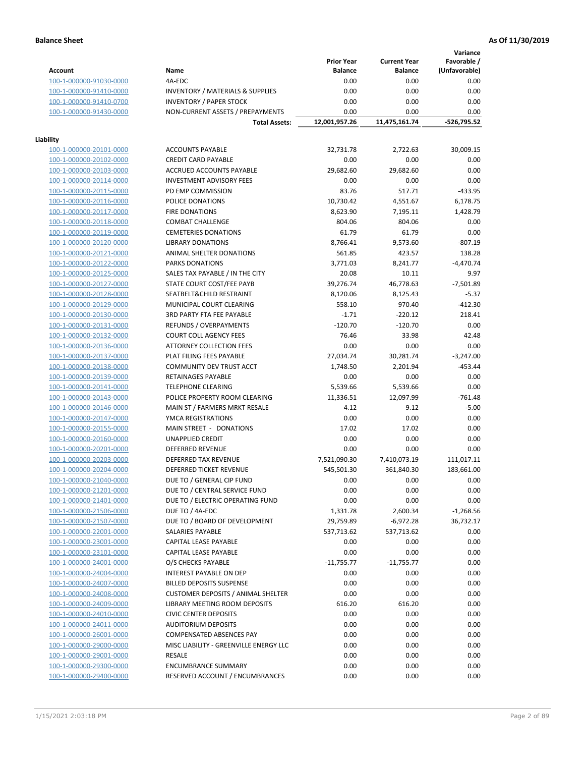**Balance Sheet** | **As Of 11/30/2019**

| Account | Name | Prior Year Balance | Current Year Balance | Variance Favorable / (Unfavorable) |
|---|---|---|---|---|
| 100-1-000000-91030-0000 | 4A-EDC | 0.00 | 0.00 | 0.00 |
| 100-1-000000-91410-0000 | INVENTORY / MATERIALS & SUPPLIES | 0.00 | 0.00 | 0.00 |
| 100-1-000000-91410-0700 | INVENTORY / PAPER STOCK | 0.00 | 0.00 | 0.00 |
| 100-1-000000-91430-0000 | NON-CURRENT ASSETS / PREPAYMENTS | 0.00 | 0.00 | 0.00 |
| | **Total Assets:** | **12,001,957.26** | **11,475,161.74** | **-526,795.52** |

**Liability**

| Account | Name | Prior Year Balance | Current Year Balance | Variance Favorable / (Unfavorable) |
|---|---|---|---|---|
| 100-1-000000-20101-0000 | ACCOUNTS PAYABLE | 32,731.78 | 2,722.63 | 30,009.15 |
| 100-1-000000-20102-0000 | CREDIT CARD PAYABLE | 0.00 | 0.00 | 0.00 |
| 100-1-000000-20103-0000 | ACCRUED ACCOUNTS PAYABLE | 29,682.60 | 29,682.60 | 0.00 |
| 100-1-000000-20114-0000 | INVESTMENT ADVISORY FEES | 0.00 | 0.00 | 0.00 |
| 100-1-000000-20115-0000 | PD EMP COMMISSION | 83.76 | 517.71 | -433.95 |
| 100-1-000000-20116-0000 | POLICE DONATIONS | 10,730.42 | 4,551.67 | 6,178.75 |
| 100-1-000000-20117-0000 | FIRE DONATIONS | 8,623.90 | 7,195.11 | 1,428.79 |
| 100-1-000000-20118-0000 | COMBAT CHALLENGE | 804.06 | 804.06 | 0.00 |
| 100-1-000000-20119-0000 | CEMETERIES DONATIONS | 61.79 | 61.79 | 0.00 |
| 100-1-000000-20120-0000 | LIBRARY DONATIONS | 8,766.41 | 9,573.60 | -807.19 |
| 100-1-000000-20121-0000 | ANIMAL SHELTER DONATIONS | 561.85 | 423.57 | 138.28 |
| 100-1-000000-20122-0000 | PARKS DONATIONS | 3,771.03 | 8,241.77 | -4,470.74 |
| 100-1-000000-20125-0000 | SALES TAX PAYABLE / IN THE CITY | 20.08 | 10.11 | 9.97 |
| 100-1-000000-20127-0000 | STATE COURT COST/FEE PAYB | 39,276.74 | 46,778.63 | -7,501.89 |
| 100-1-000000-20128-0000 | SEATBELT&CHILD RESTRAINT | 8,120.06 | 8,125.43 | -5.37 |
| 100-1-000000-20129-0000 | MUNICIPAL COURT CLEARING | 558.10 | 970.40 | -412.30 |
| 100-1-000000-20130-0000 | 3RD PARTY FTA FEE PAYABLE | -1.71 | -220.12 | 218.41 |
| 100-1-000000-20131-0000 | REFUNDS / OVERPAYMENTS | -120.70 | -120.70 | 0.00 |
| 100-1-000000-20132-0000 | COURT COLL AGENCY FEES | 76.46 | 33.98 | 42.48 |
| 100-1-000000-20136-0000 | ATTORNEY COLLECTION FEES | 0.00 | 0.00 | 0.00 |
| 100-1-000000-20137-0000 | PLAT FILING FEES PAYABLE | 27,034.74 | 30,281.74 | -3,247.00 |
| 100-1-000000-20138-0000 | COMMUNITY DEV TRUST ACCT | 1,748.50 | 2,201.94 | -453.44 |
| 100-1-000000-20139-0000 | RETAINAGES PAYABLE | 0.00 | 0.00 | 0.00 |
| 100-1-000000-20141-0000 | TELEPHONE CLEARING | 5,539.66 | 5,539.66 | 0.00 |
| 100-1-000000-20143-0000 | POLICE PROPERTY ROOM CLEARING | 11,336.51 | 12,097.99 | -761.48 |
| 100-1-000000-20146-0000 | MAIN ST / FARMERS MRKT RESALE | 4.12 | 9.12 | -5.00 |
| 100-1-000000-20147-0000 | YMCA REGISTRATIONS | 0.00 | 0.00 | 0.00 |
| 100-1-000000-20155-0000 | MAIN STREET - DONATIONS | 17.02 | 17.02 | 0.00 |
| 100-1-000000-20160-0000 | UNAPPLIED CREDIT | 0.00 | 0.00 | 0.00 |
| 100-1-000000-20201-0000 | DEFERRED REVENUE | 0.00 | 0.00 | 0.00 |
| 100-1-000000-20203-0000 | DEFERRED TAX REVENUE | 7,521,090.30 | 7,410,073.19 | 111,017.11 |
| 100-1-000000-20204-0000 | DEFERRED TICKET REVENUE | 545,501.30 | 361,840.30 | 183,661.00 |
| 100-1-000000-21040-0000 | DUE TO / GENERAL CIP FUND | 0.00 | 0.00 | 0.00 |
| 100-1-000000-21201-0000 | DUE TO / CENTRAL SERVICE FUND | 0.00 | 0.00 | 0.00 |
| 100-1-000000-21401-0000 | DUE TO / ELECTRIC OPERATING FUND | 0.00 | 0.00 | 0.00 |
| 100-1-000000-21506-0000 | DUE TO / 4A-EDC | 1,331.78 | 2,600.34 | -1,268.56 |
| 100-1-000000-21507-0000 | DUE TO / BOARD OF DEVELOPMENT | 29,759.89 | -6,972.28 | 36,732.17 |
| 100-1-000000-22001-0000 | SALARIES PAYABLE | 537,713.62 | 537,713.62 | 0.00 |
| 100-1-000000-23001-0000 | CAPITAL LEASE PAYABLE | 0.00 | 0.00 | 0.00 |
| 100-1-000000-23101-0000 | CAPITAL LEASE PAYABLE | 0.00 | 0.00 | 0.00 |
| 100-1-000000-24001-0000 | O/S CHECKS PAYABLE | -11,755.77 | -11,755.77 | 0.00 |
| 100-1-000000-24004-0000 | INTEREST PAYABLE ON DEP | 0.00 | 0.00 | 0.00 |
| 100-1-000000-24007-0000 | BILLED DEPOSITS SUSPENSE | 0.00 | 0.00 | 0.00 |
| 100-1-000000-24008-0000 | CUSTOMER DEPOSITS / ANIMAL SHELTER | 0.00 | 0.00 | 0.00 |
| 100-1-000000-24009-0000 | LIBRARY MEETING ROOM DEPOSITS | 616.20 | 616.20 | 0.00 |
| 100-1-000000-24010-0000 | CIVIC CENTER DEPOSITS | 0.00 | 0.00 | 0.00 |
| 100-1-000000-24011-0000 | AUDITORIUM DEPOSITS | 0.00 | 0.00 | 0.00 |
| 100-1-000000-26001-0000 | COMPENSATED ABSENCES PAY | 0.00 | 0.00 | 0.00 |
| 100-1-000000-29000-0000 | MISC LIABILITY - GREENVILLE ENERGY LLC | 0.00 | 0.00 | 0.00 |
| 100-1-000000-29001-0000 | RESALE | 0.00 | 0.00 | 0.00 |
| 100-1-000000-29300-0000 | ENCUMBRANCE SUMMARY | 0.00 | 0.00 | 0.00 |
| 100-1-000000-29400-0000 | RESERVED ACCOUNT / ENCUMBRANCES | 0.00 | 0.00 | 0.00 |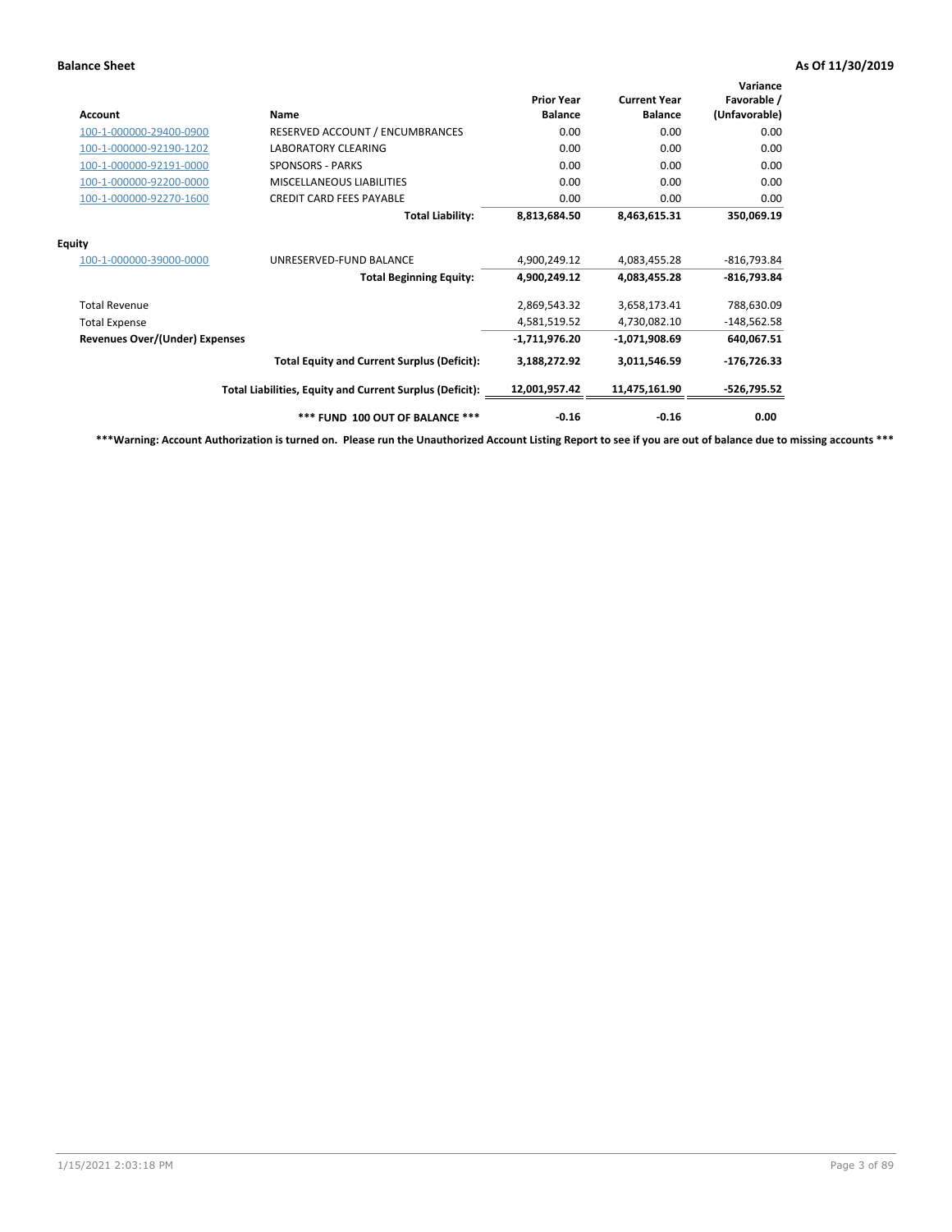**Balance Sheet** **As Of 11/30/2019**

| Account | Name | Prior Year Balance | Current Year Balance | Variance Favorable / (Unfavorable) |
|---|---|---|---|---|
| 100-1-000000-29400-0900 | RESERVED ACCOUNT / ENCUMBRANCES | 0.00 | 0.00 | 0.00 |
| 100-1-000000-92190-1202 | LABORATORY CLEARING | 0.00 | 0.00 | 0.00 |
| 100-1-000000-92191-0000 | SPONSORS - PARKS | 0.00 | 0.00 | 0.00 |
| 100-1-000000-92200-0000 | MISCELLANEOUS LIABILITIES | 0.00 | 0.00 | 0.00 |
| 100-1-000000-92270-1600 | CREDIT CARD FEES PAYABLE | 0.00 | 0.00 | 0.00 |
| | **Total Liability:** | **8,813,684.50** | **8,463,615.31** | **350,069.19** |
| **Equity** | | | | |
| 100-1-000000-39000-0000 | UNRESERVED-FUND BALANCE | 4,900,249.12 | 4,083,455.28 | -816,793.84 |
| | **Total Beginning Equity:** | **4,900,249.12** | **4,083,455.28** | **-816,793.84** |
| Total Revenue | | 2,869,543.32 | 3,658,173.41 | 788,630.09 |
| Total Expense | | 4,581,519.52 | 4,730,082.10 | -148,562.58 |
| **Revenues Over/(Under) Expenses** | | **-1,711,976.20** | **-1,071,908.69** | **640,067.51** |
| | **Total Equity and Current Surplus (Deficit):** | **3,188,272.92** | **3,011,546.59** | **-176,726.33** |
| | **Total Liabilities, Equity and Current Surplus (Deficit):** | **12,001,957.42** | **11,475,161.90** | **-526,795.52** |
| | **\*\*\* FUND 100 OUT OF BALANCE \*\*\*** | **-0.16** | **-0.16** | **0.00** |

**\*\*\*Warning: Account Authorization is turned on. Please run the Unauthorized Account Listing Report to see if you are out of balance due to missing accounts \*\*\***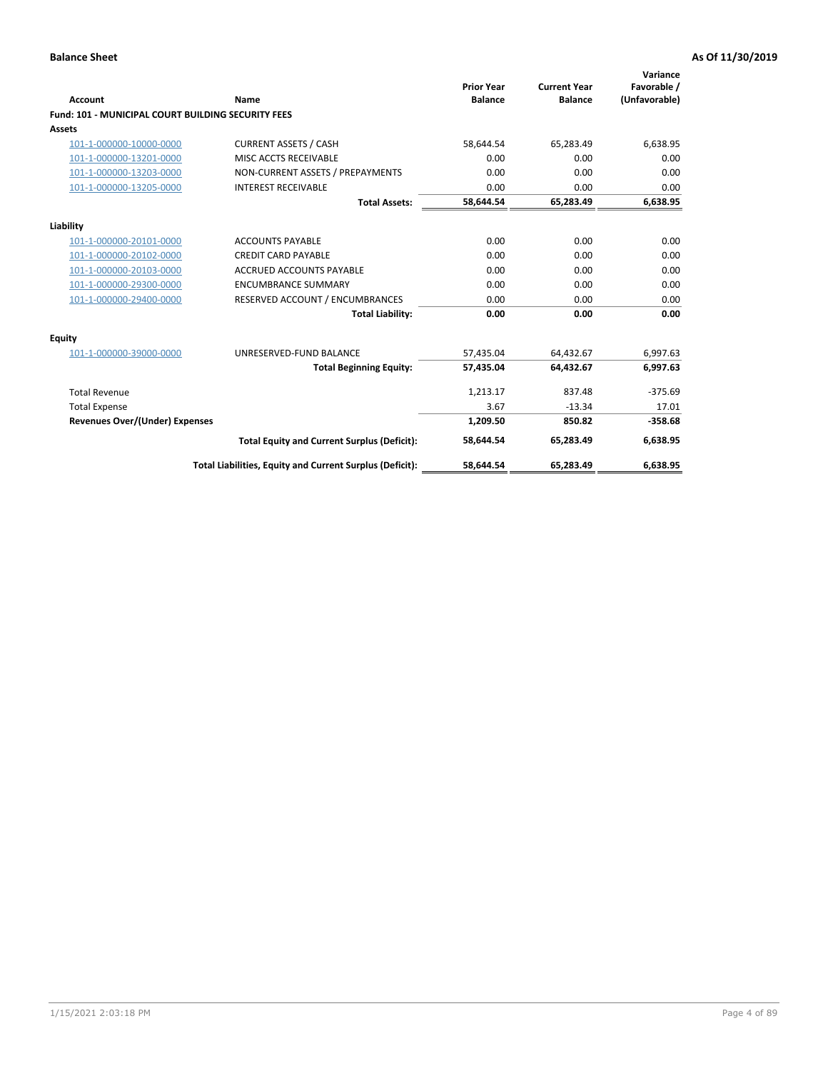**Balance Sheet** — As Of 11/30/2019

| Account | Name | Prior Year Balance | Current Year Balance | Variance Favorable / (Unfavorable) |
|---|---|---|---|---|
| **Fund: 101 - MUNICIPAL COURT BUILDING SECURITY FEES** | | | | |
| **Assets** | | | | |
| 101-1-000000-10000-0000 | CURRENT ASSETS / CASH | 58,644.54 | 65,283.49 | 6,638.95 |
| 101-1-000000-13201-0000 | MISC ACCTS RECEIVABLE | 0.00 | 0.00 | 0.00 |
| 101-1-000000-13203-0000 | NON-CURRENT ASSETS / PREPAYMENTS | 0.00 | 0.00 | 0.00 |
| 101-1-000000-13205-0000 | INTEREST RECEIVABLE | 0.00 | 0.00 | 0.00 |
| | **Total Assets:** | **58,644.54** | **65,283.49** | **6,638.95** |
| **Liability** | | | | |
| 101-1-000000-20101-0000 | ACCOUNTS PAYABLE | 0.00 | 0.00 | 0.00 |
| 101-1-000000-20102-0000 | CREDIT CARD PAYABLE | 0.00 | 0.00 | 0.00 |
| 101-1-000000-20103-0000 | ACCRUED ACCOUNTS PAYABLE | 0.00 | 0.00 | 0.00 |
| 101-1-000000-29300-0000 | ENCUMBRANCE SUMMARY | 0.00 | 0.00 | 0.00 |
| 101-1-000000-29400-0000 | RESERVED ACCOUNT / ENCUMBRANCES | 0.00 | 0.00 | 0.00 |
| | **Total Liability:** | **0.00** | **0.00** | **0.00** |
| **Equity** | | | | |
| 101-1-000000-39000-0000 | UNRESERVED-FUND BALANCE | 57,435.04 | 64,432.67 | 6,997.63 |
| | **Total Beginning Equity:** | **57,435.04** | **64,432.67** | **6,997.63** |
| Total Revenue | | 1,213.17 | 837.48 | -375.69 |
| Total Expense | | 3.67 | -13.34 | 17.01 |
| **Revenues Over/(Under) Expenses** | | **1,209.50** | **850.82** | **-358.68** |
| | **Total Equity and Current Surplus (Deficit):** | **58,644.54** | **65,283.49** | **6,638.95** |
| | **Total Liabilities, Equity and Current Surplus (Deficit):** | **58,644.54** | **65,283.49** | **6,638.95** |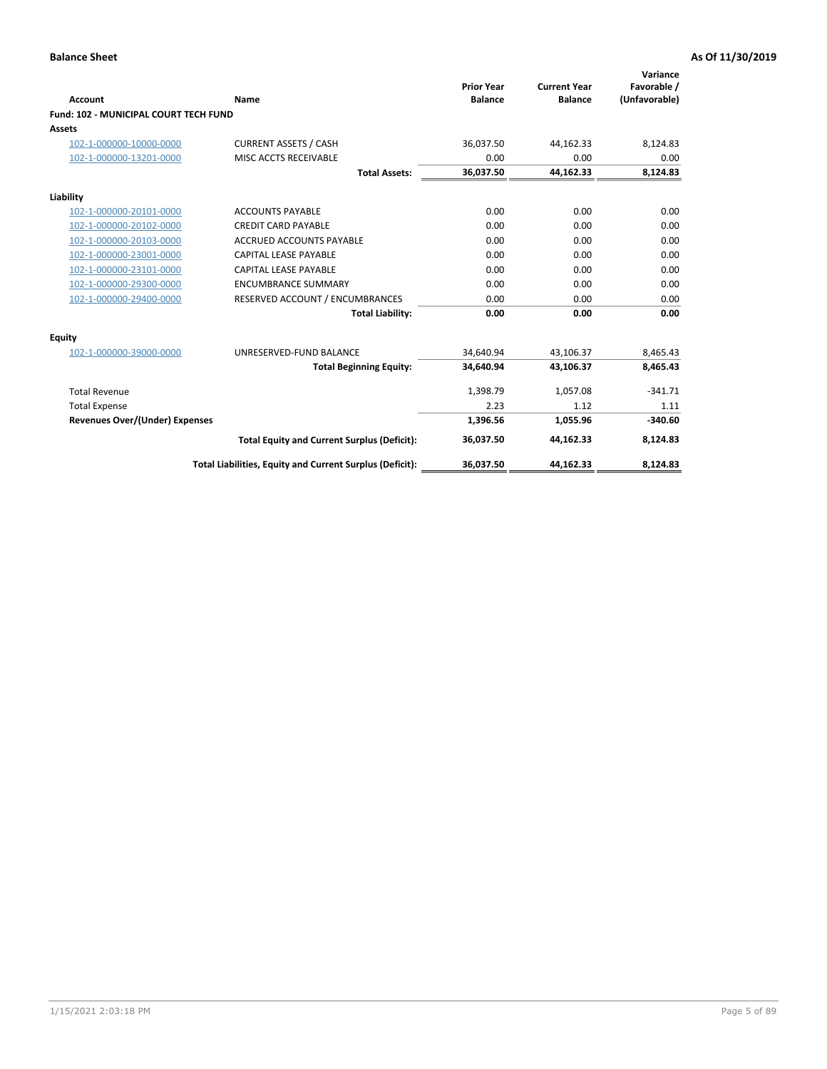**Balance Sheet** **As Of 11/30/2019**

| Account | Name | Prior Year Balance | Current Year Balance | Variance Favorable / (Unfavorable) |
|---|---|---|---|---|
| **Fund: 102 - MUNICIPAL COURT TECH FUND** | | | | |
| **Assets** | | | | |
| 102-1-000000-10000-0000 | CURRENT ASSETS / CASH | 36,037.50 | 44,162.33 | 8,124.83 |
| 102-1-000000-13201-0000 | MISC ACCTS RECEIVABLE | 0.00 | 0.00 | 0.00 |
| | **Total Assets:** | **36,037.50** | **44,162.33** | **8,124.83** |
| **Liability** | | | | |
| 102-1-000000-20101-0000 | ACCOUNTS PAYABLE | 0.00 | 0.00 | 0.00 |
| 102-1-000000-20102-0000 | CREDIT CARD PAYABLE | 0.00 | 0.00 | 0.00 |
| 102-1-000000-20103-0000 | ACCRUED ACCOUNTS PAYABLE | 0.00 | 0.00 | 0.00 |
| 102-1-000000-23001-0000 | CAPITAL LEASE PAYABLE | 0.00 | 0.00 | 0.00 |
| 102-1-000000-23101-0000 | CAPITAL LEASE PAYABLE | 0.00 | 0.00 | 0.00 |
| 102-1-000000-29300-0000 | ENCUMBRANCE SUMMARY | 0.00 | 0.00 | 0.00 |
| 102-1-000000-29400-0000 | RESERVED ACCOUNT / ENCUMBRANCES | 0.00 | 0.00 | 0.00 |
| | **Total Liability:** | **0.00** | **0.00** | **0.00** |
| **Equity** | | | | |
| 102-1-000000-39000-0000 | UNRESERVED-FUND BALANCE | 34,640.94 | 43,106.37 | 8,465.43 |
| | **Total Beginning Equity:** | **34,640.94** | **43,106.37** | **8,465.43** |
| Total Revenue | | 1,398.79 | 1,057.08 | -341.71 |
| Total Expense | | 2.23 | 1.12 | 1.11 |
| **Revenues Over/(Under) Expenses** | | **1,396.56** | **1,055.96** | **-340.60** |
| | **Total Equity and Current Surplus (Deficit):** | **36,037.50** | **44,162.33** | **8,124.83** |
| | **Total Liabilities, Equity and Current Surplus (Deficit):** | **36,037.50** | **44,162.33** | **8,124.83** |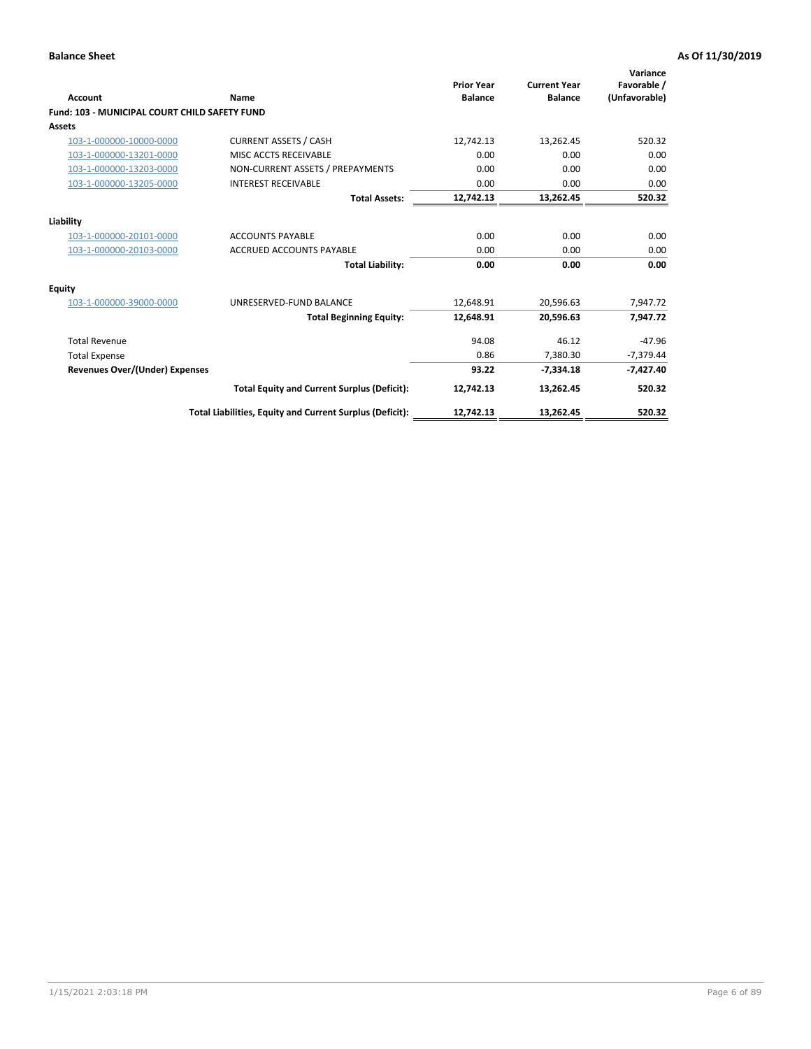**Balance Sheet** **As Of 11/30/2019**

| Account | Name | Prior Year Balance | Current Year Balance | Variance Favorable / (Unfavorable) |
|---|---|---|---|---|
| **Fund: 103 - MUNICIPAL COURT CHILD SAFETY FUND** | | | | |
| **Assets** | | | | |
| 103-1-000000-10000-0000 | CURRENT ASSETS / CASH | 12,742.13 | 13,262.45 | 520.32 |
| 103-1-000000-13201-0000 | MISC ACCTS RECEIVABLE | 0.00 | 0.00 | 0.00 |
| 103-1-000000-13203-0000 | NON-CURRENT ASSETS / PREPAYMENTS | 0.00 | 0.00 | 0.00 |
| 103-1-000000-13205-0000 | INTEREST RECEIVABLE | 0.00 | 0.00 | 0.00 |
| | **Total Assets:** | **12,742.13** | **13,262.45** | **520.32** |
| **Liability** | | | | |
| 103-1-000000-20101-0000 | ACCOUNTS PAYABLE | 0.00 | 0.00 | 0.00 |
| 103-1-000000-20103-0000 | ACCRUED ACCOUNTS PAYABLE | 0.00 | 0.00 | 0.00 |
| | **Total Liability:** | **0.00** | **0.00** | **0.00** |
| **Equity** | | | | |
| 103-1-000000-39000-0000 | UNRESERVED-FUND BALANCE | 12,648.91 | 20,596.63 | 7,947.72 |
| | **Total Beginning Equity:** | **12,648.91** | **20,596.63** | **7,947.72** |
| Total Revenue | | 94.08 | 46.12 | -47.96 |
| Total Expense | | 0.86 | 7,380.30 | -7,379.44 |
| **Revenues Over/(Under) Expenses** | | **93.22** | **-7,334.18** | **-7,427.40** |
| | **Total Equity and Current Surplus (Deficit):** | **12,742.13** | **13,262.45** | **520.32** |
| | **Total Liabilities, Equity and Current Surplus (Deficit):** | **12,742.13** | **13,262.45** | **520.32** |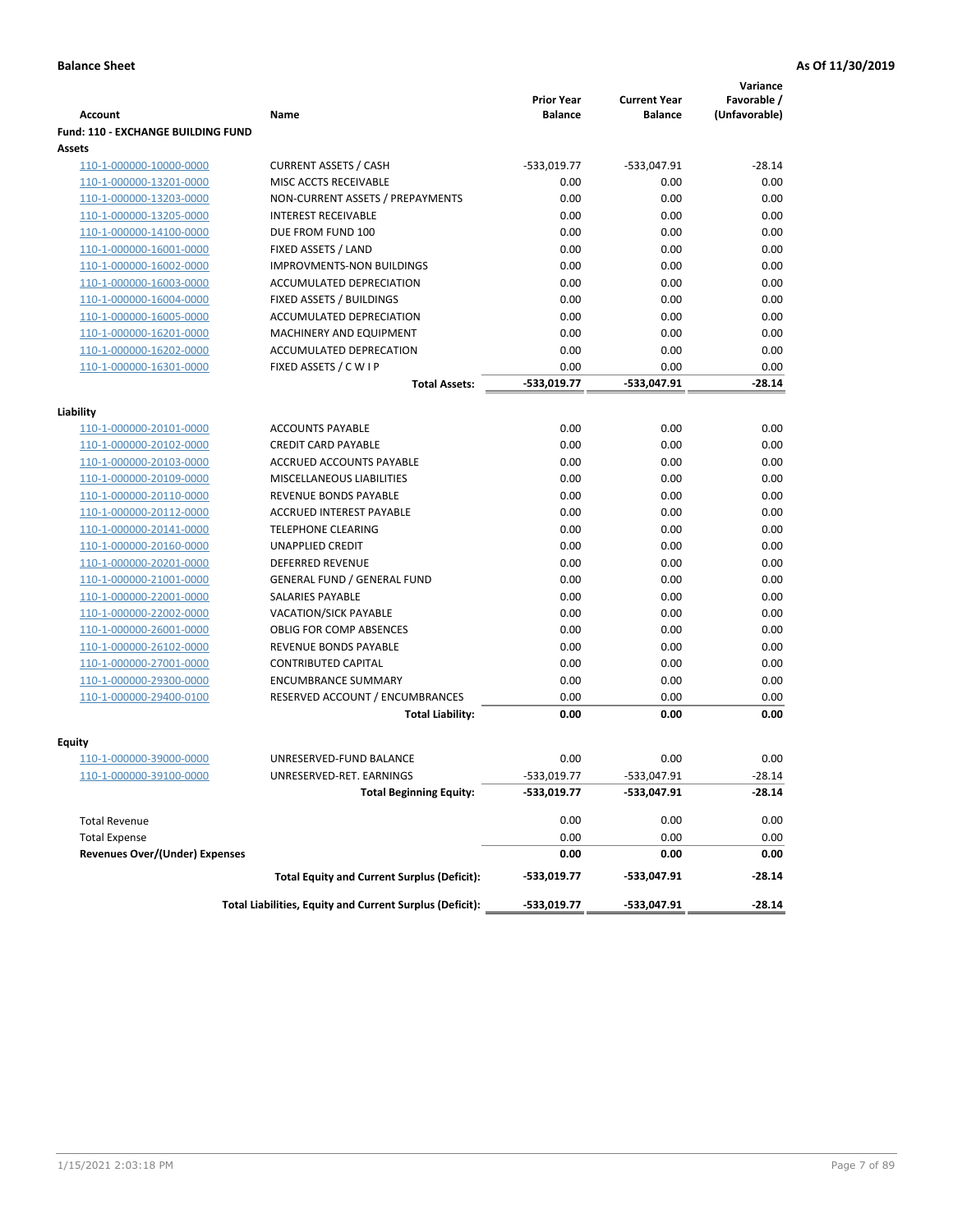**Balance Sheet** **As Of 11/30/2019**

| Account | Name | Prior Year Balance | Current Year Balance | Variance Favorable / (Unfavorable) |
|---|---|---|---|---|
| **Fund: 110 - EXCHANGE BUILDING FUND** | | | | |
| **Assets** | | | | |
| 110-1-000000-10000-0000 | CURRENT ASSETS / CASH | -533,019.77 | -533,047.91 | -28.14 |
| 110-1-000000-13201-0000 | MISC ACCTS RECEIVABLE | 0.00 | 0.00 | 0.00 |
| 110-1-000000-13203-0000 | NON-CURRENT ASSETS / PREPAYMENTS | 0.00 | 0.00 | 0.00 |
| 110-1-000000-13205-0000 | INTEREST RECEIVABLE | 0.00 | 0.00 | 0.00 |
| 110-1-000000-14100-0000 | DUE FROM FUND 100 | 0.00 | 0.00 | 0.00 |
| 110-1-000000-16001-0000 | FIXED ASSETS / LAND | 0.00 | 0.00 | 0.00 |
| 110-1-000000-16002-0000 | IMPROVMENTS-NON BUILDINGS | 0.00 | 0.00 | 0.00 |
| 110-1-000000-16003-0000 | ACCUMULATED DEPRECIATION | 0.00 | 0.00 | 0.00 |
| 110-1-000000-16004-0000 | FIXED ASSETS / BUILDINGS | 0.00 | 0.00 | 0.00 |
| 110-1-000000-16005-0000 | ACCUMULATED DEPRECIATION | 0.00 | 0.00 | 0.00 |
| 110-1-000000-16201-0000 | MACHINERY AND EQUIPMENT | 0.00 | 0.00 | 0.00 |
| 110-1-000000-16202-0000 | ACCUMULATED DEPRECATION | 0.00 | 0.00 | 0.00 |
| 110-1-000000-16301-0000 | FIXED ASSETS / C W I P | 0.00 | 0.00 | 0.00 |
| | **Total Assets:** | **-533,019.77** | **-533,047.91** | **-28.14** |
| **Liability** | | | | |
| 110-1-000000-20101-0000 | ACCOUNTS PAYABLE | 0.00 | 0.00 | 0.00 |
| 110-1-000000-20102-0000 | CREDIT CARD PAYABLE | 0.00 | 0.00 | 0.00 |
| 110-1-000000-20103-0000 | ACCRUED ACCOUNTS PAYABLE | 0.00 | 0.00 | 0.00 |
| 110-1-000000-20109-0000 | MISCELLANEOUS LIABILITIES | 0.00 | 0.00 | 0.00 |
| 110-1-000000-20110-0000 | REVENUE BONDS PAYABLE | 0.00 | 0.00 | 0.00 |
| 110-1-000000-20112-0000 | ACCRUED INTEREST PAYABLE | 0.00 | 0.00 | 0.00 |
| 110-1-000000-20141-0000 | TELEPHONE CLEARING | 0.00 | 0.00 | 0.00 |
| 110-1-000000-20160-0000 | UNAPPLIED CREDIT | 0.00 | 0.00 | 0.00 |
| 110-1-000000-20201-0000 | DEFERRED REVENUE | 0.00 | 0.00 | 0.00 |
| 110-1-000000-21001-0000 | GENERAL FUND / GENERAL FUND | 0.00 | 0.00 | 0.00 |
| 110-1-000000-22001-0000 | SALARIES PAYABLE | 0.00 | 0.00 | 0.00 |
| 110-1-000000-22002-0000 | VACATION/SICK PAYABLE | 0.00 | 0.00 | 0.00 |
| 110-1-000000-26001-0000 | OBLIG FOR COMP ABSENCES | 0.00 | 0.00 | 0.00 |
| 110-1-000000-26102-0000 | REVENUE BONDS PAYABLE | 0.00 | 0.00 | 0.00 |
| 110-1-000000-27001-0000 | CONTRIBUTED CAPITAL | 0.00 | 0.00 | 0.00 |
| 110-1-000000-29300-0000 | ENCUMBRANCE SUMMARY | 0.00 | 0.00 | 0.00 |
| 110-1-000000-29400-0100 | RESERVED ACCOUNT / ENCUMBRANCES | 0.00 | 0.00 | 0.00 |
| | **Total Liability:** | **0.00** | **0.00** | **0.00** |
| **Equity** | | | | |
| 110-1-000000-39000-0000 | UNRESERVED-FUND BALANCE | 0.00 | 0.00 | 0.00 |
| 110-1-000000-39100-0000 | UNRESERVED-RET. EARNINGS | -533,019.77 | -533,047.91 | -28.14 |
| | **Total Beginning Equity:** | **-533,019.77** | **-533,047.91** | **-28.14** |
| Total Revenue | | 0.00 | 0.00 | 0.00 |
| Total Expense | | 0.00 | 0.00 | 0.00 |
| **Revenues Over/(Under) Expenses** | | **0.00** | **0.00** | **0.00** |
| | **Total Equity and Current Surplus (Deficit):** | **-533,019.77** | **-533,047.91** | **-28.14** |
| | **Total Liabilities, Equity and Current Surplus (Deficit):** | **-533,019.77** | **-533,047.91** | **-28.14** |

1/15/2021 2:03:18 PM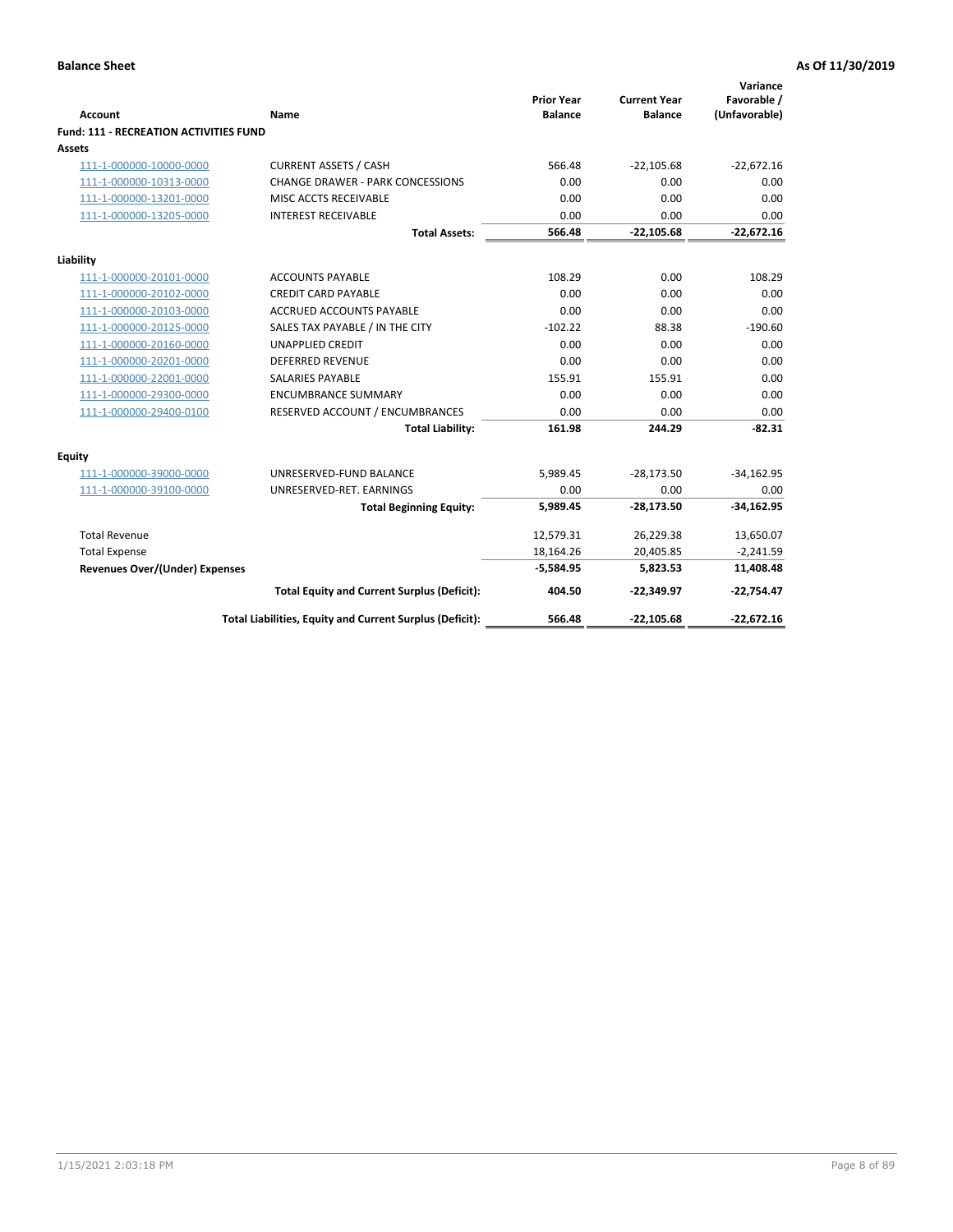**Balance Sheet** — **As Of 11/30/2019**

| Account | Name | Prior Year Balance | Current Year Balance | Variance Favorable / (Unfavorable) |
|---|---|---|---|---|
| **Fund: 111 - RECREATION ACTIVITIES FUND** | | | | |
| **Assets** | | | | |
| 111-1-000000-10000-0000 | CURRENT ASSETS / CASH | 566.48 | -22,105.68 | -22,672.16 |
| 111-1-000000-10313-0000 | CHANGE DRAWER - PARK CONCESSIONS | 0.00 | 0.00 | 0.00 |
| 111-1-000000-13201-0000 | MISC ACCTS RECEIVABLE | 0.00 | 0.00 | 0.00 |
| 111-1-000000-13205-0000 | INTEREST RECEIVABLE | 0.00 | 0.00 | 0.00 |
| | **Total Assets:** | **566.48** | **-22,105.68** | **-22,672.16** |
| **Liability** | | | | |
| 111-1-000000-20101-0000 | ACCOUNTS PAYABLE | 108.29 | 0.00 | 108.29 |
| 111-1-000000-20102-0000 | CREDIT CARD PAYABLE | 0.00 | 0.00 | 0.00 |
| 111-1-000000-20103-0000 | ACCRUED ACCOUNTS PAYABLE | 0.00 | 0.00 | 0.00 |
| 111-1-000000-20125-0000 | SALES TAX PAYABLE / IN THE CITY | -102.22 | 88.38 | -190.60 |
| 111-1-000000-20160-0000 | UNAPPLIED CREDIT | 0.00 | 0.00 | 0.00 |
| 111-1-000000-20201-0000 | DEFERRED REVENUE | 0.00 | 0.00 | 0.00 |
| 111-1-000000-22001-0000 | SALARIES PAYABLE | 155.91 | 155.91 | 0.00 |
| 111-1-000000-29300-0000 | ENCUMBRANCE SUMMARY | 0.00 | 0.00 | 0.00 |
| 111-1-000000-29400-0100 | RESERVED ACCOUNT / ENCUMBRANCES | 0.00 | 0.00 | 0.00 |
| | **Total Liability:** | **161.98** | **244.29** | **-82.31** |
| **Equity** | | | | |
| 111-1-000000-39000-0000 | UNRESERVED-FUND BALANCE | 5,989.45 | -28,173.50 | -34,162.95 |
| 111-1-000000-39100-0000 | UNRESERVED-RET. EARNINGS | 0.00 | 0.00 | 0.00 |
| | **Total Beginning Equity:** | **5,989.45** | **-28,173.50** | **-34,162.95** |
| Total Revenue | | 12,579.31 | 26,229.38 | 13,650.07 |
| Total Expense | | 18,164.26 | 20,405.85 | -2,241.59 |
| **Revenues Over/(Under) Expenses** | | **-5,584.95** | **5,823.53** | **11,408.48** |
| | **Total Equity and Current Surplus (Deficit):** | **404.50** | **-22,349.97** | **-22,754.47** |
| | **Total Liabilities, Equity and Current Surplus (Deficit):** | **566.48** | **-22,105.68** | **-22,672.16** |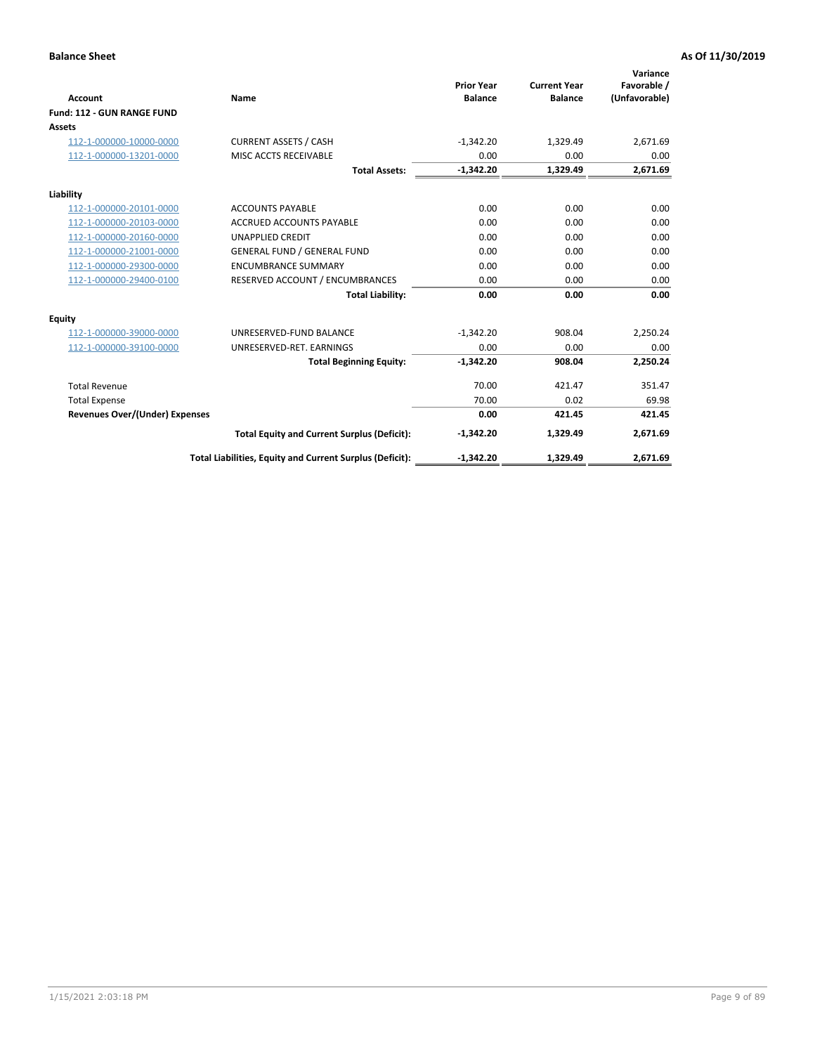**Balance Sheet** **As Of 11/30/2019**

| Account | Name | Prior Year Balance | Current Year Balance | Variance Favorable / (Unfavorable) |
|---|---|---|---|---|
| **Fund: 112 - GUN RANGE FUND** | | | | |
| **Assets** | | | | |
| 112-1-000000-10000-0000 | CURRENT ASSETS / CASH | -1,342.20 | 1,329.49 | 2,671.69 |
| 112-1-000000-13201-0000 | MISC ACCTS RECEIVABLE | 0.00 | 0.00 | 0.00 |
| | **Total Assets:** | **-1,342.20** | **1,329.49** | **2,671.69** |
| **Liability** | | | | |
| 112-1-000000-20101-0000 | ACCOUNTS PAYABLE | 0.00 | 0.00 | 0.00 |
| 112-1-000000-20103-0000 | ACCRUED ACCOUNTS PAYABLE | 0.00 | 0.00 | 0.00 |
| 112-1-000000-20160-0000 | UNAPPLIED CREDIT | 0.00 | 0.00 | 0.00 |
| 112-1-000000-21001-0000 | GENERAL FUND / GENERAL FUND | 0.00 | 0.00 | 0.00 |
| 112-1-000000-29300-0000 | ENCUMBRANCE SUMMARY | 0.00 | 0.00 | 0.00 |
| 112-1-000000-29400-0100 | RESERVED ACCOUNT / ENCUMBRANCES | 0.00 | 0.00 | 0.00 |
| | **Total Liability:** | **0.00** | **0.00** | **0.00** |
| **Equity** | | | | |
| 112-1-000000-39000-0000 | UNRESERVED-FUND BALANCE | -1,342.20 | 908.04 | 2,250.24 |
| 112-1-000000-39100-0000 | UNRESERVED-RET. EARNINGS | 0.00 | 0.00 | 0.00 |
| | **Total Beginning Equity:** | **-1,342.20** | **908.04** | **2,250.24** |
| Total Revenue | | 70.00 | 421.47 | 351.47 |
| Total Expense | | 70.00 | 0.02 | 69.98 |
| **Revenues Over/(Under) Expenses** | | **0.00** | **421.45** | **421.45** |
| | **Total Equity and Current Surplus (Deficit):** | **-1,342.20** | **1,329.49** | **2,671.69** |
| | **Total Liabilities, Equity and Current Surplus (Deficit):** | **-1,342.20** | **1,329.49** | **2,671.69** |

1/15/2021 2:03:18 PM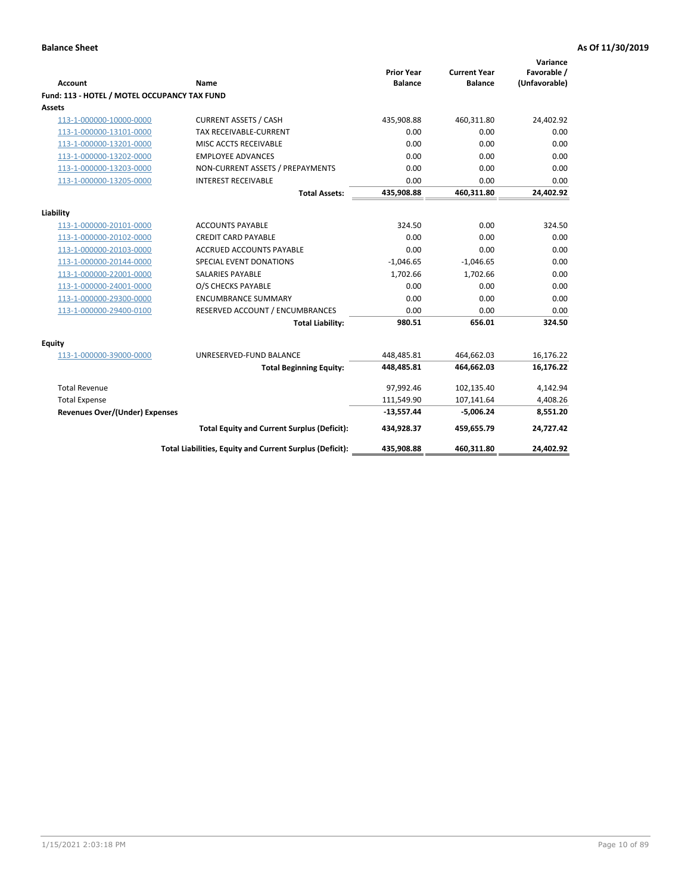**Balance Sheet** **As Of 11/30/2019**

| Account | Name | Prior Year Balance | Current Year Balance | Variance Favorable / (Unfavorable) |
|---|---|---|---|---|
| **Fund: 113 - HOTEL / MOTEL OCCUPANCY TAX FUND** | | | | |
| **Assets** | | | | |
| 113-1-000000-10000-0000 | CURRENT ASSETS / CASH | 435,908.88 | 460,311.80 | 24,402.92 |
| 113-1-000000-13101-0000 | TAX RECEIVABLE-CURRENT | 0.00 | 0.00 | 0.00 |
| 113-1-000000-13201-0000 | MISC ACCTS RECEIVABLE | 0.00 | 0.00 | 0.00 |
| 113-1-000000-13202-0000 | EMPLOYEE ADVANCES | 0.00 | 0.00 | 0.00 |
| 113-1-000000-13203-0000 | NON-CURRENT ASSETS / PREPAYMENTS | 0.00 | 0.00 | 0.00 |
| 113-1-000000-13205-0000 | INTEREST RECEIVABLE | 0.00 | 0.00 | 0.00 |
| | **Total Assets:** | **435,908.88** | **460,311.80** | **24,402.92** |
| **Liability** | | | | |
| 113-1-000000-20101-0000 | ACCOUNTS PAYABLE | 324.50 | 0.00 | 324.50 |
| 113-1-000000-20102-0000 | CREDIT CARD PAYABLE | 0.00 | 0.00 | 0.00 |
| 113-1-000000-20103-0000 | ACCRUED ACCOUNTS PAYABLE | 0.00 | 0.00 | 0.00 |
| 113-1-000000-20144-0000 | SPECIAL EVENT DONATIONS | -1,046.65 | -1,046.65 | 0.00 |
| 113-1-000000-22001-0000 | SALARIES PAYABLE | 1,702.66 | 1,702.66 | 0.00 |
| 113-1-000000-24001-0000 | O/S CHECKS PAYABLE | 0.00 | 0.00 | 0.00 |
| 113-1-000000-29300-0000 | ENCUMBRANCE SUMMARY | 0.00 | 0.00 | 0.00 |
| 113-1-000000-29400-0100 | RESERVED ACCOUNT / ENCUMBRANCES | 0.00 | 0.00 | 0.00 |
| | **Total Liability:** | **980.51** | **656.01** | **324.50** |
| **Equity** | | | | |
| 113-1-000000-39000-0000 | UNRESERVED-FUND BALANCE | 448,485.81 | 464,662.03 | 16,176.22 |
| | **Total Beginning Equity:** | **448,485.81** | **464,662.03** | **16,176.22** |
| Total Revenue | | 97,992.46 | 102,135.40 | 4,142.94 |
| Total Expense | | 111,549.90 | 107,141.64 | 4,408.26 |
| **Revenues Over/(Under) Expenses** | | **-13,557.44** | **-5,006.24** | **8,551.20** |
| | **Total Equity and Current Surplus (Deficit):** | **434,928.37** | **459,655.79** | **24,727.42** |
| | **Total Liabilities, Equity and Current Surplus (Deficit):** | **435,908.88** | **460,311.80** | **24,402.92** |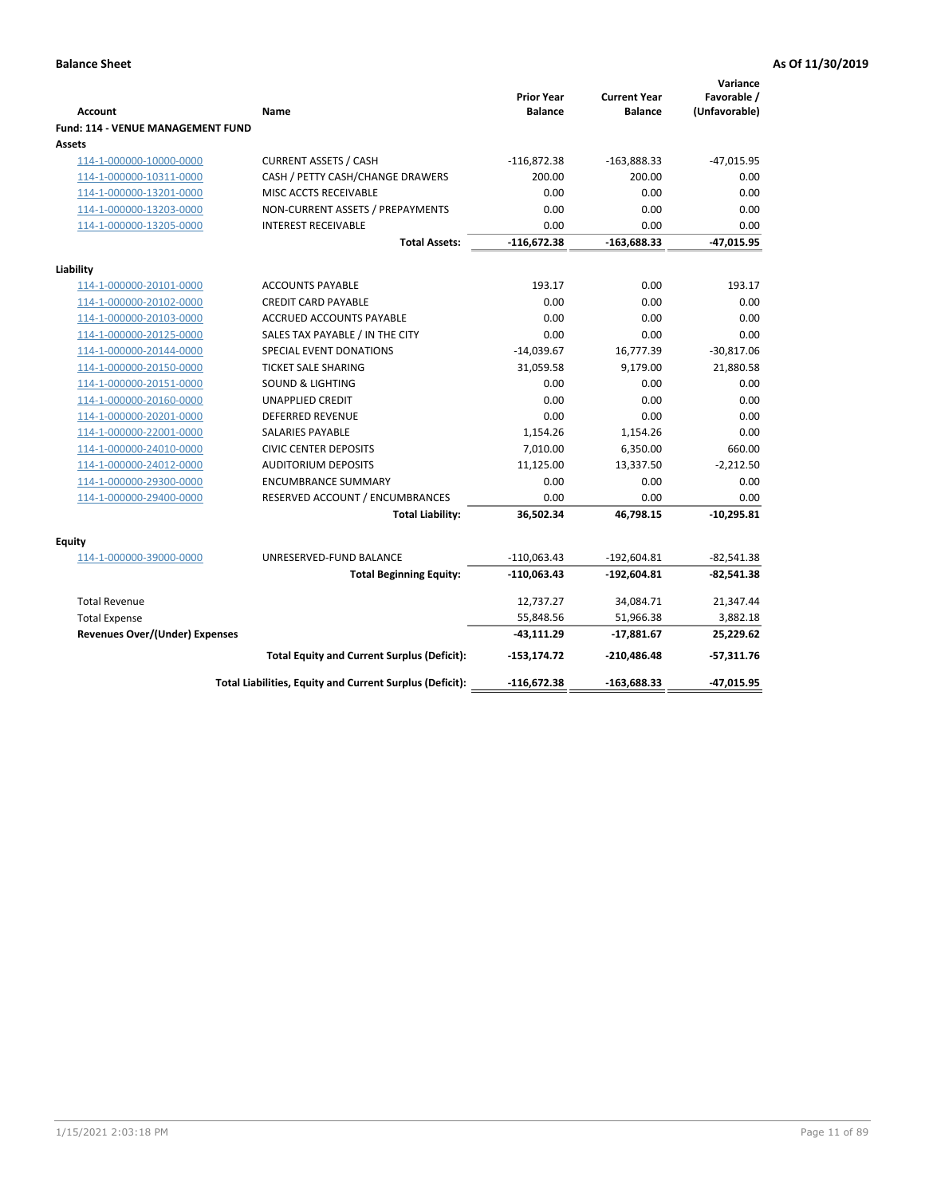**Balance Sheet** **As Of 11/30/2019**

| Account | Name | Prior Year Balance | Current Year Balance | Variance Favorable / (Unfavorable) |
|---|---|---|---|---|
| **Fund: 114 - VENUE MANAGEMENT FUND** | | | | |
| **Assets** | | | | |
| 114-1-000000-10000-0000 | CURRENT ASSETS / CASH | -116,872.38 | -163,888.33 | -47,015.95 |
| 114-1-000000-10311-0000 | CASH / PETTY CASH/CHANGE DRAWERS | 200.00 | 200.00 | 0.00 |
| 114-1-000000-13201-0000 | MISC ACCTS RECEIVABLE | 0.00 | 0.00 | 0.00 |
| 114-1-000000-13203-0000 | NON-CURRENT ASSETS / PREPAYMENTS | 0.00 | 0.00 | 0.00 |
| 114-1-000000-13205-0000 | INTEREST RECEIVABLE | 0.00 | 0.00 | 0.00 |
| | **Total Assets:** | **-116,672.38** | **-163,688.33** | **-47,015.95** |
| **Liability** | | | | |
| 114-1-000000-20101-0000 | ACCOUNTS PAYABLE | 193.17 | 0.00 | 193.17 |
| 114-1-000000-20102-0000 | CREDIT CARD PAYABLE | 0.00 | 0.00 | 0.00 |
| 114-1-000000-20103-0000 | ACCRUED ACCOUNTS PAYABLE | 0.00 | 0.00 | 0.00 |
| 114-1-000000-20125-0000 | SALES TAX PAYABLE / IN THE CITY | 0.00 | 0.00 | 0.00 |
| 114-1-000000-20144-0000 | SPECIAL EVENT DONATIONS | -14,039.67 | 16,777.39 | -30,817.06 |
| 114-1-000000-20150-0000 | TICKET SALE SHARING | 31,059.58 | 9,179.00 | 21,880.58 |
| 114-1-000000-20151-0000 | SOUND & LIGHTING | 0.00 | 0.00 | 0.00 |
| 114-1-000000-20160-0000 | UNAPPLIED CREDIT | 0.00 | 0.00 | 0.00 |
| 114-1-000000-20201-0000 | DEFERRED REVENUE | 0.00 | 0.00 | 0.00 |
| 114-1-000000-22001-0000 | SALARIES PAYABLE | 1,154.26 | 1,154.26 | 0.00 |
| 114-1-000000-24010-0000 | CIVIC CENTER DEPOSITS | 7,010.00 | 6,350.00 | 660.00 |
| 114-1-000000-24012-0000 | AUDITORIUM DEPOSITS | 11,125.00 | 13,337.50 | -2,212.50 |
| 114-1-000000-29300-0000 | ENCUMBRANCE SUMMARY | 0.00 | 0.00 | 0.00 |
| 114-1-000000-29400-0000 | RESERVED ACCOUNT / ENCUMBRANCES | 0.00 | 0.00 | 0.00 |
| | **Total Liability:** | **36,502.34** | **46,798.15** | **-10,295.81** |
| **Equity** | | | | |
| 114-1-000000-39000-0000 | UNRESERVED-FUND BALANCE | -110,063.43 | -192,604.81 | -82,541.38 |
| | **Total Beginning Equity:** | **-110,063.43** | **-192,604.81** | **-82,541.38** |
| Total Revenue | | 12,737.27 | 34,084.71 | 21,347.44 |
| Total Expense | | 55,848.56 | 51,966.38 | 3,882.18 |
| **Revenues Over/(Under) Expenses** | | **-43,111.29** | **-17,881.67** | **25,229.62** |
| | **Total Equity and Current Surplus (Deficit):** | **-153,174.72** | **-210,486.48** | **-57,311.76** |
| | **Total Liabilities, Equity and Current Surplus (Deficit):** | **-116,672.38** | **-163,688.33** | **-47,015.95** |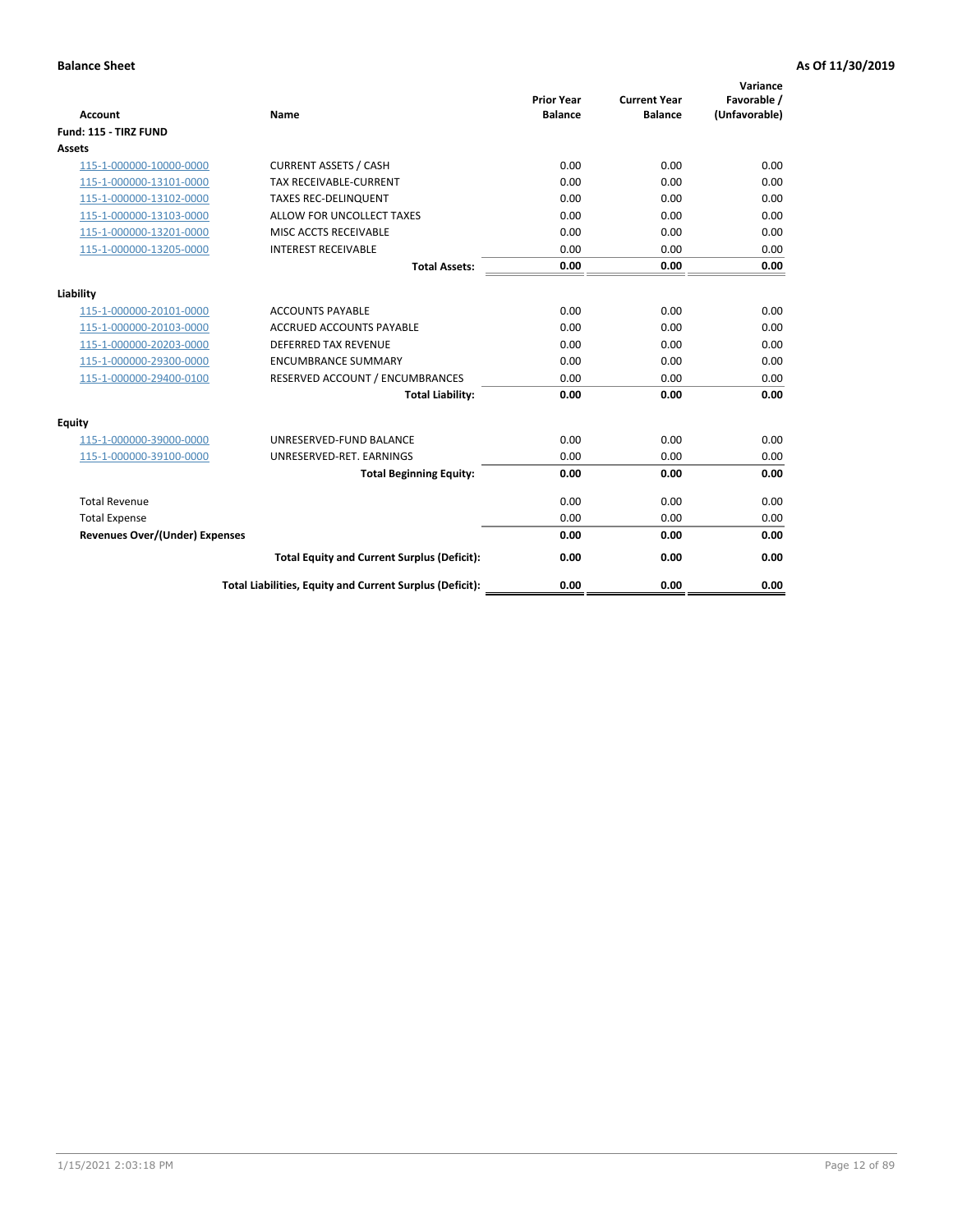**Balance Sheet** **As Of 11/30/2019**

| Account | Name | Prior Year Balance | Current Year Balance | Variance Favorable / (Unfavorable) |
|---|---|---|---|---|
| **Fund: 115 - TIRZ FUND** | | | | |
| **Assets** | | | | |
| 115-1-000000-10000-0000 | CURRENT ASSETS / CASH | 0.00 | 0.00 | 0.00 |
| 115-1-000000-13101-0000 | TAX RECEIVABLE-CURRENT | 0.00 | 0.00 | 0.00 |
| 115-1-000000-13102-0000 | TAXES REC-DELINQUENT | 0.00 | 0.00 | 0.00 |
| 115-1-000000-13103-0000 | ALLOW FOR UNCOLLECT TAXES | 0.00 | 0.00 | 0.00 |
| 115-1-000000-13201-0000 | MISC ACCTS RECEIVABLE | 0.00 | 0.00 | 0.00 |
| 115-1-000000-13205-0000 | INTEREST RECEIVABLE | 0.00 | 0.00 | 0.00 |
| | **Total Assets:** | **0.00** | **0.00** | **0.00** |
| **Liability** | | | | |
| 115-1-000000-20101-0000 | ACCOUNTS PAYABLE | 0.00 | 0.00 | 0.00 |
| 115-1-000000-20103-0000 | ACCRUED ACCOUNTS PAYABLE | 0.00 | 0.00 | 0.00 |
| 115-1-000000-20203-0000 | DEFERRED TAX REVENUE | 0.00 | 0.00 | 0.00 |
| 115-1-000000-29300-0000 | ENCUMBRANCE SUMMARY | 0.00 | 0.00 | 0.00 |
| 115-1-000000-29400-0100 | RESERVED ACCOUNT / ENCUMBRANCES | 0.00 | 0.00 | 0.00 |
| | **Total Liability:** | **0.00** | **0.00** | **0.00** |
| **Equity** | | | | |
| 115-1-000000-39000-0000 | UNRESERVED-FUND BALANCE | 0.00 | 0.00 | 0.00 |
| 115-1-000000-39100-0000 | UNRESERVED-RET. EARNINGS | 0.00 | 0.00 | 0.00 |
| | **Total Beginning Equity:** | **0.00** | **0.00** | **0.00** |
| Total Revenue | | 0.00 | 0.00 | 0.00 |
| Total Expense | | 0.00 | 0.00 | 0.00 |
| **Revenues Over/(Under) Expenses** | | **0.00** | **0.00** | **0.00** |
| | **Total Equity and Current Surplus (Deficit):** | **0.00** | **0.00** | **0.00** |
| | **Total Liabilities, Equity and Current Surplus (Deficit):** | **0.00** | **0.00** | **0.00** |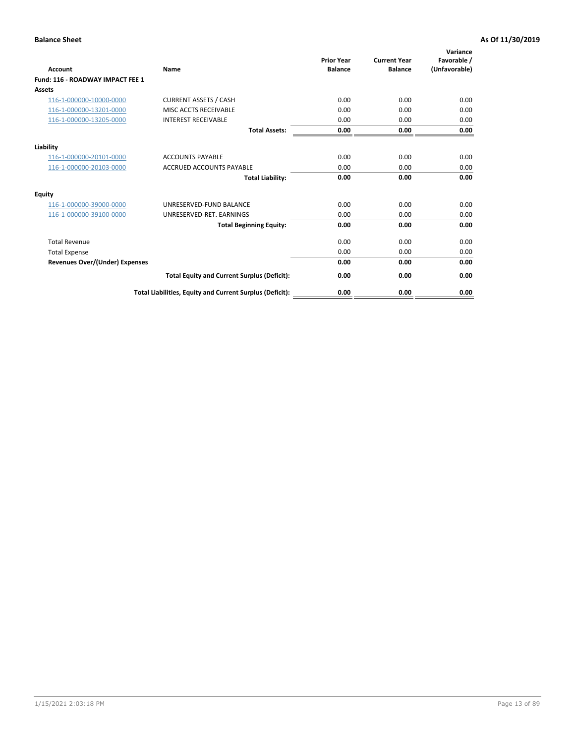**Balance Sheet** — **As Of 11/30/2019**

| Account | Name | Prior Year Balance | Current Year Balance | Variance Favorable / (Unfavorable) |
|---|---|---|---|---|
| **Fund: 116 - ROADWAY IMPACT FEE 1** | | | | |
| **Assets** | | | | |
| 116-1-000000-10000-0000 | CURRENT ASSETS / CASH | 0.00 | 0.00 | 0.00 |
| 116-1-000000-13201-0000 | MISC ACCTS RECEIVABLE | 0.00 | 0.00 | 0.00 |
| 116-1-000000-13205-0000 | INTEREST RECEIVABLE | 0.00 | 0.00 | 0.00 |
| | **Total Assets:** | **0.00** | **0.00** | **0.00** |
| **Liability** | | | | |
| 116-1-000000-20101-0000 | ACCOUNTS PAYABLE | 0.00 | 0.00 | 0.00 |
| 116-1-000000-20103-0000 | ACCRUED ACCOUNTS PAYABLE | 0.00 | 0.00 | 0.00 |
| | **Total Liability:** | **0.00** | **0.00** | **0.00** |
| **Equity** | | | | |
| 116-1-000000-39000-0000 | UNRESERVED-FUND BALANCE | 0.00 | 0.00 | 0.00 |
| 116-1-000000-39100-0000 | UNRESERVED-RET. EARNINGS | 0.00 | 0.00 | 0.00 |
| | **Total Beginning Equity:** | **0.00** | **0.00** | **0.00** |
| Total Revenue | | 0.00 | 0.00 | 0.00 |
| Total Expense | | 0.00 | 0.00 | 0.00 |
| **Revenues Over/(Under) Expenses** | | **0.00** | **0.00** | **0.00** |
| | **Total Equity and Current Surplus (Deficit):** | **0.00** | **0.00** | **0.00** |
| | **Total Liabilities, Equity and Current Surplus (Deficit):** | **0.00** | **0.00** | **0.00** |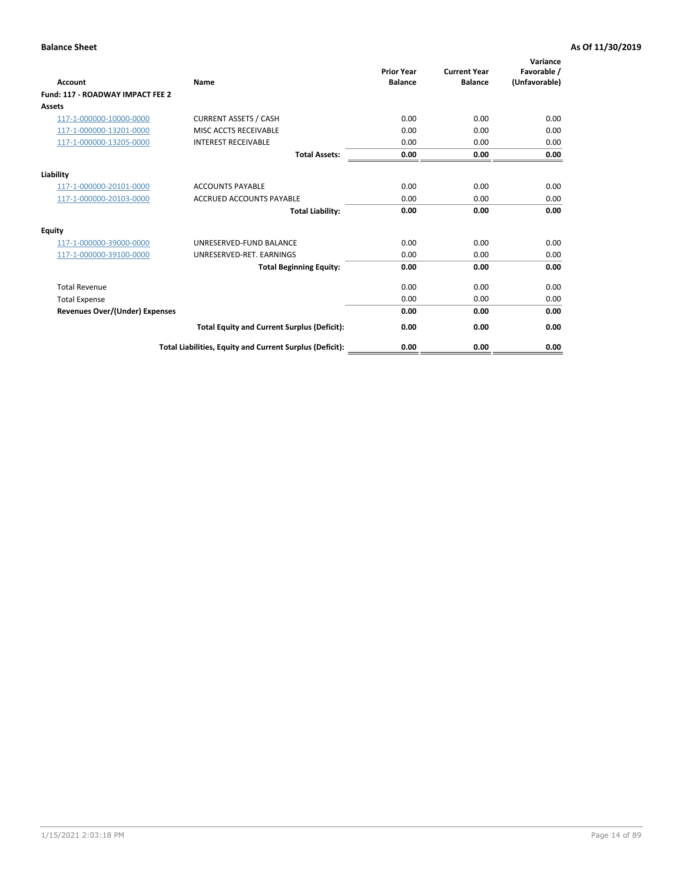**Balance Sheet** | **As Of 11/30/2019**

| Account | Name | Prior Year Balance | Current Year Balance | Variance Favorable / (Unfavorable) |
|---|---|---|---|---|
| **Fund: 117 - ROADWAY IMPACT FEE 2** | | | | |
| **Assets** | | | | |
| 117-1-000000-10000-0000 | CURRENT ASSETS / CASH | 0.00 | 0.00 | 0.00 |
| 117-1-000000-13201-0000 | MISC ACCTS RECEIVABLE | 0.00 | 0.00 | 0.00 |
| 117-1-000000-13205-0000 | INTEREST RECEIVABLE | 0.00 | 0.00 | 0.00 |
| | **Total Assets:** | **0.00** | **0.00** | **0.00** |
| **Liability** | | | | |
| 117-1-000000-20101-0000 | ACCOUNTS PAYABLE | 0.00 | 0.00 | 0.00 |
| 117-1-000000-20103-0000 | ACCRUED ACCOUNTS PAYABLE | 0.00 | 0.00 | 0.00 |
| | **Total Liability:** | **0.00** | **0.00** | **0.00** |
| **Equity** | | | | |
| 117-1-000000-39000-0000 | UNRESERVED-FUND BALANCE | 0.00 | 0.00 | 0.00 |
| 117-1-000000-39100-0000 | UNRESERVED-RET. EARNINGS | 0.00 | 0.00 | 0.00 |
| | **Total Beginning Equity:** | **0.00** | **0.00** | **0.00** |
| Total Revenue | | 0.00 | 0.00 | 0.00 |
| Total Expense | | 0.00 | 0.00 | 0.00 |
| **Revenues Over/(Under) Expenses** | | **0.00** | **0.00** | **0.00** |
| | **Total Equity and Current Surplus (Deficit):** | **0.00** | **0.00** | **0.00** |
| | **Total Liabilities, Equity and Current Surplus (Deficit):** | **0.00** | **0.00** | **0.00** |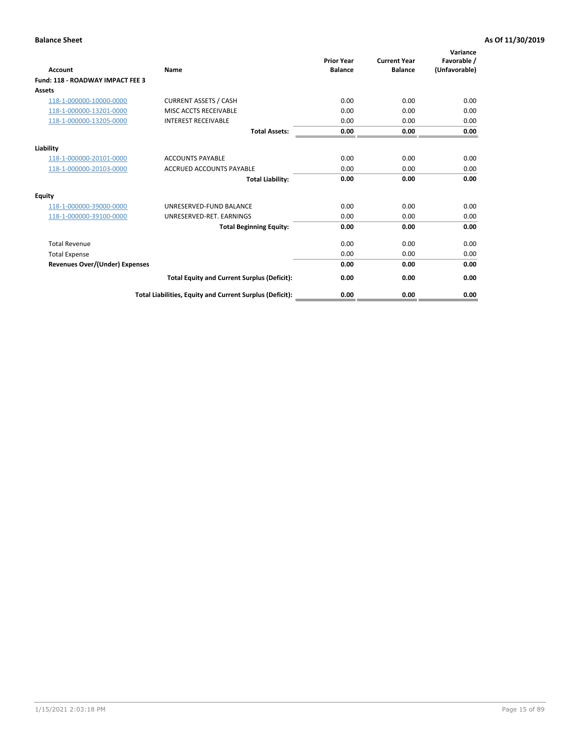**Balance Sheet** **As Of 11/30/2019**

| Account | Name | Prior Year Balance | Current Year Balance | Variance Favorable / (Unfavorable) |
|---|---|---|---|---|
| **Fund: 118 - ROADWAY IMPACT FEE 3** | | | | |
| **Assets** | | | | |
| 118-1-000000-10000-0000 | CURRENT ASSETS / CASH | 0.00 | 0.00 | 0.00 |
| 118-1-000000-13201-0000 | MISC ACCTS RECEIVABLE | 0.00 | 0.00 | 0.00 |
| 118-1-000000-13205-0000 | INTEREST RECEIVABLE | 0.00 | 0.00 | 0.00 |
| | **Total Assets:** | **0.00** | **0.00** | **0.00** |
| **Liability** | | | | |
| 118-1-000000-20101-0000 | ACCOUNTS PAYABLE | 0.00 | 0.00 | 0.00 |
| 118-1-000000-20103-0000 | ACCRUED ACCOUNTS PAYABLE | 0.00 | 0.00 | 0.00 |
| | **Total Liability:** | **0.00** | **0.00** | **0.00** |
| **Equity** | | | | |
| 118-1-000000-39000-0000 | UNRESERVED-FUND BALANCE | 0.00 | 0.00 | 0.00 |
| 118-1-000000-39100-0000 | UNRESERVED-RET. EARNINGS | 0.00 | 0.00 | 0.00 |
| | **Total Beginning Equity:** | **0.00** | **0.00** | **0.00** |
| Total Revenue | | 0.00 | 0.00 | 0.00 |
| Total Expense | | 0.00 | 0.00 | 0.00 |
| **Revenues Over/(Under) Expenses** | | **0.00** | **0.00** | **0.00** |
| | **Total Equity and Current Surplus (Deficit):** | **0.00** | **0.00** | **0.00** |
| | **Total Liabilities, Equity and Current Surplus (Deficit):** | **0.00** | **0.00** | **0.00** |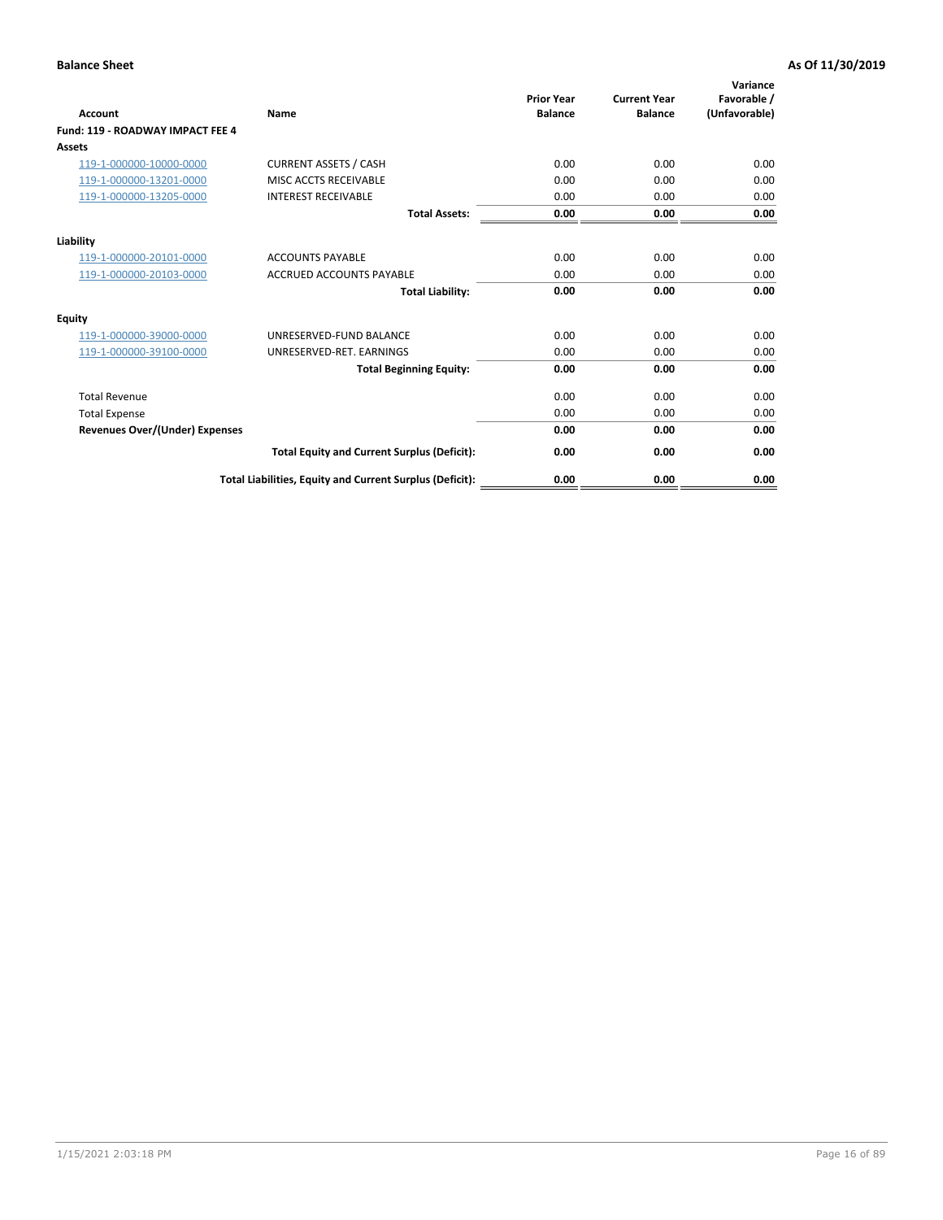**Balance Sheet** **As Of 11/30/2019**

| Account | Name | Prior Year Balance | Current Year Balance | Variance Favorable / (Unfavorable) |
|---|---|---|---|---|
| **Fund: 119 - ROADWAY IMPACT FEE 4** | | | | |
| **Assets** | | | | |
| 119-1-000000-10000-0000 | CURRENT ASSETS / CASH | 0.00 | 0.00 | 0.00 |
| 119-1-000000-13201-0000 | MISC ACCTS RECEIVABLE | 0.00 | 0.00 | 0.00 |
| 119-1-000000-13205-0000 | INTEREST RECEIVABLE | 0.00 | 0.00 | 0.00 |
| | **Total Assets:** | **0.00** | **0.00** | **0.00** |
| **Liability** | | | | |
| 119-1-000000-20101-0000 | ACCOUNTS PAYABLE | 0.00 | 0.00 | 0.00 |
| 119-1-000000-20103-0000 | ACCRUED ACCOUNTS PAYABLE | 0.00 | 0.00 | 0.00 |
| | **Total Liability:** | **0.00** | **0.00** | **0.00** |
| **Equity** | | | | |
| 119-1-000000-39000-0000 | UNRESERVED-FUND BALANCE | 0.00 | 0.00 | 0.00 |
| 119-1-000000-39100-0000 | UNRESERVED-RET. EARNINGS | 0.00 | 0.00 | 0.00 |
| | **Total Beginning Equity:** | **0.00** | **0.00** | **0.00** |
| Total Revenue | | 0.00 | 0.00 | 0.00 |
| Total Expense | | 0.00 | 0.00 | 0.00 |
| **Revenues Over/(Under) Expenses** | | **0.00** | **0.00** | **0.00** |
| | **Total Equity and Current Surplus (Deficit):** | **0.00** | **0.00** | **0.00** |
| | **Total Liabilities, Equity and Current Surplus (Deficit):** | **0.00** | **0.00** | **0.00** |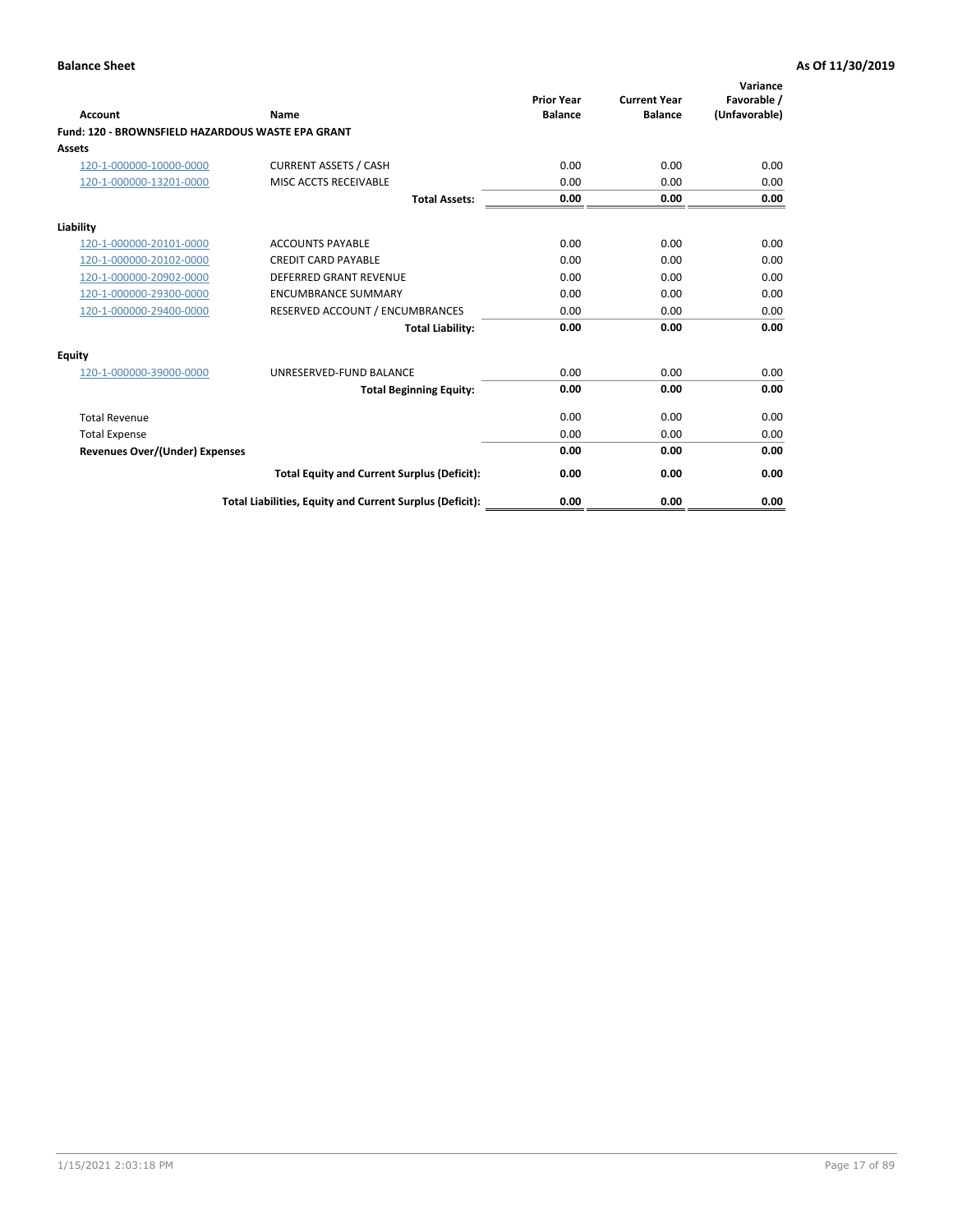**Balance Sheet** **As Of 11/30/2019**

| Account | Name | Prior Year Balance | Current Year Balance | Variance Favorable / (Unfavorable) |
|---|---|---|---|---|
| **Fund: 120 - BROWNSFIELD HAZARDOUS WASTE EPA GRANT** | | | | |
| **Assets** | | | | |
| 120-1-000000-10000-0000 | CURRENT ASSETS / CASH | 0.00 | 0.00 | 0.00 |
| 120-1-000000-13201-0000 | MISC ACCTS RECEIVABLE | 0.00 | 0.00 | 0.00 |
| | **Total Assets:** | **0.00** | **0.00** | **0.00** |
| **Liability** | | | | |
| 120-1-000000-20101-0000 | ACCOUNTS PAYABLE | 0.00 | 0.00 | 0.00 |
| 120-1-000000-20102-0000 | CREDIT CARD PAYABLE | 0.00 | 0.00 | 0.00 |
| 120-1-000000-20902-0000 | DEFERRED GRANT REVENUE | 0.00 | 0.00 | 0.00 |
| 120-1-000000-29300-0000 | ENCUMBRANCE SUMMARY | 0.00 | 0.00 | 0.00 |
| 120-1-000000-29400-0000 | RESERVED ACCOUNT / ENCUMBRANCES | 0.00 | 0.00 | 0.00 |
| | **Total Liability:** | **0.00** | **0.00** | **0.00** |
| **Equity** | | | | |
| 120-1-000000-39000-0000 | UNRESERVED-FUND BALANCE | 0.00 | 0.00 | 0.00 |
| | **Total Beginning Equity:** | **0.00** | **0.00** | **0.00** |
| Total Revenue | | 0.00 | 0.00 | 0.00 |
| Total Expense | | 0.00 | 0.00 | 0.00 |
| **Revenues Over/(Under) Expenses** | | **0.00** | **0.00** | **0.00** |
| | **Total Equity and Current Surplus (Deficit):** | **0.00** | **0.00** | **0.00** |
| | **Total Liabilities, Equity and Current Surplus (Deficit):** | **0.00** | **0.00** | **0.00** |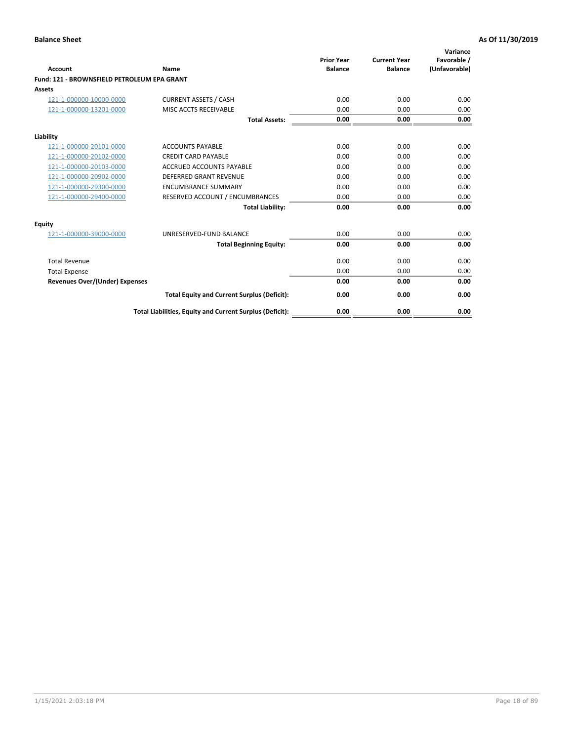**Balance Sheet** **As Of 11/30/2019**

| Account | Name | Prior Year Balance | Current Year Balance | Variance Favorable / (Unfavorable) |
|---|---|---|---|---|
| **Fund: 121 - BROWNSFIELD PETROLEUM EPA GRANT** | | | | |
| **Assets** | | | | |
| 121-1-000000-10000-0000 | CURRENT ASSETS / CASH | 0.00 | 0.00 | 0.00 |
| 121-1-000000-13201-0000 | MISC ACCTS RECEIVABLE | 0.00 | 0.00 | 0.00 |
| | **Total Assets:** | **0.00** | **0.00** | **0.00** |
| **Liability** | | | | |
| 121-1-000000-20101-0000 | ACCOUNTS PAYABLE | 0.00 | 0.00 | 0.00 |
| 121-1-000000-20102-0000 | CREDIT CARD PAYABLE | 0.00 | 0.00 | 0.00 |
| 121-1-000000-20103-0000 | ACCRUED ACCOUNTS PAYABLE | 0.00 | 0.00 | 0.00 |
| 121-1-000000-20902-0000 | DEFERRED GRANT REVENUE | 0.00 | 0.00 | 0.00 |
| 121-1-000000-29300-0000 | ENCUMBRANCE SUMMARY | 0.00 | 0.00 | 0.00 |
| 121-1-000000-29400-0000 | RESERVED ACCOUNT / ENCUMBRANCES | 0.00 | 0.00 | 0.00 |
| | **Total Liability:** | **0.00** | **0.00** | **0.00** |
| **Equity** | | | | |
| 121-1-000000-39000-0000 | UNRESERVED-FUND BALANCE | 0.00 | 0.00 | 0.00 |
| | **Total Beginning Equity:** | **0.00** | **0.00** | **0.00** |
| Total Revenue | | 0.00 | 0.00 | 0.00 |
| Total Expense | | 0.00 | 0.00 | 0.00 |
| **Revenues Over/(Under) Expenses** | | **0.00** | **0.00** | **0.00** |
| | **Total Equity and Current Surplus (Deficit):** | **0.00** | **0.00** | **0.00** |
| | **Total Liabilities, Equity and Current Surplus (Deficit):** | **0.00** | **0.00** | **0.00** |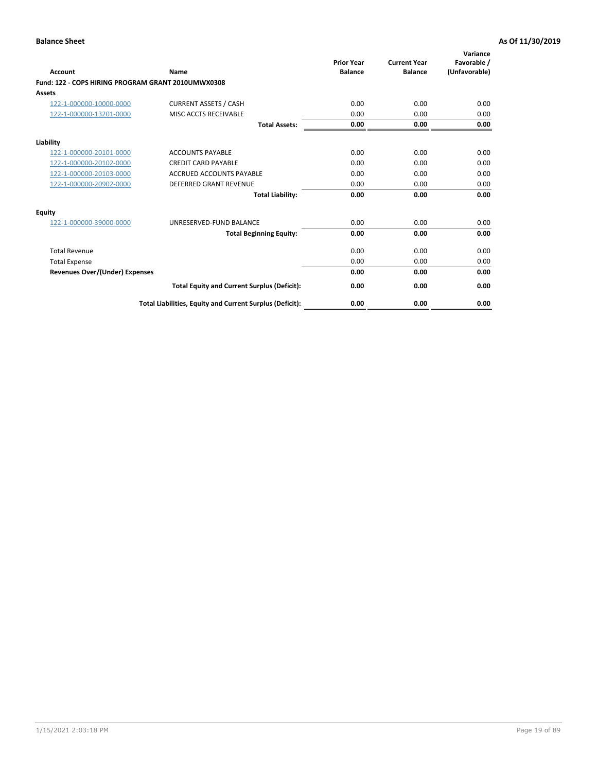**Balance Sheet** **As Of 11/30/2019**

| Account | Name | Prior Year Balance | Current Year Balance | Variance Favorable / (Unfavorable) |
|---|---|---|---|---|
| **Fund: 122 - COPS HIRING PROGRAM GRANT 2010UMWX0308** | | | | |
| **Assets** | | | | |
| 122-1-000000-10000-0000 | CURRENT ASSETS / CASH | 0.00 | 0.00 | 0.00 |
| 122-1-000000-13201-0000 | MISC ACCTS RECEIVABLE | 0.00 | 0.00 | 0.00 |
| | **Total Assets:** | **0.00** | **0.00** | **0.00** |
| **Liability** | | | | |
| 122-1-000000-20101-0000 | ACCOUNTS PAYABLE | 0.00 | 0.00 | 0.00 |
| 122-1-000000-20102-0000 | CREDIT CARD PAYABLE | 0.00 | 0.00 | 0.00 |
| 122-1-000000-20103-0000 | ACCRUED ACCOUNTS PAYABLE | 0.00 | 0.00 | 0.00 |
| 122-1-000000-20902-0000 | DEFERRED GRANT REVENUE | 0.00 | 0.00 | 0.00 |
| | **Total Liability:** | **0.00** | **0.00** | **0.00** |
| **Equity** | | | | |
| 122-1-000000-39000-0000 | UNRESERVED-FUND BALANCE | 0.00 | 0.00 | 0.00 |
| | **Total Beginning Equity:** | **0.00** | **0.00** | **0.00** |
| Total Revenue | | 0.00 | 0.00 | 0.00 |
| Total Expense | | 0.00 | 0.00 | 0.00 |
| **Revenues Over/(Under) Expenses** | | **0.00** | **0.00** | **0.00** |
| | **Total Equity and Current Surplus (Deficit):** | **0.00** | **0.00** | **0.00** |
| | **Total Liabilities, Equity and Current Surplus (Deficit):** | **0.00** | **0.00** | **0.00** |

1/15/2021 2:03:18 PM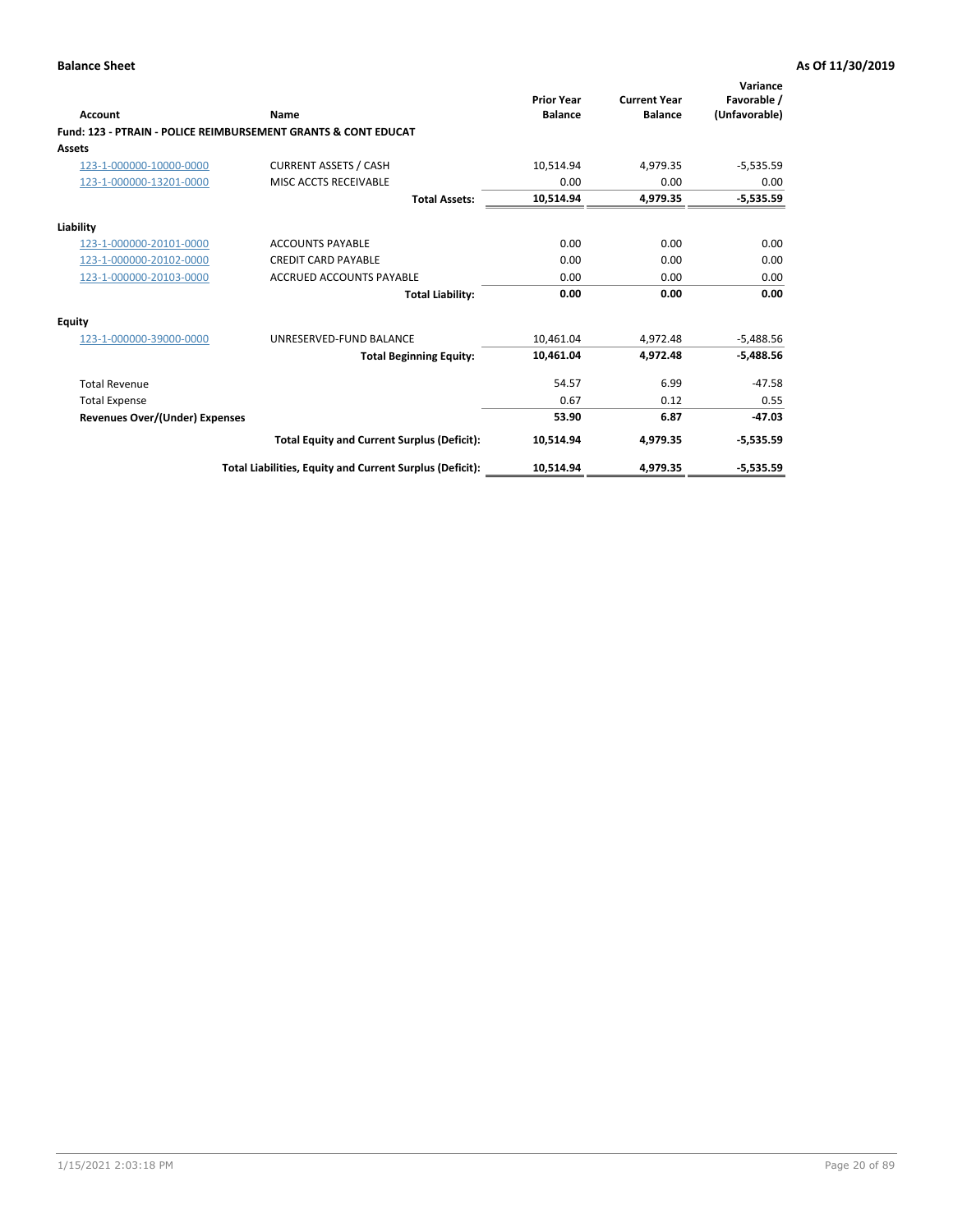**Balance Sheet** — **As Of 11/30/2019**

| Account | Name | Prior Year Balance | Current Year Balance | Variance Favorable / (Unfavorable) |
|---|---|---|---|---|
| **Fund: 123 - PTRAIN - POLICE REIMBURSEMENT GRANTS & CONT EDUCAT** | | | | |
| **Assets** | | | | |
| 123-1-000000-10000-0000 | CURRENT ASSETS / CASH | 10,514.94 | 4,979.35 | -5,535.59 |
| 123-1-000000-13201-0000 | MISC ACCTS RECEIVABLE | 0.00 | 0.00 | 0.00 |
| | **Total Assets:** | **10,514.94** | **4,979.35** | **-5,535.59** |
| **Liability** | | | | |
| 123-1-000000-20101-0000 | ACCOUNTS PAYABLE | 0.00 | 0.00 | 0.00 |
| 123-1-000000-20102-0000 | CREDIT CARD PAYABLE | 0.00 | 0.00 | 0.00 |
| 123-1-000000-20103-0000 | ACCRUED ACCOUNTS PAYABLE | 0.00 | 0.00 | 0.00 |
| | **Total Liability:** | **0.00** | **0.00** | **0.00** |
| **Equity** | | | | |
| 123-1-000000-39000-0000 | UNRESERVED-FUND BALANCE | 10,461.04 | 4,972.48 | -5,488.56 |
| | **Total Beginning Equity:** | **10,461.04** | **4,972.48** | **-5,488.56** |
| Total Revenue | | 54.57 | 6.99 | -47.58 |
| Total Expense | | 0.67 | 0.12 | 0.55 |
| **Revenues Over/(Under) Expenses** | | **53.90** | **6.87** | **-47.03** |
| | **Total Equity and Current Surplus (Deficit):** | **10,514.94** | **4,979.35** | **-5,535.59** |
| | **Total Liabilities, Equity and Current Surplus (Deficit):** | **10,514.94** | **4,979.35** | **-5,535.59** |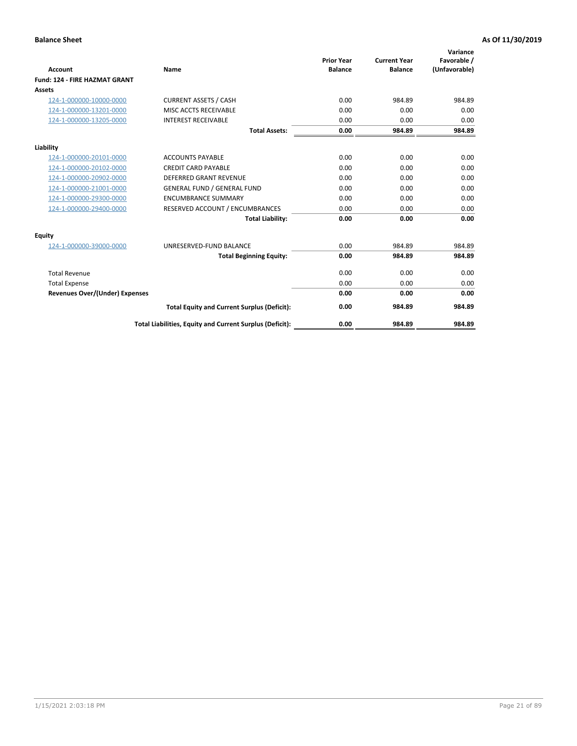**Balance Sheet** **As Of 11/30/2019**

| Account | Name | Prior Year Balance | Current Year Balance | Variance Favorable / (Unfavorable) |
|---|---|---|---|---|
| **Fund: 124 - FIRE HAZMAT GRANT** | | | | |
| **Assets** | | | | |
| 124-1-000000-10000-0000 | CURRENT ASSETS / CASH | 0.00 | 984.89 | 984.89 |
| 124-1-000000-13201-0000 | MISC ACCTS RECEIVABLE | 0.00 | 0.00 | 0.00 |
| 124-1-000000-13205-0000 | INTEREST RECEIVABLE | 0.00 | 0.00 | 0.00 |
| | **Total Assets:** | **0.00** | **984.89** | **984.89** |
| **Liability** | | | | |
| 124-1-000000-20101-0000 | ACCOUNTS PAYABLE | 0.00 | 0.00 | 0.00 |
| 124-1-000000-20102-0000 | CREDIT CARD PAYABLE | 0.00 | 0.00 | 0.00 |
| 124-1-000000-20902-0000 | DEFERRED GRANT REVENUE | 0.00 | 0.00 | 0.00 |
| 124-1-000000-21001-0000 | GENERAL FUND / GENERAL FUND | 0.00 | 0.00 | 0.00 |
| 124-1-000000-29300-0000 | ENCUMBRANCE SUMMARY | 0.00 | 0.00 | 0.00 |
| 124-1-000000-29400-0000 | RESERVED ACCOUNT / ENCUMBRANCES | 0.00 | 0.00 | 0.00 |
| | **Total Liability:** | **0.00** | **0.00** | **0.00** |
| **Equity** | | | | |
| 124-1-000000-39000-0000 | UNRESERVED-FUND BALANCE | 0.00 | 984.89 | 984.89 |
| | **Total Beginning Equity:** | **0.00** | **984.89** | **984.89** |
| Total Revenue | | 0.00 | 0.00 | 0.00 |
| Total Expense | | 0.00 | 0.00 | 0.00 |
| **Revenues Over/(Under) Expenses** | | **0.00** | **0.00** | **0.00** |
| | **Total Equity and Current Surplus (Deficit):** | **0.00** | **984.89** | **984.89** |
| | **Total Liabilities, Equity and Current Surplus (Deficit):** | **0.00** | **984.89** | **984.89** |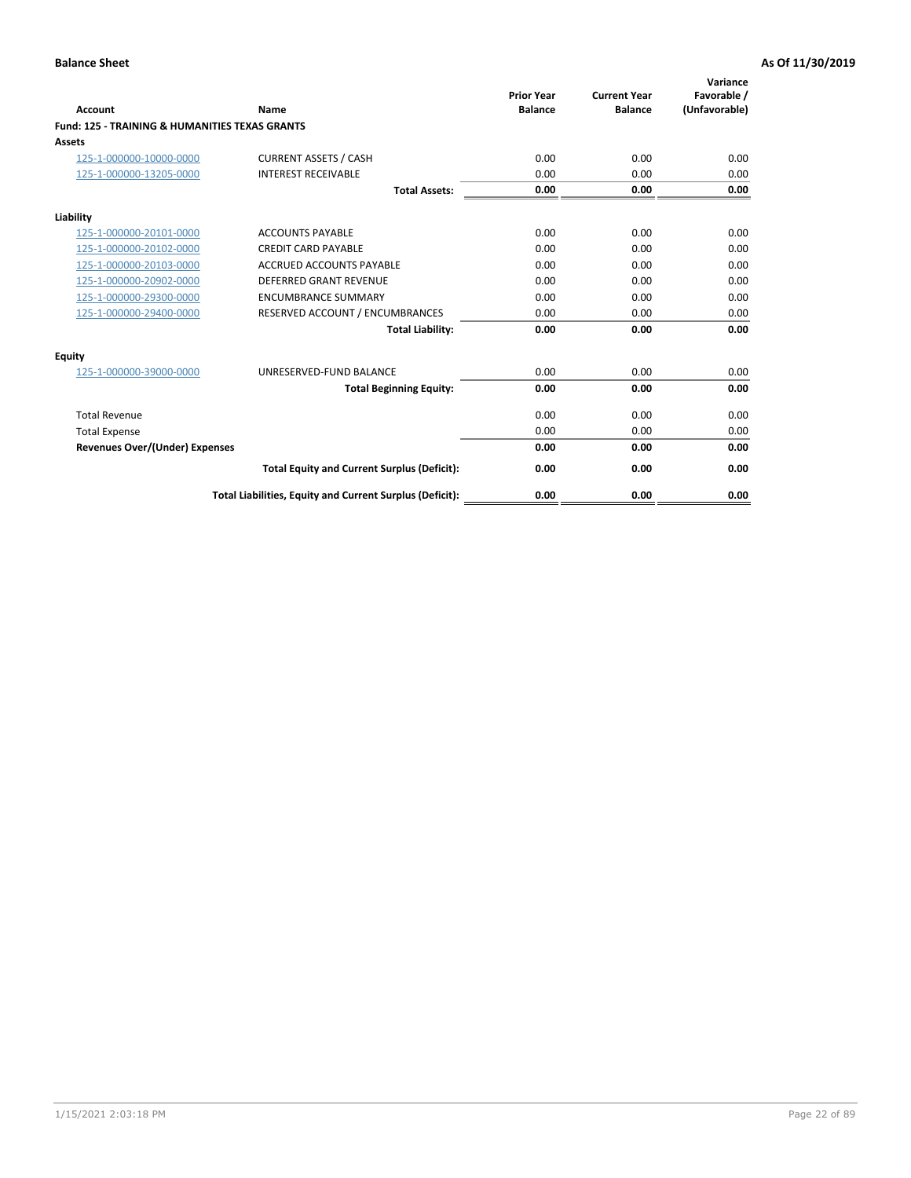**Balance Sheet** **As Of 11/30/2019**

| Account | Name | Prior Year Balance | Current Year Balance | Variance Favorable / (Unfavorable) |
|---|---|---|---|---|
| **Fund: 125 - TRAINING & HUMANITIES TEXAS GRANTS** | | | | |
| **Assets** | | | | |
| 125-1-000000-10000-0000 | CURRENT ASSETS / CASH | 0.00 | 0.00 | 0.00 |
| 125-1-000000-13205-0000 | INTEREST RECEIVABLE | 0.00 | 0.00 | 0.00 |
| | **Total Assets:** | **0.00** | **0.00** | **0.00** |
| **Liability** | | | | |
| 125-1-000000-20101-0000 | ACCOUNTS PAYABLE | 0.00 | 0.00 | 0.00 |
| 125-1-000000-20102-0000 | CREDIT CARD PAYABLE | 0.00 | 0.00 | 0.00 |
| 125-1-000000-20103-0000 | ACCRUED ACCOUNTS PAYABLE | 0.00 | 0.00 | 0.00 |
| 125-1-000000-20902-0000 | DEFERRED GRANT REVENUE | 0.00 | 0.00 | 0.00 |
| 125-1-000000-29300-0000 | ENCUMBRANCE SUMMARY | 0.00 | 0.00 | 0.00 |
| 125-1-000000-29400-0000 | RESERVED ACCOUNT / ENCUMBRANCES | 0.00 | 0.00 | 0.00 |
| | **Total Liability:** | **0.00** | **0.00** | **0.00** |
| **Equity** | | | | |
| 125-1-000000-39000-0000 | UNRESERVED-FUND BALANCE | 0.00 | 0.00 | 0.00 |
| | **Total Beginning Equity:** | **0.00** | **0.00** | **0.00** |
| Total Revenue | | 0.00 | 0.00 | 0.00 |
| Total Expense | | 0.00 | 0.00 | 0.00 |
| **Revenues Over/(Under) Expenses** | | **0.00** | **0.00** | **0.00** |
| | **Total Equity and Current Surplus (Deficit):** | **0.00** | **0.00** | **0.00** |
| | **Total Liabilities, Equity and Current Surplus (Deficit):** | **0.00** | **0.00** | **0.00** |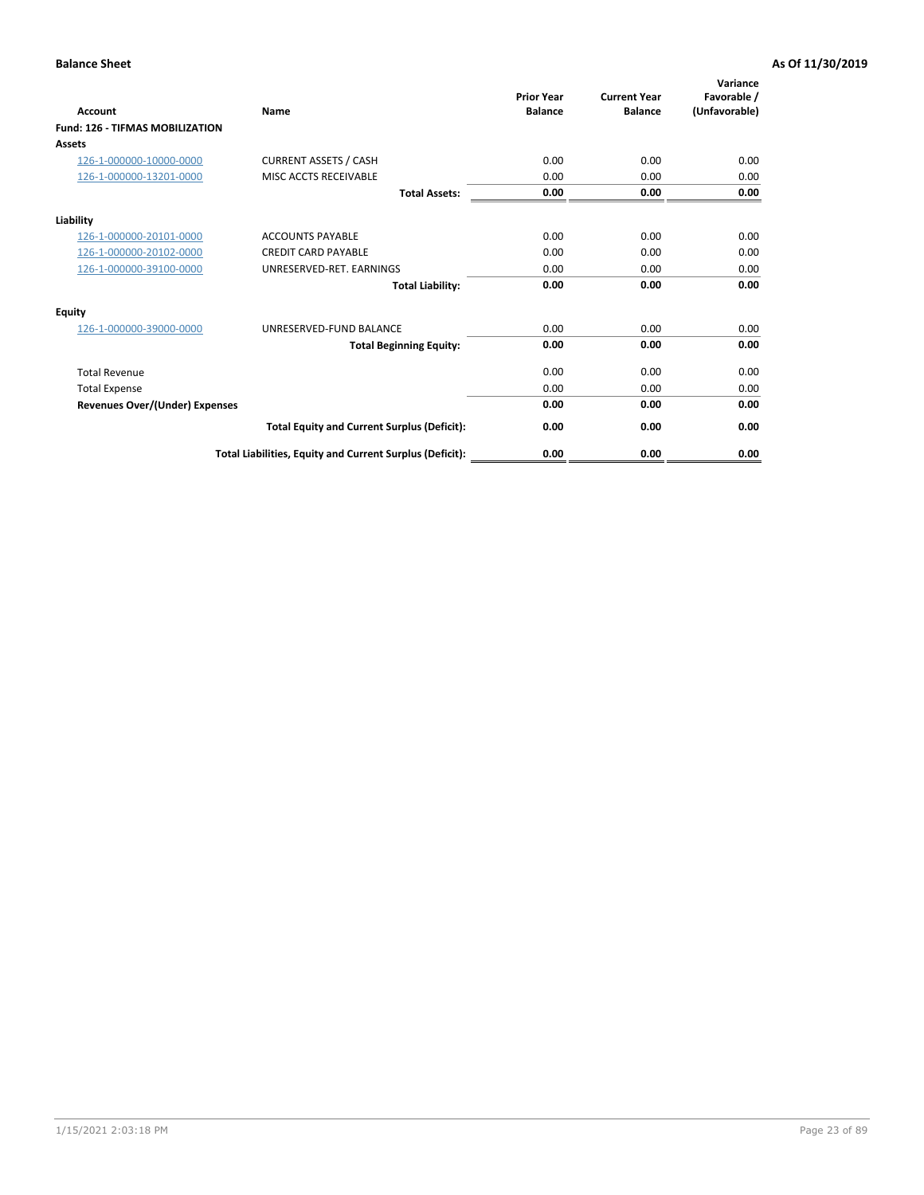**Balance Sheet** **As Of 11/30/2019**

| Account | Name | Prior Year Balance | Current Year Balance | Variance Favorable / (Unfavorable) |
|---|---|---|---|---|
| **Fund: 126 - TIFMAS MOBILIZATION** | | | | |
| **Assets** | | | | |
| 126-1-000000-10000-0000 | CURRENT ASSETS / CASH | 0.00 | 0.00 | 0.00 |
| 126-1-000000-13201-0000 | MISC ACCTS RECEIVABLE | 0.00 | 0.00 | 0.00 |
| | **Total Assets:** | **0.00** | **0.00** | **0.00** |
| **Liability** | | | | |
| 126-1-000000-20101-0000 | ACCOUNTS PAYABLE | 0.00 | 0.00 | 0.00 |
| 126-1-000000-20102-0000 | CREDIT CARD PAYABLE | 0.00 | 0.00 | 0.00 |
| 126-1-000000-39100-0000 | UNRESERVED-RET. EARNINGS | 0.00 | 0.00 | 0.00 |
| | **Total Liability:** | **0.00** | **0.00** | **0.00** |
| **Equity** | | | | |
| 126-1-000000-39000-0000 | UNRESERVED-FUND BALANCE | 0.00 | 0.00 | 0.00 |
| | **Total Beginning Equity:** | **0.00** | **0.00** | **0.00** |
| Total Revenue | | 0.00 | 0.00 | 0.00 |
| Total Expense | | 0.00 | 0.00 | 0.00 |
| **Revenues Over/(Under) Expenses** | | **0.00** | **0.00** | **0.00** |
| | **Total Equity and Current Surplus (Deficit):** | **0.00** | **0.00** | **0.00** |
| | **Total Liabilities, Equity and Current Surplus (Deficit):** | **0.00** | **0.00** | **0.00** |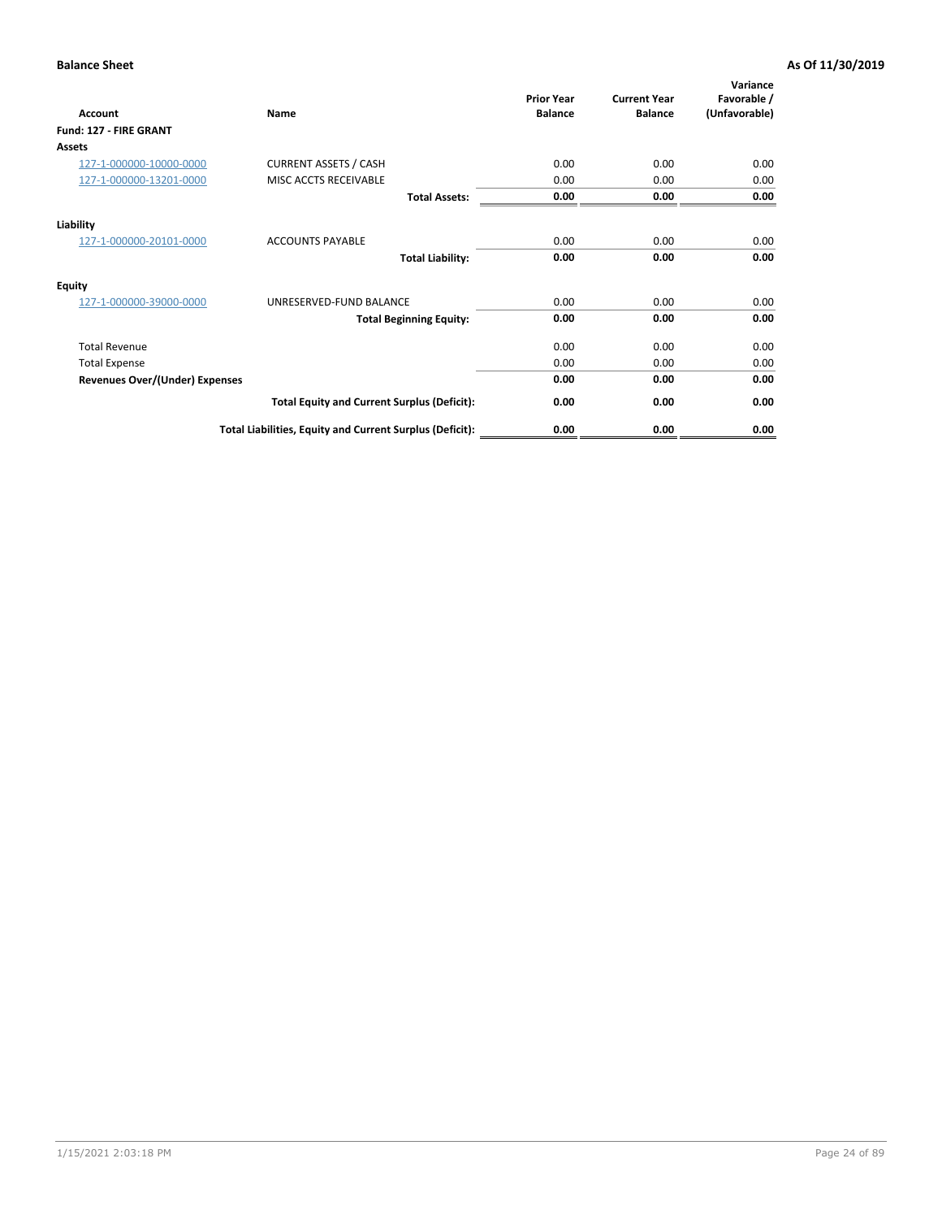**Balance Sheet** | **As Of 11/30/2019**

| Account | Name | Prior Year Balance | Current Year Balance | Variance Favorable / (Unfavorable) |
|---|---|---|---|---|
| **Fund: 127 - FIRE GRANT** | | | | |
| **Assets** | | | | |
| 127-1-000000-10000-0000 | CURRENT ASSETS / CASH | 0.00 | 0.00 | 0.00 |
| 127-1-000000-13201-0000 | MISC ACCTS RECEIVABLE | 0.00 | 0.00 | 0.00 |
| | **Total Assets:** | **0.00** | **0.00** | **0.00** |
| **Liability** | | | | |
| 127-1-000000-20101-0000 | ACCOUNTS PAYABLE | 0.00 | 0.00 | 0.00 |
| | **Total Liability:** | **0.00** | **0.00** | **0.00** |
| **Equity** | | | | |
| 127-1-000000-39000-0000 | UNRESERVED-FUND BALANCE | 0.00 | 0.00 | 0.00 |
| | **Total Beginning Equity:** | **0.00** | **0.00** | **0.00** |
| Total Revenue | | 0.00 | 0.00 | 0.00 |
| Total Expense | | 0.00 | 0.00 | 0.00 |
| **Revenues Over/(Under) Expenses** | | **0.00** | **0.00** | **0.00** |
| | **Total Equity and Current Surplus (Deficit):** | **0.00** | **0.00** | **0.00** |
| | **Total Liabilities, Equity and Current Surplus (Deficit):** | **0.00** | **0.00** | **0.00** |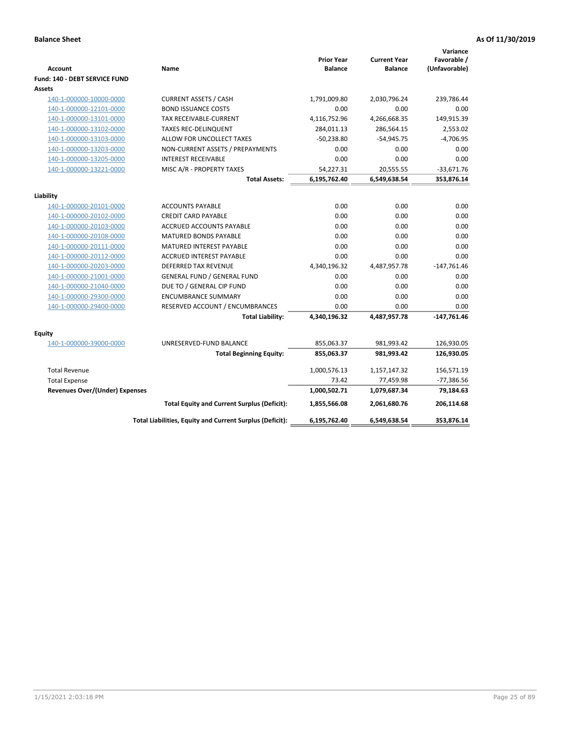**Balance Sheet** | **As Of 11/30/2019**

| Account | Name | Prior Year Balance | Current Year Balance | Variance Favorable / (Unfavorable) |
|---|---|---|---|---|
| **Fund: 140 - DEBT SERVICE FUND** | | | | |
| **Assets** | | | | |
| 140-1-000000-10000-0000 | CURRENT ASSETS / CASH | 1,791,009.80 | 2,030,796.24 | 239,786.44 |
| 140-1-000000-12101-0000 | BOND ISSUANCE COSTS | 0.00 | 0.00 | 0.00 |
| 140-1-000000-13101-0000 | TAX RECEIVABLE-CURRENT | 4,116,752.96 | 4,266,668.35 | 149,915.39 |
| 140-1-000000-13102-0000 | TAXES REC-DELINQUENT | 284,011.13 | 286,564.15 | 2,553.02 |
| 140-1-000000-13103-0000 | ALLOW FOR UNCOLLECT TAXES | -50,238.80 | -54,945.75 | -4,706.95 |
| 140-1-000000-13203-0000 | NON-CURRENT ASSETS / PREPAYMENTS | 0.00 | 0.00 | 0.00 |
| 140-1-000000-13205-0000 | INTEREST RECEIVABLE | 0.00 | 0.00 | 0.00 |
| 140-1-000000-13221-0000 | MISC A/R - PROPERTY TAXES | 54,227.31 | 20,555.55 | -33,671.76 |
| | **Total Assets:** | **6,195,762.40** | **6,549,638.54** | **353,876.14** |
| **Liability** | | | | |
| 140-1-000000-20101-0000 | ACCOUNTS PAYABLE | 0.00 | 0.00 | 0.00 |
| 140-1-000000-20102-0000 | CREDIT CARD PAYABLE | 0.00 | 0.00 | 0.00 |
| 140-1-000000-20103-0000 | ACCRUED ACCOUNTS PAYABLE | 0.00 | 0.00 | 0.00 |
| 140-1-000000-20108-0000 | MATURED BONDS PAYABLE | 0.00 | 0.00 | 0.00 |
| 140-1-000000-20111-0000 | MATURED INTEREST PAYABLE | 0.00 | 0.00 | 0.00 |
| 140-1-000000-20112-0000 | ACCRUED INTEREST PAYABLE | 0.00 | 0.00 | 0.00 |
| 140-1-000000-20203-0000 | DEFERRED TAX REVENUE | 4,340,196.32 | 4,487,957.78 | -147,761.46 |
| 140-1-000000-21001-0000 | GENERAL FUND / GENERAL FUND | 0.00 | 0.00 | 0.00 |
| 140-1-000000-21040-0000 | DUE TO / GENERAL CIP FUND | 0.00 | 0.00 | 0.00 |
| 140-1-000000-29300-0000 | ENCUMBRANCE SUMMARY | 0.00 | 0.00 | 0.00 |
| 140-1-000000-29400-0000 | RESERVED ACCOUNT / ENCUMBRANCES | 0.00 | 0.00 | 0.00 |
| | **Total Liability:** | **4,340,196.32** | **4,487,957.78** | **-147,761.46** |
| **Equity** | | | | |
| 140-1-000000-39000-0000 | UNRESERVED-FUND BALANCE | 855,063.37 | 981,993.42 | 126,930.05 |
| | **Total Beginning Equity:** | **855,063.37** | **981,993.42** | **126,930.05** |
| Total Revenue | | 1,000,576.13 | 1,157,147.32 | 156,571.19 |
| Total Expense | | 73.42 | 77,459.98 | -77,386.56 |
| **Revenues Over/(Under) Expenses** | | **1,000,502.71** | **1,079,687.34** | **79,184.63** |
| | **Total Equity and Current Surplus (Deficit):** | **1,855,566.08** | **2,061,680.76** | **206,114.68** |
| | **Total Liabilities, Equity and Current Surplus (Deficit):** | **6,195,762.40** | **6,549,638.54** | **353,876.14** |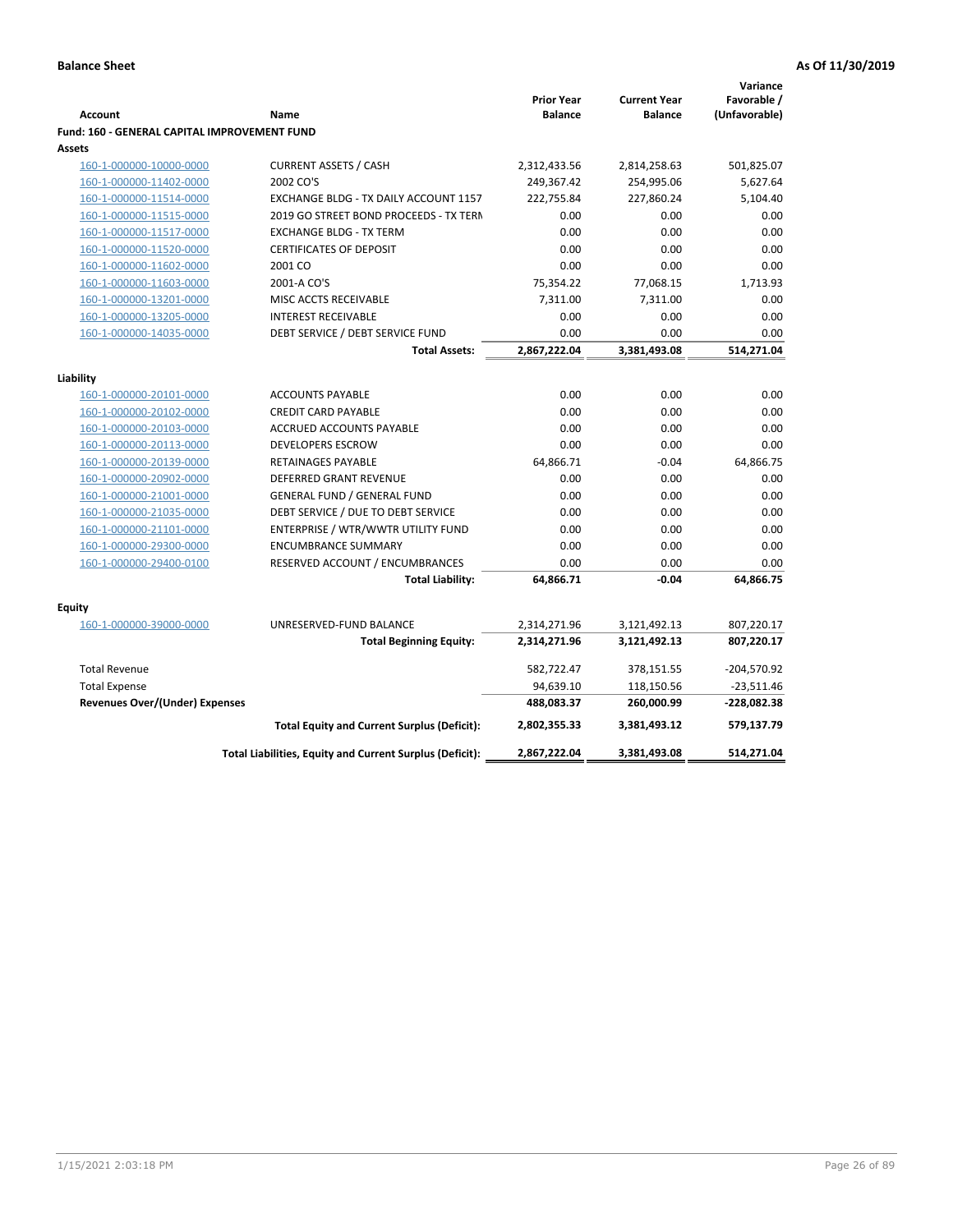**Balance Sheet** **As Of 11/30/2019**

| Account | Name | Prior Year Balance | Current Year Balance | Variance Favorable / (Unfavorable) |
|---|---|---|---|---|
| **Fund: 160 - GENERAL CAPITAL IMPROVEMENT FUND** | | | | |
| **Assets** | | | | |
| 160-1-000000-10000-0000 | CURRENT ASSETS / CASH | 2,312,433.56 | 2,814,258.63 | 501,825.07 |
| 160-1-000000-11402-0000 | 2002 CO'S | 249,367.42 | 254,995.06 | 5,627.64 |
| 160-1-000000-11514-0000 | EXCHANGE BLDG - TX DAILY ACCOUNT 1157 | 222,755.84 | 227,860.24 | 5,104.40 |
| 160-1-000000-11515-0000 | 2019 GO STREET BOND PROCEEDS - TX TERM | 0.00 | 0.00 | 0.00 |
| 160-1-000000-11517-0000 | EXCHANGE BLDG - TX TERM | 0.00 | 0.00 | 0.00 |
| 160-1-000000-11520-0000 | CERTIFICATES OF DEPOSIT | 0.00 | 0.00 | 0.00 |
| 160-1-000000-11602-0000 | 2001 CO | 0.00 | 0.00 | 0.00 |
| 160-1-000000-11603-0000 | 2001-A CO'S | 75,354.22 | 77,068.15 | 1,713.93 |
| 160-1-000000-13201-0000 | MISC ACCTS RECEIVABLE | 7,311.00 | 7,311.00 | 0.00 |
| 160-1-000000-13205-0000 | INTEREST RECEIVABLE | 0.00 | 0.00 | 0.00 |
| 160-1-000000-14035-0000 | DEBT SERVICE / DEBT SERVICE FUND | 0.00 | 0.00 | 0.00 |
| | **Total Assets:** | **2,867,222.04** | **3,381,493.08** | **514,271.04** |
| **Liability** | | | | |
| 160-1-000000-20101-0000 | ACCOUNTS PAYABLE | 0.00 | 0.00 | 0.00 |
| 160-1-000000-20102-0000 | CREDIT CARD PAYABLE | 0.00 | 0.00 | 0.00 |
| 160-1-000000-20103-0000 | ACCRUED ACCOUNTS PAYABLE | 0.00 | 0.00 | 0.00 |
| 160-1-000000-20113-0000 | DEVELOPERS ESCROW | 0.00 | 0.00 | 0.00 |
| 160-1-000000-20139-0000 | RETAINAGES PAYABLE | 64,866.71 | -0.04 | 64,866.75 |
| 160-1-000000-20902-0000 | DEFERRED GRANT REVENUE | 0.00 | 0.00 | 0.00 |
| 160-1-000000-21001-0000 | GENERAL FUND / GENERAL FUND | 0.00 | 0.00 | 0.00 |
| 160-1-000000-21035-0000 | DEBT SERVICE / DUE TO DEBT SERVICE | 0.00 | 0.00 | 0.00 |
| 160-1-000000-21101-0000 | ENTERPRISE / WTR/WWTR UTILITY FUND | 0.00 | 0.00 | 0.00 |
| 160-1-000000-29300-0000 | ENCUMBRANCE SUMMARY | 0.00 | 0.00 | 0.00 |
| 160-1-000000-29400-0100 | RESERVED ACCOUNT / ENCUMBRANCES | 0.00 | 0.00 | 0.00 |
| | **Total Liability:** | **64,866.71** | **-0.04** | **64,866.75** |
| **Equity** | | | | |
| 160-1-000000-39000-0000 | UNRESERVED-FUND BALANCE | 2,314,271.96 | 3,121,492.13 | 807,220.17 |
| | **Total Beginning Equity:** | **2,314,271.96** | **3,121,492.13** | **807,220.17** |
| Total Revenue | | 582,722.47 | 378,151.55 | -204,570.92 |
| Total Expense | | 94,639.10 | 118,150.56 | -23,511.46 |
| **Revenues Over/(Under) Expenses** | | **488,083.37** | **260,000.99** | **-228,082.38** |
| | **Total Equity and Current Surplus (Deficit):** | **2,802,355.33** | **3,381,493.12** | **579,137.79** |
| | **Total Liabilities, Equity and Current Surplus (Deficit):** | **2,867,222.04** | **3,381,493.08** | **514,271.04** |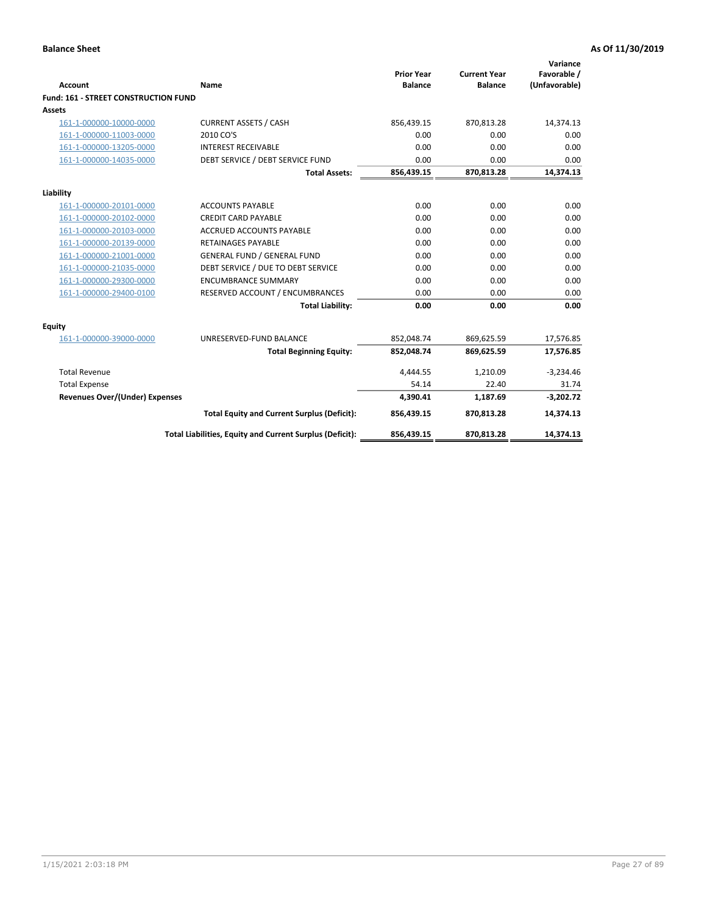**Balance Sheet** **As Of 11/30/2019**

| Account | Name | Prior Year Balance | Current Year Balance | Variance Favorable / (Unfavorable) |
|---|---|---|---|---|
| **Fund: 161 - STREET CONSTRUCTION FUND** | | | | |
| **Assets** | | | | |
| 161-1-000000-10000-0000 | CURRENT ASSETS / CASH | 856,439.15 | 870,813.28 | 14,374.13 |
| 161-1-000000-11003-0000 | 2010 CO'S | 0.00 | 0.00 | 0.00 |
| 161-1-000000-13205-0000 | INTEREST RECEIVABLE | 0.00 | 0.00 | 0.00 |
| 161-1-000000-14035-0000 | DEBT SERVICE / DEBT SERVICE FUND | 0.00 | 0.00 | 0.00 |
| | **Total Assets:** | **856,439.15** | **870,813.28** | **14,374.13** |
| **Liability** | | | | |
| 161-1-000000-20101-0000 | ACCOUNTS PAYABLE | 0.00 | 0.00 | 0.00 |
| 161-1-000000-20102-0000 | CREDIT CARD PAYABLE | 0.00 | 0.00 | 0.00 |
| 161-1-000000-20103-0000 | ACCRUED ACCOUNTS PAYABLE | 0.00 | 0.00 | 0.00 |
| 161-1-000000-20139-0000 | RETAINAGES PAYABLE | 0.00 | 0.00 | 0.00 |
| 161-1-000000-21001-0000 | GENERAL FUND / GENERAL FUND | 0.00 | 0.00 | 0.00 |
| 161-1-000000-21035-0000 | DEBT SERVICE / DUE TO DEBT SERVICE | 0.00 | 0.00 | 0.00 |
| 161-1-000000-29300-0000 | ENCUMBRANCE SUMMARY | 0.00 | 0.00 | 0.00 |
| 161-1-000000-29400-0100 | RESERVED ACCOUNT / ENCUMBRANCES | 0.00 | 0.00 | 0.00 |
| | **Total Liability:** | **0.00** | **0.00** | **0.00** |
| **Equity** | | | | |
| 161-1-000000-39000-0000 | UNRESERVED-FUND BALANCE | 852,048.74 | 869,625.59 | 17,576.85 |
| | **Total Beginning Equity:** | **852,048.74** | **869,625.59** | **17,576.85** |
| Total Revenue | | 4,444.55 | 1,210.09 | -3,234.46 |
| Total Expense | | 54.14 | 22.40 | 31.74 |
| **Revenues Over/(Under) Expenses** | | **4,390.41** | **1,187.69** | **-3,202.72** |
| | **Total Equity and Current Surplus (Deficit):** | **856,439.15** | **870,813.28** | **14,374.13** |
| | **Total Liabilities, Equity and Current Surplus (Deficit):** | **856,439.15** | **870,813.28** | **14,374.13** |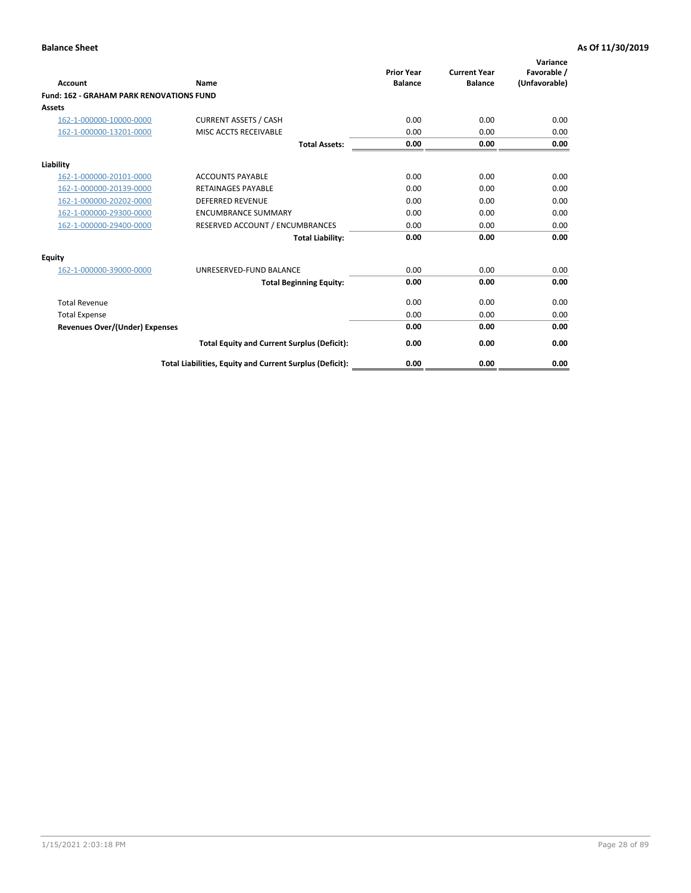**Balance Sheet** **As Of 11/30/2019**

| Account | Name | Prior Year Balance | Current Year Balance | Variance Favorable / (Unfavorable) |
|---|---|---|---|---|
| **Fund: 162 - GRAHAM PARK RENOVATIONS FUND** | | | | |
| **Assets** | | | | |
| 162-1-000000-10000-0000 | CURRENT ASSETS / CASH | 0.00 | 0.00 | 0.00 |
| 162-1-000000-13201-0000 | MISC ACCTS RECEIVABLE | 0.00 | 0.00 | 0.00 |
| | **Total Assets:** | **0.00** | **0.00** | **0.00** |
| **Liability** | | | | |
| 162-1-000000-20101-0000 | ACCOUNTS PAYABLE | 0.00 | 0.00 | 0.00 |
| 162-1-000000-20139-0000 | RETAINAGES PAYABLE | 0.00 | 0.00 | 0.00 |
| 162-1-000000-20202-0000 | DEFERRED REVENUE | 0.00 | 0.00 | 0.00 |
| 162-1-000000-29300-0000 | ENCUMBRANCE SUMMARY | 0.00 | 0.00 | 0.00 |
| 162-1-000000-29400-0000 | RESERVED ACCOUNT / ENCUMBRANCES | 0.00 | 0.00 | 0.00 |
| | **Total Liability:** | **0.00** | **0.00** | **0.00** |
| **Equity** | | | | |
| 162-1-000000-39000-0000 | UNRESERVED-FUND BALANCE | 0.00 | 0.00 | 0.00 |
| | **Total Beginning Equity:** | **0.00** | **0.00** | **0.00** |
| Total Revenue | | 0.00 | 0.00 | 0.00 |
| Total Expense | | 0.00 | 0.00 | 0.00 |
| **Revenues Over/(Under) Expenses** | | **0.00** | **0.00** | **0.00** |
| | **Total Equity and Current Surplus (Deficit):** | **0.00** | **0.00** | **0.00** |
| | **Total Liabilities, Equity and Current Surplus (Deficit):** | **0.00** | **0.00** | **0.00** |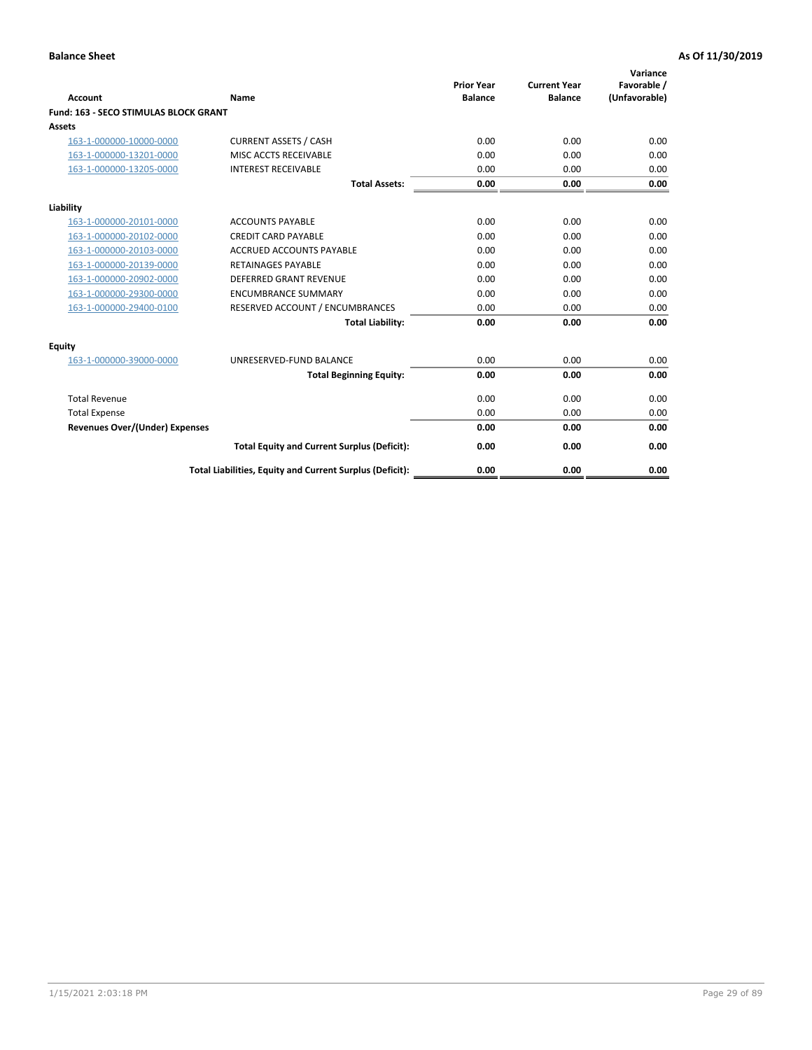**Balance Sheet** **As Of 11/30/2019**

| Account | Name | Prior Year Balance | Current Year Balance | Variance Favorable / (Unfavorable) |
|---|---|---|---|---|
| **Fund: 163 - SECO STIMULAS BLOCK GRANT** | | | | |
| **Assets** | | | | |
| 163-1-000000-10000-0000 | CURRENT ASSETS / CASH | 0.00 | 0.00 | 0.00 |
| 163-1-000000-13201-0000 | MISC ACCTS RECEIVABLE | 0.00 | 0.00 | 0.00 |
| 163-1-000000-13205-0000 | INTEREST RECEIVABLE | 0.00 | 0.00 | 0.00 |
| | **Total Assets:** | **0.00** | **0.00** | **0.00** |
| **Liability** | | | | |
| 163-1-000000-20101-0000 | ACCOUNTS PAYABLE | 0.00 | 0.00 | 0.00 |
| 163-1-000000-20102-0000 | CREDIT CARD PAYABLE | 0.00 | 0.00 | 0.00 |
| 163-1-000000-20103-0000 | ACCRUED ACCOUNTS PAYABLE | 0.00 | 0.00 | 0.00 |
| 163-1-000000-20139-0000 | RETAINAGES PAYABLE | 0.00 | 0.00 | 0.00 |
| 163-1-000000-20902-0000 | DEFERRED GRANT REVENUE | 0.00 | 0.00 | 0.00 |
| 163-1-000000-29300-0000 | ENCUMBRANCE SUMMARY | 0.00 | 0.00 | 0.00 |
| 163-1-000000-29400-0100 | RESERVED ACCOUNT / ENCUMBRANCES | 0.00 | 0.00 | 0.00 |
| | **Total Liability:** | **0.00** | **0.00** | **0.00** |
| **Equity** | | | | |
| 163-1-000000-39000-0000 | UNRESERVED-FUND BALANCE | 0.00 | 0.00 | 0.00 |
| | **Total Beginning Equity:** | **0.00** | **0.00** | **0.00** |
| Total Revenue | | 0.00 | 0.00 | 0.00 |
| Total Expense | | 0.00 | 0.00 | 0.00 |
| **Revenues Over/(Under) Expenses** | | **0.00** | **0.00** | **0.00** |
| | **Total Equity and Current Surplus (Deficit):** | **0.00** | **0.00** | **0.00** |
| | **Total Liabilities, Equity and Current Surplus (Deficit):** | **0.00** | **0.00** | **0.00** |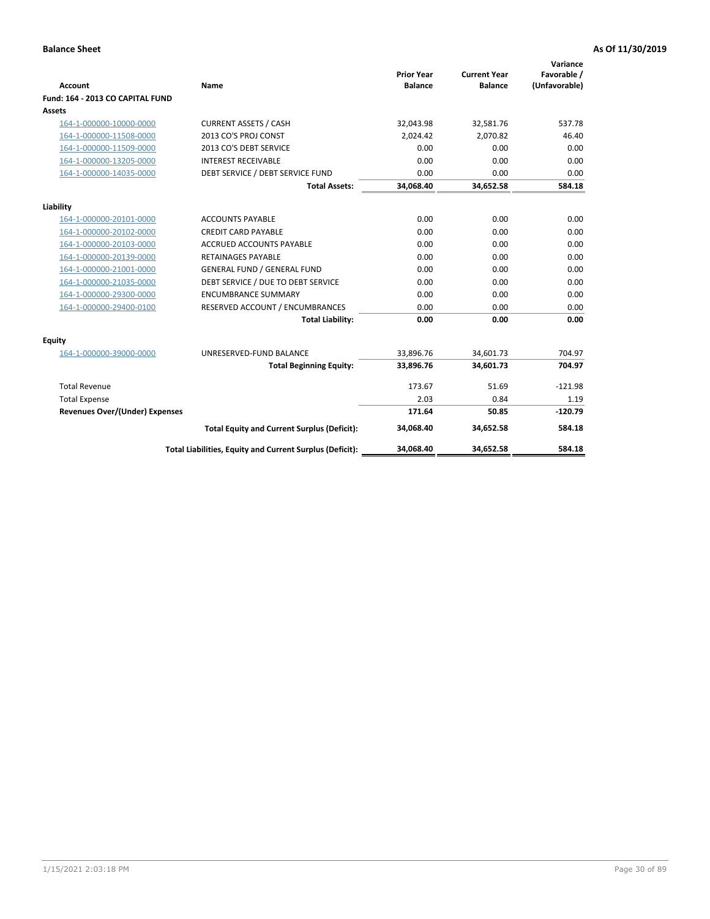**Balance Sheet** — **As Of 11/30/2019**

| Account | Name | Prior Year Balance | Current Year Balance | Variance Favorable / (Unfavorable) |
|---|---|---|---|---|
| **Fund: 164 - 2013 CO CAPITAL FUND** | | | | |
| **Assets** | | | | |
| 164-1-000000-10000-0000 | CURRENT ASSETS / CASH | 32,043.98 | 32,581.76 | 537.78 |
| 164-1-000000-11508-0000 | 2013 CO'S PROJ CONST | 2,024.42 | 2,070.82 | 46.40 |
| 164-1-000000-11509-0000 | 2013 CO'S DEBT SERVICE | 0.00 | 0.00 | 0.00 |
| 164-1-000000-13205-0000 | INTEREST RECEIVABLE | 0.00 | 0.00 | 0.00 |
| 164-1-000000-14035-0000 | DEBT SERVICE / DEBT SERVICE FUND | 0.00 | 0.00 | 0.00 |
| | **Total Assets:** | **34,068.40** | **34,652.58** | **584.18** |
| **Liability** | | | | |
| 164-1-000000-20101-0000 | ACCOUNTS PAYABLE | 0.00 | 0.00 | 0.00 |
| 164-1-000000-20102-0000 | CREDIT CARD PAYABLE | 0.00 | 0.00 | 0.00 |
| 164-1-000000-20103-0000 | ACCRUED ACCOUNTS PAYABLE | 0.00 | 0.00 | 0.00 |
| 164-1-000000-20139-0000 | RETAINAGES PAYABLE | 0.00 | 0.00 | 0.00 |
| 164-1-000000-21001-0000 | GENERAL FUND / GENERAL FUND | 0.00 | 0.00 | 0.00 |
| 164-1-000000-21035-0000 | DEBT SERVICE / DUE TO DEBT SERVICE | 0.00 | 0.00 | 0.00 |
| 164-1-000000-29300-0000 | ENCUMBRANCE SUMMARY | 0.00 | 0.00 | 0.00 |
| 164-1-000000-29400-0100 | RESERVED ACCOUNT / ENCUMBRANCES | 0.00 | 0.00 | 0.00 |
| | **Total Liability:** | **0.00** | **0.00** | **0.00** |
| **Equity** | | | | |
| 164-1-000000-39000-0000 | UNRESERVED-FUND BALANCE | 33,896.76 | 34,601.73 | 704.97 |
| | **Total Beginning Equity:** | **33,896.76** | **34,601.73** | **704.97** |
| Total Revenue | | 173.67 | 51.69 | -121.98 |
| Total Expense | | 2.03 | 0.84 | 1.19 |
| **Revenues Over/(Under) Expenses** | | **171.64** | **50.85** | **-120.79** |
| | **Total Equity and Current Surplus (Deficit):** | **34,068.40** | **34,652.58** | **584.18** |
| | **Total Liabilities, Equity and Current Surplus (Deficit):** | **34,068.40** | **34,652.58** | **584.18** |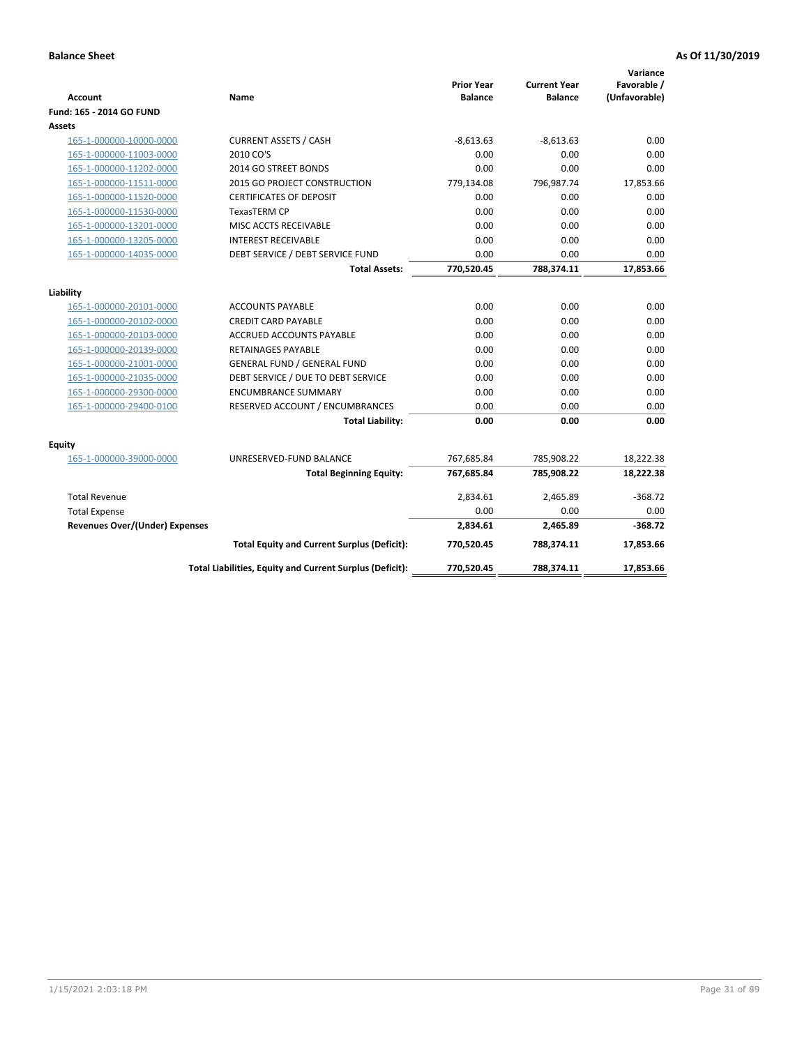**Balance Sheet** **As Of 11/30/2019**

| Account | Name | Prior Year Balance | Current Year Balance | Variance Favorable / (Unfavorable) |
|---|---|---|---|---|
| **Fund: 165 - 2014 GO FUND** | | | | |
| **Assets** | | | | |
| 165-1-000000-10000-0000 | CURRENT ASSETS / CASH | -8,613.63 | -8,613.63 | 0.00 |
| 165-1-000000-11003-0000 | 2010 CO'S | 0.00 | 0.00 | 0.00 |
| 165-1-000000-11202-0000 | 2014 GO STREET BONDS | 0.00 | 0.00 | 0.00 |
| 165-1-000000-11511-0000 | 2015 GO PROJECT CONSTRUCTION | 779,134.08 | 796,987.74 | 17,853.66 |
| 165-1-000000-11520-0000 | CERTIFICATES OF DEPOSIT | 0.00 | 0.00 | 0.00 |
| 165-1-000000-11530-0000 | TexasTERM CP | 0.00 | 0.00 | 0.00 |
| 165-1-000000-13201-0000 | MISC ACCTS RECEIVABLE | 0.00 | 0.00 | 0.00 |
| 165-1-000000-13205-0000 | INTEREST RECEIVABLE | 0.00 | 0.00 | 0.00 |
| 165-1-000000-14035-0000 | DEBT SERVICE / DEBT SERVICE FUND | 0.00 | 0.00 | 0.00 |
| | **Total Assets:** | **770,520.45** | **788,374.11** | **17,853.66** |
| **Liability** | | | | |
| 165-1-000000-20101-0000 | ACCOUNTS PAYABLE | 0.00 | 0.00 | 0.00 |
| 165-1-000000-20102-0000 | CREDIT CARD PAYABLE | 0.00 | 0.00 | 0.00 |
| 165-1-000000-20103-0000 | ACCRUED ACCOUNTS PAYABLE | 0.00 | 0.00 | 0.00 |
| 165-1-000000-20139-0000 | RETAINAGES PAYABLE | 0.00 | 0.00 | 0.00 |
| 165-1-000000-21001-0000 | GENERAL FUND / GENERAL FUND | 0.00 | 0.00 | 0.00 |
| 165-1-000000-21035-0000 | DEBT SERVICE / DUE TO DEBT SERVICE | 0.00 | 0.00 | 0.00 |
| 165-1-000000-29300-0000 | ENCUMBRANCE SUMMARY | 0.00 | 0.00 | 0.00 |
| 165-1-000000-29400-0100 | RESERVED ACCOUNT / ENCUMBRANCES | 0.00 | 0.00 | 0.00 |
| | **Total Liability:** | **0.00** | **0.00** | **0.00** |
| **Equity** | | | | |
| 165-1-000000-39000-0000 | UNRESERVED-FUND BALANCE | 767,685.84 | 785,908.22 | 18,222.38 |
| | **Total Beginning Equity:** | **767,685.84** | **785,908.22** | **18,222.38** |
| Total Revenue | | 2,834.61 | 2,465.89 | -368.72 |
| Total Expense | | 0.00 | 0.00 | 0.00 |
| **Revenues Over/(Under) Expenses** | | **2,834.61** | **2,465.89** | **-368.72** |
| | **Total Equity and Current Surplus (Deficit):** | **770,520.45** | **788,374.11** | **17,853.66** |
| | **Total Liabilities, Equity and Current Surplus (Deficit):** | **770,520.45** | **788,374.11** | **17,853.66** |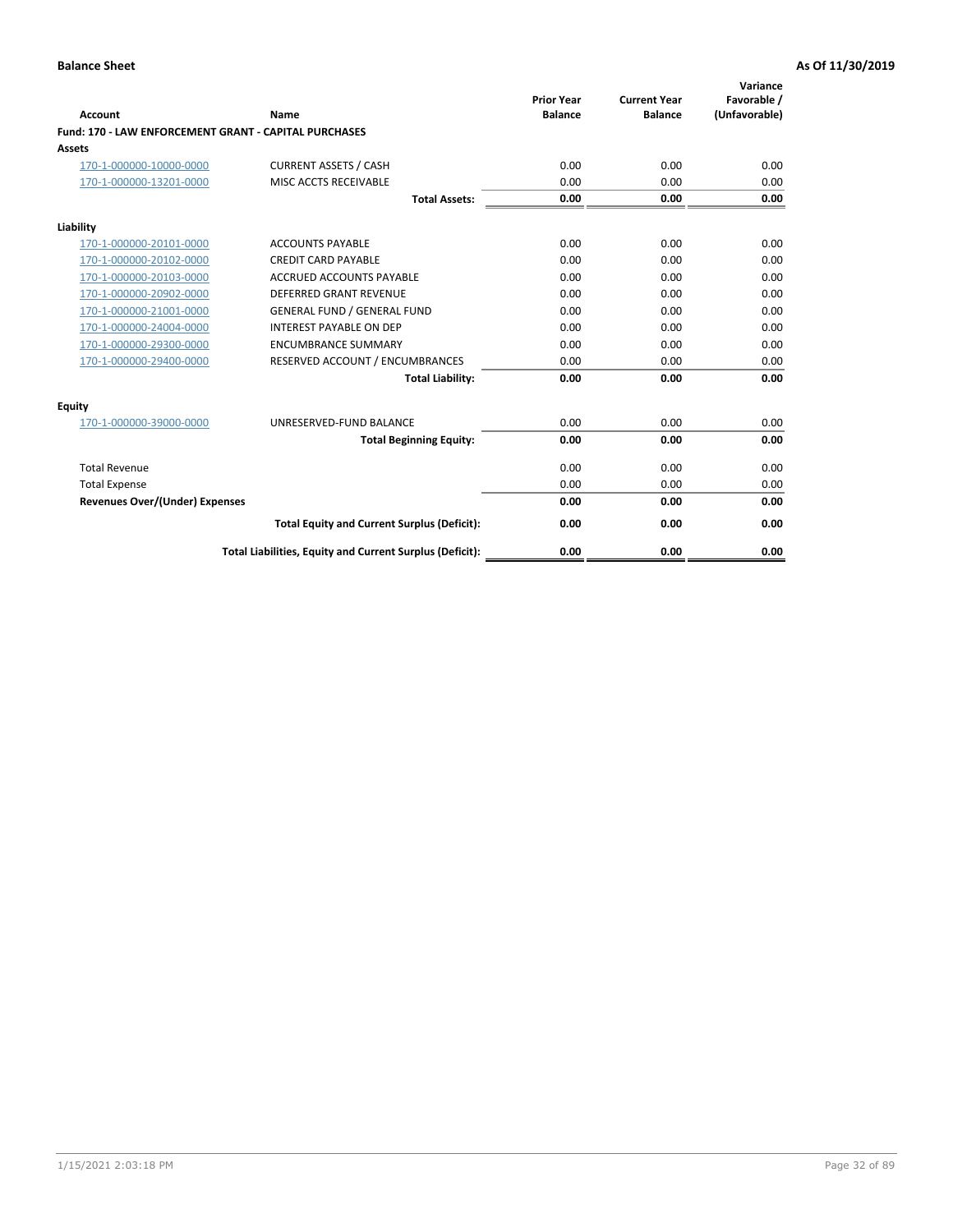**Balance Sheet** **As Of 11/30/2019**

| Account | Name | Prior Year Balance | Current Year Balance | Variance Favorable / (Unfavorable) |
|---|---|---|---|---|
| **Fund: 170 - LAW ENFORCEMENT GRANT - CAPITAL PURCHASES** | | | | |
| **Assets** | | | | |
| 170-1-000000-10000-0000 | CURRENT ASSETS / CASH | 0.00 | 0.00 | 0.00 |
| 170-1-000000-13201-0000 | MISC ACCTS RECEIVABLE | 0.00 | 0.00 | 0.00 |
| | **Total Assets:** | **0.00** | **0.00** | **0.00** |
| **Liability** | | | | |
| 170-1-000000-20101-0000 | ACCOUNTS PAYABLE | 0.00 | 0.00 | 0.00 |
| 170-1-000000-20102-0000 | CREDIT CARD PAYABLE | 0.00 | 0.00 | 0.00 |
| 170-1-000000-20103-0000 | ACCRUED ACCOUNTS PAYABLE | 0.00 | 0.00 | 0.00 |
| 170-1-000000-20902-0000 | DEFERRED GRANT REVENUE | 0.00 | 0.00 | 0.00 |
| 170-1-000000-21001-0000 | GENERAL FUND / GENERAL FUND | 0.00 | 0.00 | 0.00 |
| 170-1-000000-24004-0000 | INTEREST PAYABLE ON DEP | 0.00 | 0.00 | 0.00 |
| 170-1-000000-29300-0000 | ENCUMBRANCE SUMMARY | 0.00 | 0.00 | 0.00 |
| 170-1-000000-29400-0000 | RESERVED ACCOUNT / ENCUMBRANCES | 0.00 | 0.00 | 0.00 |
| | **Total Liability:** | **0.00** | **0.00** | **0.00** |
| **Equity** | | | | |
| 170-1-000000-39000-0000 | UNRESERVED-FUND BALANCE | 0.00 | 0.00 | 0.00 |
| | **Total Beginning Equity:** | **0.00** | **0.00** | **0.00** |
| Total Revenue | | 0.00 | 0.00 | 0.00 |
| Total Expense | | 0.00 | 0.00 | 0.00 |
| **Revenues Over/(Under) Expenses** | | **0.00** | **0.00** | **0.00** |
| | **Total Equity and Current Surplus (Deficit):** | **0.00** | **0.00** | **0.00** |
| | **Total Liabilities, Equity and Current Surplus (Deficit):** | **0.00** | **0.00** | **0.00** |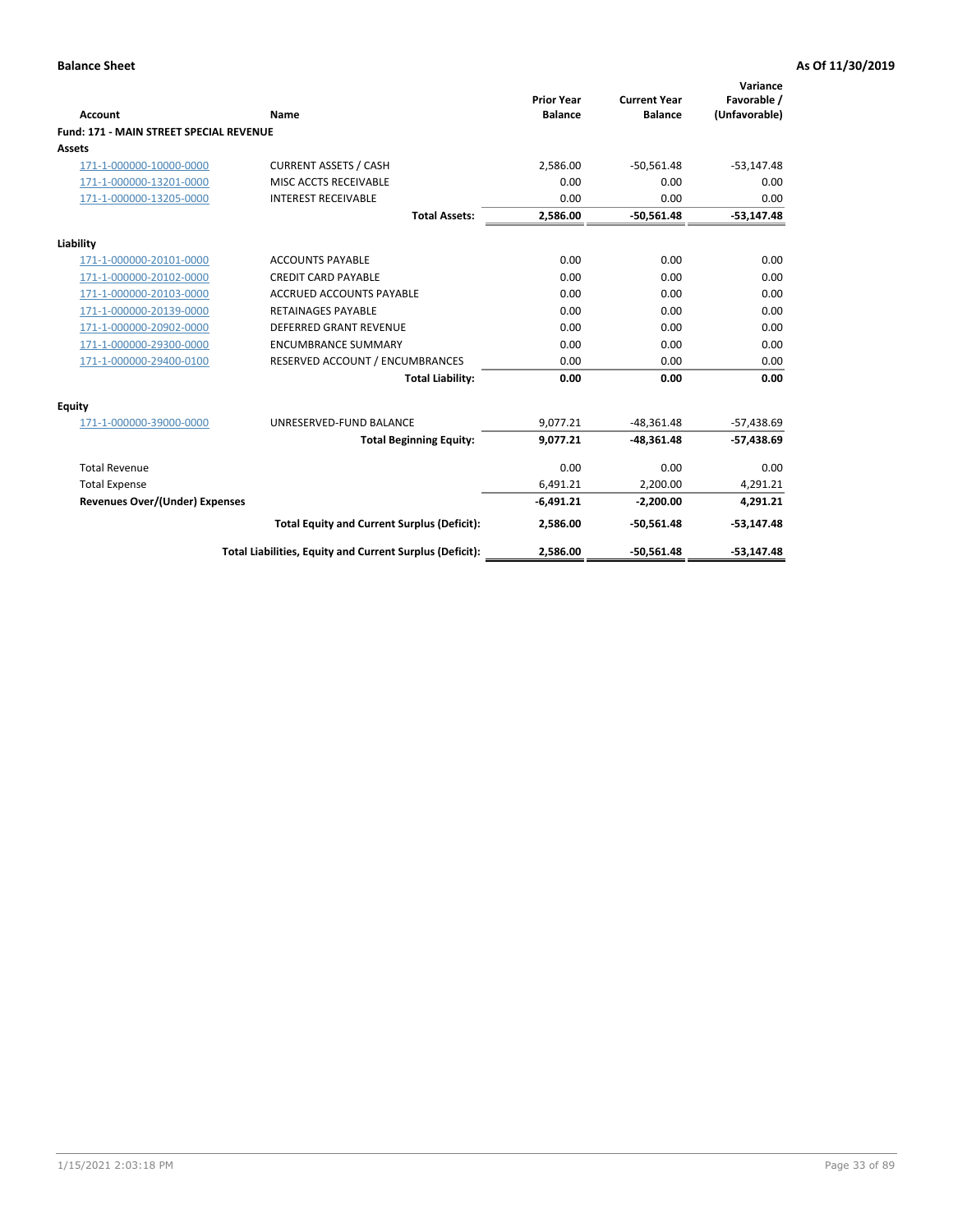**Balance Sheet** **As Of 11/30/2019**

| Account | Name | Prior Year Balance | Current Year Balance | Variance Favorable / (Unfavorable) |
|---|---|---|---|---|
| **Fund: 171 - MAIN STREET SPECIAL REVENUE** | | | | |
| **Assets** | | | | |
| 171-1-000000-10000-0000 | CURRENT ASSETS / CASH | 2,586.00 | -50,561.48 | -53,147.48 |
| 171-1-000000-13201-0000 | MISC ACCTS RECEIVABLE | 0.00 | 0.00 | 0.00 |
| 171-1-000000-13205-0000 | INTEREST RECEIVABLE | 0.00 | 0.00 | 0.00 |
| | **Total Assets:** | **2,586.00** | **-50,561.48** | **-53,147.48** |
| **Liability** | | | | |
| 171-1-000000-20101-0000 | ACCOUNTS PAYABLE | 0.00 | 0.00 | 0.00 |
| 171-1-000000-20102-0000 | CREDIT CARD PAYABLE | 0.00 | 0.00 | 0.00 |
| 171-1-000000-20103-0000 | ACCRUED ACCOUNTS PAYABLE | 0.00 | 0.00 | 0.00 |
| 171-1-000000-20139-0000 | RETAINAGES PAYABLE | 0.00 | 0.00 | 0.00 |
| 171-1-000000-20902-0000 | DEFERRED GRANT REVENUE | 0.00 | 0.00 | 0.00 |
| 171-1-000000-29300-0000 | ENCUMBRANCE SUMMARY | 0.00 | 0.00 | 0.00 |
| 171-1-000000-29400-0100 | RESERVED ACCOUNT / ENCUMBRANCES | 0.00 | 0.00 | 0.00 |
| | **Total Liability:** | **0.00** | **0.00** | **0.00** |
| **Equity** | | | | |
| 171-1-000000-39000-0000 | UNRESERVED-FUND BALANCE | 9,077.21 | -48,361.48 | -57,438.69 |
| | **Total Beginning Equity:** | **9,077.21** | **-48,361.48** | **-57,438.69** |
| Total Revenue | | 0.00 | 0.00 | 0.00 |
| Total Expense | | 6,491.21 | 2,200.00 | 4,291.21 |
| **Revenues Over/(Under) Expenses** | | **-6,491.21** | **-2,200.00** | **4,291.21** |
| | **Total Equity and Current Surplus (Deficit):** | **2,586.00** | **-50,561.48** | **-53,147.48** |
| | **Total Liabilities, Equity and Current Surplus (Deficit):** | **2,586.00** | **-50,561.48** | **-53,147.48** |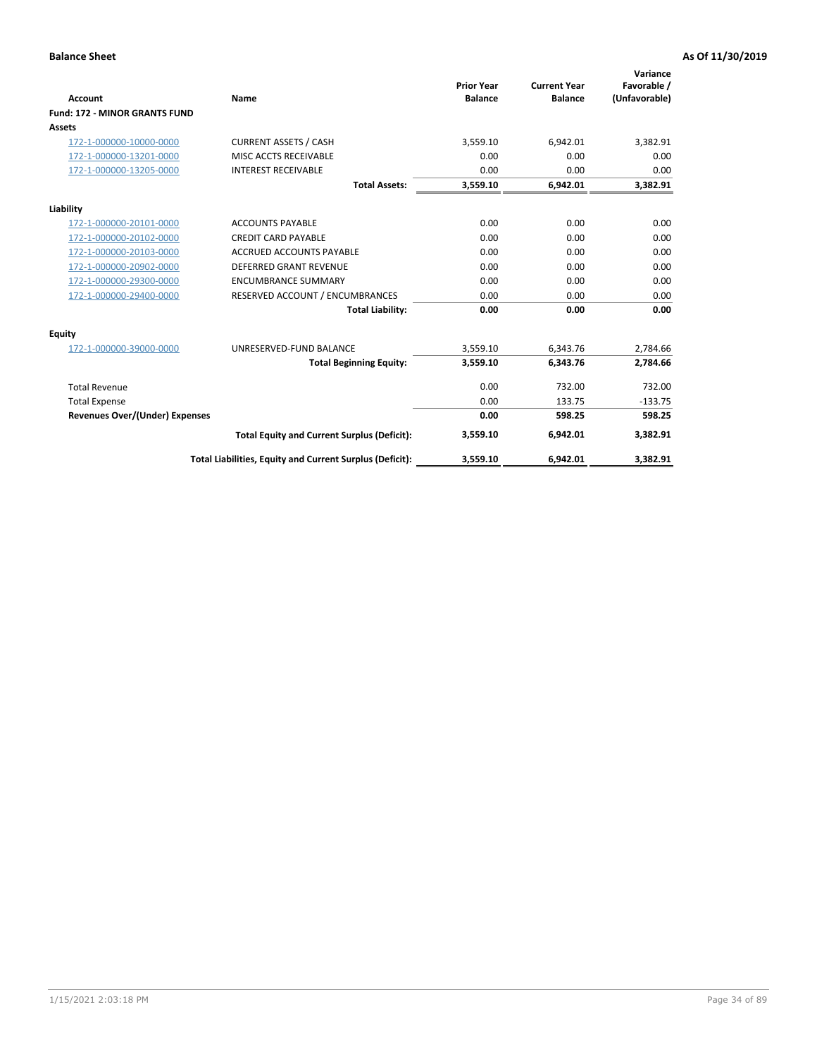**Balance Sheet** | **As Of 11/30/2019**

| Account | Name | Prior Year Balance | Current Year Balance | Variance Favorable / (Unfavorable) |
|---|---|---|---|---|
| **Fund: 172 - MINOR GRANTS FUND** | | | | |
| **Assets** | | | | |
| 172-1-000000-10000-0000 | CURRENT ASSETS / CASH | 3,559.10 | 6,942.01 | 3,382.91 |
| 172-1-000000-13201-0000 | MISC ACCTS RECEIVABLE | 0.00 | 0.00 | 0.00 |
| 172-1-000000-13205-0000 | INTEREST RECEIVABLE | 0.00 | 0.00 | 0.00 |
| | **Total Assets:** | **3,559.10** | **6,942.01** | **3,382.91** |
| **Liability** | | | | |
| 172-1-000000-20101-0000 | ACCOUNTS PAYABLE | 0.00 | 0.00 | 0.00 |
| 172-1-000000-20102-0000 | CREDIT CARD PAYABLE | 0.00 | 0.00 | 0.00 |
| 172-1-000000-20103-0000 | ACCRUED ACCOUNTS PAYABLE | 0.00 | 0.00 | 0.00 |
| 172-1-000000-20902-0000 | DEFERRED GRANT REVENUE | 0.00 | 0.00 | 0.00 |
| 172-1-000000-29300-0000 | ENCUMBRANCE SUMMARY | 0.00 | 0.00 | 0.00 |
| 172-1-000000-29400-0000 | RESERVED ACCOUNT / ENCUMBRANCES | 0.00 | 0.00 | 0.00 |
| | **Total Liability:** | **0.00** | **0.00** | **0.00** |
| **Equity** | | | | |
| 172-1-000000-39000-0000 | UNRESERVED-FUND BALANCE | 3,559.10 | 6,343.76 | 2,784.66 |
| | **Total Beginning Equity:** | **3,559.10** | **6,343.76** | **2,784.66** |
| Total Revenue | | 0.00 | 732.00 | 732.00 |
| Total Expense | | 0.00 | 133.75 | -133.75 |
| **Revenues Over/(Under) Expenses** | | **0.00** | **598.25** | **598.25** |
| | **Total Equity and Current Surplus (Deficit):** | **3,559.10** | **6,942.01** | **3,382.91** |
| | **Total Liabilities, Equity and Current Surplus (Deficit):** | **3,559.10** | **6,942.01** | **3,382.91** |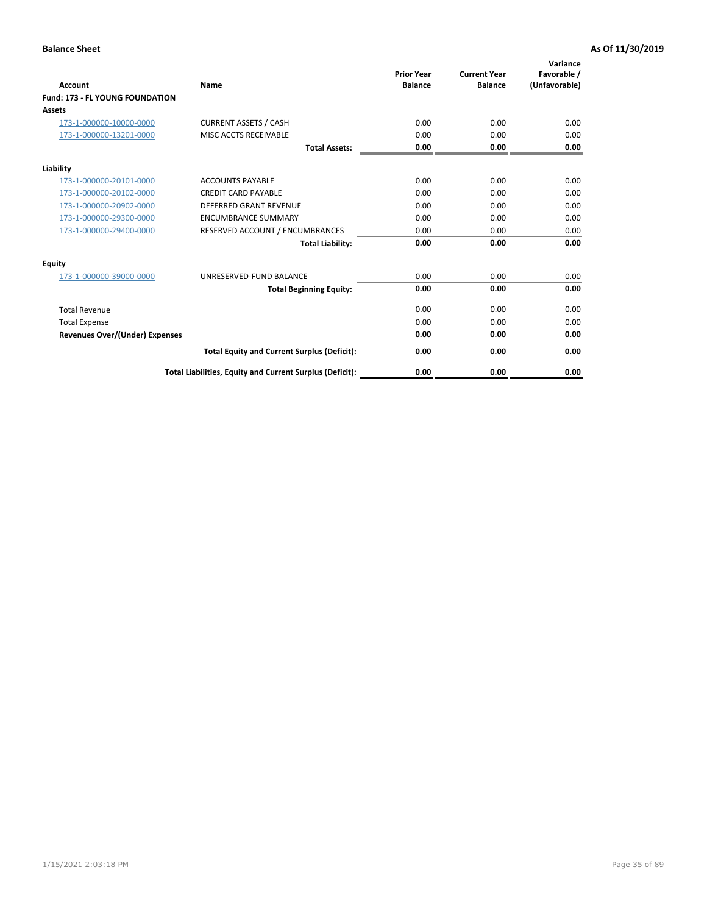**Balance Sheet** **As Of 11/30/2019**

| Account | Name | Prior Year Balance | Current Year Balance | Variance Favorable / (Unfavorable) |
|---|---|---|---|---|
| **Fund: 173 - FL YOUNG FOUNDATION** | | | | |
| **Assets** | | | | |
| 173-1-000000-10000-0000 | CURRENT ASSETS / CASH | 0.00 | 0.00 | 0.00 |
| 173-1-000000-13201-0000 | MISC ACCTS RECEIVABLE | 0.00 | 0.00 | 0.00 |
| | **Total Assets:** | **0.00** | **0.00** | **0.00** |
| **Liability** | | | | |
| 173-1-000000-20101-0000 | ACCOUNTS PAYABLE | 0.00 | 0.00 | 0.00 |
| 173-1-000000-20102-0000 | CREDIT CARD PAYABLE | 0.00 | 0.00 | 0.00 |
| 173-1-000000-20902-0000 | DEFERRED GRANT REVENUE | 0.00 | 0.00 | 0.00 |
| 173-1-000000-29300-0000 | ENCUMBRANCE SUMMARY | 0.00 | 0.00 | 0.00 |
| 173-1-000000-29400-0000 | RESERVED ACCOUNT / ENCUMBRANCES | 0.00 | 0.00 | 0.00 |
| | **Total Liability:** | **0.00** | **0.00** | **0.00** |
| **Equity** | | | | |
| 173-1-000000-39000-0000 | UNRESERVED-FUND BALANCE | 0.00 | 0.00 | 0.00 |
| | **Total Beginning Equity:** | **0.00** | **0.00** | **0.00** |
| Total Revenue | | 0.00 | 0.00 | 0.00 |
| Total Expense | | 0.00 | 0.00 | 0.00 |
| **Revenues Over/(Under) Expenses** | | **0.00** | **0.00** | **0.00** |
| | **Total Equity and Current Surplus (Deficit):** | **0.00** | **0.00** | **0.00** |
| | **Total Liabilities, Equity and Current Surplus (Deficit):** | **0.00** | **0.00** | **0.00** |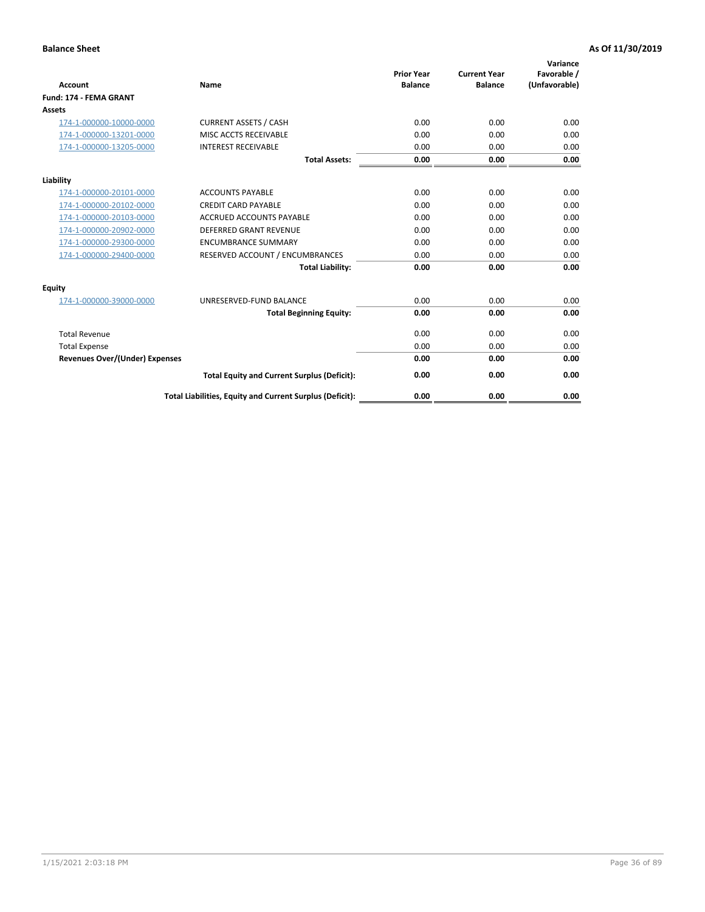**Balance Sheet** **As Of 11/30/2019**

| Account | Name | Prior Year Balance | Current Year Balance | Variance Favorable / (Unfavorable) |
|---|---|---|---|---|
| **Fund: 174 - FEMA GRANT** | | | | |
| **Assets** | | | | |
| 174-1-000000-10000-0000 | CURRENT ASSETS / CASH | 0.00 | 0.00 | 0.00 |
| 174-1-000000-13201-0000 | MISC ACCTS RECEIVABLE | 0.00 | 0.00 | 0.00 |
| 174-1-000000-13205-0000 | INTEREST RECEIVABLE | 0.00 | 0.00 | 0.00 |
| | **Total Assets:** | **0.00** | **0.00** | **0.00** |
| **Liability** | | | | |
| 174-1-000000-20101-0000 | ACCOUNTS PAYABLE | 0.00 | 0.00 | 0.00 |
| 174-1-000000-20102-0000 | CREDIT CARD PAYABLE | 0.00 | 0.00 | 0.00 |
| 174-1-000000-20103-0000 | ACCRUED ACCOUNTS PAYABLE | 0.00 | 0.00 | 0.00 |
| 174-1-000000-20902-0000 | DEFERRED GRANT REVENUE | 0.00 | 0.00 | 0.00 |
| 174-1-000000-29300-0000 | ENCUMBRANCE SUMMARY | 0.00 | 0.00 | 0.00 |
| 174-1-000000-29400-0000 | RESERVED ACCOUNT / ENCUMBRANCES | 0.00 | 0.00 | 0.00 |
| | **Total Liability:** | **0.00** | **0.00** | **0.00** |
| **Equity** | | | | |
| 174-1-000000-39000-0000 | UNRESERVED-FUND BALANCE | 0.00 | 0.00 | 0.00 |
| | **Total Beginning Equity:** | **0.00** | **0.00** | **0.00** |
| Total Revenue | | 0.00 | 0.00 | 0.00 |
| Total Expense | | 0.00 | 0.00 | 0.00 |
| **Revenues Over/(Under) Expenses** | | **0.00** | **0.00** | **0.00** |
| | **Total Equity and Current Surplus (Deficit):** | **0.00** | **0.00** | **0.00** |
| | **Total Liabilities, Equity and Current Surplus (Deficit):** | **0.00** | **0.00** | **0.00** |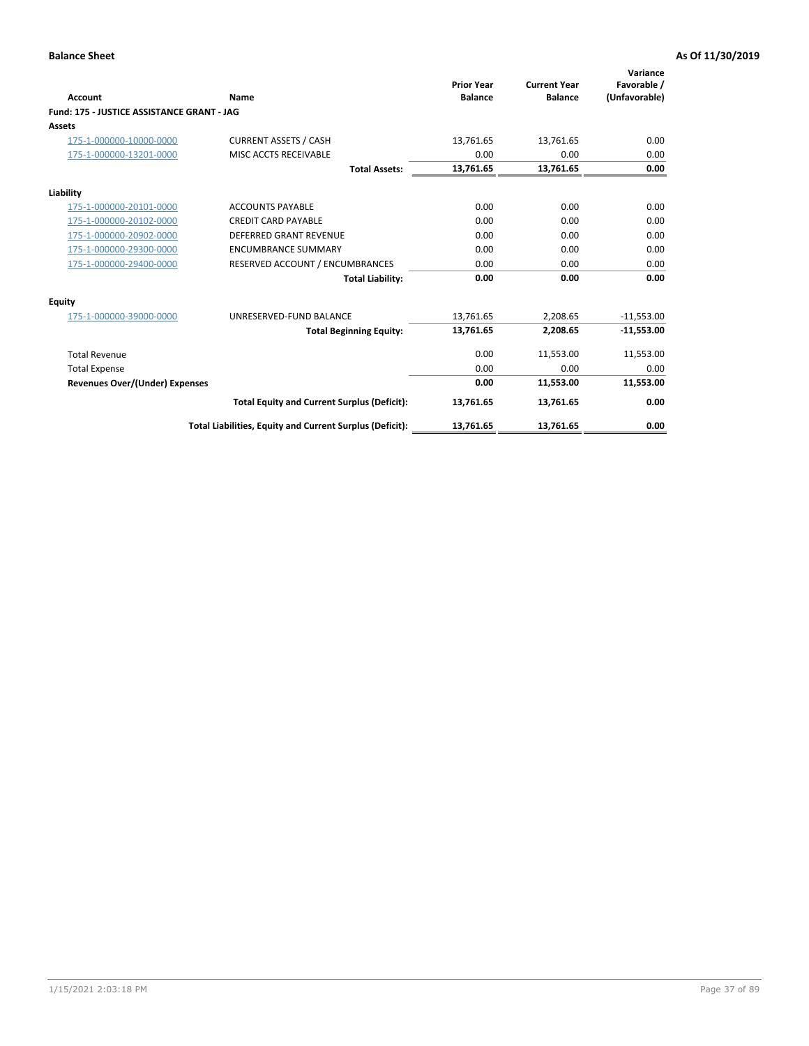**Balance Sheet** | **As Of 11/30/2019**

| Account | Name | Prior Year Balance | Current Year Balance | Variance Favorable / (Unfavorable) |
|---|---|---|---|---|
| **Fund: 175 - JUSTICE ASSISTANCE GRANT - JAG** | | | | |
| **Assets** | | | | |
| 175-1-000000-10000-0000 | CURRENT ASSETS / CASH | 13,761.65 | 13,761.65 | 0.00 |
| 175-1-000000-13201-0000 | MISC ACCTS RECEIVABLE | 0.00 | 0.00 | 0.00 |
| | **Total Assets:** | **13,761.65** | **13,761.65** | **0.00** |
| **Liability** | | | | |
| 175-1-000000-20101-0000 | ACCOUNTS PAYABLE | 0.00 | 0.00 | 0.00 |
| 175-1-000000-20102-0000 | CREDIT CARD PAYABLE | 0.00 | 0.00 | 0.00 |
| 175-1-000000-20902-0000 | DEFERRED GRANT REVENUE | 0.00 | 0.00 | 0.00 |
| 175-1-000000-29300-0000 | ENCUMBRANCE SUMMARY | 0.00 | 0.00 | 0.00 |
| 175-1-000000-29400-0000 | RESERVED ACCOUNT / ENCUMBRANCES | 0.00 | 0.00 | 0.00 |
| | **Total Liability:** | **0.00** | **0.00** | **0.00** |
| **Equity** | | | | |
| 175-1-000000-39000-0000 | UNRESERVED-FUND BALANCE | 13,761.65 | 2,208.65 | -11,553.00 |
| | **Total Beginning Equity:** | **13,761.65** | **2,208.65** | **-11,553.00** |
| Total Revenue | | 0.00 | 11,553.00 | 11,553.00 |
| Total Expense | | 0.00 | 0.00 | 0.00 |
| **Revenues Over/(Under) Expenses** | | **0.00** | **11,553.00** | **11,553.00** |
| | **Total Equity and Current Surplus (Deficit):** | **13,761.65** | **13,761.65** | **0.00** |
| | **Total Liabilities, Equity and Current Surplus (Deficit):** | **13,761.65** | **13,761.65** | **0.00** |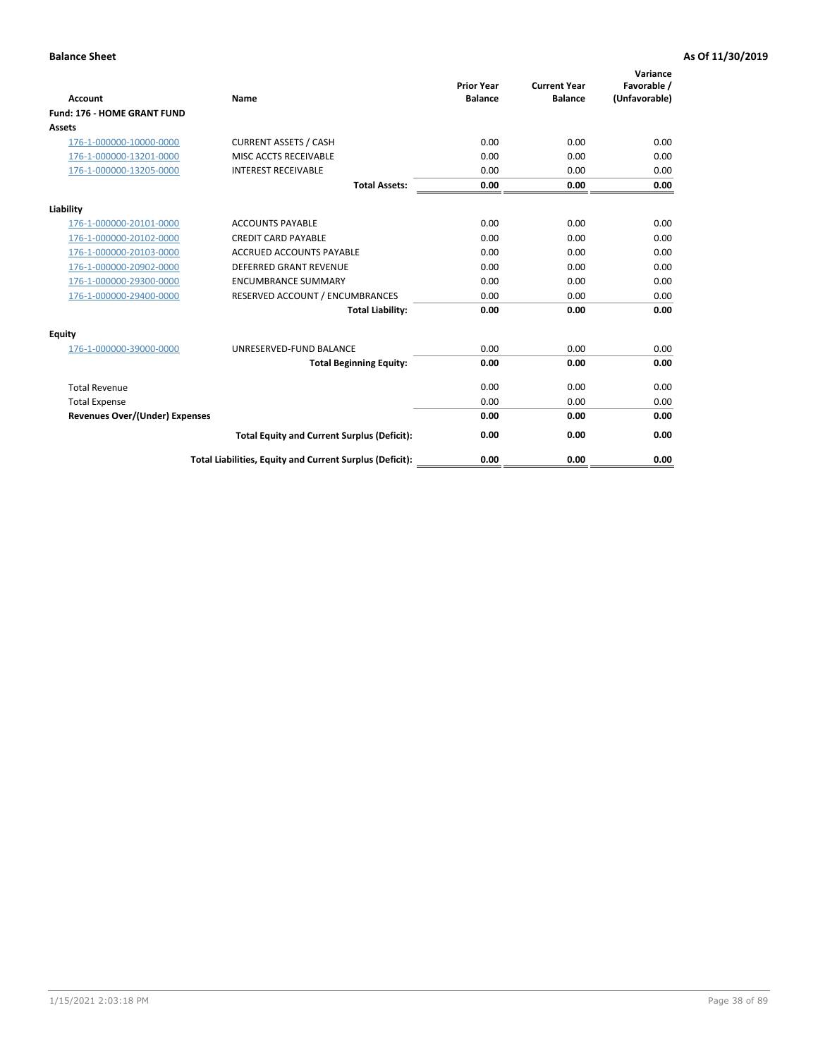**Balance Sheet** | **As Of 11/30/2019**

| Account | Name | Prior Year Balance | Current Year Balance | Variance Favorable / (Unfavorable) |
|---|---|---|---|---|
| **Fund: 176 - HOME GRANT FUND** | | | | |
| **Assets** | | | | |
| 176-1-000000-10000-0000 | CURRENT ASSETS / CASH | 0.00 | 0.00 | 0.00 |
| 176-1-000000-13201-0000 | MISC ACCTS RECEIVABLE | 0.00 | 0.00 | 0.00 |
| 176-1-000000-13205-0000 | INTEREST RECEIVABLE | 0.00 | 0.00 | 0.00 |
| | **Total Assets:** | **0.00** | **0.00** | **0.00** |
| **Liability** | | | | |
| 176-1-000000-20101-0000 | ACCOUNTS PAYABLE | 0.00 | 0.00 | 0.00 |
| 176-1-000000-20102-0000 | CREDIT CARD PAYABLE | 0.00 | 0.00 | 0.00 |
| 176-1-000000-20103-0000 | ACCRUED ACCOUNTS PAYABLE | 0.00 | 0.00 | 0.00 |
| 176-1-000000-20902-0000 | DEFERRED GRANT REVENUE | 0.00 | 0.00 | 0.00 |
| 176-1-000000-29300-0000 | ENCUMBRANCE SUMMARY | 0.00 | 0.00 | 0.00 |
| 176-1-000000-29400-0000 | RESERVED ACCOUNT / ENCUMBRANCES | 0.00 | 0.00 | 0.00 |
| | **Total Liability:** | **0.00** | **0.00** | **0.00** |
| **Equity** | | | | |
| 176-1-000000-39000-0000 | UNRESERVED-FUND BALANCE | 0.00 | 0.00 | 0.00 |
| | **Total Beginning Equity:** | **0.00** | **0.00** | **0.00** |
| Total Revenue | | 0.00 | 0.00 | 0.00 |
| Total Expense | | 0.00 | 0.00 | 0.00 |
| **Revenues Over/(Under) Expenses** | | **0.00** | **0.00** | **0.00** |
| | **Total Equity and Current Surplus (Deficit):** | **0.00** | **0.00** | **0.00** |
| | **Total Liabilities, Equity and Current Surplus (Deficit):** | **0.00** | **0.00** | **0.00** |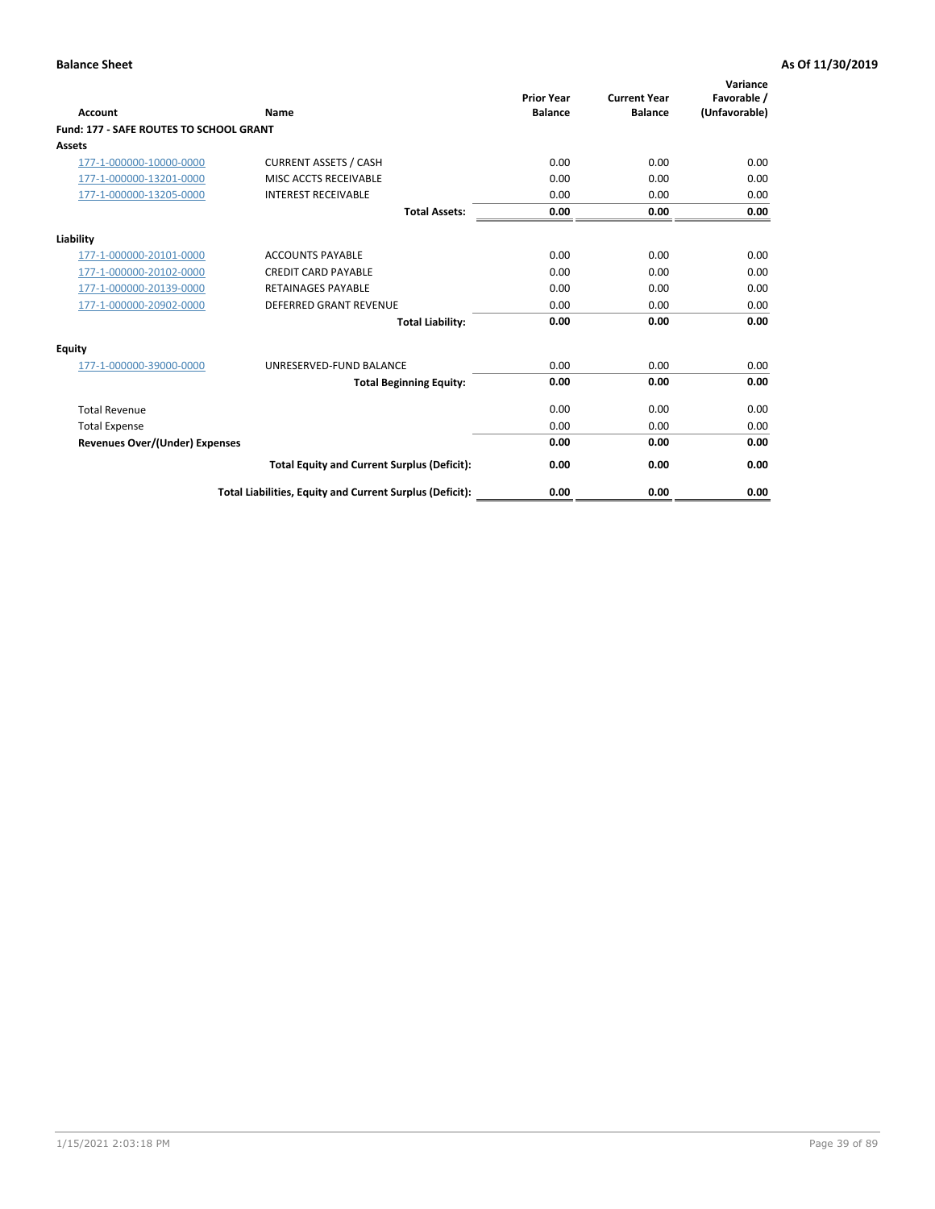**Balance Sheet** — **As Of 11/30/2019**

| Account | Name | Prior Year Balance | Current Year Balance | Variance Favorable / (Unfavorable) |
|---|---|---|---|---|
| **Fund: 177 - SAFE ROUTES TO SCHOOL GRANT** | | | | |
| **Assets** | | | | |
| 177-1-000000-10000-0000 | CURRENT ASSETS / CASH | 0.00 | 0.00 | 0.00 |
| 177-1-000000-13201-0000 | MISC ACCTS RECEIVABLE | 0.00 | 0.00 | 0.00 |
| 177-1-000000-13205-0000 | INTEREST RECEIVABLE | 0.00 | 0.00 | 0.00 |
| | **Total Assets:** | **0.00** | **0.00** | **0.00** |
| **Liability** | | | | |
| 177-1-000000-20101-0000 | ACCOUNTS PAYABLE | 0.00 | 0.00 | 0.00 |
| 177-1-000000-20102-0000 | CREDIT CARD PAYABLE | 0.00 | 0.00 | 0.00 |
| 177-1-000000-20139-0000 | RETAINAGES PAYABLE | 0.00 | 0.00 | 0.00 |
| 177-1-000000-20902-0000 | DEFERRED GRANT REVENUE | 0.00 | 0.00 | 0.00 |
| | **Total Liability:** | **0.00** | **0.00** | **0.00** |
| **Equity** | | | | |
| 177-1-000000-39000-0000 | UNRESERVED-FUND BALANCE | 0.00 | 0.00 | 0.00 |
| | **Total Beginning Equity:** | **0.00** | **0.00** | **0.00** |
| Total Revenue | | 0.00 | 0.00 | 0.00 |
| Total Expense | | 0.00 | 0.00 | 0.00 |
| **Revenues Over/(Under) Expenses** | | **0.00** | **0.00** | **0.00** |
| | **Total Equity and Current Surplus (Deficit):** | **0.00** | **0.00** | **0.00** |
| | **Total Liabilities, Equity and Current Surplus (Deficit):** | **0.00** | **0.00** | **0.00** |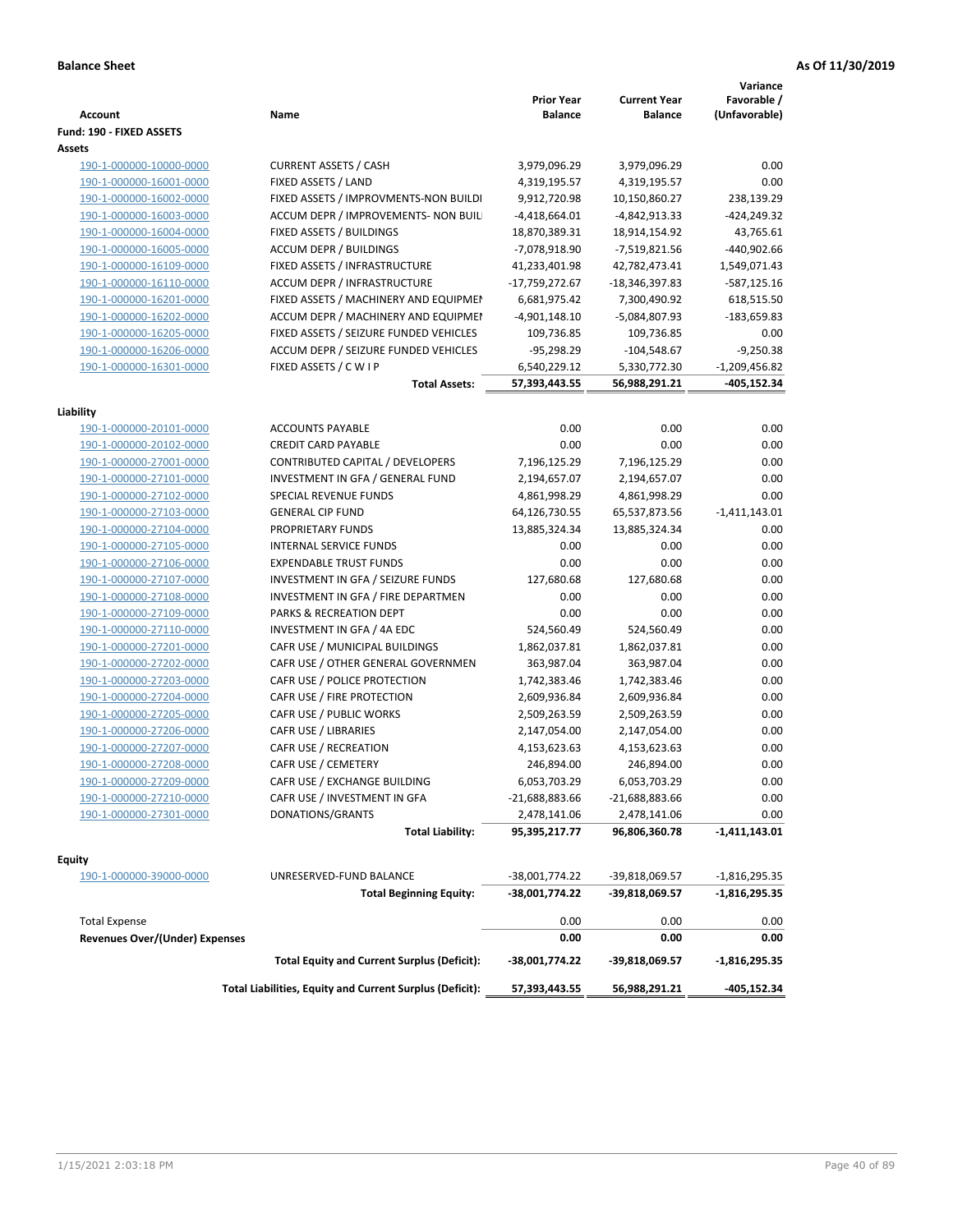**Balance Sheet** **As Of 11/30/2019**

| Account | Name | Prior Year Balance | Current Year Balance | Variance Favorable / (Unfavorable) |
|---|---|---|---|---|
| **Fund: 190 - FIXED ASSETS** | | | | |
| **Assets** | | | | |
| 190-1-000000-10000-0000 | CURRENT ASSETS / CASH | 3,979,096.29 | 3,979,096.29 | 0.00 |
| 190-1-000000-16001-0000 | FIXED ASSETS / LAND | 4,319,195.57 | 4,319,195.57 | 0.00 |
| 190-1-000000-16002-0000 | FIXED ASSETS / IMPROVMENTS-NON BUILDI | 9,912,720.98 | 10,150,860.27 | 238,139.29 |
| 190-1-000000-16003-0000 | ACCUM DEPR / IMPROVEMENTS- NON BUIL | -4,418,664.01 | -4,842,913.33 | -424,249.32 |
| 190-1-000000-16004-0000 | FIXED ASSETS / BUILDINGS | 18,870,389.31 | 18,914,154.92 | 43,765.61 |
| 190-1-000000-16005-0000 | ACCUM DEPR / BUILDINGS | -7,078,918.90 | -7,519,821.56 | -440,902.66 |
| 190-1-000000-16109-0000 | FIXED ASSETS / INFRASTRUCTURE | 41,233,401.98 | 42,782,473.41 | 1,549,071.43 |
| 190-1-000000-16110-0000 | ACCUM DEPR / INFRASTRUCTURE | -17,759,272.67 | -18,346,397.83 | -587,125.16 |
| 190-1-000000-16201-0000 | FIXED ASSETS / MACHINERY AND EQUIPMEI | 6,681,975.42 | 7,300,490.92 | 618,515.50 |
| 190-1-000000-16202-0000 | ACCUM DEPR / MACHINERY AND EQUIPMEI | -4,901,148.10 | -5,084,807.93 | -183,659.83 |
| 190-1-000000-16205-0000 | FIXED ASSETS / SEIZURE FUNDED VEHICLES | 109,736.85 | 109,736.85 | 0.00 |
| 190-1-000000-16206-0000 | ACCUM DEPR / SEIZURE FUNDED VEHICLES | -95,298.29 | -104,548.67 | -9,250.38 |
| 190-1-000000-16301-0000 | FIXED ASSETS / C W I P | 6,540,229.12 | 5,330,772.30 | -1,209,456.82 |
| | **Total Assets:** | **57,393,443.55** | **56,988,291.21** | **-405,152.34** |
| **Liability** | | | | |
| 190-1-000000-20101-0000 | ACCOUNTS PAYABLE | 0.00 | 0.00 | 0.00 |
| 190-1-000000-20102-0000 | CREDIT CARD PAYABLE | 0.00 | 0.00 | 0.00 |
| 190-1-000000-27001-0000 | CONTRIBUTED CAPITAL / DEVELOPERS | 7,196,125.29 | 7,196,125.29 | 0.00 |
| 190-1-000000-27101-0000 | INVESTMENT IN GFA / GENERAL FUND | 2,194,657.07 | 2,194,657.07 | 0.00 |
| 190-1-000000-27102-0000 | SPECIAL REVENUE FUNDS | 4,861,998.29 | 4,861,998.29 | 0.00 |
| 190-1-000000-27103-0000 | GENERAL CIP FUND | 64,126,730.55 | 65,537,873.56 | -1,411,143.01 |
| 190-1-000000-27104-0000 | PROPRIETARY FUNDS | 13,885,324.34 | 13,885,324.34 | 0.00 |
| 190-1-000000-27105-0000 | INTERNAL SERVICE FUNDS | 0.00 | 0.00 | 0.00 |
| 190-1-000000-27106-0000 | EXPENDABLE TRUST FUNDS | 0.00 | 0.00 | 0.00 |
| 190-1-000000-27107-0000 | INVESTMENT IN GFA / SEIZURE FUNDS | 127,680.68 | 127,680.68 | 0.00 |
| 190-1-000000-27108-0000 | INVESTMENT IN GFA / FIRE DEPARTMEN | 0.00 | 0.00 | 0.00 |
| 190-1-000000-27109-0000 | PARKS & RECREATION DEPT | 0.00 | 0.00 | 0.00 |
| 190-1-000000-27110-0000 | INVESTMENT IN GFA / 4A EDC | 524,560.49 | 524,560.49 | 0.00 |
| 190-1-000000-27201-0000 | CAFR USE / MUNICIPAL BUILDINGS | 1,862,037.81 | 1,862,037.81 | 0.00 |
| 190-1-000000-27202-0000 | CAFR USE / OTHER GENERAL GOVERNMEN | 363,987.04 | 363,987.04 | 0.00 |
| 190-1-000000-27203-0000 | CAFR USE / POLICE PROTECTION | 1,742,383.46 | 1,742,383.46 | 0.00 |
| 190-1-000000-27204-0000 | CAFR USE / FIRE PROTECTION | 2,609,936.84 | 2,609,936.84 | 0.00 |
| 190-1-000000-27205-0000 | CAFR USE / PUBLIC WORKS | 2,509,263.59 | 2,509,263.59 | 0.00 |
| 190-1-000000-27206-0000 | CAFR USE / LIBRARIES | 2,147,054.00 | 2,147,054.00 | 0.00 |
| 190-1-000000-27207-0000 | CAFR USE / RECREATION | 4,153,623.63 | 4,153,623.63 | 0.00 |
| 190-1-000000-27208-0000 | CAFR USE / CEMETERY | 246,894.00 | 246,894.00 | 0.00 |
| 190-1-000000-27209-0000 | CAFR USE / EXCHANGE BUILDING | 6,053,703.29 | 6,053,703.29 | 0.00 |
| 190-1-000000-27210-0000 | CAFR USE / INVESTMENT IN GFA | -21,688,883.66 | -21,688,883.66 | 0.00 |
| 190-1-000000-27301-0000 | DONATIONS/GRANTS | 2,478,141.06 | 2,478,141.06 | 0.00 |
| | **Total Liability:** | **95,395,217.77** | **96,806,360.78** | **-1,411,143.01** |
| **Equity** | | | | |
| 190-1-000000-39000-0000 | UNRESERVED-FUND BALANCE | -38,001,774.22 | -39,818,069.57 | -1,816,295.35 |
| | **Total Beginning Equity:** | **-38,001,774.22** | **-39,818,069.57** | **-1,816,295.35** |
| Total Expense | | 0.00 | 0.00 | 0.00 |
| **Revenues Over/(Under) Expenses** | | **0.00** | **0.00** | **0.00** |
| | **Total Equity and Current Surplus (Deficit):** | **-38,001,774.22** | **-39,818,069.57** | **-1,816,295.35** |
| | **Total Liabilities, Equity and Current Surplus (Deficit):** | **57,393,443.55** | **56,988,291.21** | **-405,152.34** |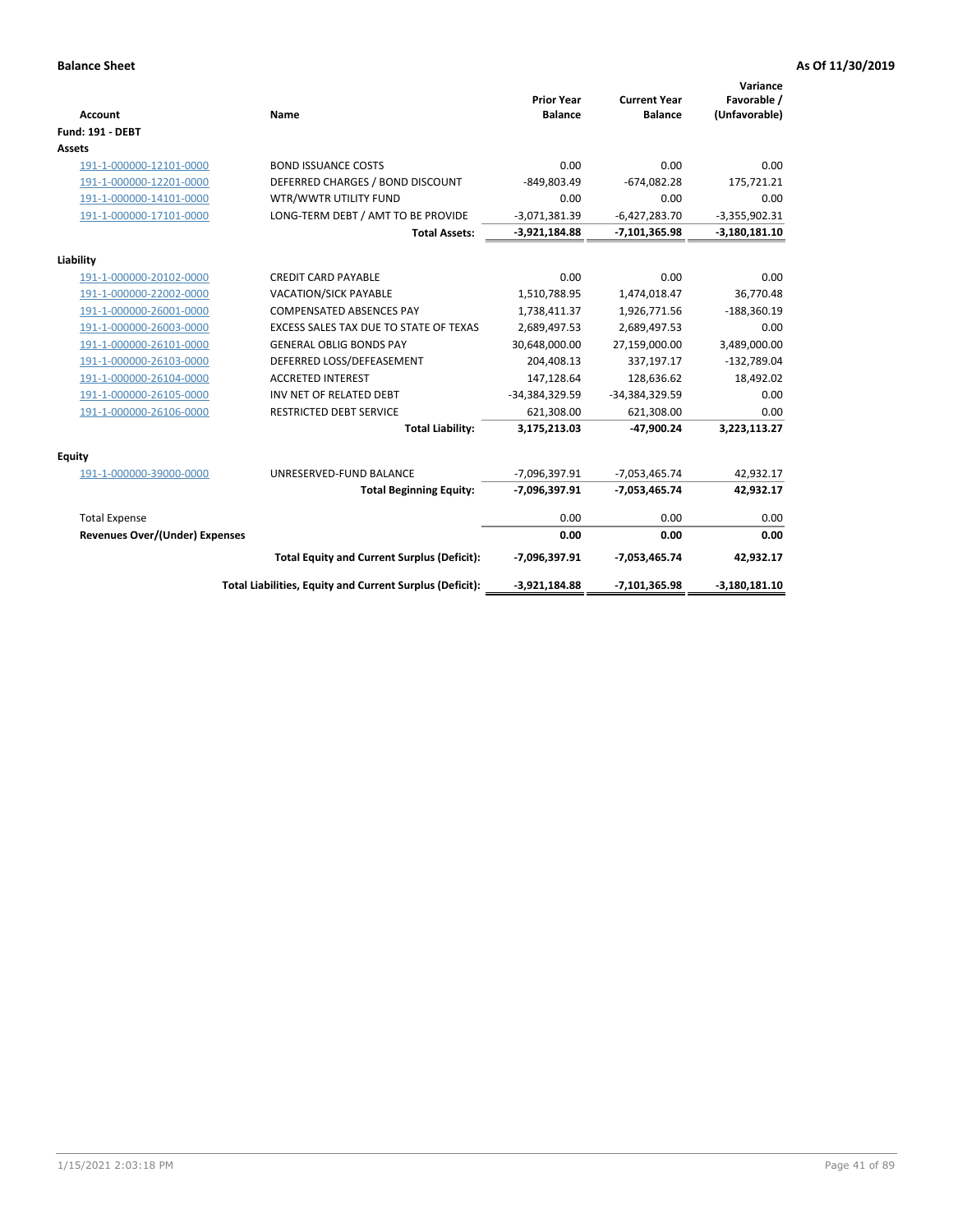**Balance Sheet** — As Of 11/30/2019

| Account | Name | Prior Year Balance | Current Year Balance | Variance Favorable / (Unfavorable) |
|---|---|---|---|---|
| **Fund: 191 - DEBT** | | | | |
| **Assets** | | | | |
| 191-1-000000-12101-0000 | BOND ISSUANCE COSTS | 0.00 | 0.00 | 0.00 |
| 191-1-000000-12201-0000 | DEFERRED CHARGES / BOND DISCOUNT | -849,803.49 | -674,082.28 | 175,721.21 |
| 191-1-000000-14101-0000 | WTR/WWTR UTILITY FUND | 0.00 | 0.00 | 0.00 |
| 191-1-000000-17101-0000 | LONG-TERM DEBT / AMT TO BE PROVIDE | -3,071,381.39 | -6,427,283.70 | -3,355,902.31 |
| | **Total Assets:** | **-3,921,184.88** | **-7,101,365.98** | **-3,180,181.10** |
| **Liability** | | | | |
| 191-1-000000-20102-0000 | CREDIT CARD PAYABLE | 0.00 | 0.00 | 0.00 |
| 191-1-000000-22002-0000 | VACATION/SICK PAYABLE | 1,510,788.95 | 1,474,018.47 | 36,770.48 |
| 191-1-000000-26001-0000 | COMPENSATED ABSENCES PAY | 1,738,411.37 | 1,926,771.56 | -188,360.19 |
| 191-1-000000-26003-0000 | EXCESS SALES TAX DUE TO STATE OF TEXAS | 2,689,497.53 | 2,689,497.53 | 0.00 |
| 191-1-000000-26101-0000 | GENERAL OBLIG BONDS PAY | 30,648,000.00 | 27,159,000.00 | 3,489,000.00 |
| 191-1-000000-26103-0000 | DEFERRED LOSS/DEFEASEMENT | 204,408.13 | 337,197.17 | -132,789.04 |
| 191-1-000000-26104-0000 | ACCRETED INTEREST | 147,128.64 | 128,636.62 | 18,492.02 |
| 191-1-000000-26105-0000 | INV NET OF RELATED DEBT | -34,384,329.59 | -34,384,329.59 | 0.00 |
| 191-1-000000-26106-0000 | RESTRICTED DEBT SERVICE | 621,308.00 | 621,308.00 | 0.00 |
| | **Total Liability:** | **3,175,213.03** | **-47,900.24** | **3,223,113.27** |
| **Equity** | | | | |
| 191-1-000000-39000-0000 | UNRESERVED-FUND BALANCE | -7,096,397.91 | -7,053,465.74 | 42,932.17 |
| | **Total Beginning Equity:** | **-7,096,397.91** | **-7,053,465.74** | **42,932.17** |
| Total Expense | | 0.00 | 0.00 | 0.00 |
| **Revenues Over/(Under) Expenses** | | **0.00** | **0.00** | **0.00** |
| | **Total Equity and Current Surplus (Deficit):** | **-7,096,397.91** | **-7,053,465.74** | **42,932.17** |
| | **Total Liabilities, Equity and Current Surplus (Deficit):** | **-3,921,184.88** | **-7,101,365.98** | **-3,180,181.10** |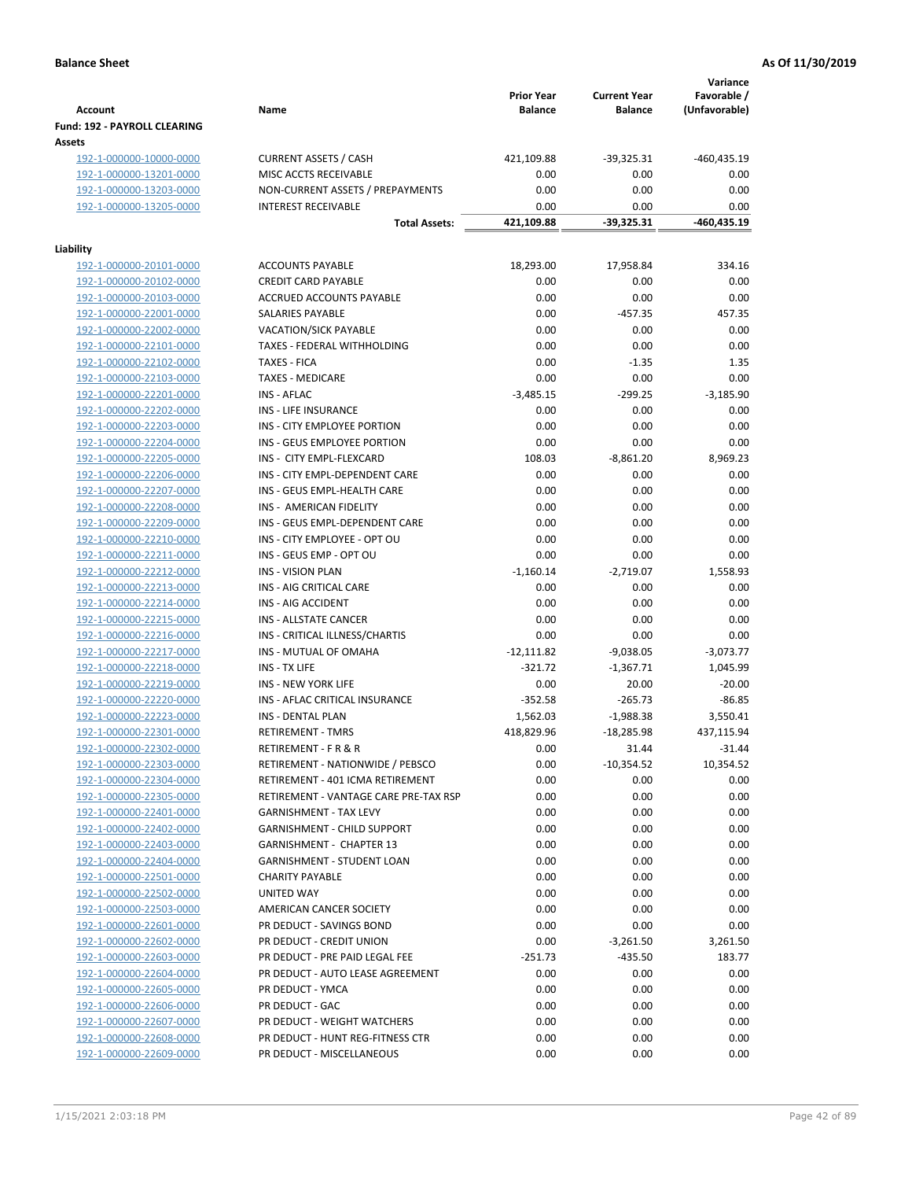**Balance Sheet** **As Of 11/30/2019**

| Account | Name | Prior Year Balance | Current Year Balance | Variance Favorable / (Unfavorable) |
|---|---|---|---|---|
| **Fund: 192 - PAYROLL CLEARING** | | | | |
| **Assets** | | | | |
| 192-1-000000-10000-0000 | CURRENT ASSETS / CASH | 421,109.88 | -39,325.31 | -460,435.19 |
| 192-1-000000-13201-0000 | MISC ACCTS RECEIVABLE | 0.00 | 0.00 | 0.00 |
| 192-1-000000-13203-0000 | NON-CURRENT ASSETS / PREPAYMENTS | 0.00 | 0.00 | 0.00 |
| 192-1-000000-13205-0000 | INTEREST RECEIVABLE | 0.00 | 0.00 | 0.00 |
| | **Total Assets:** | **421,109.88** | **-39,325.31** | **-460,435.19** |
| **Liability** | | | | |
| 192-1-000000-20101-0000 | ACCOUNTS PAYABLE | 18,293.00 | 17,958.84 | 334.16 |
| 192-1-000000-20102-0000 | CREDIT CARD PAYABLE | 0.00 | 0.00 | 0.00 |
| 192-1-000000-20103-0000 | ACCRUED ACCOUNTS PAYABLE | 0.00 | 0.00 | 0.00 |
| 192-1-000000-22001-0000 | SALARIES PAYABLE | 0.00 | -457.35 | 457.35 |
| 192-1-000000-22002-0000 | VACATION/SICK PAYABLE | 0.00 | 0.00 | 0.00 |
| 192-1-000000-22101-0000 | TAXES - FEDERAL WITHHOLDING | 0.00 | 0.00 | 0.00 |
| 192-1-000000-22102-0000 | TAXES - FICA | 0.00 | -1.35 | 1.35 |
| 192-1-000000-22103-0000 | TAXES - MEDICARE | 0.00 | 0.00 | 0.00 |
| 192-1-000000-22201-0000 | INS - AFLAC | -3,485.15 | -299.25 | -3,185.90 |
| 192-1-000000-22202-0000 | INS - LIFE INSURANCE | 0.00 | 0.00 | 0.00 |
| 192-1-000000-22203-0000 | INS - CITY EMPLOYEE PORTION | 0.00 | 0.00 | 0.00 |
| 192-1-000000-22204-0000 | INS - GEUS EMPLOYEE PORTION | 0.00 | 0.00 | 0.00 |
| 192-1-000000-22205-0000 | INS - CITY EMPL-FLEXCARD | 108.03 | -8,861.20 | 8,969.23 |
| 192-1-000000-22206-0000 | INS - CITY EMPL-DEPENDENT CARE | 0.00 | 0.00 | 0.00 |
| 192-1-000000-22207-0000 | INS - GEUS EMPL-HEALTH CARE | 0.00 | 0.00 | 0.00 |
| 192-1-000000-22208-0000 | INS - AMERICAN FIDELITY | 0.00 | 0.00 | 0.00 |
| 192-1-000000-22209-0000 | INS - GEUS EMPL-DEPENDENT CARE | 0.00 | 0.00 | 0.00 |
| 192-1-000000-22210-0000 | INS - CITY EMPLOYEE - OPT OU | 0.00 | 0.00 | 0.00 |
| 192-1-000000-22211-0000 | INS - GEUS EMP - OPT OU | 0.00 | 0.00 | 0.00 |
| 192-1-000000-22212-0000 | INS - VISION PLAN | -1,160.14 | -2,719.07 | 1,558.93 |
| 192-1-000000-22213-0000 | INS - AIG CRITICAL CARE | 0.00 | 0.00 | 0.00 |
| 192-1-000000-22214-0000 | INS - AIG ACCIDENT | 0.00 | 0.00 | 0.00 |
| 192-1-000000-22215-0000 | INS - ALLSTATE CANCER | 0.00 | 0.00 | 0.00 |
| 192-1-000000-22216-0000 | INS - CRITICAL ILLNESS/CHARTIS | 0.00 | 0.00 | 0.00 |
| 192-1-000000-22217-0000 | INS - MUTUAL OF OMAHA | -12,111.82 | -9,038.05 | -3,073.77 |
| 192-1-000000-22218-0000 | INS - TX LIFE | -321.72 | -1,367.71 | 1,045.99 |
| 192-1-000000-22219-0000 | INS - NEW YORK LIFE | 0.00 | 20.00 | -20.00 |
| 192-1-000000-22220-0000 | INS - AFLAC CRITICAL INSURANCE | -352.58 | -265.73 | -86.85 |
| 192-1-000000-22223-0000 | INS - DENTAL PLAN | 1,562.03 | -1,988.38 | 3,550.41 |
| 192-1-000000-22301-0000 | RETIREMENT - TMRS | 418,829.96 | -18,285.98 | 437,115.94 |
| 192-1-000000-22302-0000 | RETIREMENT - F R & R | 0.00 | 31.44 | -31.44 |
| 192-1-000000-22303-0000 | RETIREMENT - NATIONWIDE / PEBSCO | 0.00 | -10,354.52 | 10,354.52 |
| 192-1-000000-22304-0000 | RETIREMENT - 401 ICMA RETIREMENT | 0.00 | 0.00 | 0.00 |
| 192-1-000000-22305-0000 | RETIREMENT - VANTAGE CARE PRE-TAX RSP | 0.00 | 0.00 | 0.00 |
| 192-1-000000-22401-0000 | GARNISHMENT - TAX LEVY | 0.00 | 0.00 | 0.00 |
| 192-1-000000-22402-0000 | GARNISHMENT - CHILD SUPPORT | 0.00 | 0.00 | 0.00 |
| 192-1-000000-22403-0000 | GARNISHMENT - CHAPTER 13 | 0.00 | 0.00 | 0.00 |
| 192-1-000000-22404-0000 | GARNISHMENT - STUDENT LOAN | 0.00 | 0.00 | 0.00 |
| 192-1-000000-22501-0000 | CHARITY PAYABLE | 0.00 | 0.00 | 0.00 |
| 192-1-000000-22502-0000 | UNITED WAY | 0.00 | 0.00 | 0.00 |
| 192-1-000000-22503-0000 | AMERICAN CANCER SOCIETY | 0.00 | 0.00 | 0.00 |
| 192-1-000000-22601-0000 | PR DEDUCT - SAVINGS BOND | 0.00 | 0.00 | 0.00 |
| 192-1-000000-22602-0000 | PR DEDUCT - CREDIT UNION | 0.00 | -3,261.50 | 3,261.50 |
| 192-1-000000-22603-0000 | PR DEDUCT - PRE PAID LEGAL FEE | -251.73 | -435.50 | 183.77 |
| 192-1-000000-22604-0000 | PR DEDUCT - AUTO LEASE AGREEMENT | 0.00 | 0.00 | 0.00 |
| 192-1-000000-22605-0000 | PR DEDUCT - YMCA | 0.00 | 0.00 | 0.00 |
| 192-1-000000-22606-0000 | PR DEDUCT - GAC | 0.00 | 0.00 | 0.00 |
| 192-1-000000-22607-0000 | PR DEDUCT - WEIGHT WATCHERS | 0.00 | 0.00 | 0.00 |
| 192-1-000000-22608-0000 | PR DEDUCT - HUNT REG-FITNESS CTR | 0.00 | 0.00 | 0.00 |
| 192-1-000000-22609-0000 | PR DEDUCT - MISCELLANEOUS | 0.00 | 0.00 | 0.00 |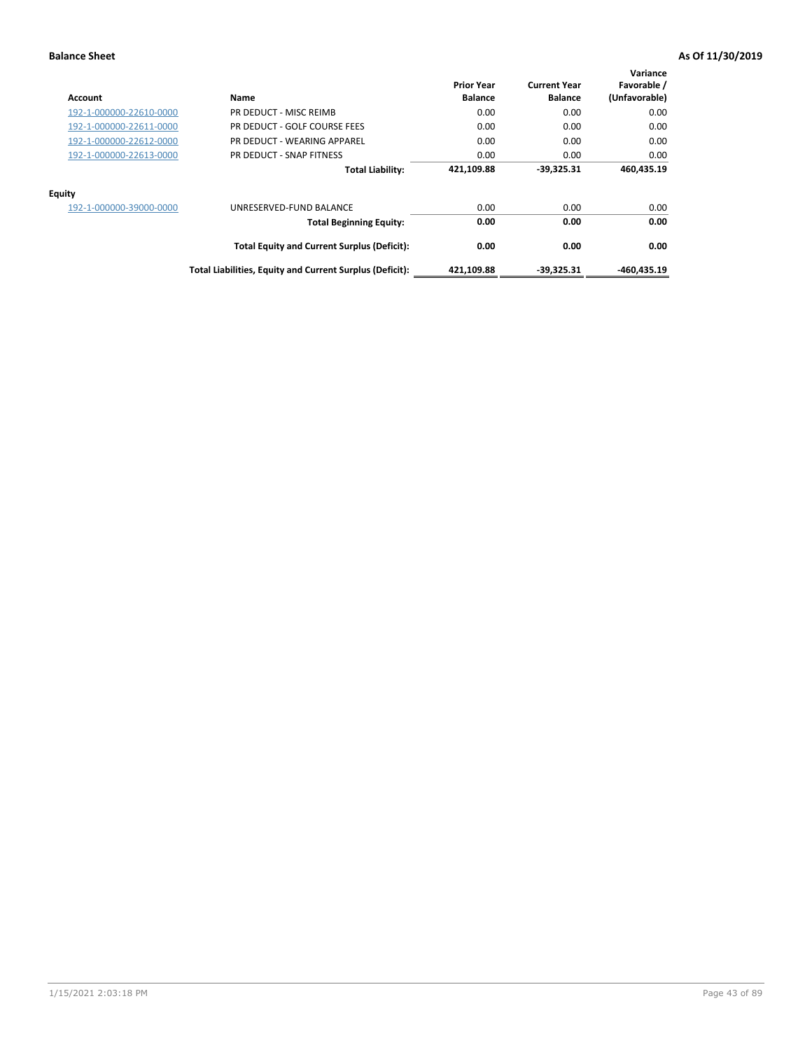**Balance Sheet** **As Of 11/30/2019**

| Account | Name | Prior Year Balance | Current Year Balance | Variance Favorable / (Unfavorable) |
|---|---|---|---|---|
| 192-1-000000-22610-0000 | PR DEDUCT - MISC REIMB | 0.00 | 0.00 | 0.00 |
| 192-1-000000-22611-0000 | PR DEDUCT - GOLF COURSE FEES | 0.00 | 0.00 | 0.00 |
| 192-1-000000-22612-0000 | PR DEDUCT - WEARING APPAREL | 0.00 | 0.00 | 0.00 |
| 192-1-000000-22613-0000 | PR DEDUCT - SNAP FITNESS | 0.00 | 0.00 | 0.00 |
| | **Total Liability:** | **421,109.88** | **-39,325.31** | **460,435.19** |
| **Equity** | | | | |
| 192-1-000000-39000-0000 | UNRESERVED-FUND BALANCE | 0.00 | 0.00 | 0.00 |
| | **Total Beginning Equity:** | **0.00** | **0.00** | **0.00** |
| | **Total Equity and Current Surplus (Deficit):** | **0.00** | **0.00** | **0.00** |
| | **Total Liabilities, Equity and Current Surplus (Deficit):** | **421,109.88** | **-39,325.31** | **-460,435.19** |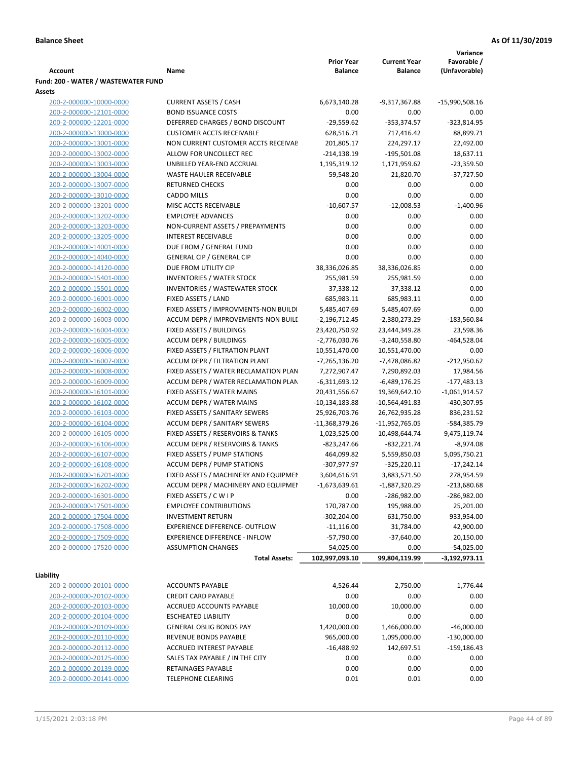**Balance Sheet** | **As Of 11/30/2019**

| Account | Name | Prior Year Balance | Current Year Balance | Variance Favorable / (Unfavorable) |
|---|---|---|---|---|
| **Fund: 200 - WATER / WASTEWATER FUND** | | | | |
| **Assets** | | | | |
| 200-2-000000-10000-0000 | CURRENT ASSETS / CASH | 6,673,140.28 | -9,317,367.88 | -15,990,508.16 |
| 200-2-000000-12101-0000 | BOND ISSUANCE COSTS | 0.00 | 0.00 | 0.00 |
| 200-2-000000-12201-0000 | DEFERRED CHARGES / BOND DISCOUNT | -29,559.62 | -353,374.57 | -323,814.95 |
| 200-2-000000-13000-0000 | CUSTOMER ACCTS RECEIVABLE | 628,516.71 | 717,416.42 | 88,899.71 |
| 200-2-000000-13001-0000 | NON CURRENT CUSTOMER ACCTS RECEIVAE | 201,805.17 | 224,297.17 | 22,492.00 |
| 200-2-000000-13002-0000 | ALLOW FOR UNCOLLECT REC | -214,138.19 | -195,501.08 | 18,637.11 |
| 200-2-000000-13003-0000 | UNBILLED YEAR-END ACCRUAL | 1,195,319.12 | 1,171,959.62 | -23,359.50 |
| 200-2-000000-13004-0000 | WASTE HAULER RECEIVABLE | 59,548.20 | 21,820.70 | -37,727.50 |
| 200-2-000000-13007-0000 | RETURNED CHECKS | 0.00 | 0.00 | 0.00 |
| 200-2-000000-13010-0000 | CADDO MILLS | 0.00 | 0.00 | 0.00 |
| 200-2-000000-13201-0000 | MISC ACCTS RECEIVABLE | -10,607.57 | -12,008.53 | -1,400.96 |
| 200-2-000000-13202-0000 | EMPLOYEE ADVANCES | 0.00 | 0.00 | 0.00 |
| 200-2-000000-13203-0000 | NON-CURRENT ASSETS / PREPAYMENTS | 0.00 | 0.00 | 0.00 |
| 200-2-000000-13205-0000 | INTEREST RECEIVABLE | 0.00 | 0.00 | 0.00 |
| 200-2-000000-14001-0000 | DUE FROM / GENERAL FUND | 0.00 | 0.00 | 0.00 |
| 200-2-000000-14040-0000 | GENERAL CIP / GENERAL CIP | 0.00 | 0.00 | 0.00 |
| 200-2-000000-14120-0000 | DUE FROM UTILITY CIP | 38,336,026.85 | 38,336,026.85 | 0.00 |
| 200-2-000000-15401-0000 | INVENTORIES / WATER STOCK | 255,981.59 | 255,981.59 | 0.00 |
| 200-2-000000-15501-0000 | INVENTORIES / WASTEWATER STOCK | 37,338.12 | 37,338.12 | 0.00 |
| 200-2-000000-16001-0000 | FIXED ASSETS / LAND | 685,983.11 | 685,983.11 | 0.00 |
| 200-2-000000-16002-0000 | FIXED ASSETS / IMPROVMENTS-NON BUILDI | 5,485,407.69 | 5,485,407.69 | 0.00 |
| 200-2-000000-16003-0000 | ACCUM DEPR / IMPROVEMENTS-NON BUILI | -2,196,712.45 | -2,380,273.29 | -183,560.84 |
| 200-2-000000-16004-0000 | FIXED ASSETS / BUILDINGS | 23,420,750.92 | 23,444,349.28 | 23,598.36 |
| 200-2-000000-16005-0000 | ACCUM DEPR / BUILDINGS | -2,776,030.76 | -3,240,558.80 | -464,528.04 |
| 200-2-000000-16006-0000 | FIXED ASSETS / FILTRATION PLANT | 10,551,470.00 | 10,551,470.00 | 0.00 |
| 200-2-000000-16007-0000 | ACCUM DEPR / FILTRATION PLANT | -7,265,136.20 | -7,478,086.82 | -212,950.62 |
| 200-2-000000-16008-0000 | FIXED ASSETS / WATER RECLAMATION PLAN | 7,272,907.47 | 7,290,892.03 | 17,984.56 |
| 200-2-000000-16009-0000 | ACCUM DEPR / WATER RECLAMATION PLAN | -6,311,693.12 | -6,489,176.25 | -177,483.13 |
| 200-2-000000-16101-0000 | FIXED ASSETS / WATER MAINS | 20,431,556.67 | 19,369,642.10 | -1,061,914.57 |
| 200-2-000000-16102-0000 | ACCUM DEPR / WATER MAINS | -10,134,183.88 | -10,564,491.83 | -430,307.95 |
| 200-2-000000-16103-0000 | FIXED ASSETS / SANITARY SEWERS | 25,926,703.76 | 26,762,935.28 | 836,231.52 |
| 200-2-000000-16104-0000 | ACCUM DEPR / SANITARY SEWERS | -11,368,379.26 | -11,952,765.05 | -584,385.79 |
| 200-2-000000-16105-0000 | FIXED ASSETS / RESERVOIRS & TANKS | 1,023,525.00 | 10,498,644.74 | 9,475,119.74 |
| 200-2-000000-16106-0000 | ACCUM DEPR / RESERVOIRS & TANKS | -823,247.66 | -832,221.74 | -8,974.08 |
| 200-2-000000-16107-0000 | FIXED ASSETS / PUMP STATIONS | 464,099.82 | 5,559,850.03 | 5,095,750.21 |
| 200-2-000000-16108-0000 | ACCUM DEPR / PUMP STATIONS | -307,977.97 | -325,220.11 | -17,242.14 |
| 200-2-000000-16201-0000 | FIXED ASSETS / MACHINERY AND EQUIPMEN | 3,604,616.91 | 3,883,571.50 | 278,954.59 |
| 200-2-000000-16202-0000 | ACCUM DEPR / MACHINERY AND EQUIPMEI | -1,673,639.61 | -1,887,320.29 | -213,680.68 |
| 200-2-000000-16301-0000 | FIXED ASSETS / C W I P | 0.00 | -286,982.00 | -286,982.00 |
| 200-2-000000-17501-0000 | EMPLOYEE CONTRIBUTIONS | 170,787.00 | 195,988.00 | 25,201.00 |
| 200-2-000000-17504-0000 | INVESTMENT RETURN | -302,204.00 | 631,750.00 | 933,954.00 |
| 200-2-000000-17508-0000 | EXPERIENCE DIFFERENCE- OUTFLOW | -11,116.00 | 31,784.00 | 42,900.00 |
| 200-2-000000-17509-0000 | EXPERIENCE DIFFERENCE - INFLOW | -57,790.00 | -37,640.00 | 20,150.00 |
| 200-2-000000-17520-0000 | ASSUMPTION CHANGES | 54,025.00 | 0.00 | -54,025.00 |
| | **Total Assets:** | **102,997,093.10** | **99,804,119.99** | **-3,192,973.11** |
| **Liability** | | | | |
| 200-2-000000-20101-0000 | ACCOUNTS PAYABLE | 4,526.44 | 2,750.00 | 1,776.44 |
| 200-2-000000-20102-0000 | CREDIT CARD PAYABLE | 0.00 | 0.00 | 0.00 |
| 200-2-000000-20103-0000 | ACCRUED ACCOUNTS PAYABLE | 10,000.00 | 10,000.00 | 0.00 |
| 200-2-000000-20104-0000 | ESCHEATED LIABILITY | 0.00 | 0.00 | 0.00 |
| 200-2-000000-20109-0000 | GENERAL OBLIG BONDS PAY | 1,420,000.00 | 1,466,000.00 | -46,000.00 |
| 200-2-000000-20110-0000 | REVENUE BONDS PAYABLE | 965,000.00 | 1,095,000.00 | -130,000.00 |
| 200-2-000000-20112-0000 | ACCRUED INTEREST PAYABLE | -16,488.92 | 142,697.51 | -159,186.43 |
| 200-2-000000-20125-0000 | SALES TAX PAYABLE / IN THE CITY | 0.00 | 0.00 | 0.00 |
| 200-2-000000-20139-0000 | RETAINAGES PAYABLE | 0.00 | 0.00 | 0.00 |
| 200-2-000000-20141-0000 | TELEPHONE CLEARING | 0.01 | 0.01 | 0.00 |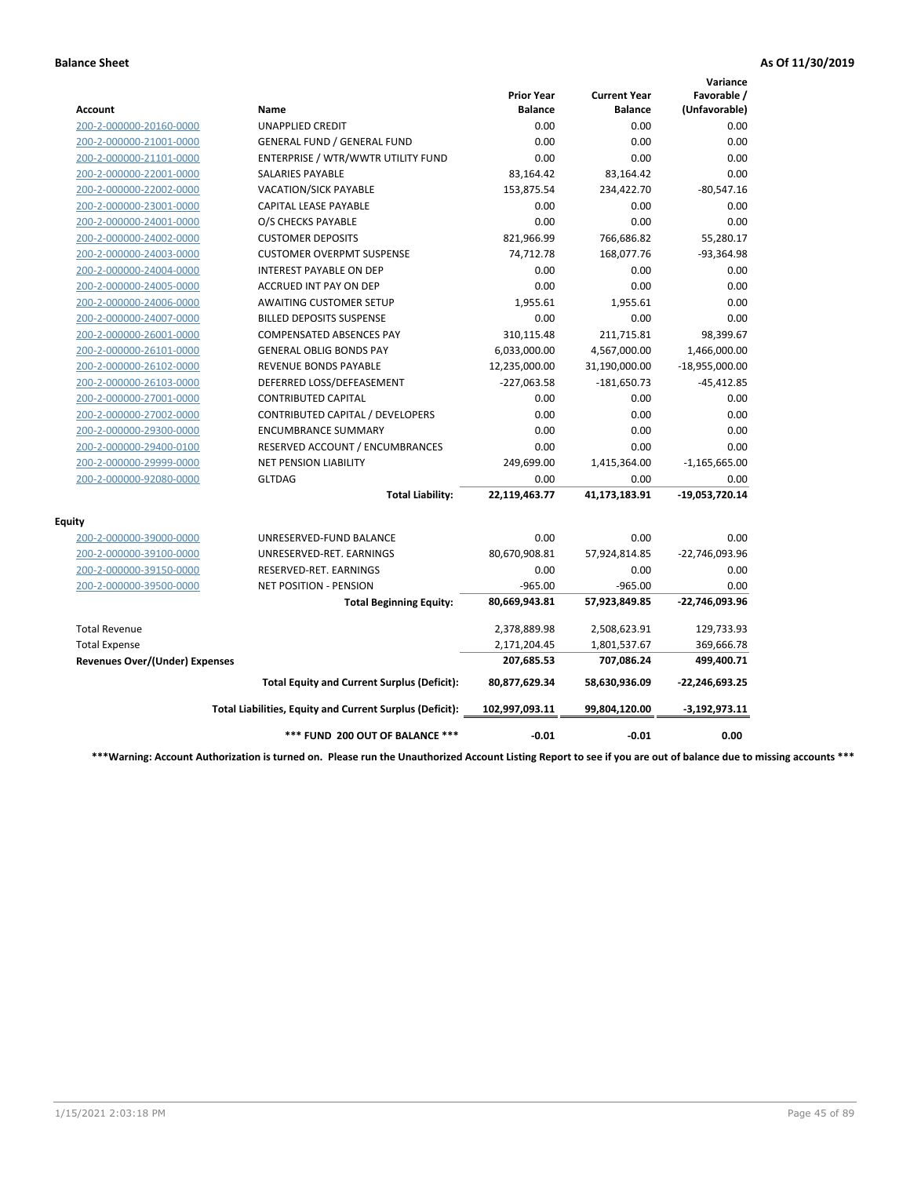**Balance Sheet** **As Of 11/30/2019**

| Account | Name | Prior Year Balance | Current Year Balance | Variance Favorable / (Unfavorable) |
|---|---|---|---|---|
| 200-2-000000-20160-0000 | UNAPPLIED CREDIT | 0.00 | 0.00 | 0.00 |
| 200-2-000000-21001-0000 | GENERAL FUND / GENERAL FUND | 0.00 | 0.00 | 0.00 |
| 200-2-000000-21101-0000 | ENTERPRISE / WTR/WWTR UTILITY FUND | 0.00 | 0.00 | 0.00 |
| 200-2-000000-22001-0000 | SALARIES PAYABLE | 83,164.42 | 83,164.42 | 0.00 |
| 200-2-000000-22002-0000 | VACATION/SICK PAYABLE | 153,875.54 | 234,422.70 | -80,547.16 |
| 200-2-000000-23001-0000 | CAPITAL LEASE PAYABLE | 0.00 | 0.00 | 0.00 |
| 200-2-000000-24001-0000 | O/S CHECKS PAYABLE | 0.00 | 0.00 | 0.00 |
| 200-2-000000-24002-0000 | CUSTOMER DEPOSITS | 821,966.99 | 766,686.82 | 55,280.17 |
| 200-2-000000-24003-0000 | CUSTOMER OVERPMT SUSPENSE | 74,712.78 | 168,077.76 | -93,364.98 |
| 200-2-000000-24004-0000 | INTEREST PAYABLE ON DEP | 0.00 | 0.00 | 0.00 |
| 200-2-000000-24005-0000 | ACCRUED INT PAY ON DEP | 0.00 | 0.00 | 0.00 |
| 200-2-000000-24006-0000 | AWAITING CUSTOMER SETUP | 1,955.61 | 1,955.61 | 0.00 |
| 200-2-000000-24007-0000 | BILLED DEPOSITS SUSPENSE | 0.00 | 0.00 | 0.00 |
| 200-2-000000-26001-0000 | COMPENSATED ABSENCES PAY | 310,115.48 | 211,715.81 | 98,399.67 |
| 200-2-000000-26101-0000 | GENERAL OBLIG BONDS PAY | 6,033,000.00 | 4,567,000.00 | 1,466,000.00 |
| 200-2-000000-26102-0000 | REVENUE BONDS PAYABLE | 12,235,000.00 | 31,190,000.00 | -18,955,000.00 |
| 200-2-000000-26103-0000 | DEFERRED LOSS/DEFEASEMENT | -227,063.58 | -181,650.73 | -45,412.85 |
| 200-2-000000-27001-0000 | CONTRIBUTED CAPITAL | 0.00 | 0.00 | 0.00 |
| 200-2-000000-27002-0000 | CONTRIBUTED CAPITAL / DEVELOPERS | 0.00 | 0.00 | 0.00 |
| 200-2-000000-29300-0000 | ENCUMBRANCE SUMMARY | 0.00 | 0.00 | 0.00 |
| 200-2-000000-29400-0100 | RESERVED ACCOUNT / ENCUMBRANCES | 0.00 | 0.00 | 0.00 |
| 200-2-000000-29999-0000 | NET PENSION LIABILITY | 249,699.00 | 1,415,364.00 | -1,165,665.00 |
| 200-2-000000-92080-0000 | GLTDAG | 0.00 | 0.00 | 0.00 |
| | **Total Liability:** | **22,119,463.77** | **41,173,183.91** | **-19,053,720.14** |
| **Equity** | | | | |
| 200-2-000000-39000-0000 | UNRESERVED-FUND BALANCE | 0.00 | 0.00 | 0.00 |
| 200-2-000000-39100-0000 | UNRESERVED-RET. EARNINGS | 80,670,908.81 | 57,924,814.85 | -22,746,093.96 |
| 200-2-000000-39150-0000 | RESERVED-RET. EARNINGS | 0.00 | 0.00 | 0.00 |
| 200-2-000000-39500-0000 | NET POSITION - PENSION | -965.00 | -965.00 | 0.00 |
| | **Total Beginning Equity:** | **80,669,943.81** | **57,923,849.85** | **-22,746,093.96** |
| Total Revenue | | 2,378,889.98 | 2,508,623.91 | 129,733.93 |
| Total Expense | | 2,171,204.45 | 1,801,537.67 | 369,666.78 |
| **Revenues Over/(Under) Expenses** | | **207,685.53** | **707,086.24** | **499,400.71** |
| | **Total Equity and Current Surplus (Deficit):** | **80,877,629.34** | **58,630,936.09** | **-22,246,693.25** |
| | **Total Liabilities, Equity and Current Surplus (Deficit):** | **102,997,093.11** | **99,804,120.00** | **-3,192,973.11** |
| | **\*\*\* FUND 200 OUT OF BALANCE \*\*\*** | **-0.01** | **-0.01** | **0.00** |

**\*\*\*Warning: Account Authorization is turned on. Please run the Unauthorized Account Listing Report to see if you are out of balance due to missing accounts \*\*\***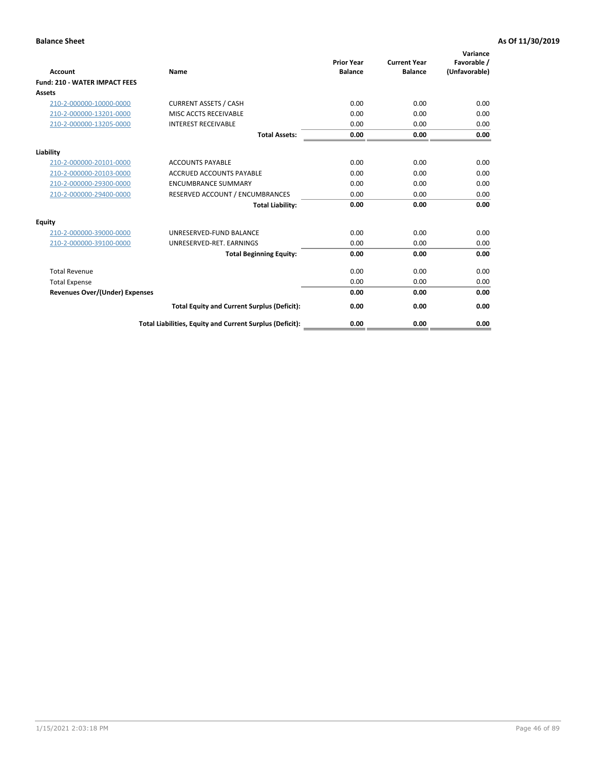**Balance Sheet** **As Of 11/30/2019**

| Account | Name | Prior Year Balance | Current Year Balance | Variance Favorable / (Unfavorable) |
|---|---|---|---|---|
| **Fund: 210 - WATER IMPACT FEES** | | | | |
| **Assets** | | | | |
| 210-2-000000-10000-0000 | CURRENT ASSETS / CASH | 0.00 | 0.00 | 0.00 |
| 210-2-000000-13201-0000 | MISC ACCTS RECEIVABLE | 0.00 | 0.00 | 0.00 |
| 210-2-000000-13205-0000 | INTEREST RECEIVABLE | 0.00 | 0.00 | 0.00 |
| | **Total Assets:** | **0.00** | **0.00** | **0.00** |
| **Liability** | | | | |
| 210-2-000000-20101-0000 | ACCOUNTS PAYABLE | 0.00 | 0.00 | 0.00 |
| 210-2-000000-20103-0000 | ACCRUED ACCOUNTS PAYABLE | 0.00 | 0.00 | 0.00 |
| 210-2-000000-29300-0000 | ENCUMBRANCE SUMMARY | 0.00 | 0.00 | 0.00 |
| 210-2-000000-29400-0000 | RESERVED ACCOUNT / ENCUMBRANCES | 0.00 | 0.00 | 0.00 |
| | **Total Liability:** | **0.00** | **0.00** | **0.00** |
| **Equity** | | | | |
| 210-2-000000-39000-0000 | UNRESERVED-FUND BALANCE | 0.00 | 0.00 | 0.00 |
| 210-2-000000-39100-0000 | UNRESERVED-RET. EARNINGS | 0.00 | 0.00 | 0.00 |
| | **Total Beginning Equity:** | **0.00** | **0.00** | **0.00** |
| Total Revenue | | 0.00 | 0.00 | 0.00 |
| Total Expense | | 0.00 | 0.00 | 0.00 |
| **Revenues Over/(Under) Expenses** | | **0.00** | **0.00** | **0.00** |
| | **Total Equity and Current Surplus (Deficit):** | **0.00** | **0.00** | **0.00** |
| | **Total Liabilities, Equity and Current Surplus (Deficit):** | **0.00** | **0.00** | **0.00** |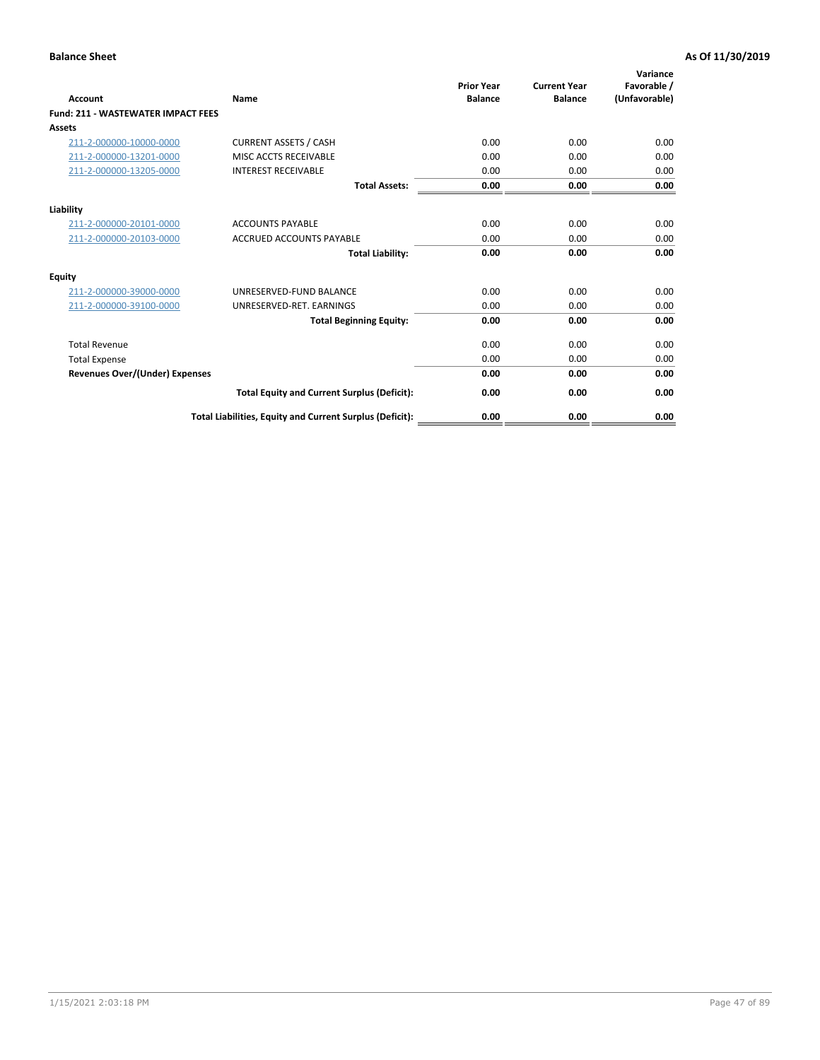**Balance Sheet** — **As Of 11/30/2019**

| Account | Name | Prior Year Balance | Current Year Balance | Variance Favorable / (Unfavorable) |
|---|---|---|---|---|
| **Fund: 211 - WASTEWATER IMPACT FEES** | | | | |
| **Assets** | | | | |
| 211-2-000000-10000-0000 | CURRENT ASSETS / CASH | 0.00 | 0.00 | 0.00 |
| 211-2-000000-13201-0000 | MISC ACCTS RECEIVABLE | 0.00 | 0.00 | 0.00 |
| 211-2-000000-13205-0000 | INTEREST RECEIVABLE | 0.00 | 0.00 | 0.00 |
| | **Total Assets:** | **0.00** | **0.00** | **0.00** |
| **Liability** | | | | |
| 211-2-000000-20101-0000 | ACCOUNTS PAYABLE | 0.00 | 0.00 | 0.00 |
| 211-2-000000-20103-0000 | ACCRUED ACCOUNTS PAYABLE | 0.00 | 0.00 | 0.00 |
| | **Total Liability:** | **0.00** | **0.00** | **0.00** |
| **Equity** | | | | |
| 211-2-000000-39000-0000 | UNRESERVED-FUND BALANCE | 0.00 | 0.00 | 0.00 |
| 211-2-000000-39100-0000 | UNRESERVED-RET. EARNINGS | 0.00 | 0.00 | 0.00 |
| | **Total Beginning Equity:** | **0.00** | **0.00** | **0.00** |
| Total Revenue | | 0.00 | 0.00 | 0.00 |
| Total Expense | | 0.00 | 0.00 | 0.00 |
| **Revenues Over/(Under) Expenses** | | **0.00** | **0.00** | **0.00** |
| | **Total Equity and Current Surplus (Deficit):** | **0.00** | **0.00** | **0.00** |
| | **Total Liabilities, Equity and Current Surplus (Deficit):** | **0.00** | **0.00** | **0.00** |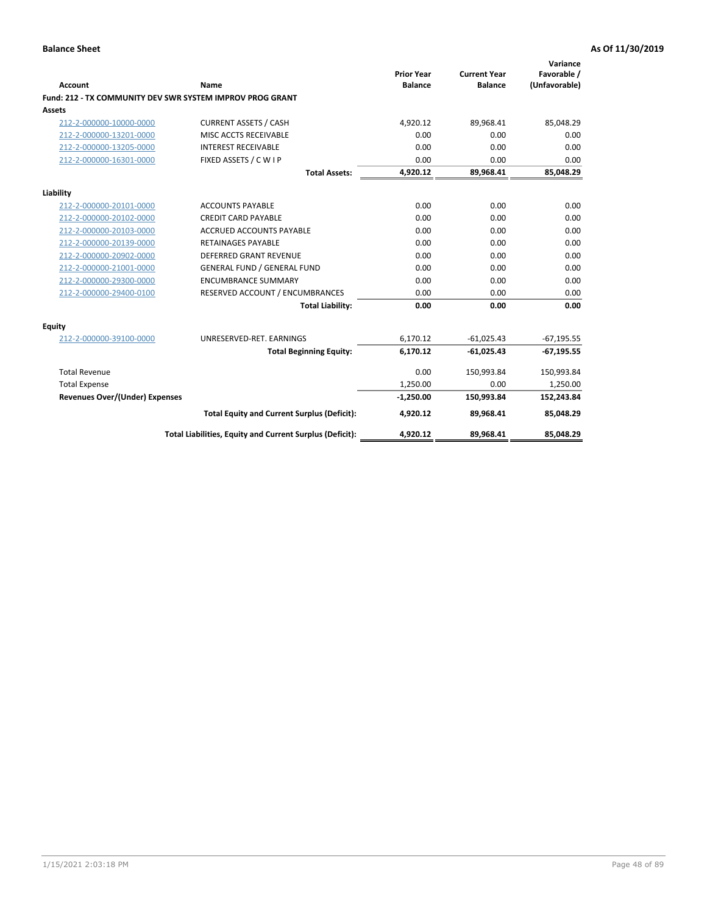**Balance Sheet** **As Of 11/30/2019**

| Account | Name | Prior Year Balance | Current Year Balance | Variance Favorable / (Unfavorable) |
|---|---|---|---|---|
| **Fund: 212 - TX COMMUNITY DEV SWR SYSTEM IMPROV PROG GRANT** | | | | |
| **Assets** | | | | |
| 212-2-000000-10000-0000 | CURRENT ASSETS / CASH | 4,920.12 | 89,968.41 | 85,048.29 |
| 212-2-000000-13201-0000 | MISC ACCTS RECEIVABLE | 0.00 | 0.00 | 0.00 |
| 212-2-000000-13205-0000 | INTEREST RECEIVABLE | 0.00 | 0.00 | 0.00 |
| 212-2-000000-16301-0000 | FIXED ASSETS / C W I P | 0.00 | 0.00 | 0.00 |
| | **Total Assets:** | **4,920.12** | **89,968.41** | **85,048.29** |
| **Liability** | | | | |
| 212-2-000000-20101-0000 | ACCOUNTS PAYABLE | 0.00 | 0.00 | 0.00 |
| 212-2-000000-20102-0000 | CREDIT CARD PAYABLE | 0.00 | 0.00 | 0.00 |
| 212-2-000000-20103-0000 | ACCRUED ACCOUNTS PAYABLE | 0.00 | 0.00 | 0.00 |
| 212-2-000000-20139-0000 | RETAINAGES PAYABLE | 0.00 | 0.00 | 0.00 |
| 212-2-000000-20902-0000 | DEFERRED GRANT REVENUE | 0.00 | 0.00 | 0.00 |
| 212-2-000000-21001-0000 | GENERAL FUND / GENERAL FUND | 0.00 | 0.00 | 0.00 |
| 212-2-000000-29300-0000 | ENCUMBRANCE SUMMARY | 0.00 | 0.00 | 0.00 |
| 212-2-000000-29400-0100 | RESERVED ACCOUNT / ENCUMBRANCES | 0.00 | 0.00 | 0.00 |
| | **Total Liability:** | **0.00** | **0.00** | **0.00** |
| **Equity** | | | | |
| 212-2-000000-39100-0000 | UNRESERVED-RET. EARNINGS | 6,170.12 | -61,025.43 | -67,195.55 |
| | **Total Beginning Equity:** | **6,170.12** | **-61,025.43** | **-67,195.55** |
| Total Revenue | | 0.00 | 150,993.84 | 150,993.84 |
| Total Expense | | 1,250.00 | 0.00 | 1,250.00 |
| **Revenues Over/(Under) Expenses** | | **-1,250.00** | **150,993.84** | **152,243.84** |
| | **Total Equity and Current Surplus (Deficit):** | **4,920.12** | **89,968.41** | **85,048.29** |
| | **Total Liabilities, Equity and Current Surplus (Deficit):** | **4,920.12** | **89,968.41** | **85,048.29** |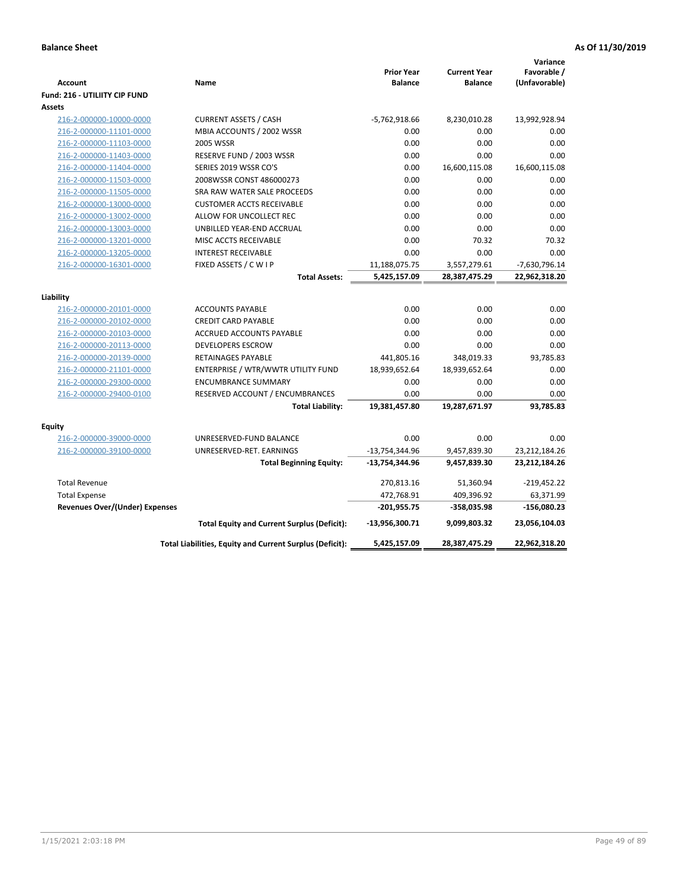**Balance Sheet** **As Of 11/30/2019**

| Account | Name | Prior Year Balance | Current Year Balance | Variance Favorable / (Unfavorable) |
|---|---|---|---|---|
| **Fund: 216 - UTILIITY CIP FUND** | | | | |
| **Assets** | | | | |
| 216-2-000000-10000-0000 | CURRENT ASSETS / CASH | -5,762,918.66 | 8,230,010.28 | 13,992,928.94 |
| 216-2-000000-11101-0000 | MBIA ACCOUNTS / 2002 WSSR | 0.00 | 0.00 | 0.00 |
| 216-2-000000-11103-0000 | 2005 WSSR | 0.00 | 0.00 | 0.00 |
| 216-2-000000-11403-0000 | RESERVE FUND / 2003 WSSR | 0.00 | 0.00 | 0.00 |
| 216-2-000000-11404-0000 | SERIES 2019 WSSR CO'S | 0.00 | 16,600,115.08 | 16,600,115.08 |
| 216-2-000000-11503-0000 | 2008WSSR CONST 486000273 | 0.00 | 0.00 | 0.00 |
| 216-2-000000-11505-0000 | SRA RAW WATER SALE PROCEEDS | 0.00 | 0.00 | 0.00 |
| 216-2-000000-13000-0000 | CUSTOMER ACCTS RECEIVABLE | 0.00 | 0.00 | 0.00 |
| 216-2-000000-13002-0000 | ALLOW FOR UNCOLLECT REC | 0.00 | 0.00 | 0.00 |
| 216-2-000000-13003-0000 | UNBILLED YEAR-END ACCRUAL | 0.00 | 0.00 | 0.00 |
| 216-2-000000-13201-0000 | MISC ACCTS RECEIVABLE | 0.00 | 70.32 | 70.32 |
| 216-2-000000-13205-0000 | INTEREST RECEIVABLE | 0.00 | 0.00 | 0.00 |
| 216-2-000000-16301-0000 | FIXED ASSETS / C W I P | 11,188,075.75 | 3,557,279.61 | -7,630,796.14 |
| | **Total Assets:** | **5,425,157.09** | **28,387,475.29** | **22,962,318.20** |
| **Liability** | | | | |
| 216-2-000000-20101-0000 | ACCOUNTS PAYABLE | 0.00 | 0.00 | 0.00 |
| 216-2-000000-20102-0000 | CREDIT CARD PAYABLE | 0.00 | 0.00 | 0.00 |
| 216-2-000000-20103-0000 | ACCRUED ACCOUNTS PAYABLE | 0.00 | 0.00 | 0.00 |
| 216-2-000000-20113-0000 | DEVELOPERS ESCROW | 0.00 | 0.00 | 0.00 |
| 216-2-000000-20139-0000 | RETAINAGES PAYABLE | 441,805.16 | 348,019.33 | 93,785.83 |
| 216-2-000000-21101-0000 | ENTERPRISE / WTR/WWTR UTILITY FUND | 18,939,652.64 | 18,939,652.64 | 0.00 |
| 216-2-000000-29300-0000 | ENCUMBRANCE SUMMARY | 0.00 | 0.00 | 0.00 |
| 216-2-000000-29400-0100 | RESERVED ACCOUNT / ENCUMBRANCES | 0.00 | 0.00 | 0.00 |
| | **Total Liability:** | **19,381,457.80** | **19,287,671.97** | **93,785.83** |
| **Equity** | | | | |
| 216-2-000000-39000-0000 | UNRESERVED-FUND BALANCE | 0.00 | 0.00 | 0.00 |
| 216-2-000000-39100-0000 | UNRESERVED-RET. EARNINGS | -13,754,344.96 | 9,457,839.30 | 23,212,184.26 |
| | **Total Beginning Equity:** | **-13,754,344.96** | **9,457,839.30** | **23,212,184.26** |
| Total Revenue | | 270,813.16 | 51,360.94 | -219,452.22 |
| Total Expense | | 472,768.91 | 409,396.92 | 63,371.99 |
| **Revenues Over/(Under) Expenses** | | **-201,955.75** | **-358,035.98** | **-156,080.23** |
| | **Total Equity and Current Surplus (Deficit):** | **-13,956,300.71** | **9,099,803.32** | **23,056,104.03** |
| | **Total Liabilities, Equity and Current Surplus (Deficit):** | **5,425,157.09** | **28,387,475.29** | **22,962,318.20** |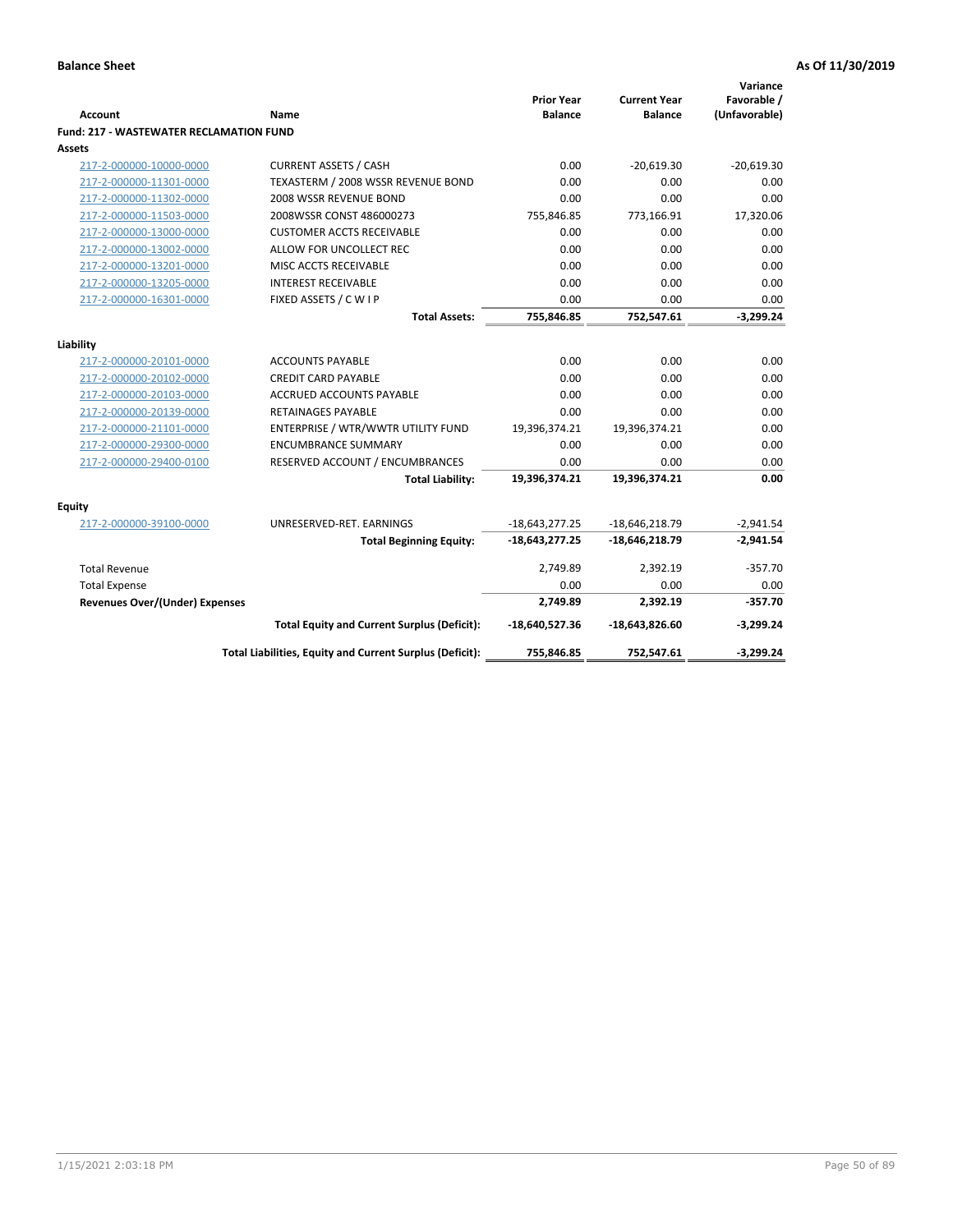**Balance Sheet** **As Of 11/30/2019**

| Account | Name | Prior Year Balance | Current Year Balance | Variance Favorable / (Unfavorable) |
|---|---|---|---|---|
| **Fund: 217 - WASTEWATER RECLAMATION FUND** | | | | |
| **Assets** | | | | |
| 217-2-000000-10000-0000 | CURRENT ASSETS / CASH | 0.00 | -20,619.30 | -20,619.30 |
| 217-2-000000-11301-0000 | TEXASTERM / 2008 WSSR REVENUE BOND | 0.00 | 0.00 | 0.00 |
| 217-2-000000-11302-0000 | 2008 WSSR REVENUE BOND | 0.00 | 0.00 | 0.00 |
| 217-2-000000-11503-0000 | 2008WSSR CONST 486000273 | 755,846.85 | 773,166.91 | 17,320.06 |
| 217-2-000000-13000-0000 | CUSTOMER ACCTS RECEIVABLE | 0.00 | 0.00 | 0.00 |
| 217-2-000000-13002-0000 | ALLOW FOR UNCOLLECT REC | 0.00 | 0.00 | 0.00 |
| 217-2-000000-13201-0000 | MISC ACCTS RECEIVABLE | 0.00 | 0.00 | 0.00 |
| 217-2-000000-13205-0000 | INTEREST RECEIVABLE | 0.00 | 0.00 | 0.00 |
| 217-2-000000-16301-0000 | FIXED ASSETS / C W I P | 0.00 | 0.00 | 0.00 |
| | **Total Assets:** | **755,846.85** | **752,547.61** | **-3,299.24** |
| **Liability** | | | | |
| 217-2-000000-20101-0000 | ACCOUNTS PAYABLE | 0.00 | 0.00 | 0.00 |
| 217-2-000000-20102-0000 | CREDIT CARD PAYABLE | 0.00 | 0.00 | 0.00 |
| 217-2-000000-20103-0000 | ACCRUED ACCOUNTS PAYABLE | 0.00 | 0.00 | 0.00 |
| 217-2-000000-20139-0000 | RETAINAGES PAYABLE | 0.00 | 0.00 | 0.00 |
| 217-2-000000-21101-0000 | ENTERPRISE / WTR/WWTR UTILITY FUND | 19,396,374.21 | 19,396,374.21 | 0.00 |
| 217-2-000000-29300-0000 | ENCUMBRANCE SUMMARY | 0.00 | 0.00 | 0.00 |
| 217-2-000000-29400-0100 | RESERVED ACCOUNT / ENCUMBRANCES | 0.00 | 0.00 | 0.00 |
| | **Total Liability:** | **19,396,374.21** | **19,396,374.21** | **0.00** |
| **Equity** | | | | |
| 217-2-000000-39100-0000 | UNRESERVED-RET. EARNINGS | -18,643,277.25 | -18,646,218.79 | -2,941.54 |
| | **Total Beginning Equity:** | **-18,643,277.25** | **-18,646,218.79** | **-2,941.54** |
| Total Revenue | | 2,749.89 | 2,392.19 | -357.70 |
| Total Expense | | 0.00 | 0.00 | 0.00 |
| **Revenues Over/(Under) Expenses** | | **2,749.89** | **2,392.19** | **-357.70** |
| | **Total Equity and Current Surplus (Deficit):** | **-18,640,527.36** | **-18,643,826.60** | **-3,299.24** |
| | **Total Liabilities, Equity and Current Surplus (Deficit):** | **755,846.85** | **752,547.61** | **-3,299.24** |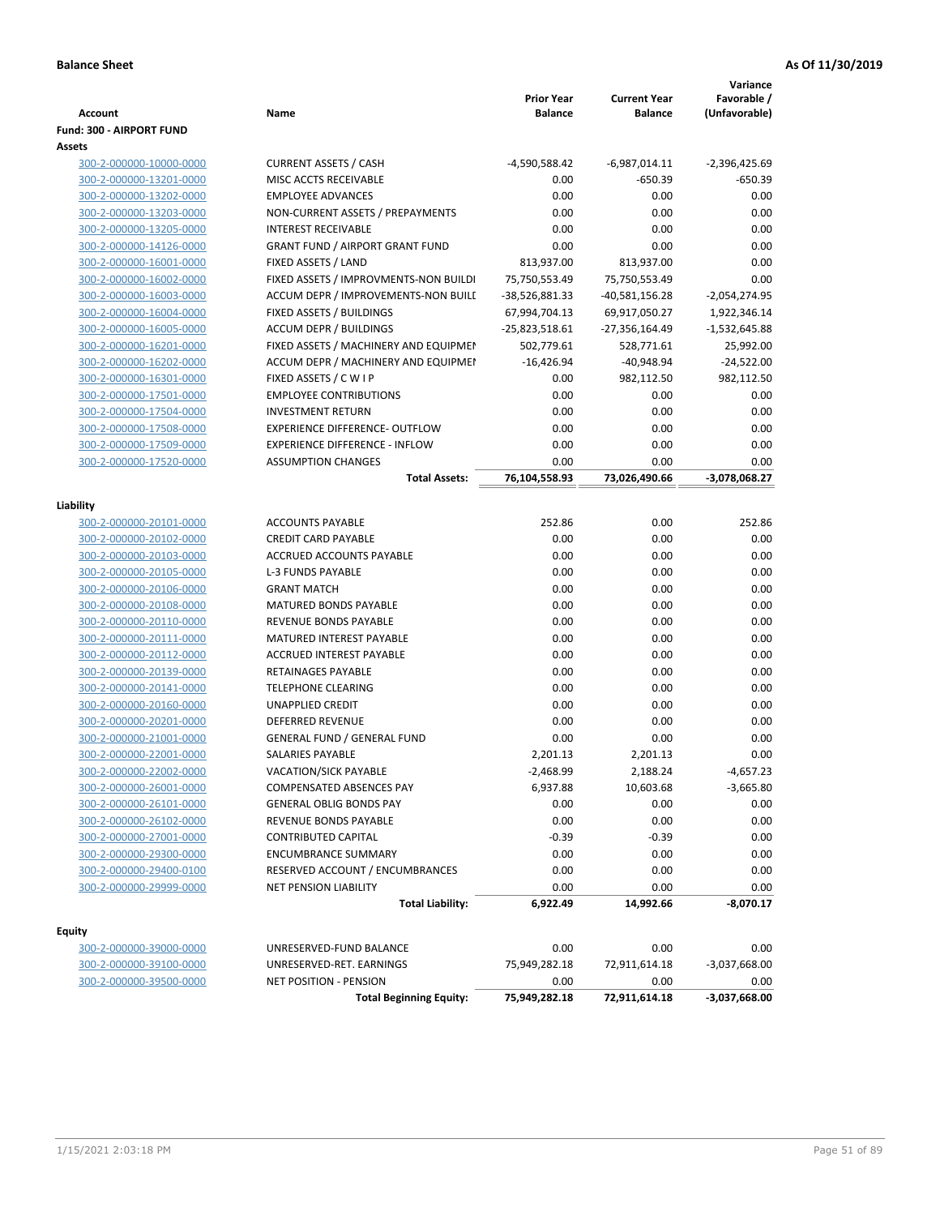**Balance Sheet** **As Of 11/30/2019**

| Account | Name | Prior Year Balance | Current Year Balance | Variance Favorable / (Unfavorable) |
|---|---|---|---|---|
| **Fund: 300 - AIRPORT FUND** | | | | |
| **Assets** | | | | |
| 300-2-000000-10000-0000 | CURRENT ASSETS / CASH | -4,590,588.42 | -6,987,014.11 | -2,396,425.69 |
| 300-2-000000-13201-0000 | MISC ACCTS RECEIVABLE | 0.00 | -650.39 | -650.39 |
| 300-2-000000-13202-0000 | EMPLOYEE ADVANCES | 0.00 | 0.00 | 0.00 |
| 300-2-000000-13203-0000 | NON-CURRENT ASSETS / PREPAYMENTS | 0.00 | 0.00 | 0.00 |
| 300-2-000000-13205-0000 | INTEREST RECEIVABLE | 0.00 | 0.00 | 0.00 |
| 300-2-000000-14126-0000 | GRANT FUND / AIRPORT GRANT FUND | 0.00 | 0.00 | 0.00 |
| 300-2-000000-16001-0000 | FIXED ASSETS / LAND | 813,937.00 | 813,937.00 | 0.00 |
| 300-2-000000-16002-0000 | FIXED ASSETS / IMPROVMENTS-NON BUILDI | 75,750,553.49 | 75,750,553.49 | 0.00 |
| 300-2-000000-16003-0000 | ACCUM DEPR / IMPROVEMENTS-NON BUILI | -38,526,881.33 | -40,581,156.28 | -2,054,274.95 |
| 300-2-000000-16004-0000 | FIXED ASSETS / BUILDINGS | 67,994,704.13 | 69,917,050.27 | 1,922,346.14 |
| 300-2-000000-16005-0000 | ACCUM DEPR / BUILDINGS | -25,823,518.61 | -27,356,164.49 | -1,532,645.88 |
| 300-2-000000-16201-0000 | FIXED ASSETS / MACHINERY AND EQUIPMEI | 502,779.61 | 528,771.61 | 25,992.00 |
| 300-2-000000-16202-0000 | ACCUM DEPR / MACHINERY AND EQUIPMEI | -16,426.94 | -40,948.94 | -24,522.00 |
| 300-2-000000-16301-0000 | FIXED ASSETS / C W I P | 0.00 | 982,112.50 | 982,112.50 |
| 300-2-000000-17501-0000 | EMPLOYEE CONTRIBUTIONS | 0.00 | 0.00 | 0.00 |
| 300-2-000000-17504-0000 | INVESTMENT RETURN | 0.00 | 0.00 | 0.00 |
| 300-2-000000-17508-0000 | EXPERIENCE DIFFERENCE- OUTFLOW | 0.00 | 0.00 | 0.00 |
| 300-2-000000-17509-0000 | EXPERIENCE DIFFERENCE - INFLOW | 0.00 | 0.00 | 0.00 |
| 300-2-000000-17520-0000 | ASSUMPTION CHANGES | 0.00 | 0.00 | 0.00 |
| | **Total Assets:** | **76,104,558.93** | **73,026,490.66** | **-3,078,068.27** |
| **Liability** | | | | |
| 300-2-000000-20101-0000 | ACCOUNTS PAYABLE | 252.86 | 0.00 | 252.86 |
| 300-2-000000-20102-0000 | CREDIT CARD PAYABLE | 0.00 | 0.00 | 0.00 |
| 300-2-000000-20103-0000 | ACCRUED ACCOUNTS PAYABLE | 0.00 | 0.00 | 0.00 |
| 300-2-000000-20105-0000 | L-3 FUNDS PAYABLE | 0.00 | 0.00 | 0.00 |
| 300-2-000000-20106-0000 | GRANT MATCH | 0.00 | 0.00 | 0.00 |
| 300-2-000000-20108-0000 | MATURED BONDS PAYABLE | 0.00 | 0.00 | 0.00 |
| 300-2-000000-20110-0000 | REVENUE BONDS PAYABLE | 0.00 | 0.00 | 0.00 |
| 300-2-000000-20111-0000 | MATURED INTEREST PAYABLE | 0.00 | 0.00 | 0.00 |
| 300-2-000000-20112-0000 | ACCRUED INTEREST PAYABLE | 0.00 | 0.00 | 0.00 |
| 300-2-000000-20139-0000 | RETAINAGES PAYABLE | 0.00 | 0.00 | 0.00 |
| 300-2-000000-20141-0000 | TELEPHONE CLEARING | 0.00 | 0.00 | 0.00 |
| 300-2-000000-20160-0000 | UNAPPLIED CREDIT | 0.00 | 0.00 | 0.00 |
| 300-2-000000-20201-0000 | DEFERRED REVENUE | 0.00 | 0.00 | 0.00 |
| 300-2-000000-21001-0000 | GENERAL FUND / GENERAL FUND | 0.00 | 0.00 | 0.00 |
| 300-2-000000-22001-0000 | SALARIES PAYABLE | 2,201.13 | 2,201.13 | 0.00 |
| 300-2-000000-22002-0000 | VACATION/SICK PAYABLE | -2,468.99 | 2,188.24 | -4,657.23 |
| 300-2-000000-26001-0000 | COMPENSATED ABSENCES PAY | 6,937.88 | 10,603.68 | -3,665.80 |
| 300-2-000000-26101-0000 | GENERAL OBLIG BONDS PAY | 0.00 | 0.00 | 0.00 |
| 300-2-000000-26102-0000 | REVENUE BONDS PAYABLE | 0.00 | 0.00 | 0.00 |
| 300-2-000000-27001-0000 | CONTRIBUTED CAPITAL | -0.39 | -0.39 | 0.00 |
| 300-2-000000-29300-0000 | ENCUMBRANCE SUMMARY | 0.00 | 0.00 | 0.00 |
| 300-2-000000-29400-0100 | RESERVED ACCOUNT / ENCUMBRANCES | 0.00 | 0.00 | 0.00 |
| 300-2-000000-29999-0000 | NET PENSION LIABILITY | 0.00 | 0.00 | 0.00 |
| | **Total Liability:** | **6,922.49** | **14,992.66** | **-8,070.17** |
| **Equity** | | | | |
| 300-2-000000-39000-0000 | UNRESERVED-FUND BALANCE | 0.00 | 0.00 | 0.00 |
| 300-2-000000-39100-0000 | UNRESERVED-RET. EARNINGS | 75,949,282.18 | 72,911,614.18 | -3,037,668.00 |
| 300-2-000000-39500-0000 | NET POSITION - PENSION | 0.00 | 0.00 | 0.00 |
| | **Total Beginning Equity:** | **75,949,282.18** | **72,911,614.18** | **-3,037,668.00** |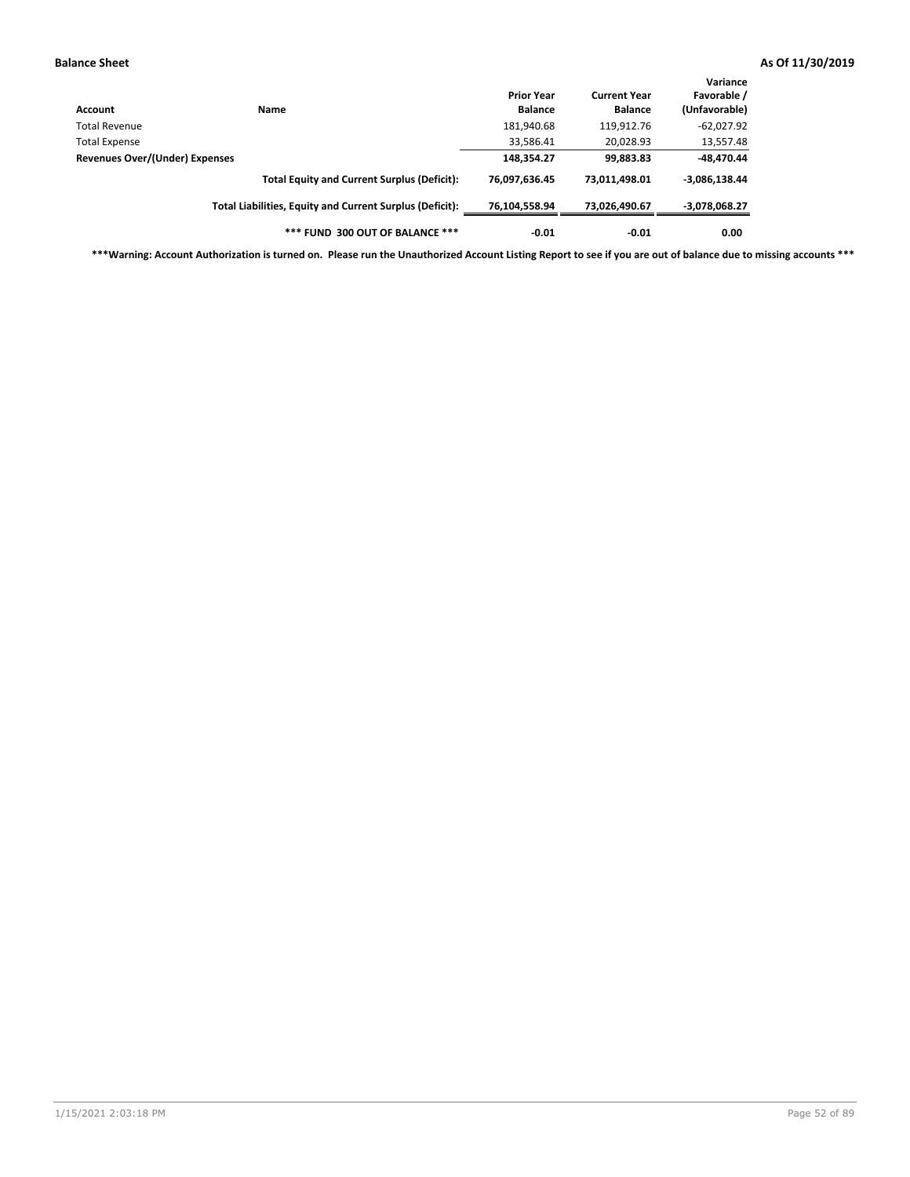**Balance Sheet** **As Of 11/30/2019**

| Account | Name | Prior Year Balance | Current Year Balance | Variance Favorable / (Unfavorable) |
|---|---|---|---|---|
| Total Revenue | | 181,940.68 | 119,912.76 | -62,027.92 |
| Total Expense | | 33,586.41 | 20,028.93 | 13,557.48 |
| **Revenues Over/(Under) Expenses** | | **148,354.27** | **99,883.83** | **-48,470.44** |
| | **Total Equity and Current Surplus (Deficit):** | **76,097,636.45** | **73,011,498.01** | **-3,086,138.44** |
| | **Total Liabilities, Equity and Current Surplus (Deficit):** | **76,104,558.94** | **73,026,490.67** | **-3,078,068.27** |
| | **\*\*\* FUND 300 OUT OF BALANCE \*\*\*** | **-0.01** | **-0.01** | **0.00** |

**\*\*\*Warning: Account Authorization is turned on. Please run the Unauthorized Account Listing Report to see if you are out of balance due to missing accounts \*\*\***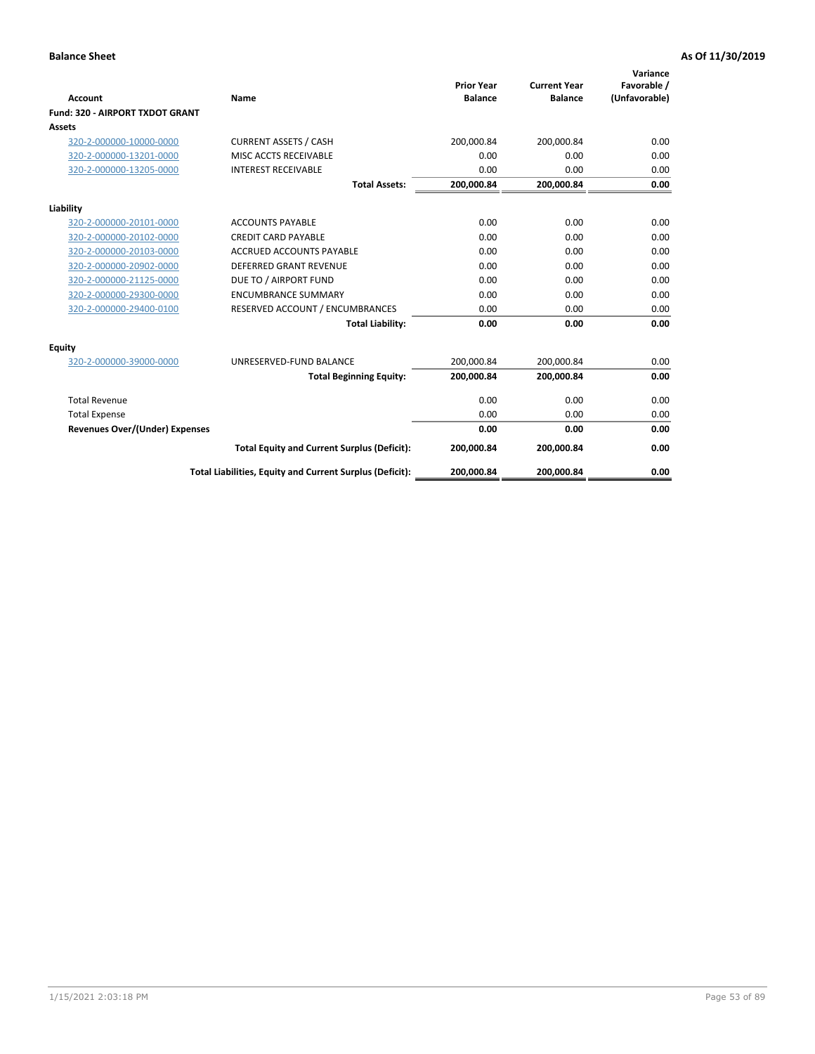**Balance Sheet** **As Of 11/30/2019**

| Account | Name | Prior Year Balance | Current Year Balance | Variance Favorable / (Unfavorable) |
|---|---|---|---|---|
| **Fund: 320 - AIRPORT TXDOT GRANT** | | | | |
| **Assets** | | | | |
| 320-2-000000-10000-0000 | CURRENT ASSETS / CASH | 200,000.84 | 200,000.84 | 0.00 |
| 320-2-000000-13201-0000 | MISC ACCTS RECEIVABLE | 0.00 | 0.00 | 0.00 |
| 320-2-000000-13205-0000 | INTEREST RECEIVABLE | 0.00 | 0.00 | 0.00 |
| | **Total Assets:** | **200,000.84** | **200,000.84** | **0.00** |
| **Liability** | | | | |
| 320-2-000000-20101-0000 | ACCOUNTS PAYABLE | 0.00 | 0.00 | 0.00 |
| 320-2-000000-20102-0000 | CREDIT CARD PAYABLE | 0.00 | 0.00 | 0.00 |
| 320-2-000000-20103-0000 | ACCRUED ACCOUNTS PAYABLE | 0.00 | 0.00 | 0.00 |
| 320-2-000000-20902-0000 | DEFERRED GRANT REVENUE | 0.00 | 0.00 | 0.00 |
| 320-2-000000-21125-0000 | DUE TO / AIRPORT FUND | 0.00 | 0.00 | 0.00 |
| 320-2-000000-29300-0000 | ENCUMBRANCE SUMMARY | 0.00 | 0.00 | 0.00 |
| 320-2-000000-29400-0100 | RESERVED ACCOUNT / ENCUMBRANCES | 0.00 | 0.00 | 0.00 |
| | **Total Liability:** | **0.00** | **0.00** | **0.00** |
| **Equity** | | | | |
| 320-2-000000-39000-0000 | UNRESERVED-FUND BALANCE | 200,000.84 | 200,000.84 | 0.00 |
| | **Total Beginning Equity:** | **200,000.84** | **200,000.84** | **0.00** |
| Total Revenue | | 0.00 | 0.00 | 0.00 |
| Total Expense | | 0.00 | 0.00 | 0.00 |
| **Revenues Over/(Under) Expenses** | | **0.00** | **0.00** | **0.00** |
| | **Total Equity and Current Surplus (Deficit):** | **200,000.84** | **200,000.84** | **0.00** |
| | **Total Liabilities, Equity and Current Surplus (Deficit):** | **200,000.84** | **200,000.84** | **0.00** |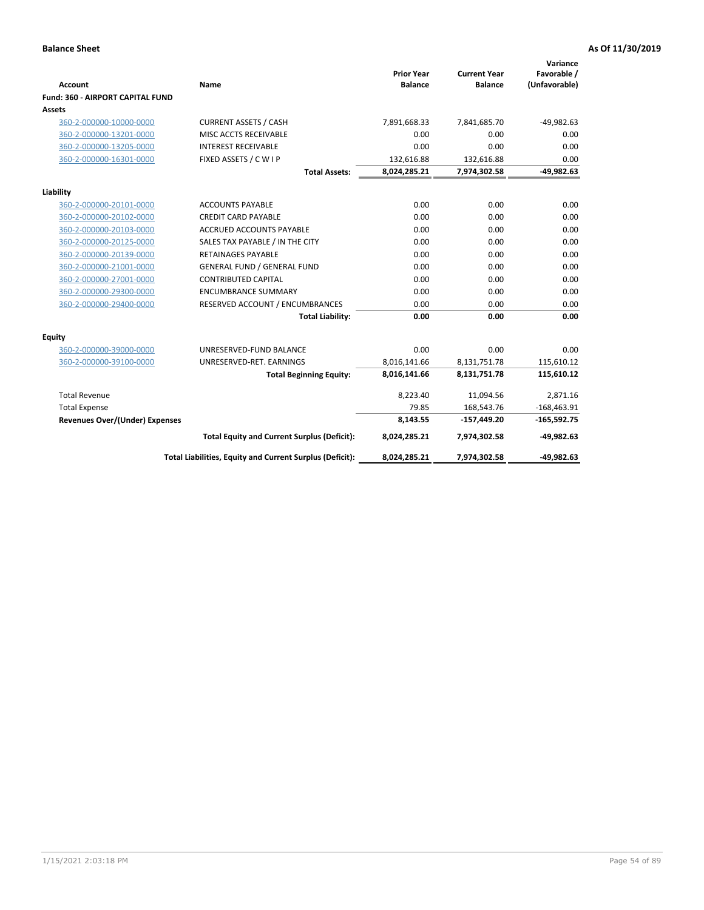**Balance Sheet** **As Of 11/30/2019**

| Account | Name | Prior Year Balance | Current Year Balance | Variance Favorable / (Unfavorable) |
|---|---|---|---|---|
| **Fund: 360 - AIRPORT CAPITAL FUND** | | | | |
| **Assets** | | | | |
| 360-2-000000-10000-0000 | CURRENT ASSETS / CASH | 7,891,668.33 | 7,841,685.70 | -49,982.63 |
| 360-2-000000-13201-0000 | MISC ACCTS RECEIVABLE | 0.00 | 0.00 | 0.00 |
| 360-2-000000-13205-0000 | INTEREST RECEIVABLE | 0.00 | 0.00 | 0.00 |
| 360-2-000000-16301-0000 | FIXED ASSETS / C W I P | 132,616.88 | 132,616.88 | 0.00 |
| | **Total Assets:** | **8,024,285.21** | **7,974,302.58** | **-49,982.63** |
| **Liability** | | | | |
| 360-2-000000-20101-0000 | ACCOUNTS PAYABLE | 0.00 | 0.00 | 0.00 |
| 360-2-000000-20102-0000 | CREDIT CARD PAYABLE | 0.00 | 0.00 | 0.00 |
| 360-2-000000-20103-0000 | ACCRUED ACCOUNTS PAYABLE | 0.00 | 0.00 | 0.00 |
| 360-2-000000-20125-0000 | SALES TAX PAYABLE / IN THE CITY | 0.00 | 0.00 | 0.00 |
| 360-2-000000-20139-0000 | RETAINAGES PAYABLE | 0.00 | 0.00 | 0.00 |
| 360-2-000000-21001-0000 | GENERAL FUND / GENERAL FUND | 0.00 | 0.00 | 0.00 |
| 360-2-000000-27001-0000 | CONTRIBUTED CAPITAL | 0.00 | 0.00 | 0.00 |
| 360-2-000000-29300-0000 | ENCUMBRANCE SUMMARY | 0.00 | 0.00 | 0.00 |
| 360-2-000000-29400-0000 | RESERVED ACCOUNT / ENCUMBRANCES | 0.00 | 0.00 | 0.00 |
| | **Total Liability:** | **0.00** | **0.00** | **0.00** |
| **Equity** | | | | |
| 360-2-000000-39000-0000 | UNRESERVED-FUND BALANCE | 0.00 | 0.00 | 0.00 |
| 360-2-000000-39100-0000 | UNRESERVED-RET. EARNINGS | 8,016,141.66 | 8,131,751.78 | 115,610.12 |
| | **Total Beginning Equity:** | **8,016,141.66** | **8,131,751.78** | **115,610.12** |
| Total Revenue | | 8,223.40 | 11,094.56 | 2,871.16 |
| Total Expense | | 79.85 | 168,543.76 | -168,463.91 |
| **Revenues Over/(Under) Expenses** | | **8,143.55** | **-157,449.20** | **-165,592.75** |
| | **Total Equity and Current Surplus (Deficit):** | **8,024,285.21** | **7,974,302.58** | **-49,982.63** |
| | **Total Liabilities, Equity and Current Surplus (Deficit):** | **8,024,285.21** | **7,974,302.58** | **-49,982.63** |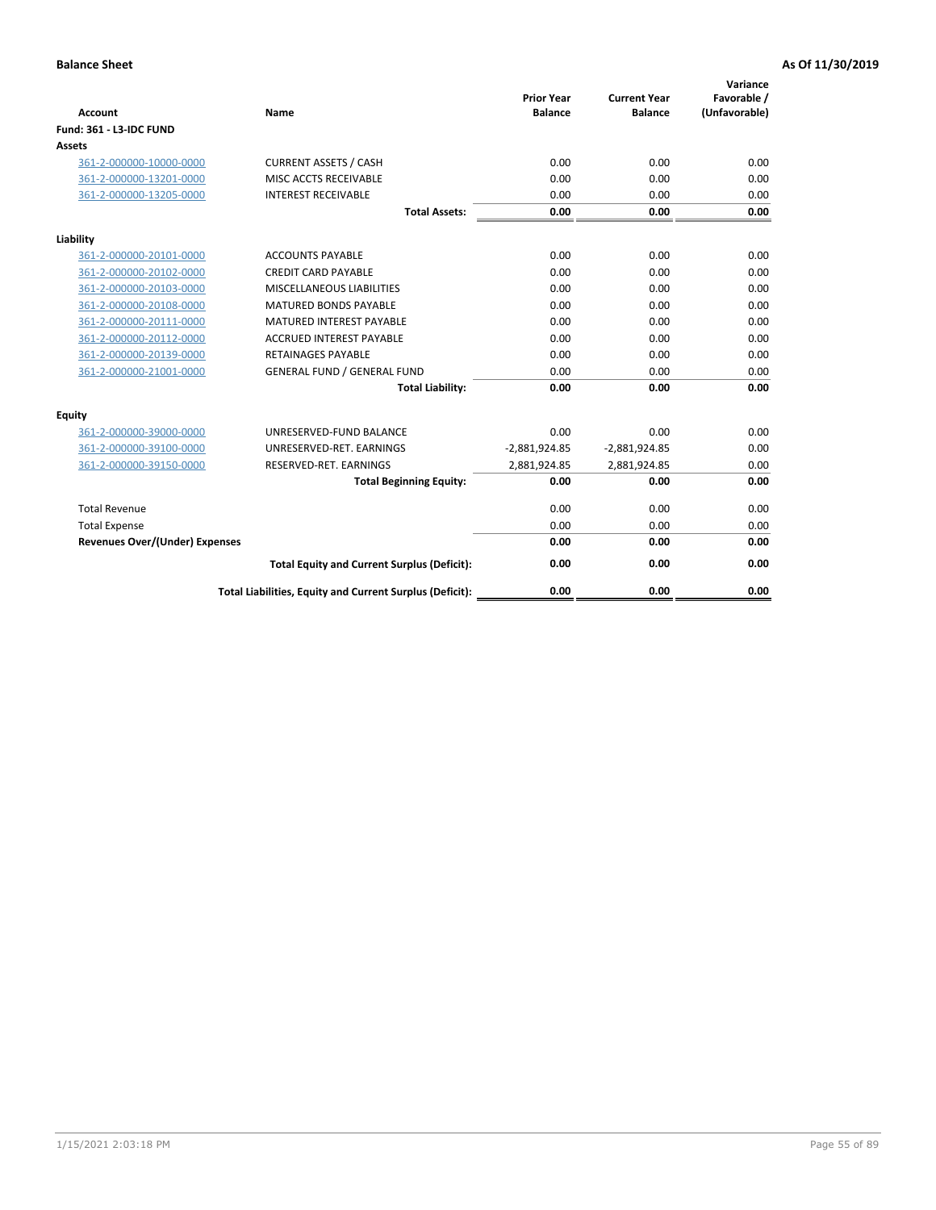**Balance Sheet** | **As Of 11/30/2019**

| Account | Name | Prior Year Balance | Current Year Balance | Variance Favorable / (Unfavorable) |
|---|---|---|---|---|
| **Fund: 361 - L3-IDC FUND** | | | | |
| **Assets** | | | | |
| 361-2-000000-10000-0000 | CURRENT ASSETS / CASH | 0.00 | 0.00 | 0.00 |
| 361-2-000000-13201-0000 | MISC ACCTS RECEIVABLE | 0.00 | 0.00 | 0.00 |
| 361-2-000000-13205-0000 | INTEREST RECEIVABLE | 0.00 | 0.00 | 0.00 |
| | **Total Assets:** | **0.00** | **0.00** | **0.00** |
| **Liability** | | | | |
| 361-2-000000-20101-0000 | ACCOUNTS PAYABLE | 0.00 | 0.00 | 0.00 |
| 361-2-000000-20102-0000 | CREDIT CARD PAYABLE | 0.00 | 0.00 | 0.00 |
| 361-2-000000-20103-0000 | MISCELLANEOUS LIABILITIES | 0.00 | 0.00 | 0.00 |
| 361-2-000000-20108-0000 | MATURED BONDS PAYABLE | 0.00 | 0.00 | 0.00 |
| 361-2-000000-20111-0000 | MATURED INTEREST PAYABLE | 0.00 | 0.00 | 0.00 |
| 361-2-000000-20112-0000 | ACCRUED INTEREST PAYABLE | 0.00 | 0.00 | 0.00 |
| 361-2-000000-20139-0000 | RETAINAGES PAYABLE | 0.00 | 0.00 | 0.00 |
| 361-2-000000-21001-0000 | GENERAL FUND / GENERAL FUND | 0.00 | 0.00 | 0.00 |
| | **Total Liability:** | **0.00** | **0.00** | **0.00** |
| **Equity** | | | | |
| 361-2-000000-39000-0000 | UNRESERVED-FUND BALANCE | 0.00 | 0.00 | 0.00 |
| 361-2-000000-39100-0000 | UNRESERVED-RET. EARNINGS | -2,881,924.85 | -2,881,924.85 | 0.00 |
| 361-2-000000-39150-0000 | RESERVED-RET. EARNINGS | 2,881,924.85 | 2,881,924.85 | 0.00 |
| | **Total Beginning Equity:** | **0.00** | **0.00** | **0.00** |
| Total Revenue | | 0.00 | 0.00 | 0.00 |
| Total Expense | | 0.00 | 0.00 | 0.00 |
| **Revenues Over/(Under) Expenses** | | **0.00** | **0.00** | **0.00** |
| | **Total Equity and Current Surplus (Deficit):** | **0.00** | **0.00** | **0.00** |
| | **Total Liabilities, Equity and Current Surplus (Deficit):** | **0.00** | **0.00** | **0.00** |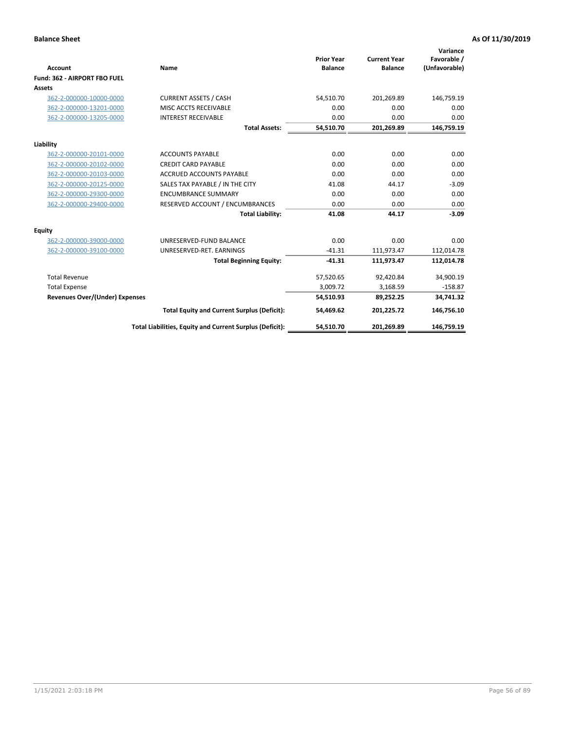**Balance Sheet** **As Of 11/30/2019**

| Account | Name | Prior Year Balance | Current Year Balance | Variance Favorable / (Unfavorable) |
|---|---|---|---|---|
| **Fund: 362 - AIRPORT FBO FUEL** | | | | |
| **Assets** | | | | |
| 362-2-000000-10000-0000 | CURRENT ASSETS / CASH | 54,510.70 | 201,269.89 | 146,759.19 |
| 362-2-000000-13201-0000 | MISC ACCTS RECEIVABLE | 0.00 | 0.00 | 0.00 |
| 362-2-000000-13205-0000 | INTEREST RECEIVABLE | 0.00 | 0.00 | 0.00 |
| | **Total Assets:** | **54,510.70** | **201,269.89** | **146,759.19** |
| **Liability** | | | | |
| 362-2-000000-20101-0000 | ACCOUNTS PAYABLE | 0.00 | 0.00 | 0.00 |
| 362-2-000000-20102-0000 | CREDIT CARD PAYABLE | 0.00 | 0.00 | 0.00 |
| 362-2-000000-20103-0000 | ACCRUED ACCOUNTS PAYABLE | 0.00 | 0.00 | 0.00 |
| 362-2-000000-20125-0000 | SALES TAX PAYABLE / IN THE CITY | 41.08 | 44.17 | -3.09 |
| 362-2-000000-29300-0000 | ENCUMBRANCE SUMMARY | 0.00 | 0.00 | 0.00 |
| 362-2-000000-29400-0000 | RESERVED ACCOUNT / ENCUMBRANCES | 0.00 | 0.00 | 0.00 |
| | **Total Liability:** | **41.08** | **44.17** | **-3.09** |
| **Equity** | | | | |
| 362-2-000000-39000-0000 | UNRESERVED-FUND BALANCE | 0.00 | 0.00 | 0.00 |
| 362-2-000000-39100-0000 | UNRESERVED-RET. EARNINGS | -41.31 | 111,973.47 | 112,014.78 |
| | **Total Beginning Equity:** | **-41.31** | **111,973.47** | **112,014.78** |
| Total Revenue | | 57,520.65 | 92,420.84 | 34,900.19 |
| Total Expense | | 3,009.72 | 3,168.59 | -158.87 |
| **Revenues Over/(Under) Expenses** | | **54,510.93** | **89,252.25** | **34,741.32** |
| | **Total Equity and Current Surplus (Deficit):** | **54,469.62** | **201,225.72** | **146,756.10** |
| | **Total Liabilities, Equity and Current Surplus (Deficit):** | **54,510.70** | **201,269.89** | **146,759.19** |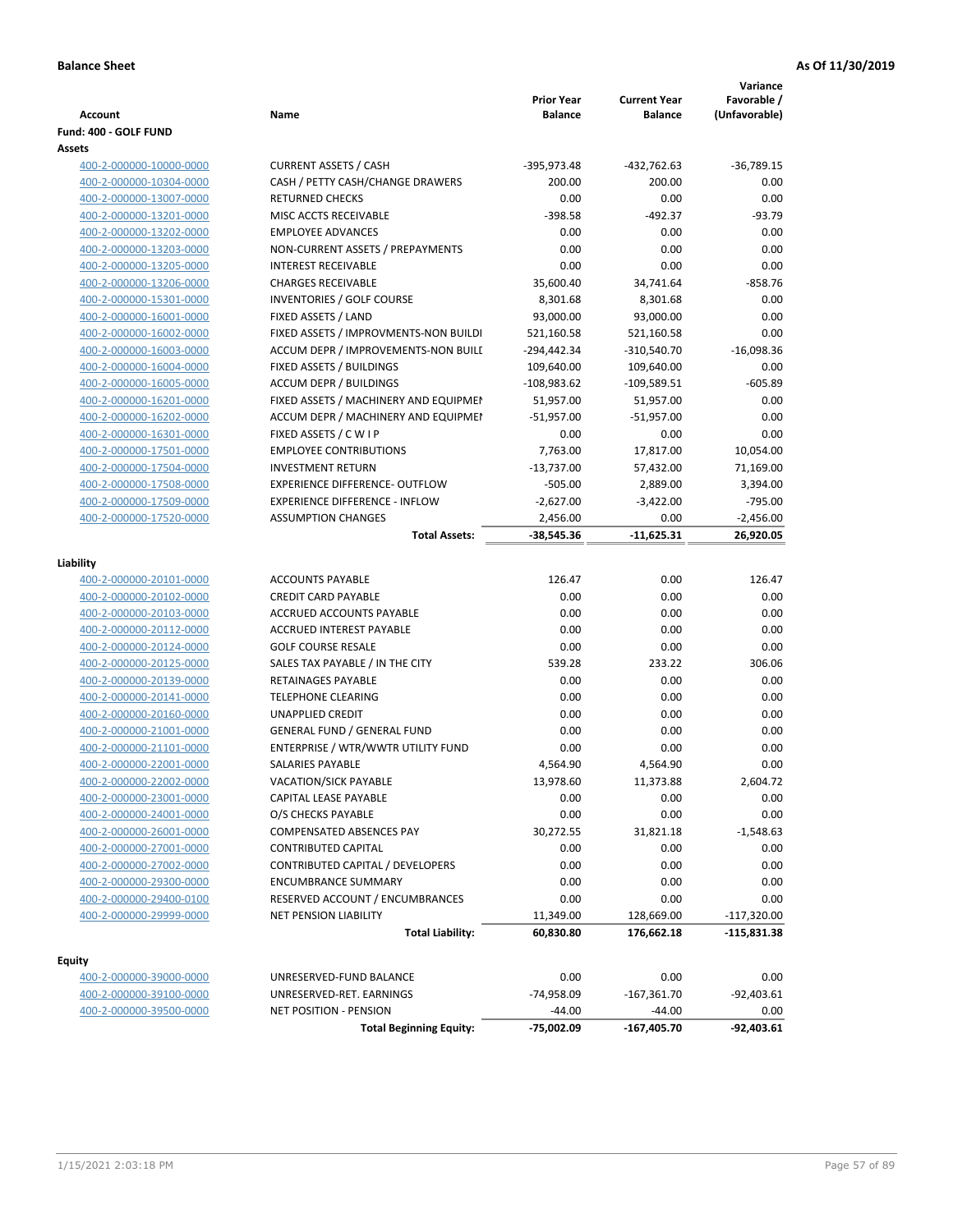**Balance Sheet** | **As Of 11/30/2019**

| Account | Name | Prior Year Balance | Current Year Balance | Variance Favorable / (Unfavorable) |
|---|---|---|---|---|
| **Fund: 400 - GOLF FUND** | | | | |
| **Assets** | | | | |
| 400-2-000000-10000-0000 | CURRENT ASSETS / CASH | -395,973.48 | -432,762.63 | -36,789.15 |
| 400-2-000000-10304-0000 | CASH / PETTY CASH/CHANGE DRAWERS | 200.00 | 200.00 | 0.00 |
| 400-2-000000-13007-0000 | RETURNED CHECKS | 0.00 | 0.00 | 0.00 |
| 400-2-000000-13201-0000 | MISC ACCTS RECEIVABLE | -398.58 | -492.37 | -93.79 |
| 400-2-000000-13202-0000 | EMPLOYEE ADVANCES | 0.00 | 0.00 | 0.00 |
| 400-2-000000-13203-0000 | NON-CURRENT ASSETS / PREPAYMENTS | 0.00 | 0.00 | 0.00 |
| 400-2-000000-13205-0000 | INTEREST RECEIVABLE | 0.00 | 0.00 | 0.00 |
| 400-2-000000-13206-0000 | CHARGES RECEIVABLE | 35,600.40 | 34,741.64 | -858.76 |
| 400-2-000000-15301-0000 | INVENTORIES / GOLF COURSE | 8,301.68 | 8,301.68 | 0.00 |
| 400-2-000000-16001-0000 | FIXED ASSETS / LAND | 93,000.00 | 93,000.00 | 0.00 |
| 400-2-000000-16002-0000 | FIXED ASSETS / IMPROVMENTS-NON BUILDI | 521,160.58 | 521,160.58 | 0.00 |
| 400-2-000000-16003-0000 | ACCUM DEPR / IMPROVEMENTS-NON BUILI | -294,442.34 | -310,540.70 | -16,098.36 |
| 400-2-000000-16004-0000 | FIXED ASSETS / BUILDINGS | 109,640.00 | 109,640.00 | 0.00 |
| 400-2-000000-16005-0000 | ACCUM DEPR / BUILDINGS | -108,983.62 | -109,589.51 | -605.89 |
| 400-2-000000-16201-0000 | FIXED ASSETS / MACHINERY AND EQUIPMEI | 51,957.00 | 51,957.00 | 0.00 |
| 400-2-000000-16202-0000 | ACCUM DEPR / MACHINERY AND EQUIPMEI | -51,957.00 | -51,957.00 | 0.00 |
| 400-2-000000-16301-0000 | FIXED ASSETS / C W I P | 0.00 | 0.00 | 0.00 |
| 400-2-000000-17501-0000 | EMPLOYEE CONTRIBUTIONS | 7,763.00 | 17,817.00 | 10,054.00 |
| 400-2-000000-17504-0000 | INVESTMENT RETURN | -13,737.00 | 57,432.00 | 71,169.00 |
| 400-2-000000-17508-0000 | EXPERIENCE DIFFERENCE- OUTFLOW | -505.00 | 2,889.00 | 3,394.00 |
| 400-2-000000-17509-0000 | EXPERIENCE DIFFERENCE - INFLOW | -2,627.00 | -3,422.00 | -795.00 |
| 400-2-000000-17520-0000 | ASSUMPTION CHANGES | 2,456.00 | 0.00 | -2,456.00 |
| | **Total Assets:** | **-38,545.36** | **-11,625.31** | **26,920.05** |
| **Liability** | | | | |
| 400-2-000000-20101-0000 | ACCOUNTS PAYABLE | 126.47 | 0.00 | 126.47 |
| 400-2-000000-20102-0000 | CREDIT CARD PAYABLE | 0.00 | 0.00 | 0.00 |
| 400-2-000000-20103-0000 | ACCRUED ACCOUNTS PAYABLE | 0.00 | 0.00 | 0.00 |
| 400-2-000000-20112-0000 | ACCRUED INTEREST PAYABLE | 0.00 | 0.00 | 0.00 |
| 400-2-000000-20124-0000 | GOLF COURSE RESALE | 0.00 | 0.00 | 0.00 |
| 400-2-000000-20125-0000 | SALES TAX PAYABLE / IN THE CITY | 539.28 | 233.22 | 306.06 |
| 400-2-000000-20139-0000 | RETAINAGES PAYABLE | 0.00 | 0.00 | 0.00 |
| 400-2-000000-20141-0000 | TELEPHONE CLEARING | 0.00 | 0.00 | 0.00 |
| 400-2-000000-20160-0000 | UNAPPLIED CREDIT | 0.00 | 0.00 | 0.00 |
| 400-2-000000-21001-0000 | GENERAL FUND / GENERAL FUND | 0.00 | 0.00 | 0.00 |
| 400-2-000000-21101-0000 | ENTERPRISE / WTR/WWTR UTILITY FUND | 0.00 | 0.00 | 0.00 |
| 400-2-000000-22001-0000 | SALARIES PAYABLE | 4,564.90 | 4,564.90 | 0.00 |
| 400-2-000000-22002-0000 | VACATION/SICK PAYABLE | 13,978.60 | 11,373.88 | 2,604.72 |
| 400-2-000000-23001-0000 | CAPITAL LEASE PAYABLE | 0.00 | 0.00 | 0.00 |
| 400-2-000000-24001-0000 | O/S CHECKS PAYABLE | 0.00 | 0.00 | 0.00 |
| 400-2-000000-26001-0000 | COMPENSATED ABSENCES PAY | 30,272.55 | 31,821.18 | -1,548.63 |
| 400-2-000000-27001-0000 | CONTRIBUTED CAPITAL | 0.00 | 0.00 | 0.00 |
| 400-2-000000-27002-0000 | CONTRIBUTED CAPITAL / DEVELOPERS | 0.00 | 0.00 | 0.00 |
| 400-2-000000-29300-0000 | ENCUMBRANCE SUMMARY | 0.00 | 0.00 | 0.00 |
| 400-2-000000-29400-0100 | RESERVED ACCOUNT / ENCUMBRANCES | 0.00 | 0.00 | 0.00 |
| 400-2-000000-29999-0000 | NET PENSION LIABILITY | 11,349.00 | 128,669.00 | -117,320.00 |
| | **Total Liability:** | **60,830.80** | **176,662.18** | **-115,831.38** |
| **Equity** | | | | |
| 400-2-000000-39000-0000 | UNRESERVED-FUND BALANCE | 0.00 | 0.00 | 0.00 |
| 400-2-000000-39100-0000 | UNRESERVED-RET. EARNINGS | -74,958.09 | -167,361.70 | -92,403.61 |
| 400-2-000000-39500-0000 | NET POSITION - PENSION | -44.00 | -44.00 | 0.00 |
| | **Total Beginning Equity:** | **-75,002.09** | **-167,405.70** | **-92,403.61** |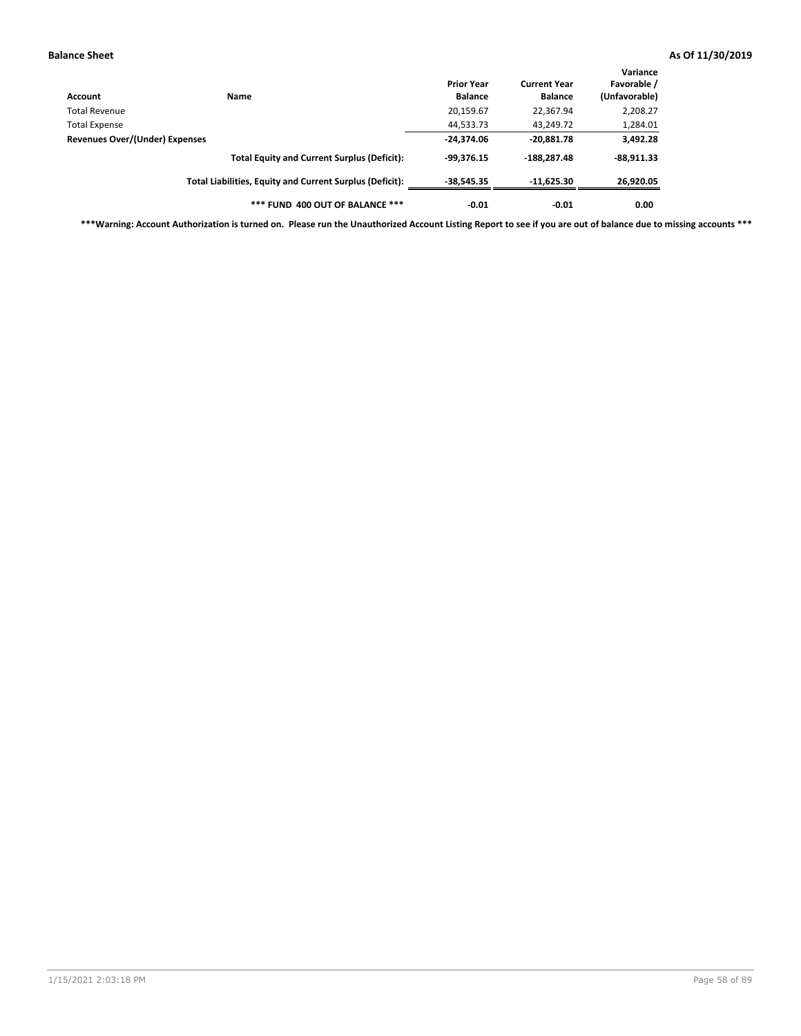**Balance Sheet** **As Of 11/30/2019**

| Account | Name | Prior Year Balance | Current Year Balance | Variance Favorable / (Unfavorable) |
|---|---|---|---|---|
| Total Revenue | | 20,159.67 | 22,367.94 | 2,208.27 |
| Total Expense | | 44,533.73 | 43,249.72 | 1,284.01 |
| **Revenues Over/(Under) Expenses** | | **-24,374.06** | **-20,881.78** | **3,492.28** |
| | **Total Equity and Current Surplus (Deficit):** | **-99,376.15** | **-188,287.48** | **-88,911.33** |
| | **Total Liabilities, Equity and Current Surplus (Deficit):** | **-38,545.35** | **-11,625.30** | **26,920.05** |
| | **\*\*\* FUND 400 OUT OF BALANCE \*\*\*** | **-0.01** | **-0.01** | **0.00** |

**\*\*\*Warning: Account Authorization is turned on. Please run the Unauthorized Account Listing Report to see if you are out of balance due to missing accounts \*\*\***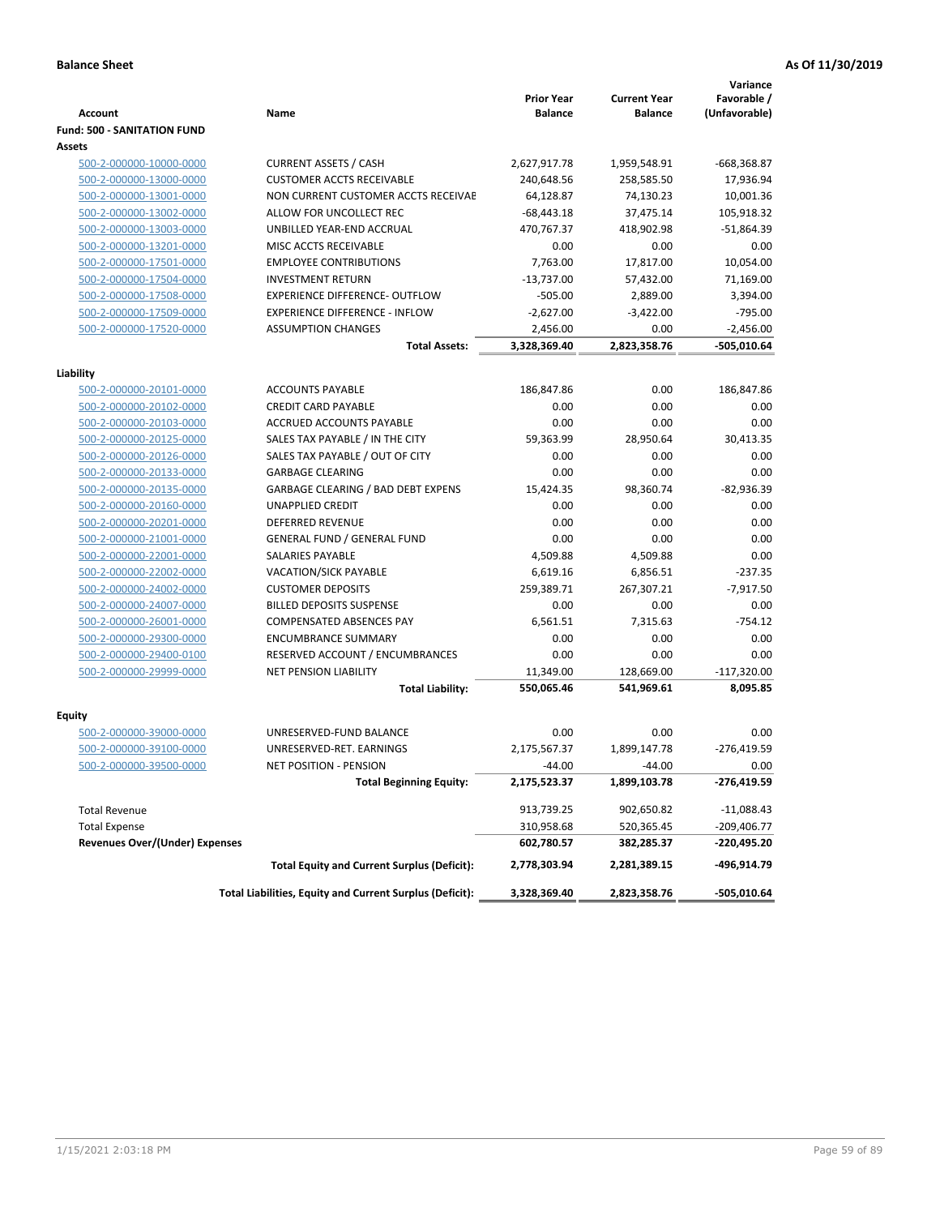**Balance Sheet** **As Of 11/30/2019**

| Account | Name | Prior Year Balance | Current Year Balance | Variance Favorable / (Unfavorable) |
|---|---|---|---|---|
| **Fund: 500 - SANITATION FUND** | | | | |
| **Assets** | | | | |
| 500-2-000000-10000-0000 | CURRENT ASSETS / CASH | 2,627,917.78 | 1,959,548.91 | -668,368.87 |
| 500-2-000000-13000-0000 | CUSTOMER ACCTS RECEIVABLE | 240,648.56 | 258,585.50 | 17,936.94 |
| 500-2-000000-13001-0000 | NON CURRENT CUSTOMER ACCTS RECEIVAE | 64,128.87 | 74,130.23 | 10,001.36 |
| 500-2-000000-13002-0000 | ALLOW FOR UNCOLLECT REC | -68,443.18 | 37,475.14 | 105,918.32 |
| 500-2-000000-13003-0000 | UNBILLED YEAR-END ACCRUAL | 470,767.37 | 418,902.98 | -51,864.39 |
| 500-2-000000-13201-0000 | MISC ACCTS RECEIVABLE | 0.00 | 0.00 | 0.00 |
| 500-2-000000-17501-0000 | EMPLOYEE CONTRIBUTIONS | 7,763.00 | 17,817.00 | 10,054.00 |
| 500-2-000000-17504-0000 | INVESTMENT RETURN | -13,737.00 | 57,432.00 | 71,169.00 |
| 500-2-000000-17508-0000 | EXPERIENCE DIFFERENCE- OUTFLOW | -505.00 | 2,889.00 | 3,394.00 |
| 500-2-000000-17509-0000 | EXPERIENCE DIFFERENCE - INFLOW | -2,627.00 | -3,422.00 | -795.00 |
| 500-2-000000-17520-0000 | ASSUMPTION CHANGES | 2,456.00 | 0.00 | -2,456.00 |
| | **Total Assets:** | **3,328,369.40** | **2,823,358.76** | **-505,010.64** |
| **Liability** | | | | |
| 500-2-000000-20101-0000 | ACCOUNTS PAYABLE | 186,847.86 | 0.00 | 186,847.86 |
| 500-2-000000-20102-0000 | CREDIT CARD PAYABLE | 0.00 | 0.00 | 0.00 |
| 500-2-000000-20103-0000 | ACCRUED ACCOUNTS PAYABLE | 0.00 | 0.00 | 0.00 |
| 500-2-000000-20125-0000 | SALES TAX PAYABLE / IN THE CITY | 59,363.99 | 28,950.64 | 30,413.35 |
| 500-2-000000-20126-0000 | SALES TAX PAYABLE / OUT OF CITY | 0.00 | 0.00 | 0.00 |
| 500-2-000000-20133-0000 | GARBAGE CLEARING | 0.00 | 0.00 | 0.00 |
| 500-2-000000-20135-0000 | GARBAGE CLEARING / BAD DEBT EXPENS | 15,424.35 | 98,360.74 | -82,936.39 |
| 500-2-000000-20160-0000 | UNAPPLIED CREDIT | 0.00 | 0.00 | 0.00 |
| 500-2-000000-20201-0000 | DEFERRED REVENUE | 0.00 | 0.00 | 0.00 |
| 500-2-000000-21001-0000 | GENERAL FUND / GENERAL FUND | 0.00 | 0.00 | 0.00 |
| 500-2-000000-22001-0000 | SALARIES PAYABLE | 4,509.88 | 4,509.88 | 0.00 |
| 500-2-000000-22002-0000 | VACATION/SICK PAYABLE | 6,619.16 | 6,856.51 | -237.35 |
| 500-2-000000-24002-0000 | CUSTOMER DEPOSITS | 259,389.71 | 267,307.21 | -7,917.50 |
| 500-2-000000-24007-0000 | BILLED DEPOSITS SUSPENSE | 0.00 | 0.00 | 0.00 |
| 500-2-000000-26001-0000 | COMPENSATED ABSENCES PAY | 6,561.51 | 7,315.63 | -754.12 |
| 500-2-000000-29300-0000 | ENCUMBRANCE SUMMARY | 0.00 | 0.00 | 0.00 |
| 500-2-000000-29400-0100 | RESERVED ACCOUNT / ENCUMBRANCES | 0.00 | 0.00 | 0.00 |
| 500-2-000000-29999-0000 | NET PENSION LIABILITY | 11,349.00 | 128,669.00 | -117,320.00 |
| | **Total Liability:** | **550,065.46** | **541,969.61** | **8,095.85** |
| **Equity** | | | | |
| 500-2-000000-39000-0000 | UNRESERVED-FUND BALANCE | 0.00 | 0.00 | 0.00 |
| 500-2-000000-39100-0000 | UNRESERVED-RET. EARNINGS | 2,175,567.37 | 1,899,147.78 | -276,419.59 |
| 500-2-000000-39500-0000 | NET POSITION - PENSION | -44.00 | -44.00 | 0.00 |
| | **Total Beginning Equity:** | **2,175,523.37** | **1,899,103.78** | **-276,419.59** |
| Total Revenue | | 913,739.25 | 902,650.82 | -11,088.43 |
| Total Expense | | 310,958.68 | 520,365.45 | -209,406.77 |
| **Revenues Over/(Under) Expenses** | | **602,780.57** | **382,285.37** | **-220,495.20** |
| | **Total Equity and Current Surplus (Deficit):** | **2,778,303.94** | **2,281,389.15** | **-496,914.79** |
| | **Total Liabilities, Equity and Current Surplus (Deficit):** | **3,328,369.40** | **2,823,358.76** | **-505,010.64** |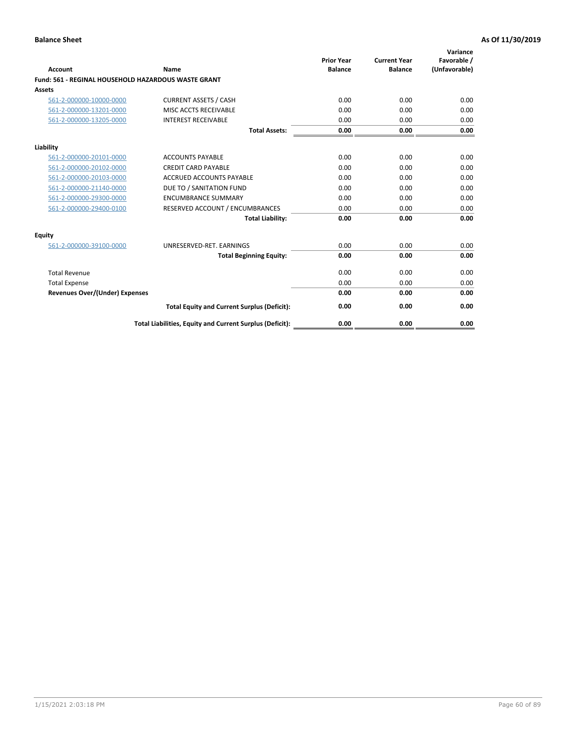**Balance Sheet** — **As Of 11/30/2019**

| Account | Name | Prior Year Balance | Current Year Balance | Variance Favorable / (Unfavorable) |
|---|---|---|---|---|
| **Fund: 561 - REGINAL HOUSEHOLD HAZARDOUS WASTE GRANT** | | | | |
| **Assets** | | | | |
| 561-2-000000-10000-0000 | CURRENT ASSETS / CASH | 0.00 | 0.00 | 0.00 |
| 561-2-000000-13201-0000 | MISC ACCTS RECEIVABLE | 0.00 | 0.00 | 0.00 |
| 561-2-000000-13205-0000 | INTEREST RECEIVABLE | 0.00 | 0.00 | 0.00 |
| | **Total Assets:** | **0.00** | **0.00** | **0.00** |
| **Liability** | | | | |
| 561-2-000000-20101-0000 | ACCOUNTS PAYABLE | 0.00 | 0.00 | 0.00 |
| 561-2-000000-20102-0000 | CREDIT CARD PAYABLE | 0.00 | 0.00 | 0.00 |
| 561-2-000000-20103-0000 | ACCRUED ACCOUNTS PAYABLE | 0.00 | 0.00 | 0.00 |
| 561-2-000000-21140-0000 | DUE TO / SANITATION FUND | 0.00 | 0.00 | 0.00 |
| 561-2-000000-29300-0000 | ENCUMBRANCE SUMMARY | 0.00 | 0.00 | 0.00 |
| 561-2-000000-29400-0100 | RESERVED ACCOUNT / ENCUMBRANCES | 0.00 | 0.00 | 0.00 |
| | **Total Liability:** | **0.00** | **0.00** | **0.00** |
| **Equity** | | | | |
| 561-2-000000-39100-0000 | UNRESERVED-RET. EARNINGS | 0.00 | 0.00 | 0.00 |
| | **Total Beginning Equity:** | **0.00** | **0.00** | **0.00** |
| Total Revenue | | 0.00 | 0.00 | 0.00 |
| Total Expense | | 0.00 | 0.00 | 0.00 |
| **Revenues Over/(Under) Expenses** | | **0.00** | **0.00** | **0.00** |
| | **Total Equity and Current Surplus (Deficit):** | **0.00** | **0.00** | **0.00** |
| | **Total Liabilities, Equity and Current Surplus (Deficit):** | **0.00** | **0.00** | **0.00** |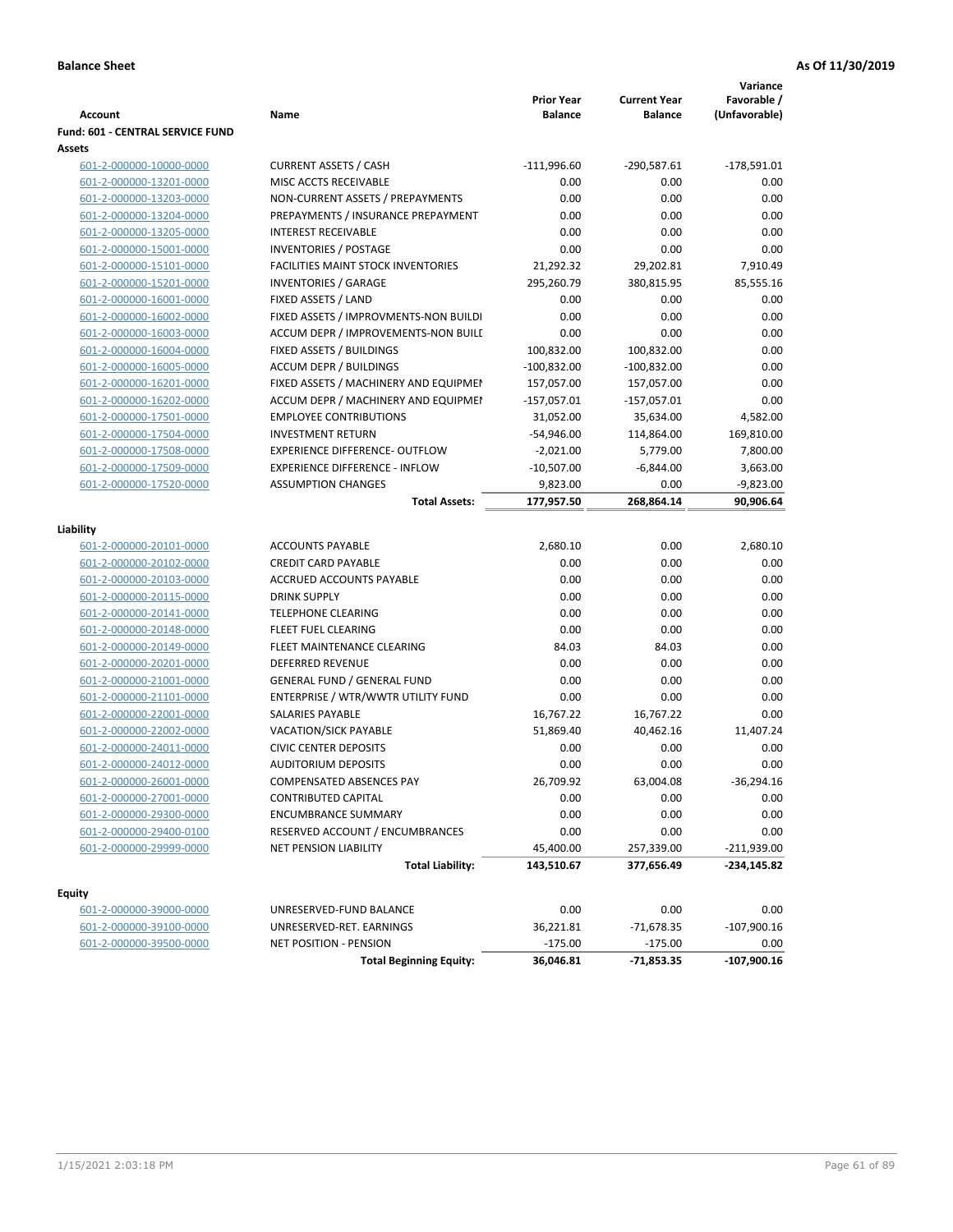**Balance Sheet** **As Of 11/30/2019**

| Account | Name | Prior Year Balance | Current Year Balance | Variance Favorable / (Unfavorable) |
|---|---|---|---|---|
| **Fund: 601 - CENTRAL SERVICE FUND** | | | | |
| **Assets** | | | | |
| 601-2-000000-10000-0000 | CURRENT ASSETS / CASH | -111,996.60 | -290,587.61 | -178,591.01 |
| 601-2-000000-13201-0000 | MISC ACCTS RECEIVABLE | 0.00 | 0.00 | 0.00 |
| 601-2-000000-13203-0000 | NON-CURRENT ASSETS / PREPAYMENTS | 0.00 | 0.00 | 0.00 |
| 601-2-000000-13204-0000 | PREPAYMENTS / INSURANCE PREPAYMENT | 0.00 | 0.00 | 0.00 |
| 601-2-000000-13205-0000 | INTEREST RECEIVABLE | 0.00 | 0.00 | 0.00 |
| 601-2-000000-15001-0000 | INVENTORIES / POSTAGE | 0.00 | 0.00 | 0.00 |
| 601-2-000000-15101-0000 | FACILITIES MAINT STOCK INVENTORIES | 21,292.32 | 29,202.81 | 7,910.49 |
| 601-2-000000-15201-0000 | INVENTORIES / GARAGE | 295,260.79 | 380,815.95 | 85,555.16 |
| 601-2-000000-16001-0000 | FIXED ASSETS / LAND | 0.00 | 0.00 | 0.00 |
| 601-2-000000-16002-0000 | FIXED ASSETS / IMPROVMENTS-NON BUILDI | 0.00 | 0.00 | 0.00 |
| 601-2-000000-16003-0000 | ACCUM DEPR / IMPROVEMENTS-NON BUILI | 0.00 | 0.00 | 0.00 |
| 601-2-000000-16004-0000 | FIXED ASSETS / BUILDINGS | 100,832.00 | 100,832.00 | 0.00 |
| 601-2-000000-16005-0000 | ACCUM DEPR / BUILDINGS | -100,832.00 | -100,832.00 | 0.00 |
| 601-2-000000-16201-0000 | FIXED ASSETS / MACHINERY AND EQUIPMEI | 157,057.00 | 157,057.00 | 0.00 |
| 601-2-000000-16202-0000 | ACCUM DEPR / MACHINERY AND EQUIPMEI | -157,057.01 | -157,057.01 | 0.00 |
| 601-2-000000-17501-0000 | EMPLOYEE CONTRIBUTIONS | 31,052.00 | 35,634.00 | 4,582.00 |
| 601-2-000000-17504-0000 | INVESTMENT RETURN | -54,946.00 | 114,864.00 | 169,810.00 |
| 601-2-000000-17508-0000 | EXPERIENCE DIFFERENCE- OUTFLOW | -2,021.00 | 5,779.00 | 7,800.00 |
| 601-2-000000-17509-0000 | EXPERIENCE DIFFERENCE - INFLOW | -10,507.00 | -6,844.00 | 3,663.00 |
| 601-2-000000-17520-0000 | ASSUMPTION CHANGES | 9,823.00 | 0.00 | -9,823.00 |
| | **Total Assets:** | **177,957.50** | **268,864.14** | **90,906.64** |
| **Liability** | | | | |
| 601-2-000000-20101-0000 | ACCOUNTS PAYABLE | 2,680.10 | 0.00 | 2,680.10 |
| 601-2-000000-20102-0000 | CREDIT CARD PAYABLE | 0.00 | 0.00 | 0.00 |
| 601-2-000000-20103-0000 | ACCRUED ACCOUNTS PAYABLE | 0.00 | 0.00 | 0.00 |
| 601-2-000000-20115-0000 | DRINK SUPPLY | 0.00 | 0.00 | 0.00 |
| 601-2-000000-20141-0000 | TELEPHONE CLEARING | 0.00 | 0.00 | 0.00 |
| 601-2-000000-20148-0000 | FLEET FUEL CLEARING | 0.00 | 0.00 | 0.00 |
| 601-2-000000-20149-0000 | FLEET MAINTENANCE CLEARING | 84.03 | 84.03 | 0.00 |
| 601-2-000000-20201-0000 | DEFERRED REVENUE | 0.00 | 0.00 | 0.00 |
| 601-2-000000-21001-0000 | GENERAL FUND / GENERAL FUND | 0.00 | 0.00 | 0.00 |
| 601-2-000000-21101-0000 | ENTERPRISE / WTR/WWTR UTILITY FUND | 0.00 | 0.00 | 0.00 |
| 601-2-000000-22001-0000 | SALARIES PAYABLE | 16,767.22 | 16,767.22 | 0.00 |
| 601-2-000000-22002-0000 | VACATION/SICK PAYABLE | 51,869.40 | 40,462.16 | 11,407.24 |
| 601-2-000000-24011-0000 | CIVIC CENTER DEPOSITS | 0.00 | 0.00 | 0.00 |
| 601-2-000000-24012-0000 | AUDITORIUM DEPOSITS | 0.00 | 0.00 | 0.00 |
| 601-2-000000-26001-0000 | COMPENSATED ABSENCES PAY | 26,709.92 | 63,004.08 | -36,294.16 |
| 601-2-000000-27001-0000 | CONTRIBUTED CAPITAL | 0.00 | 0.00 | 0.00 |
| 601-2-000000-29300-0000 | ENCUMBRANCE SUMMARY | 0.00 | 0.00 | 0.00 |
| 601-2-000000-29400-0100 | RESERVED ACCOUNT / ENCUMBRANCES | 0.00 | 0.00 | 0.00 |
| 601-2-000000-29999-0000 | NET PENSION LIABILITY | 45,400.00 | 257,339.00 | -211,939.00 |
| | **Total Liability:** | **143,510.67** | **377,656.49** | **-234,145.82** |
| **Equity** | | | | |
| 601-2-000000-39000-0000 | UNRESERVED-FUND BALANCE | 0.00 | 0.00 | 0.00 |
| 601-2-000000-39100-0000 | UNRESERVED-RET. EARNINGS | 36,221.81 | -71,678.35 | -107,900.16 |
| 601-2-000000-39500-0000 | NET POSITION - PENSION | -175.00 | -175.00 | 0.00 |
| | **Total Beginning Equity:** | **36,046.81** | **-71,853.35** | **-107,900.16** |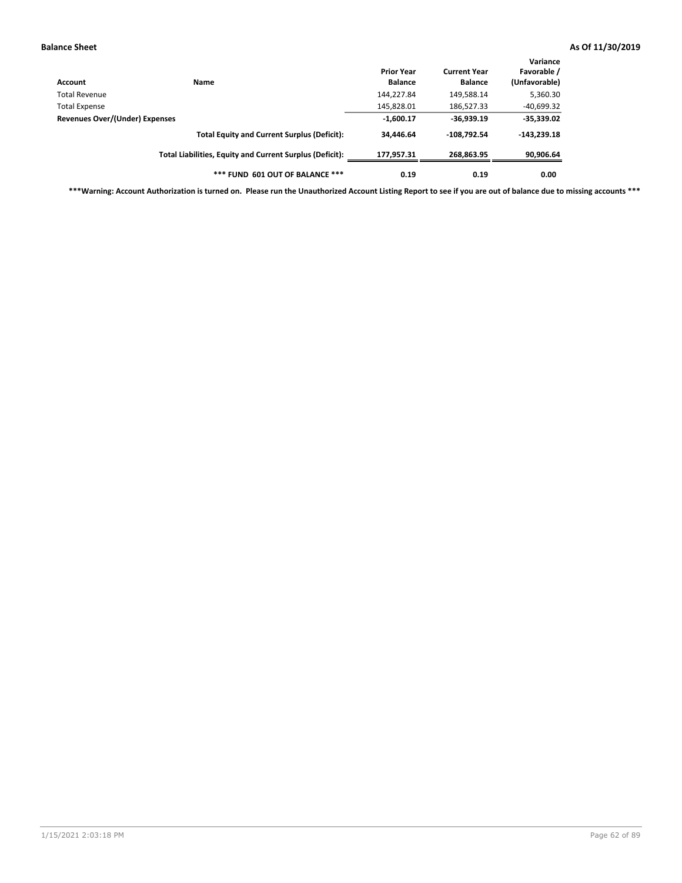**Balance Sheet** **As Of 11/30/2019**

| Account | Name | Prior Year Balance | Current Year Balance | Variance Favorable / (Unfavorable) |
|---|---|---|---|---|
| Total Revenue | | 144,227.84 | 149,588.14 | 5,360.30 |
| Total Expense | | 145,828.01 | 186,527.33 | -40,699.32 |
| **Revenues Over/(Under) Expenses** | | **-1,600.17** | **-36,939.19** | **-35,339.02** |
| | **Total Equity and Current Surplus (Deficit):** | **34,446.64** | **-108,792.54** | **-143,239.18** |
| | **Total Liabilities, Equity and Current Surplus (Deficit):** | **177,957.31** | **268,863.95** | **90,906.64** |
| | **\*\*\* FUND 601 OUT OF BALANCE \*\*\*** | **0.19** | **0.19** | **0.00** |

**\*\*\*Warning: Account Authorization is turned on. Please run the Unauthorized Account Listing Report to see if you are out of balance due to missing accounts \*\*\***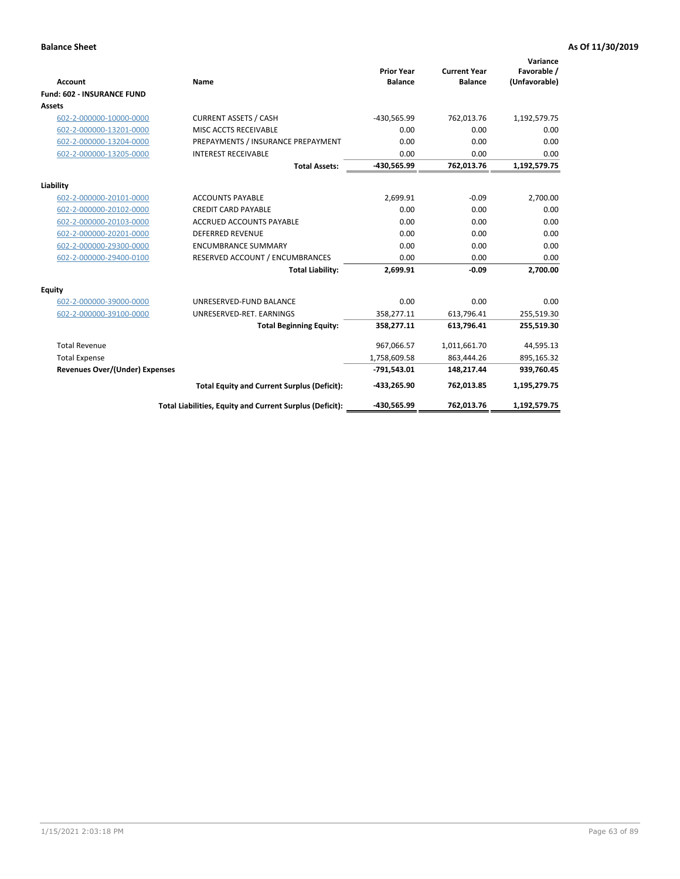**Balance Sheet** — As Of 11/30/2019

| Account | Name | Prior Year Balance | Current Year Balance | Variance Favorable / (Unfavorable) |
|---|---|---|---|---|
| **Fund: 602 - INSURANCE FUND** | | | | |
| **Assets** | | | | |
| 602-2-000000-10000-0000 | CURRENT ASSETS / CASH | -430,565.99 | 762,013.76 | 1,192,579.75 |
| 602-2-000000-13201-0000 | MISC ACCTS RECEIVABLE | 0.00 | 0.00 | 0.00 |
| 602-2-000000-13204-0000 | PREPAYMENTS / INSURANCE PREPAYMENT | 0.00 | 0.00 | 0.00 |
| 602-2-000000-13205-0000 | INTEREST RECEIVABLE | 0.00 | 0.00 | 0.00 |
| | **Total Assets:** | **-430,565.99** | **762,013.76** | **1,192,579.75** |
| **Liability** | | | | |
| 602-2-000000-20101-0000 | ACCOUNTS PAYABLE | 2,699.91 | -0.09 | 2,700.00 |
| 602-2-000000-20102-0000 | CREDIT CARD PAYABLE | 0.00 | 0.00 | 0.00 |
| 602-2-000000-20103-0000 | ACCRUED ACCOUNTS PAYABLE | 0.00 | 0.00 | 0.00 |
| 602-2-000000-20201-0000 | DEFERRED REVENUE | 0.00 | 0.00 | 0.00 |
| 602-2-000000-29300-0000 | ENCUMBRANCE SUMMARY | 0.00 | 0.00 | 0.00 |
| 602-2-000000-29400-0100 | RESERVED ACCOUNT / ENCUMBRANCES | 0.00 | 0.00 | 0.00 |
| | **Total Liability:** | **2,699.91** | **-0.09** | **2,700.00** |
| **Equity** | | | | |
| 602-2-000000-39000-0000 | UNRESERVED-FUND BALANCE | 0.00 | 0.00 | 0.00 |
| 602-2-000000-39100-0000 | UNRESERVED-RET. EARNINGS | 358,277.11 | 613,796.41 | 255,519.30 |
| | **Total Beginning Equity:** | **358,277.11** | **613,796.41** | **255,519.30** |
| Total Revenue | | 967,066.57 | 1,011,661.70 | 44,595.13 |
| Total Expense | | 1,758,609.58 | 863,444.26 | 895,165.32 |
| **Revenues Over/(Under) Expenses** | | **-791,543.01** | **148,217.44** | **939,760.45** |
| | **Total Equity and Current Surplus (Deficit):** | **-433,265.90** | **762,013.85** | **1,195,279.75** |
| | **Total Liabilities, Equity and Current Surplus (Deficit):** | **-430,565.99** | **762,013.76** | **1,192,579.75** |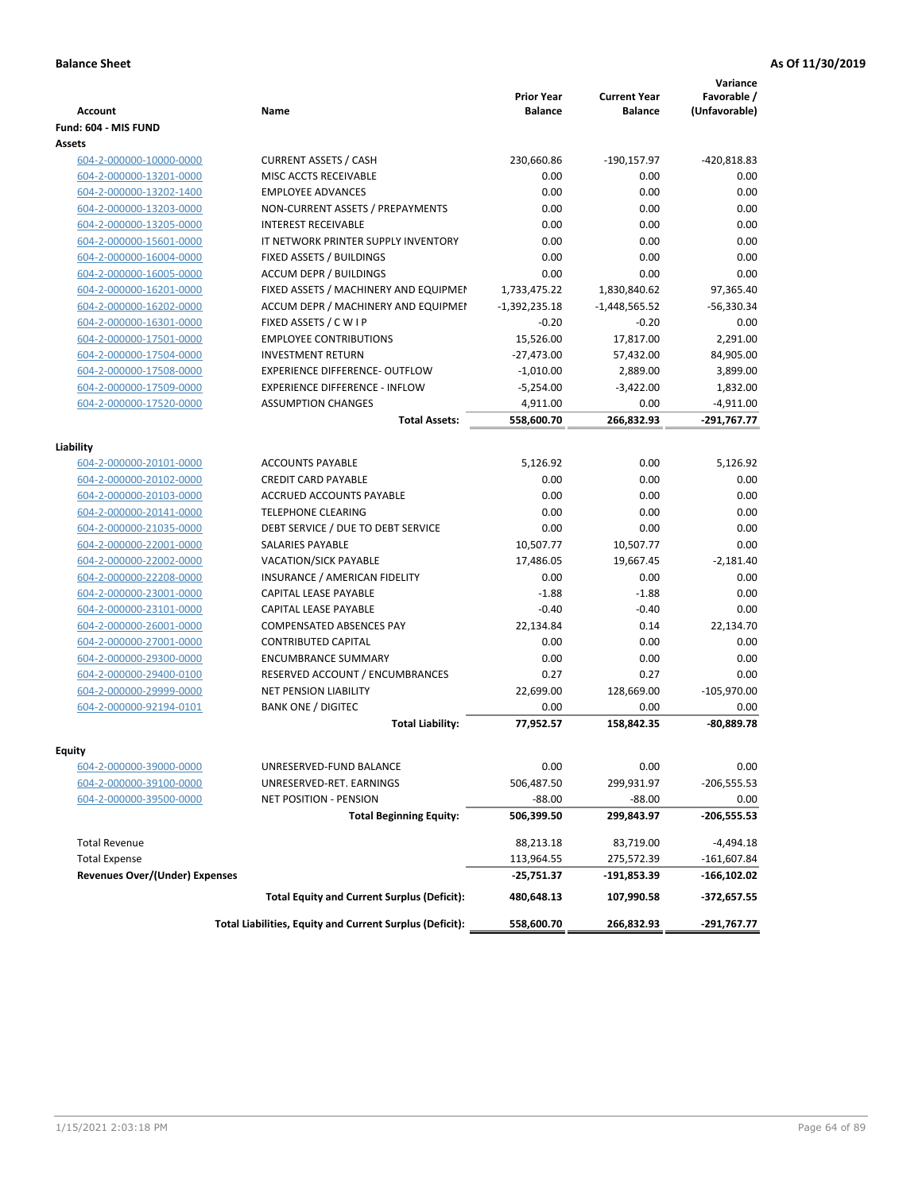**Balance Sheet** **As Of 11/30/2019**

| Account | Name | Prior Year Balance | Current Year Balance | Variance Favorable / (Unfavorable) |
|---|---|---|---|---|
| **Fund: 604 - MIS FUND** | | | | |
| **Assets** | | | | |
| 604-2-000000-10000-0000 | CURRENT ASSETS / CASH | 230,660.86 | -190,157.97 | -420,818.83 |
| 604-2-000000-13201-0000 | MISC ACCTS RECEIVABLE | 0.00 | 0.00 | 0.00 |
| 604-2-000000-13202-1400 | EMPLOYEE ADVANCES | 0.00 | 0.00 | 0.00 |
| 604-2-000000-13203-0000 | NON-CURRENT ASSETS / PREPAYMENTS | 0.00 | 0.00 | 0.00 |
| 604-2-000000-13205-0000 | INTEREST RECEIVABLE | 0.00 | 0.00 | 0.00 |
| 604-2-000000-15601-0000 | IT NETWORK PRINTER SUPPLY INVENTORY | 0.00 | 0.00 | 0.00 |
| 604-2-000000-16004-0000 | FIXED ASSETS / BUILDINGS | 0.00 | 0.00 | 0.00 |
| 604-2-000000-16005-0000 | ACCUM DEPR / BUILDINGS | 0.00 | 0.00 | 0.00 |
| 604-2-000000-16201-0000 | FIXED ASSETS / MACHINERY AND EQUIPMEI | 1,733,475.22 | 1,830,840.62 | 97,365.40 |
| 604-2-000000-16202-0000 | ACCUM DEPR / MACHINERY AND EQUIPMEI | -1,392,235.18 | -1,448,565.52 | -56,330.34 |
| 604-2-000000-16301-0000 | FIXED ASSETS / C W I P | -0.20 | -0.20 | 0.00 |
| 604-2-000000-17501-0000 | EMPLOYEE CONTRIBUTIONS | 15,526.00 | 17,817.00 | 2,291.00 |
| 604-2-000000-17504-0000 | INVESTMENT RETURN | -27,473.00 | 57,432.00 | 84,905.00 |
| 604-2-000000-17508-0000 | EXPERIENCE DIFFERENCE- OUTFLOW | -1,010.00 | 2,889.00 | 3,899.00 |
| 604-2-000000-17509-0000 | EXPERIENCE DIFFERENCE - INFLOW | -5,254.00 | -3,422.00 | 1,832.00 |
| 604-2-000000-17520-0000 | ASSUMPTION CHANGES | 4,911.00 | 0.00 | -4,911.00 |
| | **Total Assets:** | **558,600.70** | **266,832.93** | **-291,767.77** |
| **Liability** | | | | |
| 604-2-000000-20101-0000 | ACCOUNTS PAYABLE | 5,126.92 | 0.00 | 5,126.92 |
| 604-2-000000-20102-0000 | CREDIT CARD PAYABLE | 0.00 | 0.00 | 0.00 |
| 604-2-000000-20103-0000 | ACCRUED ACCOUNTS PAYABLE | 0.00 | 0.00 | 0.00 |
| 604-2-000000-20141-0000 | TELEPHONE CLEARING | 0.00 | 0.00 | 0.00 |
| 604-2-000000-21035-0000 | DEBT SERVICE / DUE TO DEBT SERVICE | 0.00 | 0.00 | 0.00 |
| 604-2-000000-22001-0000 | SALARIES PAYABLE | 10,507.77 | 10,507.77 | 0.00 |
| 604-2-000000-22002-0000 | VACATION/SICK PAYABLE | 17,486.05 | 19,667.45 | -2,181.40 |
| 604-2-000000-22208-0000 | INSURANCE / AMERICAN FIDELITY | 0.00 | 0.00 | 0.00 |
| 604-2-000000-23001-0000 | CAPITAL LEASE PAYABLE | -1.88 | -1.88 | 0.00 |
| 604-2-000000-23101-0000 | CAPITAL LEASE PAYABLE | -0.40 | -0.40 | 0.00 |
| 604-2-000000-26001-0000 | COMPENSATED ABSENCES PAY | 22,134.84 | 0.14 | 22,134.70 |
| 604-2-000000-27001-0000 | CONTRIBUTED CAPITAL | 0.00 | 0.00 | 0.00 |
| 604-2-000000-29300-0000 | ENCUMBRANCE SUMMARY | 0.00 | 0.00 | 0.00 |
| 604-2-000000-29400-0100 | RESERVED ACCOUNT / ENCUMBRANCES | 0.27 | 0.27 | 0.00 |
| 604-2-000000-29999-0000 | NET PENSION LIABILITY | 22,699.00 | 128,669.00 | -105,970.00 |
| 604-2-000000-92194-0101 | BANK ONE / DIGITEC | 0.00 | 0.00 | 0.00 |
| | **Total Liability:** | **77,952.57** | **158,842.35** | **-80,889.78** |
| **Equity** | | | | |
| 604-2-000000-39000-0000 | UNRESERVED-FUND BALANCE | 0.00 | 0.00 | 0.00 |
| 604-2-000000-39100-0000 | UNRESERVED-RET. EARNINGS | 506,487.50 | 299,931.97 | -206,555.53 |
| 604-2-000000-39500-0000 | NET POSITION - PENSION | -88.00 | -88.00 | 0.00 |
| | **Total Beginning Equity:** | **506,399.50** | **299,843.97** | **-206,555.53** |
| Total Revenue | | 88,213.18 | 83,719.00 | -4,494.18 |
| Total Expense | | 113,964.55 | 275,572.39 | -161,607.84 |
| **Revenues Over/(Under) Expenses** | | **-25,751.37** | **-191,853.39** | **-166,102.02** |
| | **Total Equity and Current Surplus (Deficit):** | **480,648.13** | **107,990.58** | **-372,657.55** |
| | **Total Liabilities, Equity and Current Surplus (Deficit):** | **558,600.70** | **266,832.93** | **-291,767.77** |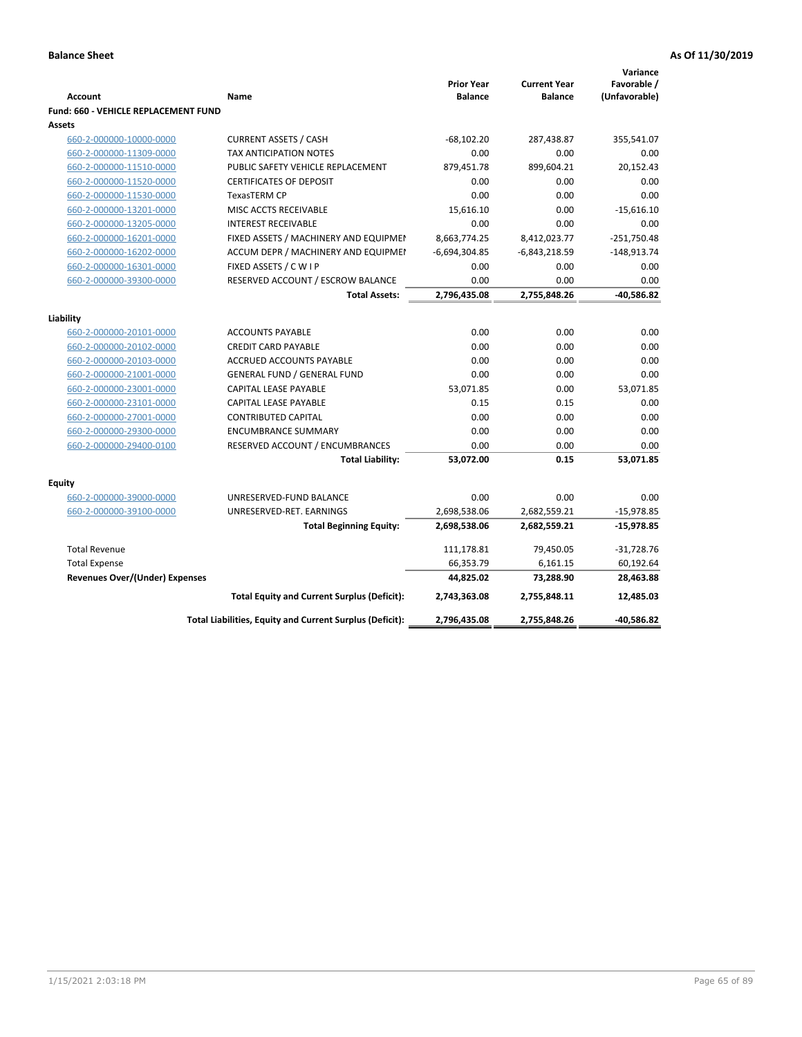**Balance Sheet** **As Of 11/30/2019**

| Account | Name | Prior Year Balance | Current Year Balance | Variance Favorable / (Unfavorable) |
|---|---|---|---|---|
| **Fund: 660 - VEHICLE REPLACEMENT FUND** | | | | |
| **Assets** | | | | |
| 660-2-000000-10000-0000 | CURRENT ASSETS / CASH | -68,102.20 | 287,438.87 | 355,541.07 |
| 660-2-000000-11309-0000 | TAX ANTICIPATION NOTES | 0.00 | 0.00 | 0.00 |
| 660-2-000000-11510-0000 | PUBLIC SAFETY VEHICLE REPLACEMENT | 879,451.78 | 899,604.21 | 20,152.43 |
| 660-2-000000-11520-0000 | CERTIFICATES OF DEPOSIT | 0.00 | 0.00 | 0.00 |
| 660-2-000000-11530-0000 | TexasTERM CP | 0.00 | 0.00 | 0.00 |
| 660-2-000000-13201-0000 | MISC ACCTS RECEIVABLE | 15,616.10 | 0.00 | -15,616.10 |
| 660-2-000000-13205-0000 | INTEREST RECEIVABLE | 0.00 | 0.00 | 0.00 |
| 660-2-000000-16201-0000 | FIXED ASSETS / MACHINERY AND EQUIPMEI | 8,663,774.25 | 8,412,023.77 | -251,750.48 |
| 660-2-000000-16202-0000 | ACCUM DEPR / MACHINERY AND EQUIPMEI | -6,694,304.85 | -6,843,218.59 | -148,913.74 |
| 660-2-000000-16301-0000 | FIXED ASSETS / C W I P | 0.00 | 0.00 | 0.00 |
| 660-2-000000-39300-0000 | RESERVED ACCOUNT / ESCROW BALANCE | 0.00 | 0.00 | 0.00 |
| | **Total Assets:** | **2,796,435.08** | **2,755,848.26** | **-40,586.82** |
| **Liability** | | | | |
| 660-2-000000-20101-0000 | ACCOUNTS PAYABLE | 0.00 | 0.00 | 0.00 |
| 660-2-000000-20102-0000 | CREDIT CARD PAYABLE | 0.00 | 0.00 | 0.00 |
| 660-2-000000-20103-0000 | ACCRUED ACCOUNTS PAYABLE | 0.00 | 0.00 | 0.00 |
| 660-2-000000-21001-0000 | GENERAL FUND / GENERAL FUND | 0.00 | 0.00 | 0.00 |
| 660-2-000000-23001-0000 | CAPITAL LEASE PAYABLE | 53,071.85 | 0.00 | 53,071.85 |
| 660-2-000000-23101-0000 | CAPITAL LEASE PAYABLE | 0.15 | 0.15 | 0.00 |
| 660-2-000000-27001-0000 | CONTRIBUTED CAPITAL | 0.00 | 0.00 | 0.00 |
| 660-2-000000-29300-0000 | ENCUMBRANCE SUMMARY | 0.00 | 0.00 | 0.00 |
| 660-2-000000-29400-0100 | RESERVED ACCOUNT / ENCUMBRANCES | 0.00 | 0.00 | 0.00 |
| | **Total Liability:** | **53,072.00** | **0.15** | **53,071.85** |
| **Equity** | | | | |
| 660-2-000000-39000-0000 | UNRESERVED-FUND BALANCE | 0.00 | 0.00 | 0.00 |
| 660-2-000000-39100-0000 | UNRESERVED-RET. EARNINGS | 2,698,538.06 | 2,682,559.21 | -15,978.85 |
| | **Total Beginning Equity:** | **2,698,538.06** | **2,682,559.21** | **-15,978.85** |
| Total Revenue | | 111,178.81 | 79,450.05 | -31,728.76 |
| Total Expense | | 66,353.79 | 6,161.15 | 60,192.64 |
| **Revenues Over/(Under) Expenses** | | **44,825.02** | **73,288.90** | **28,463.88** |
| | **Total Equity and Current Surplus (Deficit):** | **2,743,363.08** | **2,755,848.11** | **12,485.03** |
| | **Total Liabilities, Equity and Current Surplus (Deficit):** | **2,796,435.08** | **2,755,848.26** | **-40,586.82** |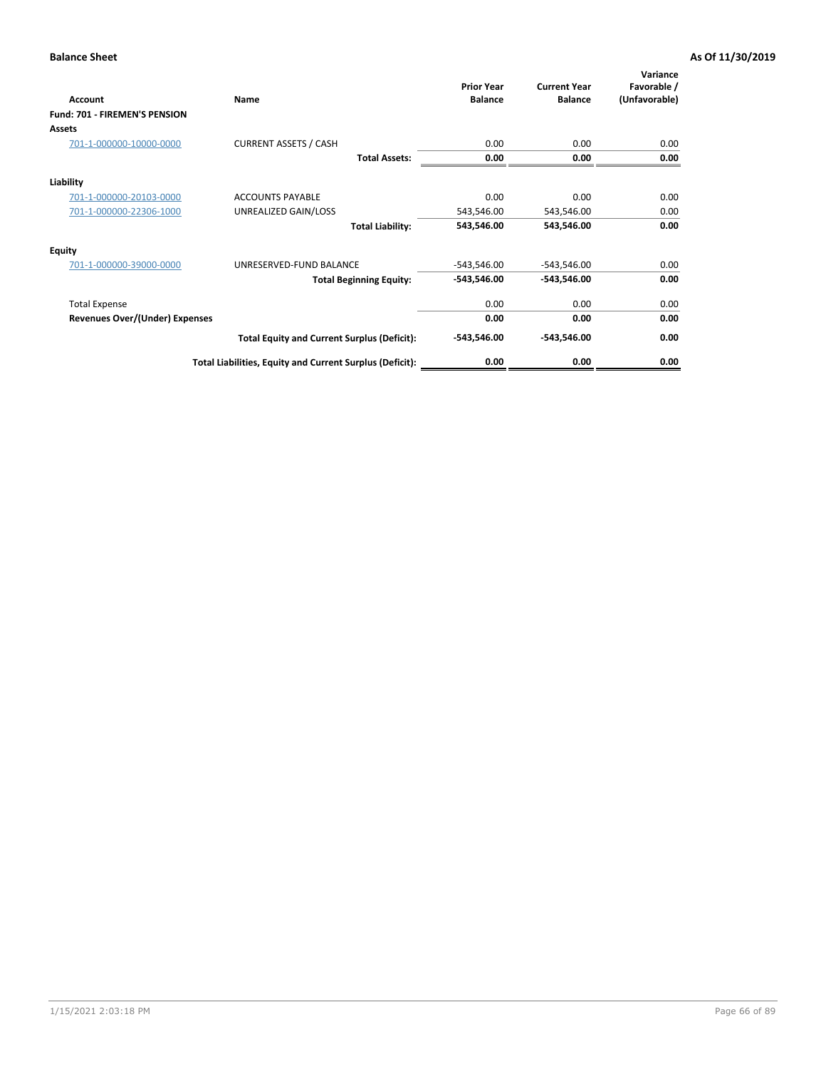**Balance Sheet** **As Of 11/30/2019**

| Account | Name | Prior Year Balance | Current Year Balance | Variance Favorable / (Unfavorable) |
|---|---|---|---|---|
| **Fund: 701 - FIREMEN'S PENSION** | | | | |
| **Assets** | | | | |
| 701-1-000000-10000-0000 | CURRENT ASSETS / CASH | 0.00 | 0.00 | 0.00 |
| | **Total Assets:** | **0.00** | **0.00** | **0.00** |
| **Liability** | | | | |
| 701-1-000000-20103-0000 | ACCOUNTS PAYABLE | 0.00 | 0.00 | 0.00 |
| 701-1-000000-22306-1000 | UNREALIZED GAIN/LOSS | 543,546.00 | 543,546.00 | 0.00 |
| | **Total Liability:** | **543,546.00** | **543,546.00** | **0.00** |
| **Equity** | | | | |
| 701-1-000000-39000-0000 | UNRESERVED-FUND BALANCE | -543,546.00 | -543,546.00 | 0.00 |
| | **Total Beginning Equity:** | **-543,546.00** | **-543,546.00** | **0.00** |
| Total Expense | | 0.00 | 0.00 | 0.00 |
| **Revenues Over/(Under) Expenses** | | **0.00** | **0.00** | **0.00** |
| | **Total Equity and Current Surplus (Deficit):** | **-543,546.00** | **-543,546.00** | **0.00** |
| | **Total Liabilities, Equity and Current Surplus (Deficit):** | **0.00** | **0.00** | **0.00** |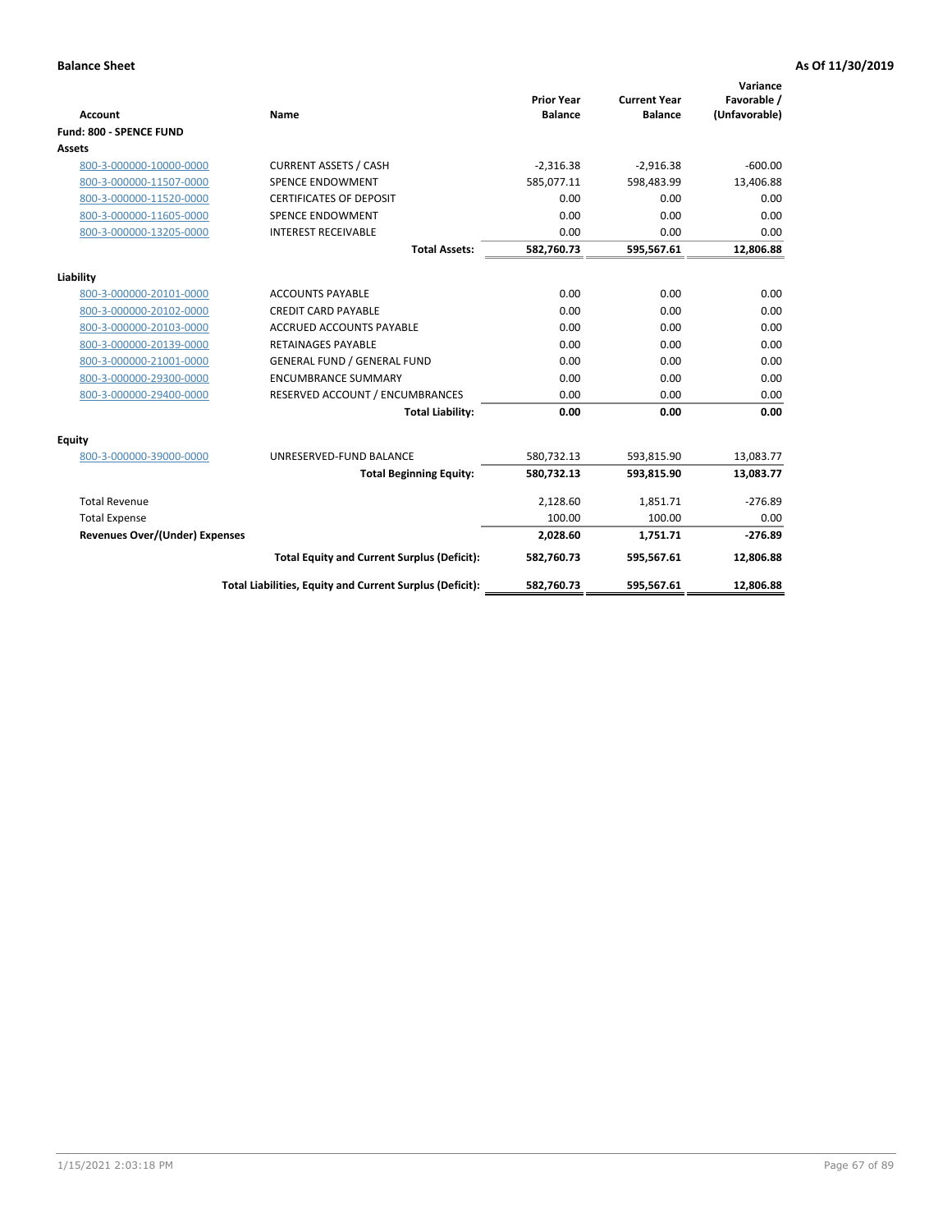**Balance Sheet** **As Of 11/30/2019**

| Account | Name | Prior Year Balance | Current Year Balance | Variance Favorable / (Unfavorable) |
|---|---|---|---|---|
| **Fund: 800 - SPENCE FUND** | | | | |
| **Assets** | | | | |
| 800-3-000000-10000-0000 | CURRENT ASSETS / CASH | -2,316.38 | -2,916.38 | -600.00 |
| 800-3-000000-11507-0000 | SPENCE ENDOWMENT | 585,077.11 | 598,483.99 | 13,406.88 |
| 800-3-000000-11520-0000 | CERTIFICATES OF DEPOSIT | 0.00 | 0.00 | 0.00 |
| 800-3-000000-11605-0000 | SPENCE ENDOWMENT | 0.00 | 0.00 | 0.00 |
| 800-3-000000-13205-0000 | INTEREST RECEIVABLE | 0.00 | 0.00 | 0.00 |
| | **Total Assets:** | **582,760.73** | **595,567.61** | **12,806.88** |
| **Liability** | | | | |
| 800-3-000000-20101-0000 | ACCOUNTS PAYABLE | 0.00 | 0.00 | 0.00 |
| 800-3-000000-20102-0000 | CREDIT CARD PAYABLE | 0.00 | 0.00 | 0.00 |
| 800-3-000000-20103-0000 | ACCRUED ACCOUNTS PAYABLE | 0.00 | 0.00 | 0.00 |
| 800-3-000000-20139-0000 | RETAINAGES PAYABLE | 0.00 | 0.00 | 0.00 |
| 800-3-000000-21001-0000 | GENERAL FUND / GENERAL FUND | 0.00 | 0.00 | 0.00 |
| 800-3-000000-29300-0000 | ENCUMBRANCE SUMMARY | 0.00 | 0.00 | 0.00 |
| 800-3-000000-29400-0000 | RESERVED ACCOUNT / ENCUMBRANCES | 0.00 | 0.00 | 0.00 |
| | **Total Liability:** | **0.00** | **0.00** | **0.00** |
| **Equity** | | | | |
| 800-3-000000-39000-0000 | UNRESERVED-FUND BALANCE | 580,732.13 | 593,815.90 | 13,083.77 |
| | **Total Beginning Equity:** | **580,732.13** | **593,815.90** | **13,083.77** |
| Total Revenue | | 2,128.60 | 1,851.71 | -276.89 |
| Total Expense | | 100.00 | 100.00 | 0.00 |
| **Revenues Over/(Under) Expenses** | | **2,028.60** | **1,751.71** | **-276.89** |
| | **Total Equity and Current Surplus (Deficit):** | **582,760.73** | **595,567.61** | **12,806.88** |
| | **Total Liabilities, Equity and Current Surplus (Deficit):** | **582,760.73** | **595,567.61** | **12,806.88** |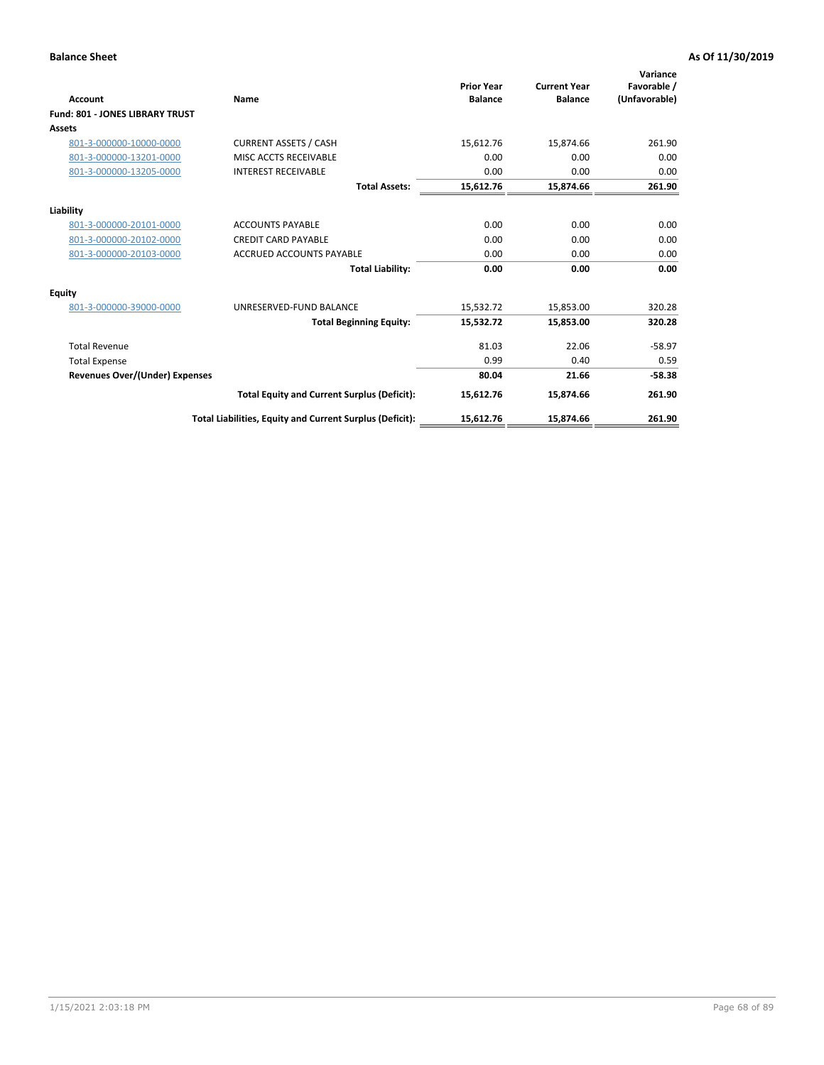**Balance Sheet** **As Of 11/30/2019**

| Account | Name | Prior Year Balance | Current Year Balance | Variance Favorable / (Unfavorable) |
|---|---|---|---|---|
| **Fund: 801 - JONES LIBRARY TRUST** | | | | |
| **Assets** | | | | |
| 801-3-000000-10000-0000 | CURRENT ASSETS / CASH | 15,612.76 | 15,874.66 | 261.90 |
| 801-3-000000-13201-0000 | MISC ACCTS RECEIVABLE | 0.00 | 0.00 | 0.00 |
| 801-3-000000-13205-0000 | INTEREST RECEIVABLE | 0.00 | 0.00 | 0.00 |
| | **Total Assets:** | **15,612.76** | **15,874.66** | **261.90** |
| **Liability** | | | | |
| 801-3-000000-20101-0000 | ACCOUNTS PAYABLE | 0.00 | 0.00 | 0.00 |
| 801-3-000000-20102-0000 | CREDIT CARD PAYABLE | 0.00 | 0.00 | 0.00 |
| 801-3-000000-20103-0000 | ACCRUED ACCOUNTS PAYABLE | 0.00 | 0.00 | 0.00 |
| | **Total Liability:** | **0.00** | **0.00** | **0.00** |
| **Equity** | | | | |
| 801-3-000000-39000-0000 | UNRESERVED-FUND BALANCE | 15,532.72 | 15,853.00 | 320.28 |
| | **Total Beginning Equity:** | **15,532.72** | **15,853.00** | **320.28** |
| Total Revenue | | 81.03 | 22.06 | -58.97 |
| Total Expense | | 0.99 | 0.40 | 0.59 |
| **Revenues Over/(Under) Expenses** | | **80.04** | **21.66** | **-58.38** |
| | **Total Equity and Current Surplus (Deficit):** | **15,612.76** | **15,874.66** | **261.90** |
| | **Total Liabilities, Equity and Current Surplus (Deficit):** | **15,612.76** | **15,874.66** | **261.90** |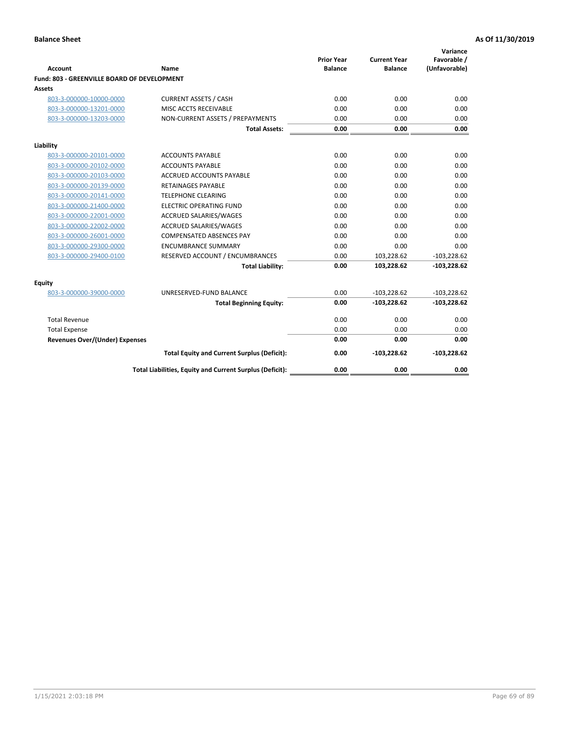**Balance Sheet** **As Of 11/30/2019**

| Account | Name | Prior Year Balance | Current Year Balance | Variance Favorable / (Unfavorable) |
|---|---|---|---|---|
| **Fund: 803 - GREENVILLE BOARD OF DEVELOPMENT** | | | | |
| **Assets** | | | | |
| 803-3-000000-10000-0000 | CURRENT ASSETS / CASH | 0.00 | 0.00 | 0.00 |
| 803-3-000000-13201-0000 | MISC ACCTS RECEIVABLE | 0.00 | 0.00 | 0.00 |
| 803-3-000000-13203-0000 | NON-CURRENT ASSETS / PREPAYMENTS | 0.00 | 0.00 | 0.00 |
| | **Total Assets:** | **0.00** | **0.00** | **0.00** |
| **Liability** | | | | |
| 803-3-000000-20101-0000 | ACCOUNTS PAYABLE | 0.00 | 0.00 | 0.00 |
| 803-3-000000-20102-0000 | ACCOUNTS PAYABLE | 0.00 | 0.00 | 0.00 |
| 803-3-000000-20103-0000 | ACCRUED ACCOUNTS PAYABLE | 0.00 | 0.00 | 0.00 |
| 803-3-000000-20139-0000 | RETAINAGES PAYABLE | 0.00 | 0.00 | 0.00 |
| 803-3-000000-20141-0000 | TELEPHONE CLEARING | 0.00 | 0.00 | 0.00 |
| 803-3-000000-21400-0000 | ELECTRIC OPERATING FUND | 0.00 | 0.00 | 0.00 |
| 803-3-000000-22001-0000 | ACCRUED SALARIES/WAGES | 0.00 | 0.00 | 0.00 |
| 803-3-000000-22002-0000 | ACCRUED SALARIES/WAGES | 0.00 | 0.00 | 0.00 |
| 803-3-000000-26001-0000 | COMPENSATED ABSENCES PAY | 0.00 | 0.00 | 0.00 |
| 803-3-000000-29300-0000 | ENCUMBRANCE SUMMARY | 0.00 | 0.00 | 0.00 |
| 803-3-000000-29400-0100 | RESERVED ACCOUNT / ENCUMBRANCES | 0.00 | 103,228.62 | -103,228.62 |
| | **Total Liability:** | **0.00** | **103,228.62** | **-103,228.62** |
| **Equity** | | | | |
| 803-3-000000-39000-0000 | UNRESERVED-FUND BALANCE | 0.00 | -103,228.62 | -103,228.62 |
| | **Total Beginning Equity:** | **0.00** | **-103,228.62** | **-103,228.62** |
| Total Revenue | | 0.00 | 0.00 | 0.00 |
| Total Expense | | 0.00 | 0.00 | 0.00 |
| **Revenues Over/(Under) Expenses** | | **0.00** | **0.00** | **0.00** |
| | **Total Equity and Current Surplus (Deficit):** | **0.00** | **-103,228.62** | **-103,228.62** |
| | **Total Liabilities, Equity and Current Surplus (Deficit):** | **0.00** | **0.00** | **0.00** |

1/15/2021 2:03:18 PM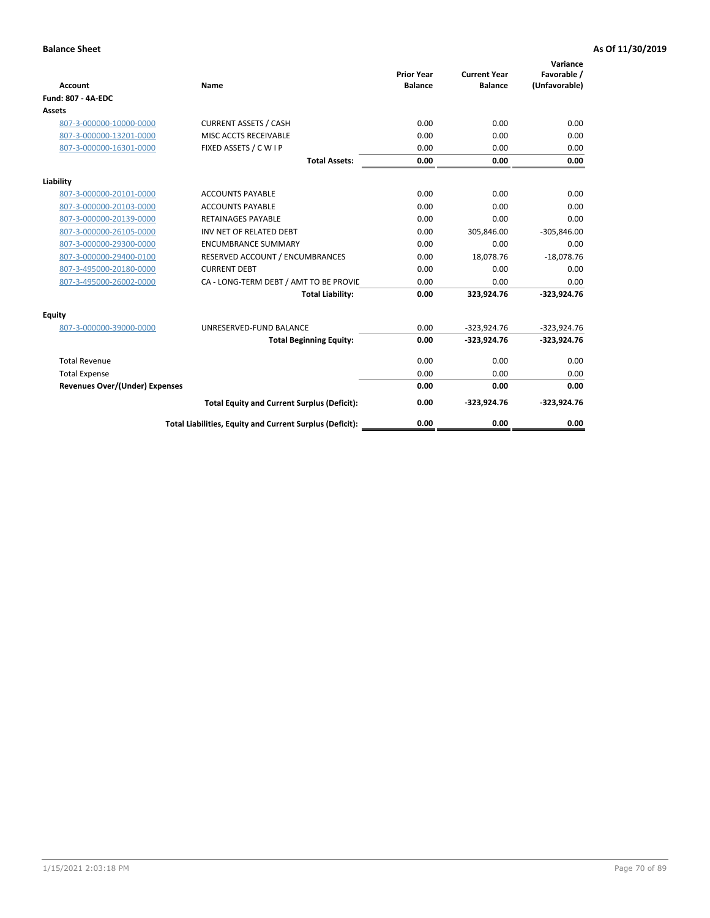**Balance Sheet** **As Of 11/30/2019**

| Account | Name | Prior Year Balance | Current Year Balance | Variance Favorable / (Unfavorable) |
|---|---|---|---|---|
| **Fund: 807 - 4A-EDC** | | | | |
| **Assets** | | | | |
| 807-3-000000-10000-0000 | CURRENT ASSETS / CASH | 0.00 | 0.00 | 0.00 |
| 807-3-000000-13201-0000 | MISC ACCTS RECEIVABLE | 0.00 | 0.00 | 0.00 |
| 807-3-000000-16301-0000 | FIXED ASSETS / C W I P | 0.00 | 0.00 | 0.00 |
| | **Total Assets:** | **0.00** | **0.00** | **0.00** |
| **Liability** | | | | |
| 807-3-000000-20101-0000 | ACCOUNTS PAYABLE | 0.00 | 0.00 | 0.00 |
| 807-3-000000-20103-0000 | ACCOUNTS PAYABLE | 0.00 | 0.00 | 0.00 |
| 807-3-000000-20139-0000 | RETAINAGES PAYABLE | 0.00 | 0.00 | 0.00 |
| 807-3-000000-26105-0000 | INV NET OF RELATED DEBT | 0.00 | 305,846.00 | -305,846.00 |
| 807-3-000000-29300-0000 | ENCUMBRANCE SUMMARY | 0.00 | 0.00 | 0.00 |
| 807-3-000000-29400-0100 | RESERVED ACCOUNT / ENCUMBRANCES | 0.00 | 18,078.76 | -18,078.76 |
| 807-3-495000-20180-0000 | CURRENT DEBT | 0.00 | 0.00 | 0.00 |
| 807-3-495000-26002-0000 | CA - LONG-TERM DEBT / AMT TO BE PROVIC | 0.00 | 0.00 | 0.00 |
| | **Total Liability:** | **0.00** | **323,924.76** | **-323,924.76** |
| **Equity** | | | | |
| 807-3-000000-39000-0000 | UNRESERVED-FUND BALANCE | 0.00 | -323,924.76 | -323,924.76 |
| | **Total Beginning Equity:** | **0.00** | **-323,924.76** | **-323,924.76** |
| Total Revenue | | 0.00 | 0.00 | 0.00 |
| Total Expense | | 0.00 | 0.00 | 0.00 |
| **Revenues Over/(Under) Expenses** | | **0.00** | **0.00** | **0.00** |
| | **Total Equity and Current Surplus (Deficit):** | **0.00** | **-323,924.76** | **-323,924.76** |
| | **Total Liabilities, Equity and Current Surplus (Deficit):** | **0.00** | **0.00** | **0.00** |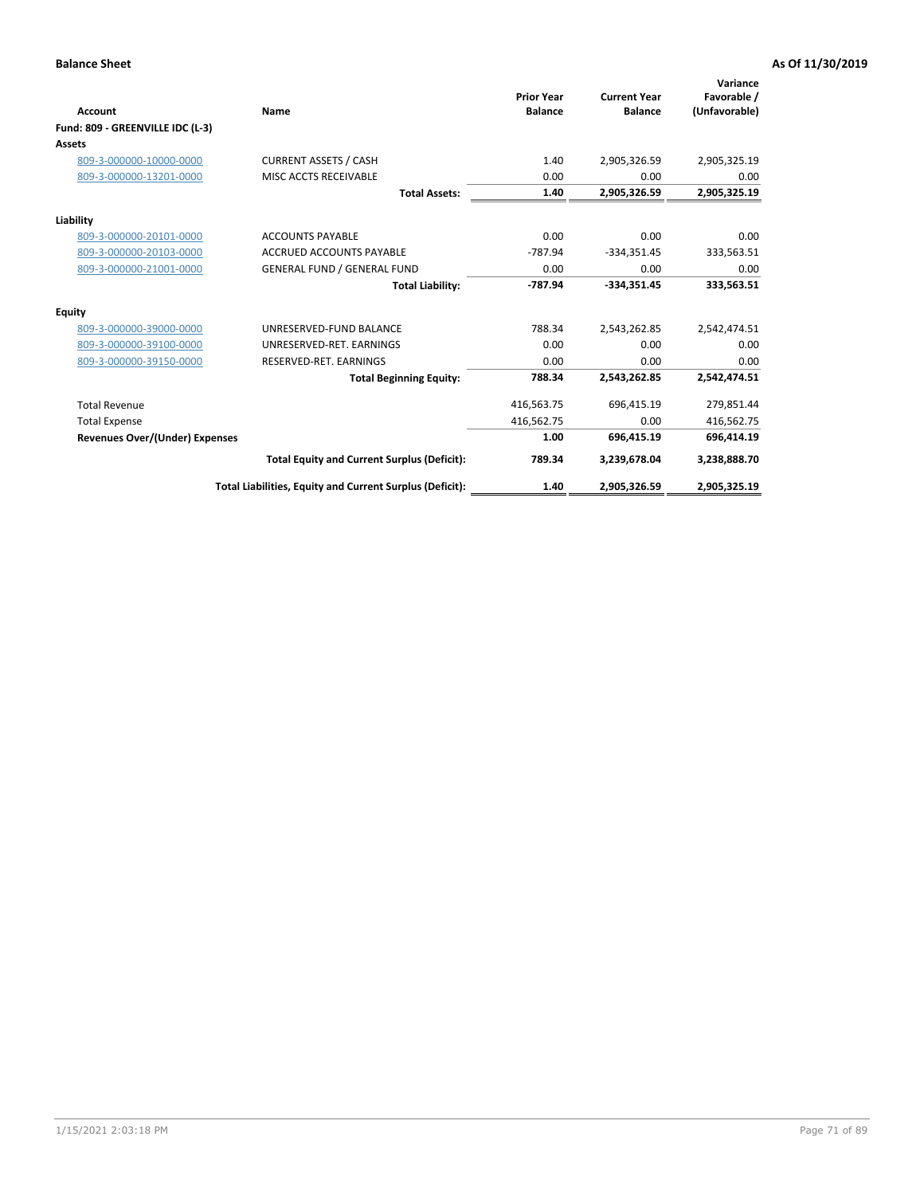**Balance Sheet** **As Of 11/30/2019**

| Account | Name | Prior Year Balance | Current Year Balance | Variance Favorable / (Unfavorable) |
|---|---|---|---|---|
| **Fund: 809 - GREENVILLE IDC (L-3)** | | | | |
| **Assets** | | | | |
| 809-3-000000-10000-0000 | CURRENT ASSETS / CASH | 1.40 | 2,905,326.59 | 2,905,325.19 |
| 809-3-000000-13201-0000 | MISC ACCTS RECEIVABLE | 0.00 | 0.00 | 0.00 |
| | **Total Assets:** | **1.40** | **2,905,326.59** | **2,905,325.19** |
| **Liability** | | | | |
| 809-3-000000-20101-0000 | ACCOUNTS PAYABLE | 0.00 | 0.00 | 0.00 |
| 809-3-000000-20103-0000 | ACCRUED ACCOUNTS PAYABLE | -787.94 | -334,351.45 | 333,563.51 |
| 809-3-000000-21001-0000 | GENERAL FUND / GENERAL FUND | 0.00 | 0.00 | 0.00 |
| | **Total Liability:** | **-787.94** | **-334,351.45** | **333,563.51** |
| **Equity** | | | | |
| 809-3-000000-39000-0000 | UNRESERVED-FUND BALANCE | 788.34 | 2,543,262.85 | 2,542,474.51 |
| 809-3-000000-39100-0000 | UNRESERVED-RET. EARNINGS | 0.00 | 0.00 | 0.00 |
| 809-3-000000-39150-0000 | RESERVED-RET. EARNINGS | 0.00 | 0.00 | 0.00 |
| | **Total Beginning Equity:** | **788.34** | **2,543,262.85** | **2,542,474.51** |
| Total Revenue | | 416,563.75 | 696,415.19 | 279,851.44 |
| Total Expense | | 416,562.75 | 0.00 | 416,562.75 |
| **Revenues Over/(Under) Expenses** | | **1.00** | **696,415.19** | **696,414.19** |
| | **Total Equity and Current Surplus (Deficit):** | **789.34** | **3,239,678.04** | **3,238,888.70** |
| | **Total Liabilities, Equity and Current Surplus (Deficit):** | **1.40** | **2,905,326.59** | **2,905,325.19** |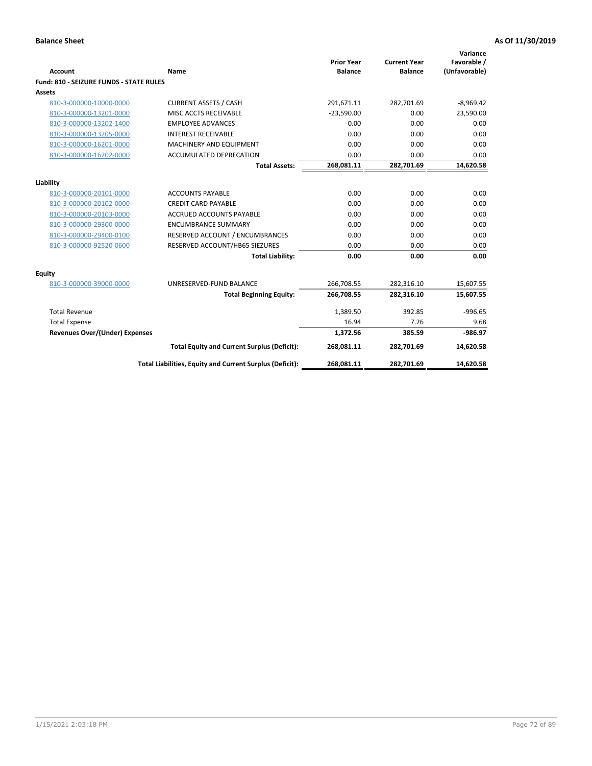**Balance Sheet** | **As Of 11/30/2019**

| Account | Name | Prior Year Balance | Current Year Balance | Variance Favorable / (Unfavorable) |
|---|---|---|---|---|
| **Fund: 810 - SEIZURE FUNDS - STATE RULES** | | | | |
| **Assets** | | | | |
| 810-3-000000-10000-0000 | CURRENT ASSETS / CASH | 291,671.11 | 282,701.69 | -8,969.42 |
| 810-3-000000-13201-0000 | MISC ACCTS RECEIVABLE | -23,590.00 | 0.00 | 23,590.00 |
| 810-3-000000-13202-1400 | EMPLOYEE ADVANCES | 0.00 | 0.00 | 0.00 |
| 810-3-000000-13205-0000 | INTEREST RECEIVABLE | 0.00 | 0.00 | 0.00 |
| 810-3-000000-16201-0000 | MACHINERY AND EQUIPMENT | 0.00 | 0.00 | 0.00 |
| 810-3-000000-16202-0000 | ACCUMULATED DEPRECATION | 0.00 | 0.00 | 0.00 |
| | **Total Assets:** | **268,081.11** | **282,701.69** | **14,620.58** |
| **Liability** | | | | |
| 810-3-000000-20101-0000 | ACCOUNTS PAYABLE | 0.00 | 0.00 | 0.00 |
| 810-3-000000-20102-0000 | CREDIT CARD PAYABLE | 0.00 | 0.00 | 0.00 |
| 810-3-000000-20103-0000 | ACCRUED ACCOUNTS PAYABLE | 0.00 | 0.00 | 0.00 |
| 810-3-000000-29300-0000 | ENCUMBRANCE SUMMARY | 0.00 | 0.00 | 0.00 |
| 810-3-000000-29400-0100 | RESERVED ACCOUNT / ENCUMBRANCES | 0.00 | 0.00 | 0.00 |
| 810-3-000000-92520-0600 | RESERVED ACCOUNT/HB65 SIEZURES | 0.00 | 0.00 | 0.00 |
| | **Total Liability:** | **0.00** | **0.00** | **0.00** |
| **Equity** | | | | |
| 810-3-000000-39000-0000 | UNRESERVED-FUND BALANCE | 266,708.55 | 282,316.10 | 15,607.55 |
| | **Total Beginning Equity:** | **266,708.55** | **282,316.10** | **15,607.55** |
| Total Revenue | | 1,389.50 | 392.85 | -996.65 |
| Total Expense | | 16.94 | 7.26 | 9.68 |
| **Revenues Over/(Under) Expenses** | | **1,372.56** | **385.59** | **-986.97** |
| | **Total Equity and Current Surplus (Deficit):** | **268,081.11** | **282,701.69** | **14,620.58** |
| | **Total Liabilities, Equity and Current Surplus (Deficit):** | **268,081.11** | **282,701.69** | **14,620.58** |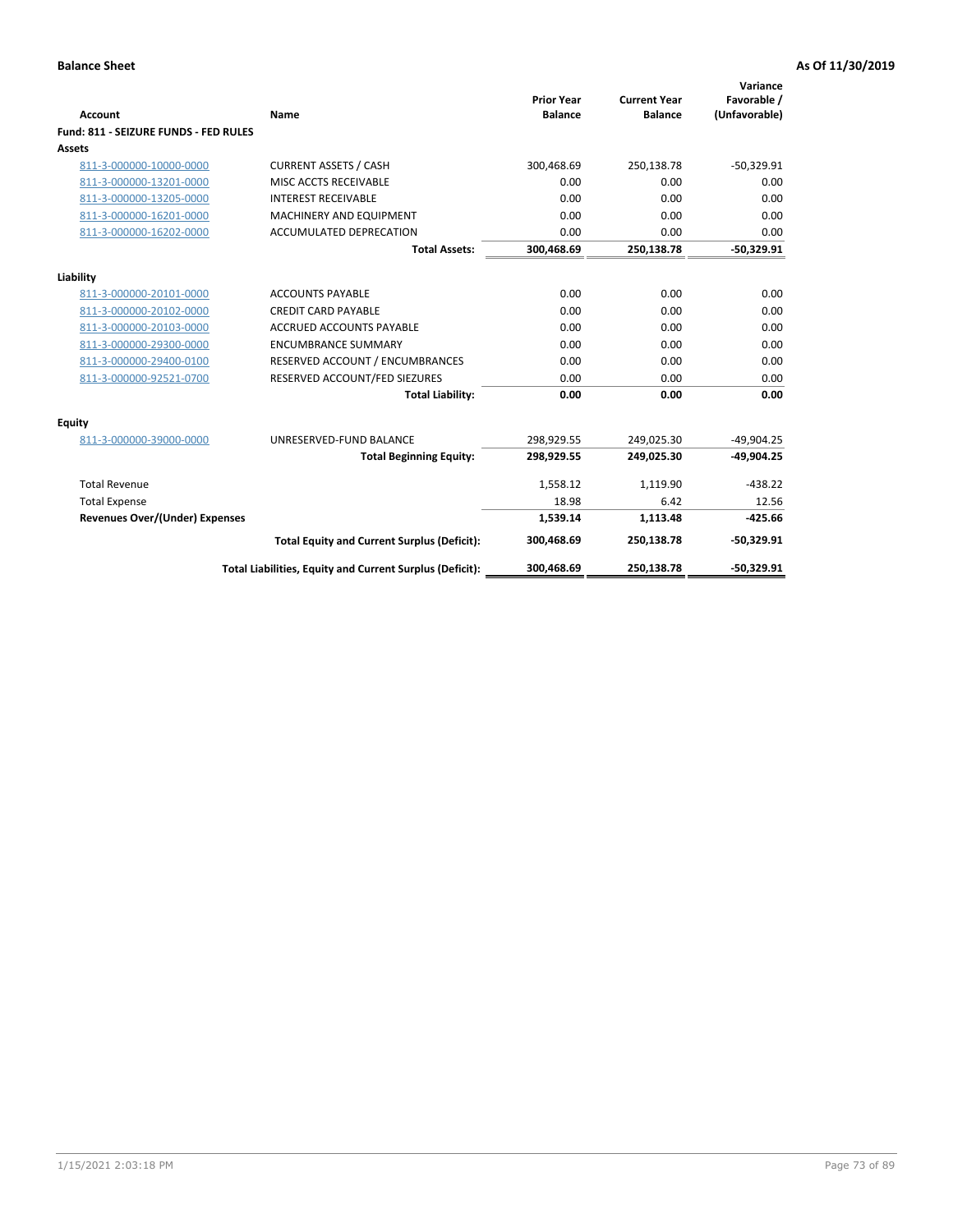**Balance Sheet** **As Of 11/30/2019**

| Account | Name | Prior Year Balance | Current Year Balance | Variance Favorable / (Unfavorable) |
|---|---|---|---|---|
| **Fund: 811 - SEIZURE FUNDS - FED RULES** | | | | |
| **Assets** | | | | |
| 811-3-000000-10000-0000 | CURRENT ASSETS / CASH | 300,468.69 | 250,138.78 | -50,329.91 |
| 811-3-000000-13201-0000 | MISC ACCTS RECEIVABLE | 0.00 | 0.00 | 0.00 |
| 811-3-000000-13205-0000 | INTEREST RECEIVABLE | 0.00 | 0.00 | 0.00 |
| 811-3-000000-16201-0000 | MACHINERY AND EQUIPMENT | 0.00 | 0.00 | 0.00 |
| 811-3-000000-16202-0000 | ACCUMULATED DEPRECATION | 0.00 | 0.00 | 0.00 |
| | **Total Assets:** | **300,468.69** | **250,138.78** | **-50,329.91** |
| **Liability** | | | | |
| 811-3-000000-20101-0000 | ACCOUNTS PAYABLE | 0.00 | 0.00 | 0.00 |
| 811-3-000000-20102-0000 | CREDIT CARD PAYABLE | 0.00 | 0.00 | 0.00 |
| 811-3-000000-20103-0000 | ACCRUED ACCOUNTS PAYABLE | 0.00 | 0.00 | 0.00 |
| 811-3-000000-29300-0000 | ENCUMBRANCE SUMMARY | 0.00 | 0.00 | 0.00 |
| 811-3-000000-29400-0100 | RESERVED ACCOUNT / ENCUMBRANCES | 0.00 | 0.00 | 0.00 |
| 811-3-000000-92521-0700 | RESERVED ACCOUNT/FED SIEZURES | 0.00 | 0.00 | 0.00 |
| | **Total Liability:** | **0.00** | **0.00** | **0.00** |
| **Equity** | | | | |
| 811-3-000000-39000-0000 | UNRESERVED-FUND BALANCE | 298,929.55 | 249,025.30 | -49,904.25 |
| | **Total Beginning Equity:** | **298,929.55** | **249,025.30** | **-49,904.25** |
| Total Revenue | | 1,558.12 | 1,119.90 | -438.22 |
| Total Expense | | 18.98 | 6.42 | 12.56 |
| **Revenues Over/(Under) Expenses** | | **1,539.14** | **1,113.48** | **-425.66** |
| | **Total Equity and Current Surplus (Deficit):** | **300,468.69** | **250,138.78** | **-50,329.91** |
| | **Total Liabilities, Equity and Current Surplus (Deficit):** | **300,468.69** | **250,138.78** | **-50,329.91** |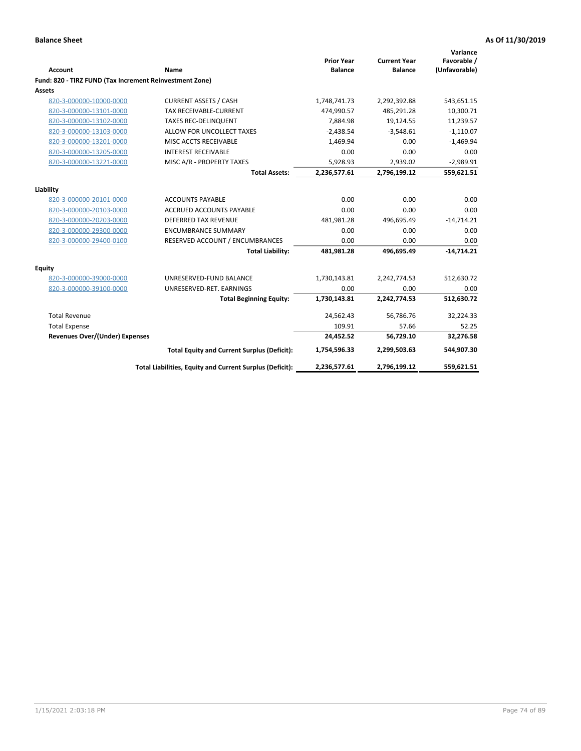**Balance Sheet** **As Of 11/30/2019**

| Account | Name | Prior Year Balance | Current Year Balance | Variance Favorable / (Unfavorable) |
|---|---|---|---|---|
| **Fund: 820 - TIRZ FUND (Tax Increment Reinvestment Zone)** | | | | |
| **Assets** | | | | |
| 820-3-000000-10000-0000 | CURRENT ASSETS / CASH | 1,748,741.73 | 2,292,392.88 | 543,651.15 |
| 820-3-000000-13101-0000 | TAX RECEIVABLE-CURRENT | 474,990.57 | 485,291.28 | 10,300.71 |
| 820-3-000000-13102-0000 | TAXES REC-DELINQUENT | 7,884.98 | 19,124.55 | 11,239.57 |
| 820-3-000000-13103-0000 | ALLOW FOR UNCOLLECT TAXES | -2,438.54 | -3,548.61 | -1,110.07 |
| 820-3-000000-13201-0000 | MISC ACCTS RECEIVABLE | 1,469.94 | 0.00 | -1,469.94 |
| 820-3-000000-13205-0000 | INTEREST RECEIVABLE | 0.00 | 0.00 | 0.00 |
| 820-3-000000-13221-0000 | MISC A/R - PROPERTY TAXES | 5,928.93 | 2,939.02 | -2,989.91 |
| | **Total Assets:** | **2,236,577.61** | **2,796,199.12** | **559,621.51** |
| **Liability** | | | | |
| 820-3-000000-20101-0000 | ACCOUNTS PAYABLE | 0.00 | 0.00 | 0.00 |
| 820-3-000000-20103-0000 | ACCRUED ACCOUNTS PAYABLE | 0.00 | 0.00 | 0.00 |
| 820-3-000000-20203-0000 | DEFERRED TAX REVENUE | 481,981.28 | 496,695.49 | -14,714.21 |
| 820-3-000000-29300-0000 | ENCUMBRANCE SUMMARY | 0.00 | 0.00 | 0.00 |
| 820-3-000000-29400-0100 | RESERVED ACCOUNT / ENCUMBRANCES | 0.00 | 0.00 | 0.00 |
| | **Total Liability:** | **481,981.28** | **496,695.49** | **-14,714.21** |
| **Equity** | | | | |
| 820-3-000000-39000-0000 | UNRESERVED-FUND BALANCE | 1,730,143.81 | 2,242,774.53 | 512,630.72 |
| 820-3-000000-39100-0000 | UNRESERVED-RET. EARNINGS | 0.00 | 0.00 | 0.00 |
| | **Total Beginning Equity:** | **1,730,143.81** | **2,242,774.53** | **512,630.72** |
| Total Revenue | | 24,562.43 | 56,786.76 | 32,224.33 |
| Total Expense | | 109.91 | 57.66 | 52.25 |
| **Revenues Over/(Under) Expenses** | | **24,452.52** | **56,729.10** | **32,276.58** |
| | **Total Equity and Current Surplus (Deficit):** | **1,754,596.33** | **2,299,503.63** | **544,907.30** |
| | **Total Liabilities, Equity and Current Surplus (Deficit):** | **2,236,577.61** | **2,796,199.12** | **559,621.51** |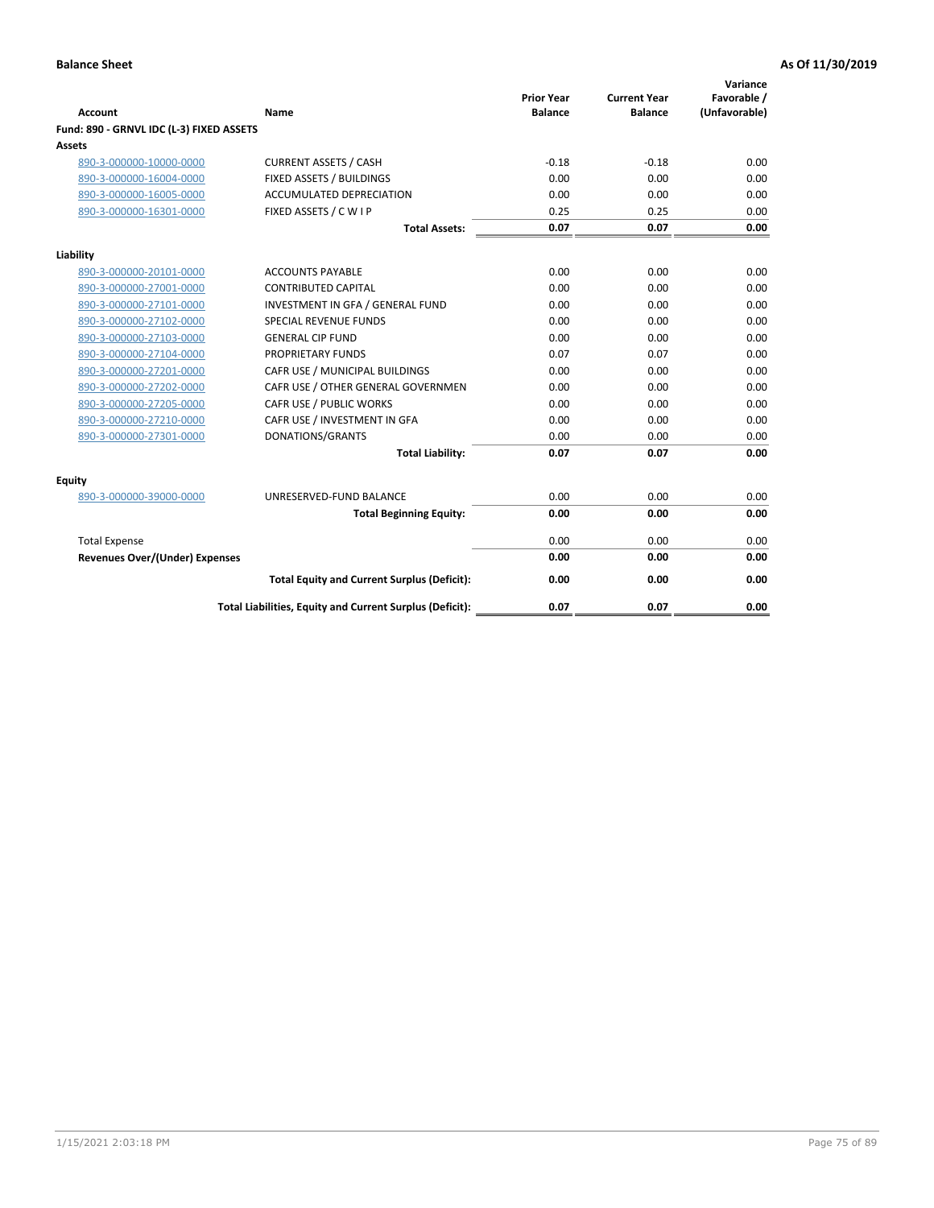**Balance Sheet** **As Of 11/30/2019**

| Account | Name | Prior Year Balance | Current Year Balance | Variance Favorable / (Unfavorable) |
|---|---|---|---|---|
| **Fund: 890 - GRNVL IDC (L-3) FIXED ASSETS** | | | | |
| **Assets** | | | | |
| 890-3-000000-10000-0000 | CURRENT ASSETS / CASH | -0.18 | -0.18 | 0.00 |
| 890-3-000000-16004-0000 | FIXED ASSETS / BUILDINGS | 0.00 | 0.00 | 0.00 |
| 890-3-000000-16005-0000 | ACCUMULATED DEPRECIATION | 0.00 | 0.00 | 0.00 |
| 890-3-000000-16301-0000 | FIXED ASSETS / C W I P | 0.25 | 0.25 | 0.00 |
| | **Total Assets:** | **0.07** | **0.07** | **0.00** |
| **Liability** | | | | |
| 890-3-000000-20101-0000 | ACCOUNTS PAYABLE | 0.00 | 0.00 | 0.00 |
| 890-3-000000-27001-0000 | CONTRIBUTED CAPITAL | 0.00 | 0.00 | 0.00 |
| 890-3-000000-27101-0000 | INVESTMENT IN GFA / GENERAL FUND | 0.00 | 0.00 | 0.00 |
| 890-3-000000-27102-0000 | SPECIAL REVENUE FUNDS | 0.00 | 0.00 | 0.00 |
| 890-3-000000-27103-0000 | GENERAL CIP FUND | 0.00 | 0.00 | 0.00 |
| 890-3-000000-27104-0000 | PROPRIETARY FUNDS | 0.07 | 0.07 | 0.00 |
| 890-3-000000-27201-0000 | CAFR USE / MUNICIPAL BUILDINGS | 0.00 | 0.00 | 0.00 |
| 890-3-000000-27202-0000 | CAFR USE / OTHER GENERAL GOVERNMEN | 0.00 | 0.00 | 0.00 |
| 890-3-000000-27205-0000 | CAFR USE / PUBLIC WORKS | 0.00 | 0.00 | 0.00 |
| 890-3-000000-27210-0000 | CAFR USE / INVESTMENT IN GFA | 0.00 | 0.00 | 0.00 |
| 890-3-000000-27301-0000 | DONATIONS/GRANTS | 0.00 | 0.00 | 0.00 |
| | **Total Liability:** | **0.07** | **0.07** | **0.00** |
| **Equity** | | | | |
| 890-3-000000-39000-0000 | UNRESERVED-FUND BALANCE | 0.00 | 0.00 | 0.00 |
| | **Total Beginning Equity:** | **0.00** | **0.00** | **0.00** |
| Total Expense | | 0.00 | 0.00 | 0.00 |
| **Revenues Over/(Under) Expenses** | | **0.00** | **0.00** | **0.00** |
| | **Total Equity and Current Surplus (Deficit):** | **0.00** | **0.00** | **0.00** |
| | **Total Liabilities, Equity and Current Surplus (Deficit):** | **0.07** | **0.07** | **0.00** |

1/15/2021 2:03:18 PM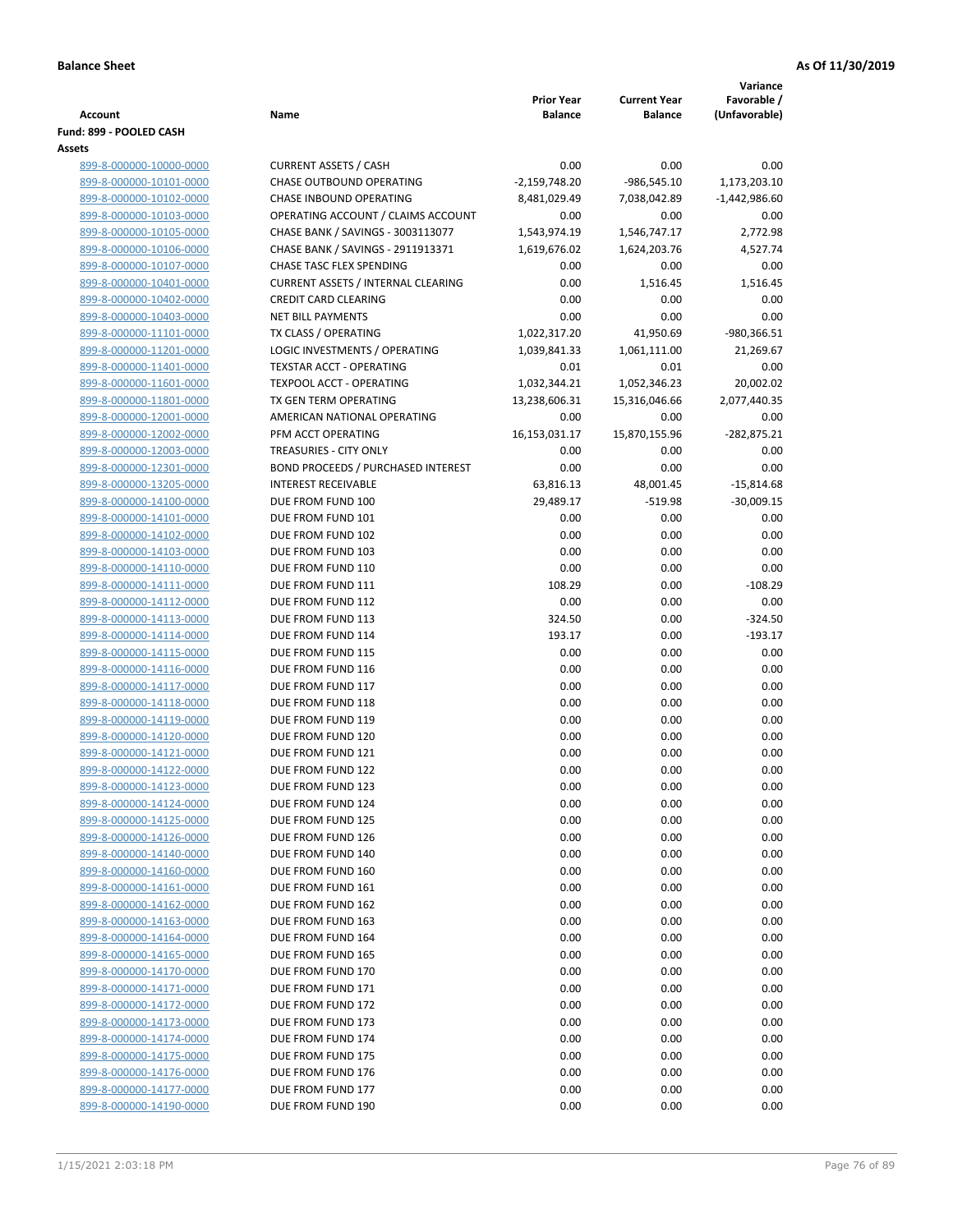**Balance Sheet** **As Of 11/30/2019**

| Account | Name | Prior Year Balance | Current Year Balance | Variance Favorable / (Unfavorable) |
|---|---|---|---|---|
| **Fund: 899 - POOLED CASH** | | | | |
| **Assets** | | | | |
| 899-8-000000-10000-0000 | CURRENT ASSETS / CASH | 0.00 | 0.00 | 0.00 |
| 899-8-000000-10101-0000 | CHASE OUTBOUND OPERATING | -2,159,748.20 | -986,545.10 | 1,173,203.10 |
| 899-8-000000-10102-0000 | CHASE INBOUND OPERATING | 8,481,029.49 | 7,038,042.89 | -1,442,986.60 |
| 899-8-000000-10103-0000 | OPERATING ACCOUNT / CLAIMS ACCOUNT | 0.00 | 0.00 | 0.00 |
| 899-8-000000-10105-0000 | CHASE BANK / SAVINGS - 3003113077 | 1,543,974.19 | 1,546,747.17 | 2,772.98 |
| 899-8-000000-10106-0000 | CHASE BANK / SAVINGS - 2911913371 | 1,619,676.02 | 1,624,203.76 | 4,527.74 |
| 899-8-000000-10107-0000 | CHASE TASC FLEX SPENDING | 0.00 | 0.00 | 0.00 |
| 899-8-000000-10401-0000 | CURRENT ASSETS / INTERNAL CLEARING | 0.00 | 1,516.45 | 1,516.45 |
| 899-8-000000-10402-0000 | CREDIT CARD CLEARING | 0.00 | 0.00 | 0.00 |
| 899-8-000000-10403-0000 | NET BILL PAYMENTS | 0.00 | 0.00 | 0.00 |
| 899-8-000000-11101-0000 | TX CLASS / OPERATING | 1,022,317.20 | 41,950.69 | -980,366.51 |
| 899-8-000000-11201-0000 | LOGIC INVESTMENTS / OPERATING | 1,039,841.33 | 1,061,111.00 | 21,269.67 |
| 899-8-000000-11401-0000 | TEXSTAR ACCT - OPERATING | 0.01 | 0.01 | 0.00 |
| 899-8-000000-11601-0000 | TEXPOOL ACCT - OPERATING | 1,032,344.21 | 1,052,346.23 | 20,002.02 |
| 899-8-000000-11801-0000 | TX GEN TERM OPERATING | 13,238,606.31 | 15,316,046.66 | 2,077,440.35 |
| 899-8-000000-12001-0000 | AMERICAN NATIONAL OPERATING | 0.00 | 0.00 | 0.00 |
| 899-8-000000-12002-0000 | PFM ACCT OPERATING | 16,153,031.17 | 15,870,155.96 | -282,875.21 |
| 899-8-000000-12003-0000 | TREASURIES - CITY ONLY | 0.00 | 0.00 | 0.00 |
| 899-8-000000-12301-0000 | BOND PROCEEDS / PURCHASED INTEREST | 0.00 | 0.00 | 0.00 |
| 899-8-000000-13205-0000 | INTEREST RECEIVABLE | 63,816.13 | 48,001.45 | -15,814.68 |
| 899-8-000000-14100-0000 | DUE FROM FUND 100 | 29,489.17 | -519.98 | -30,009.15 |
| 899-8-000000-14101-0000 | DUE FROM FUND 101 | 0.00 | 0.00 | 0.00 |
| 899-8-000000-14102-0000 | DUE FROM FUND 102 | 0.00 | 0.00 | 0.00 |
| 899-8-000000-14103-0000 | DUE FROM FUND 103 | 0.00 | 0.00 | 0.00 |
| 899-8-000000-14110-0000 | DUE FROM FUND 110 | 0.00 | 0.00 | 0.00 |
| 899-8-000000-14111-0000 | DUE FROM FUND 111 | 108.29 | 0.00 | -108.29 |
| 899-8-000000-14112-0000 | DUE FROM FUND 112 | 0.00 | 0.00 | 0.00 |
| 899-8-000000-14113-0000 | DUE FROM FUND 113 | 324.50 | 0.00 | -324.50 |
| 899-8-000000-14114-0000 | DUE FROM FUND 114 | 193.17 | 0.00 | -193.17 |
| 899-8-000000-14115-0000 | DUE FROM FUND 115 | 0.00 | 0.00 | 0.00 |
| 899-8-000000-14116-0000 | DUE FROM FUND 116 | 0.00 | 0.00 | 0.00 |
| 899-8-000000-14117-0000 | DUE FROM FUND 117 | 0.00 | 0.00 | 0.00 |
| 899-8-000000-14118-0000 | DUE FROM FUND 118 | 0.00 | 0.00 | 0.00 |
| 899-8-000000-14119-0000 | DUE FROM FUND 119 | 0.00 | 0.00 | 0.00 |
| 899-8-000000-14120-0000 | DUE FROM FUND 120 | 0.00 | 0.00 | 0.00 |
| 899-8-000000-14121-0000 | DUE FROM FUND 121 | 0.00 | 0.00 | 0.00 |
| 899-8-000000-14122-0000 | DUE FROM FUND 122 | 0.00 | 0.00 | 0.00 |
| 899-8-000000-14123-0000 | DUE FROM FUND 123 | 0.00 | 0.00 | 0.00 |
| 899-8-000000-14124-0000 | DUE FROM FUND 124 | 0.00 | 0.00 | 0.00 |
| 899-8-000000-14125-0000 | DUE FROM FUND 125 | 0.00 | 0.00 | 0.00 |
| 899-8-000000-14126-0000 | DUE FROM FUND 126 | 0.00 | 0.00 | 0.00 |
| 899-8-000000-14140-0000 | DUE FROM FUND 140 | 0.00 | 0.00 | 0.00 |
| 899-8-000000-14160-0000 | DUE FROM FUND 160 | 0.00 | 0.00 | 0.00 |
| 899-8-000000-14161-0000 | DUE FROM FUND 161 | 0.00 | 0.00 | 0.00 |
| 899-8-000000-14162-0000 | DUE FROM FUND 162 | 0.00 | 0.00 | 0.00 |
| 899-8-000000-14163-0000 | DUE FROM FUND 163 | 0.00 | 0.00 | 0.00 |
| 899-8-000000-14164-0000 | DUE FROM FUND 164 | 0.00 | 0.00 | 0.00 |
| 899-8-000000-14165-0000 | DUE FROM FUND 165 | 0.00 | 0.00 | 0.00 |
| 899-8-000000-14170-0000 | DUE FROM FUND 170 | 0.00 | 0.00 | 0.00 |
| 899-8-000000-14171-0000 | DUE FROM FUND 171 | 0.00 | 0.00 | 0.00 |
| 899-8-000000-14172-0000 | DUE FROM FUND 172 | 0.00 | 0.00 | 0.00 |
| 899-8-000000-14173-0000 | DUE FROM FUND 173 | 0.00 | 0.00 | 0.00 |
| 899-8-000000-14174-0000 | DUE FROM FUND 174 | 0.00 | 0.00 | 0.00 |
| 899-8-000000-14175-0000 | DUE FROM FUND 175 | 0.00 | 0.00 | 0.00 |
| 899-8-000000-14176-0000 | DUE FROM FUND 176 | 0.00 | 0.00 | 0.00 |
| 899-8-000000-14177-0000 | DUE FROM FUND 177 | 0.00 | 0.00 | 0.00 |
| 899-8-000000-14190-0000 | DUE FROM FUND 190 | 0.00 | 0.00 | 0.00 |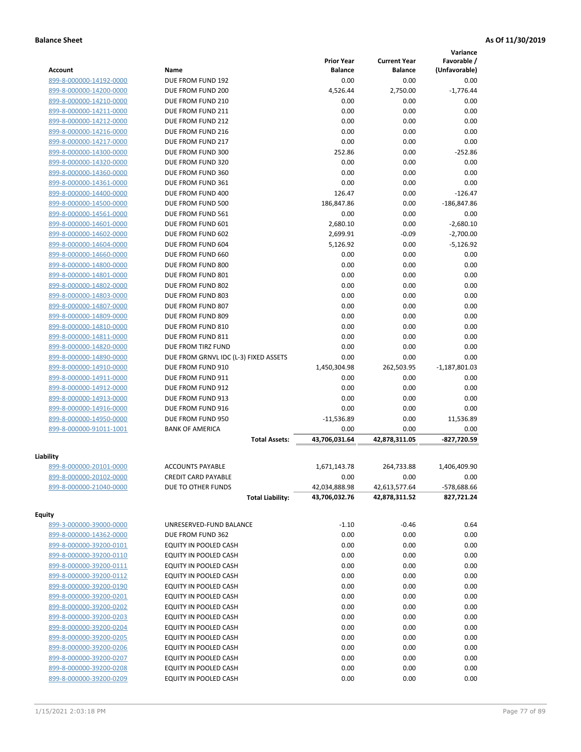**Balance Sheet** **As Of 11/30/2019**

| Account | Name | Prior Year Balance | Current Year Balance | Variance Favorable / (Unfavorable) |
|---|---|---|---|---|
| 899-8-000000-14192-0000 | DUE FROM FUND 192 | 0.00 | 0.00 | 0.00 |
| 899-8-000000-14200-0000 | DUE FROM FUND 200 | 4,526.44 | 2,750.00 | -1,776.44 |
| 899-8-000000-14210-0000 | DUE FROM FUND 210 | 0.00 | 0.00 | 0.00 |
| 899-8-000000-14211-0000 | DUE FROM FUND 211 | 0.00 | 0.00 | 0.00 |
| 899-8-000000-14212-0000 | DUE FROM FUND 212 | 0.00 | 0.00 | 0.00 |
| 899-8-000000-14216-0000 | DUE FROM FUND 216 | 0.00 | 0.00 | 0.00 |
| 899-8-000000-14217-0000 | DUE FROM FUND 217 | 0.00 | 0.00 | 0.00 |
| 899-8-000000-14300-0000 | DUE FROM FUND 300 | 252.86 | 0.00 | -252.86 |
| 899-8-000000-14320-0000 | DUE FROM FUND 320 | 0.00 | 0.00 | 0.00 |
| 899-8-000000-14360-0000 | DUE FROM FUND 360 | 0.00 | 0.00 | 0.00 |
| 899-8-000000-14361-0000 | DUE FROM FUND 361 | 0.00 | 0.00 | 0.00 |
| 899-8-000000-14400-0000 | DUE FROM FUND 400 | 126.47 | 0.00 | -126.47 |
| 899-8-000000-14500-0000 | DUE FROM FUND 500 | 186,847.86 | 0.00 | -186,847.86 |
| 899-8-000000-14561-0000 | DUE FROM FUND 561 | 0.00 | 0.00 | 0.00 |
| 899-8-000000-14601-0000 | DUE FROM FUND 601 | 2,680.10 | 0.00 | -2,680.10 |
| 899-8-000000-14602-0000 | DUE FROM FUND 602 | 2,699.91 | -0.09 | -2,700.00 |
| 899-8-000000-14604-0000 | DUE FROM FUND 604 | 5,126.92 | 0.00 | -5,126.92 |
| 899-8-000000-14660-0000 | DUE FROM FUND 660 | 0.00 | 0.00 | 0.00 |
| 899-8-000000-14800-0000 | DUE FROM FUND 800 | 0.00 | 0.00 | 0.00 |
| 899-8-000000-14801-0000 | DUE FROM FUND 801 | 0.00 | 0.00 | 0.00 |
| 899-8-000000-14802-0000 | DUE FROM FUND 802 | 0.00 | 0.00 | 0.00 |
| 899-8-000000-14803-0000 | DUE FROM FUND 803 | 0.00 | 0.00 | 0.00 |
| 899-8-000000-14807-0000 | DUE FROM FUND 807 | 0.00 | 0.00 | 0.00 |
| 899-8-000000-14809-0000 | DUE FROM FUND 809 | 0.00 | 0.00 | 0.00 |
| 899-8-000000-14810-0000 | DUE FROM FUND 810 | 0.00 | 0.00 | 0.00 |
| 899-8-000000-14811-0000 | DUE FROM FUND 811 | 0.00 | 0.00 | 0.00 |
| 899-8-000000-14820-0000 | DUE FROM TIRZ FUND | 0.00 | 0.00 | 0.00 |
| 899-8-000000-14890-0000 | DUE FROM GRNVL IDC (L-3) FIXED ASSETS | 0.00 | 0.00 | 0.00 |
| 899-8-000000-14910-0000 | DUE FROM FUND 910 | 1,450,304.98 | 262,503.95 | -1,187,801.03 |
| 899-8-000000-14911-0000 | DUE FROM FUND 911 | 0.00 | 0.00 | 0.00 |
| 899-8-000000-14912-0000 | DUE FROM FUND 912 | 0.00 | 0.00 | 0.00 |
| 899-8-000000-14913-0000 | DUE FROM FUND 913 | 0.00 | 0.00 | 0.00 |
| 899-8-000000-14916-0000 | DUE FROM FUND 916 | 0.00 | 0.00 | 0.00 |
| 899-8-000000-14950-0000 | DUE FROM FUND 950 | -11,536.89 | 0.00 | 11,536.89 |
| 899-8-000000-91011-1001 | BANK OF AMERICA | 0.00 | 0.00 | 0.00 |
| | **Total Assets:** | **43,706,031.64** | **42,878,311.05** | **-827,720.59** |

**Liability**

| Account | Name | Prior Year Balance | Current Year Balance | Variance Favorable / (Unfavorable) |
|---|---|---|---|---|
| 899-8-000000-20101-0000 | ACCOUNTS PAYABLE | 1,671,143.78 | 264,733.88 | 1,406,409.90 |
| 899-8-000000-20102-0000 | CREDIT CARD PAYABLE | 0.00 | 0.00 | 0.00 |
| 899-8-000000-21040-0000 | DUE TO OTHER FUNDS | 42,034,888.98 | 42,613,577.64 | -578,688.66 |
| | **Total Liability:** | **43,706,032.76** | **42,878,311.52** | **827,721.24** |

**Equity**

| Account | Name | Prior Year Balance | Current Year Balance | Variance Favorable / (Unfavorable) |
|---|---|---|---|---|
| 899-3-000000-39000-0000 | UNRESERVED-FUND BALANCE | -1.10 | -0.46 | 0.64 |
| 899-8-000000-14362-0000 | DUE FROM FUND 362 | 0.00 | 0.00 | 0.00 |
| 899-8-000000-39200-0101 | EQUITY IN POOLED CASH | 0.00 | 0.00 | 0.00 |
| 899-8-000000-39200-0110 | EQUITY IN POOLED CASH | 0.00 | 0.00 | 0.00 |
| 899-8-000000-39200-0111 | EQUITY IN POOLED CASH | 0.00 | 0.00 | 0.00 |
| 899-8-000000-39200-0112 | EQUITY IN POOLED CASH | 0.00 | 0.00 | 0.00 |
| 899-8-000000-39200-0190 | EQUITY IN POOLED CASH | 0.00 | 0.00 | 0.00 |
| 899-8-000000-39200-0201 | EQUITY IN POOLED CASH | 0.00 | 0.00 | 0.00 |
| 899-8-000000-39200-0202 | EQUITY IN POOLED CASH | 0.00 | 0.00 | 0.00 |
| 899-8-000000-39200-0203 | EQUITY IN POOLED CASH | 0.00 | 0.00 | 0.00 |
| 899-8-000000-39200-0204 | EQUITY IN POOLED CASH | 0.00 | 0.00 | 0.00 |
| 899-8-000000-39200-0205 | EQUITY IN POOLED CASH | 0.00 | 0.00 | 0.00 |
| 899-8-000000-39200-0206 | EQUITY IN POOLED CASH | 0.00 | 0.00 | 0.00 |
| 899-8-000000-39200-0207 | EQUITY IN POOLED CASH | 0.00 | 0.00 | 0.00 |
| 899-8-000000-39200-0208 | EQUITY IN POOLED CASH | 0.00 | 0.00 | 0.00 |
| 899-8-000000-39200-0209 | EQUITY IN POOLED CASH | 0.00 | 0.00 | 0.00 |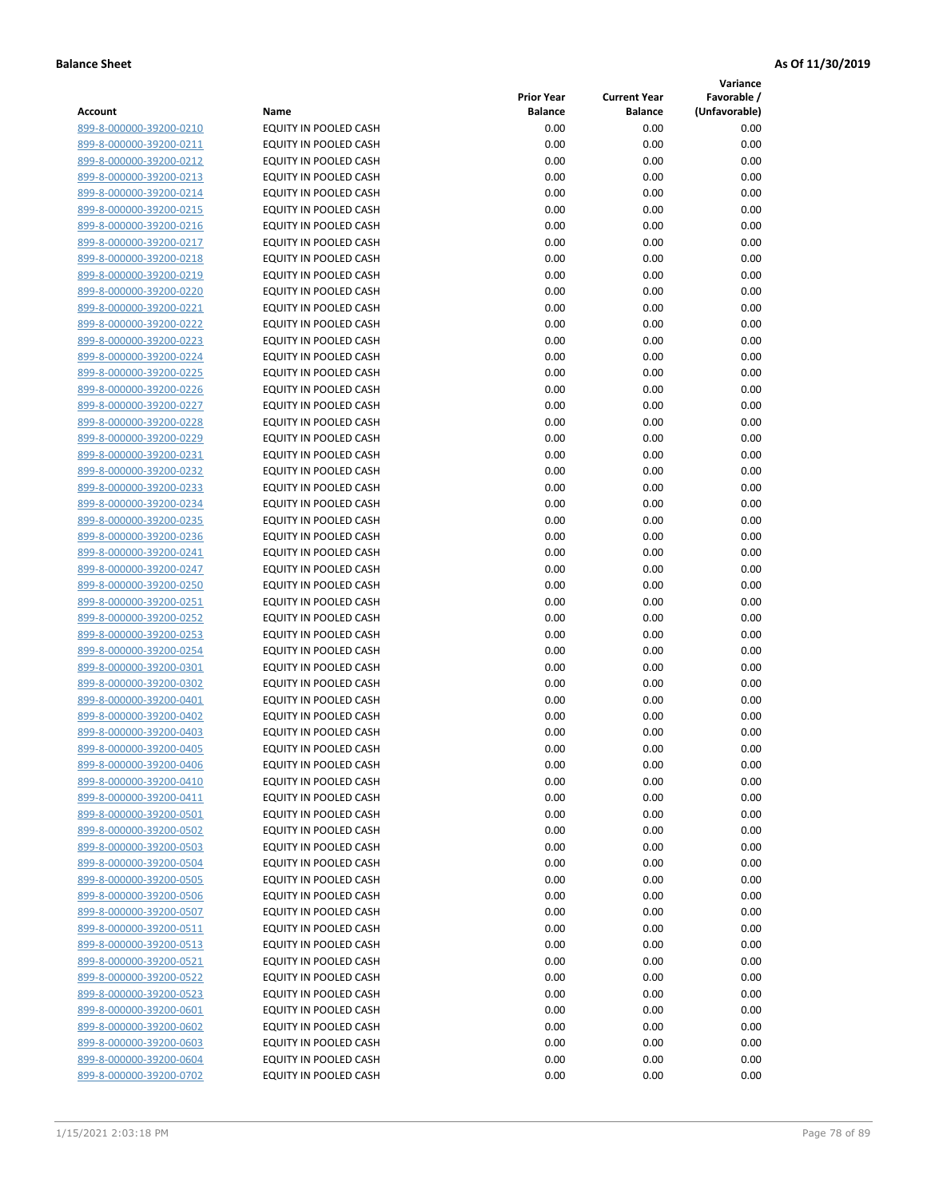**Balance Sheet** **As Of 11/30/2019**

| Account | Name | Prior Year Balance | Current Year Balance | Variance Favorable / (Unfavorable) |
|---|---|---|---|---|
| 899-8-000000-39200-0210 | EQUITY IN POOLED CASH | 0.00 | 0.00 | 0.00 |
| 899-8-000000-39200-0211 | EQUITY IN POOLED CASH | 0.00 | 0.00 | 0.00 |
| 899-8-000000-39200-0212 | EQUITY IN POOLED CASH | 0.00 | 0.00 | 0.00 |
| 899-8-000000-39200-0213 | EQUITY IN POOLED CASH | 0.00 | 0.00 | 0.00 |
| 899-8-000000-39200-0214 | EQUITY IN POOLED CASH | 0.00 | 0.00 | 0.00 |
| 899-8-000000-39200-0215 | EQUITY IN POOLED CASH | 0.00 | 0.00 | 0.00 |
| 899-8-000000-39200-0216 | EQUITY IN POOLED CASH | 0.00 | 0.00 | 0.00 |
| 899-8-000000-39200-0217 | EQUITY IN POOLED CASH | 0.00 | 0.00 | 0.00 |
| 899-8-000000-39200-0218 | EQUITY IN POOLED CASH | 0.00 | 0.00 | 0.00 |
| 899-8-000000-39200-0219 | EQUITY IN POOLED CASH | 0.00 | 0.00 | 0.00 |
| 899-8-000000-39200-0220 | EQUITY IN POOLED CASH | 0.00 | 0.00 | 0.00 |
| 899-8-000000-39200-0221 | EQUITY IN POOLED CASH | 0.00 | 0.00 | 0.00 |
| 899-8-000000-39200-0222 | EQUITY IN POOLED CASH | 0.00 | 0.00 | 0.00 |
| 899-8-000000-39200-0223 | EQUITY IN POOLED CASH | 0.00 | 0.00 | 0.00 |
| 899-8-000000-39200-0224 | EQUITY IN POOLED CASH | 0.00 | 0.00 | 0.00 |
| 899-8-000000-39200-0225 | EQUITY IN POOLED CASH | 0.00 | 0.00 | 0.00 |
| 899-8-000000-39200-0226 | EQUITY IN POOLED CASH | 0.00 | 0.00 | 0.00 |
| 899-8-000000-39200-0227 | EQUITY IN POOLED CASH | 0.00 | 0.00 | 0.00 |
| 899-8-000000-39200-0228 | EQUITY IN POOLED CASH | 0.00 | 0.00 | 0.00 |
| 899-8-000000-39200-0229 | EQUITY IN POOLED CASH | 0.00 | 0.00 | 0.00 |
| 899-8-000000-39200-0231 | EQUITY IN POOLED CASH | 0.00 | 0.00 | 0.00 |
| 899-8-000000-39200-0232 | EQUITY IN POOLED CASH | 0.00 | 0.00 | 0.00 |
| 899-8-000000-39200-0233 | EQUITY IN POOLED CASH | 0.00 | 0.00 | 0.00 |
| 899-8-000000-39200-0234 | EQUITY IN POOLED CASH | 0.00 | 0.00 | 0.00 |
| 899-8-000000-39200-0235 | EQUITY IN POOLED CASH | 0.00 | 0.00 | 0.00 |
| 899-8-000000-39200-0236 | EQUITY IN POOLED CASH | 0.00 | 0.00 | 0.00 |
| 899-8-000000-39200-0241 | EQUITY IN POOLED CASH | 0.00 | 0.00 | 0.00 |
| 899-8-000000-39200-0247 | EQUITY IN POOLED CASH | 0.00 | 0.00 | 0.00 |
| 899-8-000000-39200-0250 | EQUITY IN POOLED CASH | 0.00 | 0.00 | 0.00 |
| 899-8-000000-39200-0251 | EQUITY IN POOLED CASH | 0.00 | 0.00 | 0.00 |
| 899-8-000000-39200-0252 | EQUITY IN POOLED CASH | 0.00 | 0.00 | 0.00 |
| 899-8-000000-39200-0253 | EQUITY IN POOLED CASH | 0.00 | 0.00 | 0.00 |
| 899-8-000000-39200-0254 | EQUITY IN POOLED CASH | 0.00 | 0.00 | 0.00 |
| 899-8-000000-39200-0301 | EQUITY IN POOLED CASH | 0.00 | 0.00 | 0.00 |
| 899-8-000000-39200-0302 | EQUITY IN POOLED CASH | 0.00 | 0.00 | 0.00 |
| 899-8-000000-39200-0401 | EQUITY IN POOLED CASH | 0.00 | 0.00 | 0.00 |
| 899-8-000000-39200-0402 | EQUITY IN POOLED CASH | 0.00 | 0.00 | 0.00 |
| 899-8-000000-39200-0403 | EQUITY IN POOLED CASH | 0.00 | 0.00 | 0.00 |
| 899-8-000000-39200-0405 | EQUITY IN POOLED CASH | 0.00 | 0.00 | 0.00 |
| 899-8-000000-39200-0406 | EQUITY IN POOLED CASH | 0.00 | 0.00 | 0.00 |
| 899-8-000000-39200-0410 | EQUITY IN POOLED CASH | 0.00 | 0.00 | 0.00 |
| 899-8-000000-39200-0411 | EQUITY IN POOLED CASH | 0.00 | 0.00 | 0.00 |
| 899-8-000000-39200-0501 | EQUITY IN POOLED CASH | 0.00 | 0.00 | 0.00 |
| 899-8-000000-39200-0502 | EQUITY IN POOLED CASH | 0.00 | 0.00 | 0.00 |
| 899-8-000000-39200-0503 | EQUITY IN POOLED CASH | 0.00 | 0.00 | 0.00 |
| 899-8-000000-39200-0504 | EQUITY IN POOLED CASH | 0.00 | 0.00 | 0.00 |
| 899-8-000000-39200-0505 | EQUITY IN POOLED CASH | 0.00 | 0.00 | 0.00 |
| 899-8-000000-39200-0506 | EQUITY IN POOLED CASH | 0.00 | 0.00 | 0.00 |
| 899-8-000000-39200-0507 | EQUITY IN POOLED CASH | 0.00 | 0.00 | 0.00 |
| 899-8-000000-39200-0511 | EQUITY IN POOLED CASH | 0.00 | 0.00 | 0.00 |
| 899-8-000000-39200-0513 | EQUITY IN POOLED CASH | 0.00 | 0.00 | 0.00 |
| 899-8-000000-39200-0521 | EQUITY IN POOLED CASH | 0.00 | 0.00 | 0.00 |
| 899-8-000000-39200-0522 | EQUITY IN POOLED CASH | 0.00 | 0.00 | 0.00 |
| 899-8-000000-39200-0523 | EQUITY IN POOLED CASH | 0.00 | 0.00 | 0.00 |
| 899-8-000000-39200-0601 | EQUITY IN POOLED CASH | 0.00 | 0.00 | 0.00 |
| 899-8-000000-39200-0602 | EQUITY IN POOLED CASH | 0.00 | 0.00 | 0.00 |
| 899-8-000000-39200-0603 | EQUITY IN POOLED CASH | 0.00 | 0.00 | 0.00 |
| 899-8-000000-39200-0604 | EQUITY IN POOLED CASH | 0.00 | 0.00 | 0.00 |
| 899-8-000000-39200-0702 | EQUITY IN POOLED CASH | 0.00 | 0.00 | 0.00 |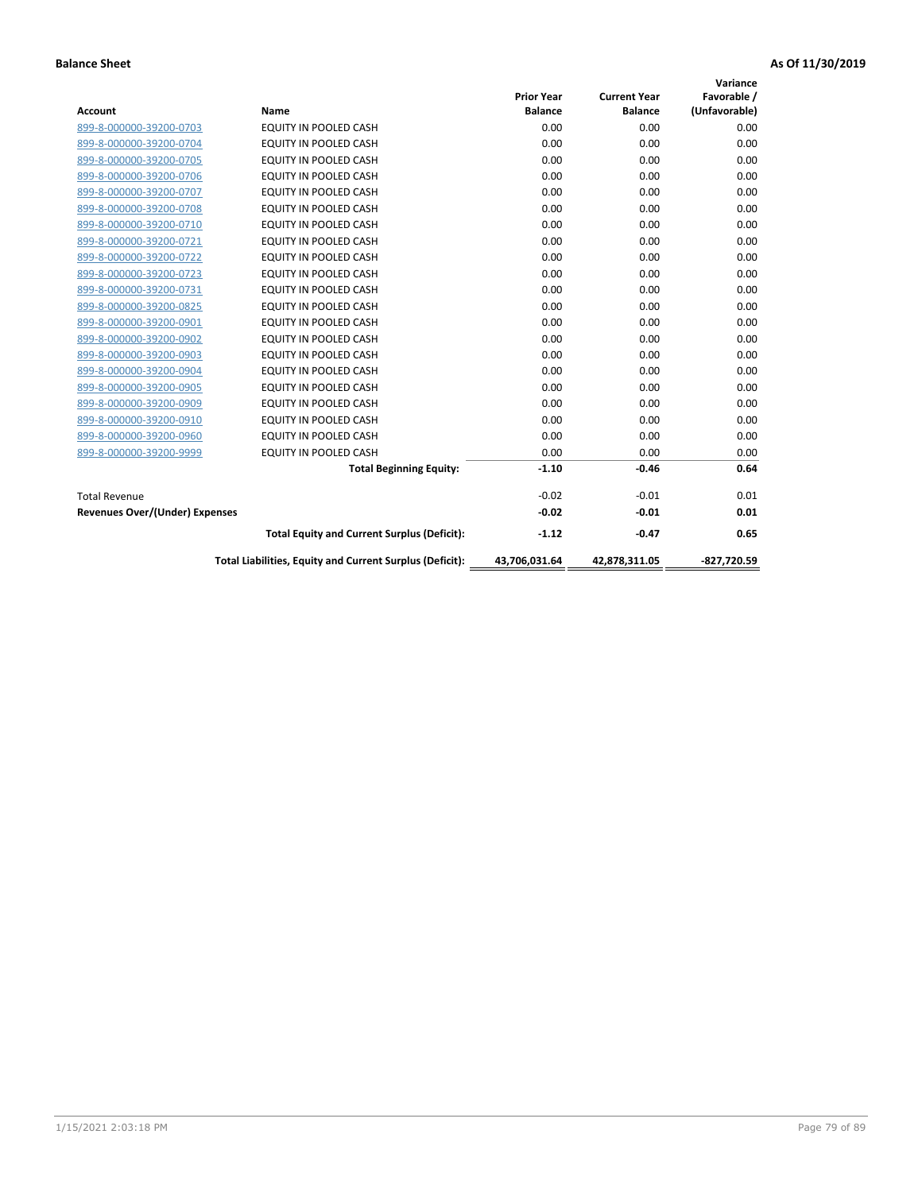**Balance Sheet** **As Of 11/30/2019**

| Account | Name | Prior Year Balance | Current Year Balance | Variance Favorable / (Unfavorable) |
|---|---|---|---|---|
| 899-8-000000-39200-0703 | EQUITY IN POOLED CASH | 0.00 | 0.00 | 0.00 |
| 899-8-000000-39200-0704 | EQUITY IN POOLED CASH | 0.00 | 0.00 | 0.00 |
| 899-8-000000-39200-0705 | EQUITY IN POOLED CASH | 0.00 | 0.00 | 0.00 |
| 899-8-000000-39200-0706 | EQUITY IN POOLED CASH | 0.00 | 0.00 | 0.00 |
| 899-8-000000-39200-0707 | EQUITY IN POOLED CASH | 0.00 | 0.00 | 0.00 |
| 899-8-000000-39200-0708 | EQUITY IN POOLED CASH | 0.00 | 0.00 | 0.00 |
| 899-8-000000-39200-0710 | EQUITY IN POOLED CASH | 0.00 | 0.00 | 0.00 |
| 899-8-000000-39200-0721 | EQUITY IN POOLED CASH | 0.00 | 0.00 | 0.00 |
| 899-8-000000-39200-0722 | EQUITY IN POOLED CASH | 0.00 | 0.00 | 0.00 |
| 899-8-000000-39200-0723 | EQUITY IN POOLED CASH | 0.00 | 0.00 | 0.00 |
| 899-8-000000-39200-0731 | EQUITY IN POOLED CASH | 0.00 | 0.00 | 0.00 |
| 899-8-000000-39200-0825 | EQUITY IN POOLED CASH | 0.00 | 0.00 | 0.00 |
| 899-8-000000-39200-0901 | EQUITY IN POOLED CASH | 0.00 | 0.00 | 0.00 |
| 899-8-000000-39200-0902 | EQUITY IN POOLED CASH | 0.00 | 0.00 | 0.00 |
| 899-8-000000-39200-0903 | EQUITY IN POOLED CASH | 0.00 | 0.00 | 0.00 |
| 899-8-000000-39200-0904 | EQUITY IN POOLED CASH | 0.00 | 0.00 | 0.00 |
| 899-8-000000-39200-0905 | EQUITY IN POOLED CASH | 0.00 | 0.00 | 0.00 |
| 899-8-000000-39200-0909 | EQUITY IN POOLED CASH | 0.00 | 0.00 | 0.00 |
| 899-8-000000-39200-0910 | EQUITY IN POOLED CASH | 0.00 | 0.00 | 0.00 |
| 899-8-000000-39200-0960 | EQUITY IN POOLED CASH | 0.00 | 0.00 | 0.00 |
| 899-8-000000-39200-9999 | EQUITY IN POOLED CASH | 0.00 | 0.00 | 0.00 |
| | **Total Beginning Equity:** | **-1.10** | **-0.46** | **0.64** |
| Total Revenue | | -0.02 | -0.01 | 0.01 |
| **Revenues Over/(Under) Expenses** | | **-0.02** | **-0.01** | **0.01** |
| | **Total Equity and Current Surplus (Deficit):** | **-1.12** | **-0.47** | **0.65** |
| | **Total Liabilities, Equity and Current Surplus (Deficit):** | **43,706,031.64** | **42,878,311.05** | **-827,720.59** |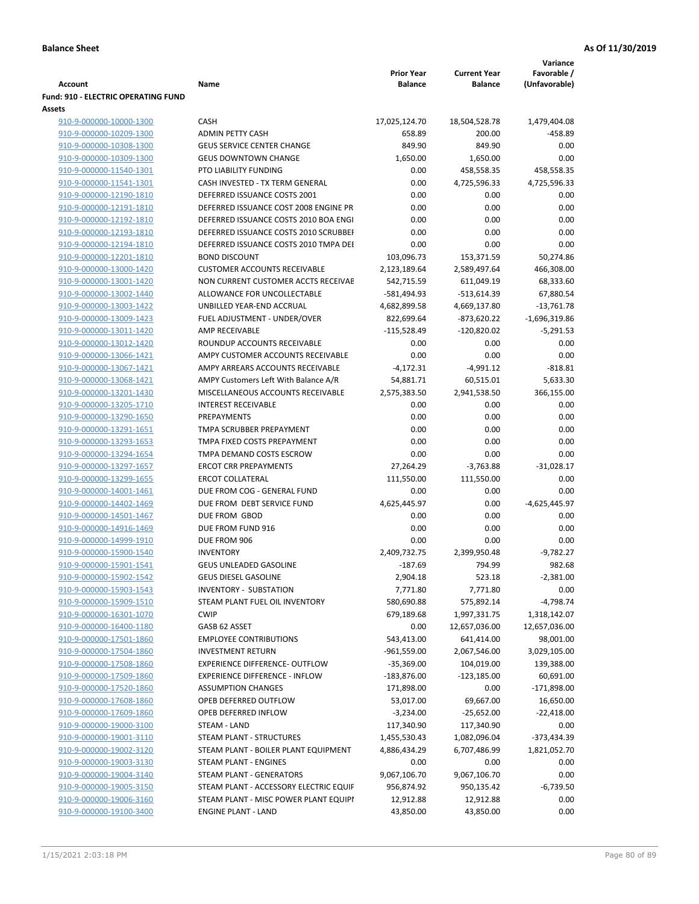**Balance Sheet** **As Of 11/30/2019**

| Account | Name | Prior Year Balance | Current Year Balance | Variance Favorable / (Unfavorable) |
|---|---|---|---|---|
| **Fund: 910 - ELECTRIC OPERATING FUND** | | | | |
| **Assets** | | | | |
| 910-9-000000-10000-1300 | CASH | 17,025,124.70 | 18,504,528.78 | 1,479,404.08 |
| 910-9-000000-10209-1300 | ADMIN PETTY CASH | 658.89 | 200.00 | -458.89 |
| 910-9-000000-10308-1300 | GEUS SERVICE CENTER CHANGE | 849.90 | 849.90 | 0.00 |
| 910-9-000000-10309-1300 | GEUS DOWNTOWN CHANGE | 1,650.00 | 1,650.00 | 0.00 |
| 910-9-000000-11540-1301 | PTO LIABILITY FUNDING | 0.00 | 458,558.35 | 458,558.35 |
| 910-9-000000-11541-1301 | CASH INVESTED - TX TERM GENERAL | 0.00 | 4,725,596.33 | 4,725,596.33 |
| 910-9-000000-12190-1810 | DEFERRED ISSUANCE COSTS 2001 | 0.00 | 0.00 | 0.00 |
| 910-9-000000-12191-1810 | DEFERRED ISSUANCE COST 2008 ENGINE PR | 0.00 | 0.00 | 0.00 |
| 910-9-000000-12192-1810 | DEFERRED ISSUANCE COSTS 2010 BOA ENGI | 0.00 | 0.00 | 0.00 |
| 910-9-000000-12193-1810 | DEFERRED ISSUANCE COSTS 2010 SCRUBBEI | 0.00 | 0.00 | 0.00 |
| 910-9-000000-12194-1810 | DEFERRED ISSUANCE COSTS 2010 TMPA DEI | 0.00 | 0.00 | 0.00 |
| 910-9-000000-12201-1810 | BOND DISCOUNT | 103,096.73 | 153,371.59 | 50,274.86 |
| 910-9-000000-13000-1420 | CUSTOMER ACCOUNTS RECEIVABLE | 2,123,189.64 | 2,589,497.64 | 466,308.00 |
| 910-9-000000-13001-1420 | NON CURRENT CUSTOMER ACCTS RECEIVAE | 542,715.59 | 611,049.19 | 68,333.60 |
| 910-9-000000-13002-1440 | ALLOWANCE FOR UNCOLLECTABLE | -581,494.93 | -513,614.39 | 67,880.54 |
| 910-9-000000-13003-1422 | UNBILLED YEAR-END ACCRUAL | 4,682,899.58 | 4,669,137.80 | -13,761.78 |
| 910-9-000000-13009-1423 | FUEL ADJUSTMENT - UNDER/OVER | 822,699.64 | -873,620.22 | -1,696,319.86 |
| 910-9-000000-13011-1420 | AMP RECEIVABLE | -115,528.49 | -120,820.02 | -5,291.53 |
| 910-9-000000-13012-1420 | ROUNDUP ACCOUNTS RECEIVABLE | 0.00 | 0.00 | 0.00 |
| 910-9-000000-13066-1421 | AMPY CUSTOMER ACCOUNTS RECEIVABLE | 0.00 | 0.00 | 0.00 |
| 910-9-000000-13067-1421 | AMPY ARREARS ACCOUNTS RECEIVABLE | -4,172.31 | -4,991.12 | -818.81 |
| 910-9-000000-13068-1421 | AMPY Customers Left With Balance A/R | 54,881.71 | 60,515.01 | 5,633.30 |
| 910-9-000000-13201-1430 | MISCELLANEOUS ACCOUNTS RECEIVABLE | 2,575,383.50 | 2,941,538.50 | 366,155.00 |
| 910-9-000000-13205-1710 | INTEREST RECEIVABLE | 0.00 | 0.00 | 0.00 |
| 910-9-000000-13290-1650 | PREPAYMENTS | 0.00 | 0.00 | 0.00 |
| 910-9-000000-13291-1651 | TMPA SCRUBBER PREPAYMENT | 0.00 | 0.00 | 0.00 |
| 910-9-000000-13293-1653 | TMPA FIXED COSTS PREPAYMENT | 0.00 | 0.00 | 0.00 |
| 910-9-000000-13294-1654 | TMPA DEMAND COSTS ESCROW | 0.00 | 0.00 | 0.00 |
| 910-9-000000-13297-1657 | ERCOT CRR PREPAYMENTS | 27,264.29 | -3,763.88 | -31,028.17 |
| 910-9-000000-13299-1655 | ERCOT COLLATERAL | 111,550.00 | 111,550.00 | 0.00 |
| 910-9-000000-14001-1461 | DUE FROM COG - GENERAL FUND | 0.00 | 0.00 | 0.00 |
| 910-9-000000-14402-1469 | DUE FROM DEBT SERVICE FUND | 4,625,445.97 | 0.00 | -4,625,445.97 |
| 910-9-000000-14501-1467 | DUE FROM GBOD | 0.00 | 0.00 | 0.00 |
| 910-9-000000-14916-1469 | DUE FROM FUND 916 | 0.00 | 0.00 | 0.00 |
| 910-9-000000-14999-1910 | DUE FROM 906 | 0.00 | 0.00 | 0.00 |
| 910-9-000000-15900-1540 | INVENTORY | 2,409,732.75 | 2,399,950.48 | -9,782.27 |
| 910-9-000000-15901-1541 | GEUS UNLEADED GASOLINE | -187.69 | 794.99 | 982.68 |
| 910-9-000000-15902-1542 | GEUS DIESEL GASOLINE | 2,904.18 | 523.18 | -2,381.00 |
| 910-9-000000-15903-1543 | INVENTORY - SUBSTATION | 7,771.80 | 7,771.80 | 0.00 |
| 910-9-000000-15909-1510 | STEAM PLANT FUEL OIL INVENTORY | 580,690.88 | 575,892.14 | -4,798.74 |
| 910-9-000000-16301-1070 | CWIP | 679,189.68 | 1,997,331.75 | 1,318,142.07 |
| 910-9-000000-16400-1180 | GASB 62 ASSET | 0.00 | 12,657,036.00 | 12,657,036.00 |
| 910-9-000000-17501-1860 | EMPLOYEE CONTRIBUTIONS | 543,413.00 | 641,414.00 | 98,001.00 |
| 910-9-000000-17504-1860 | INVESTMENT RETURN | -961,559.00 | 2,067,546.00 | 3,029,105.00 |
| 910-9-000000-17508-1860 | EXPERIENCE DIFFERENCE- OUTFLOW | -35,369.00 | 104,019.00 | 139,388.00 |
| 910-9-000000-17509-1860 | EXPERIENCE DIFFERENCE - INFLOW | -183,876.00 | -123,185.00 | 60,691.00 |
| 910-9-000000-17520-1860 | ASSUMPTION CHANGES | 171,898.00 | 0.00 | -171,898.00 |
| 910-9-000000-17608-1860 | OPEB DEFERRED OUTFLOW | 53,017.00 | 69,667.00 | 16,650.00 |
| 910-9-000000-17609-1860 | OPEB DEFERRED INFLOW | -3,234.00 | -25,652.00 | -22,418.00 |
| 910-9-000000-19000-3100 | STEAM - LAND | 117,340.90 | 117,340.90 | 0.00 |
| 910-9-000000-19001-3110 | STEAM PLANT - STRUCTURES | 1,455,530.43 | 1,082,096.04 | -373,434.39 |
| 910-9-000000-19002-3120 | STEAM PLANT - BOILER PLANT EQUIPMENT | 4,886,434.29 | 6,707,486.99 | 1,821,052.70 |
| 910-9-000000-19003-3130 | STEAM PLANT - ENGINES | 0.00 | 0.00 | 0.00 |
| 910-9-000000-19004-3140 | STEAM PLANT - GENERATORS | 9,067,106.70 | 9,067,106.70 | 0.00 |
| 910-9-000000-19005-3150 | STEAM PLANT - ACCESSORY ELECTRIC EQUIF | 956,874.92 | 950,135.42 | -6,739.50 |
| 910-9-000000-19006-3160 | STEAM PLANT - MISC POWER PLANT EQUIPI | 12,912.88 | 12,912.88 | 0.00 |
| 910-9-000000-19100-3400 | ENGINE PLANT - LAND | 43,850.00 | 43,850.00 | 0.00 |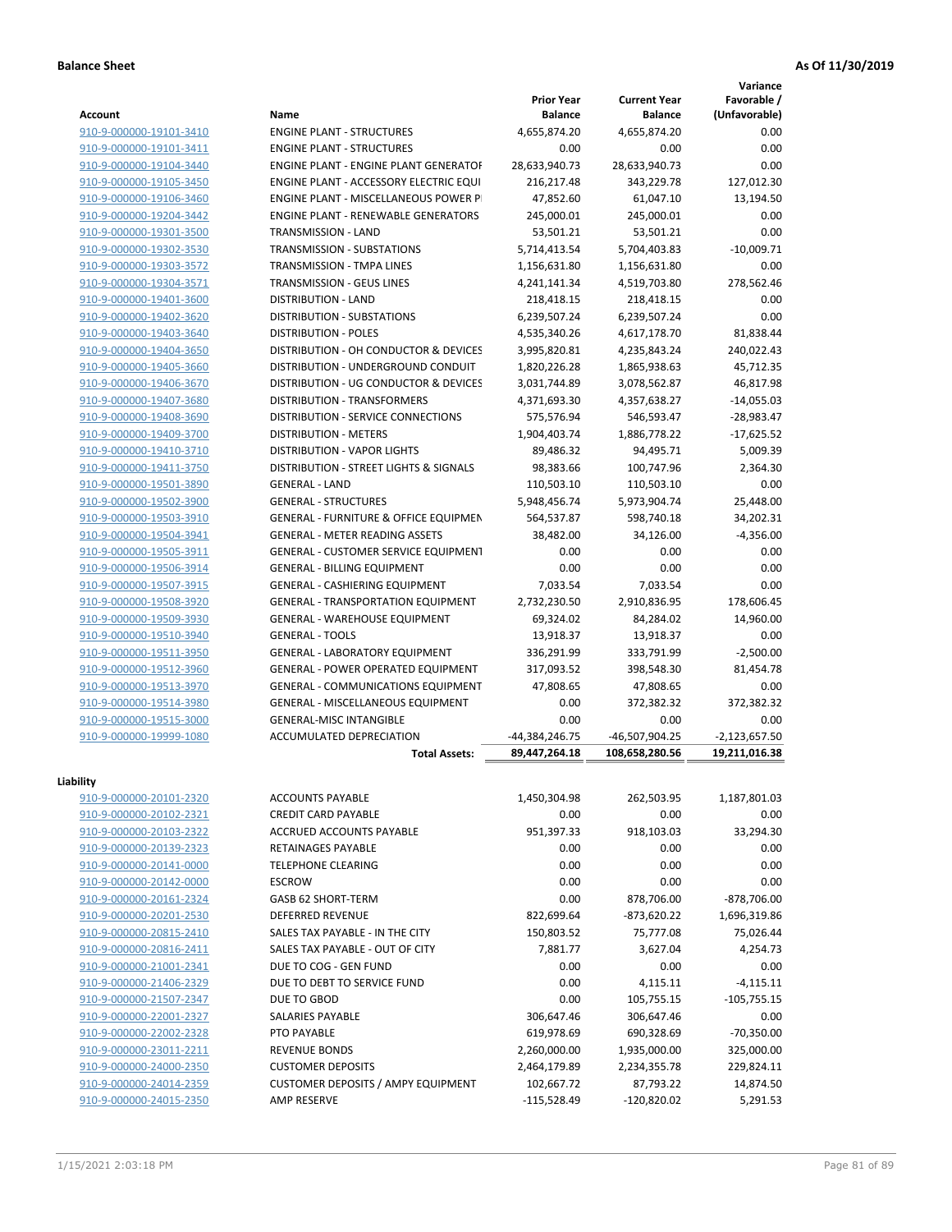**Balance Sheet** | **As Of 11/30/2019**

| Account | Name | Prior Year Balance | Current Year Balance | Variance Favorable / (Unfavorable) |
|---|---|---|---|---|
| 910-9-000000-19101-3410 | ENGINE PLANT - STRUCTURES | 4,655,874.20 | 4,655,874.20 | 0.00 |
| 910-9-000000-19101-3411 | ENGINE PLANT - STRUCTURES | 0.00 | 0.00 | 0.00 |
| 910-9-000000-19104-3440 | ENGINE PLANT - ENGINE PLANT GENERATOF | 28,633,940.73 | 28,633,940.73 | 0.00 |
| 910-9-000000-19105-3450 | ENGINE PLANT - ACCESSORY ELECTRIC EQUI | 216,217.48 | 343,229.78 | 127,012.30 |
| 910-9-000000-19106-3460 | ENGINE PLANT - MISCELLANEOUS POWER P | 47,852.60 | 61,047.10 | 13,194.50 |
| 910-9-000000-19204-3442 | ENGINE PLANT - RENEWABLE GENERATORS | 245,000.01 | 245,000.01 | 0.00 |
| 910-9-000000-19301-3500 | TRANSMISSION - LAND | 53,501.21 | 53,501.21 | 0.00 |
| 910-9-000000-19302-3530 | TRANSMISSION - SUBSTATIONS | 5,714,413.54 | 5,704,403.83 | -10,009.71 |
| 910-9-000000-19303-3572 | TRANSMISSION - TMPA LINES | 1,156,631.80 | 1,156,631.80 | 0.00 |
| 910-9-000000-19304-3571 | TRANSMISSION - GEUS LINES | 4,241,141.34 | 4,519,703.80 | 278,562.46 |
| 910-9-000000-19401-3600 | DISTRIBUTION - LAND | 218,418.15 | 218,418.15 | 0.00 |
| 910-9-000000-19402-3620 | DISTRIBUTION - SUBSTATIONS | 6,239,507.24 | 6,239,507.24 | 0.00 |
| 910-9-000000-19403-3640 | DISTRIBUTION - POLES | 4,535,340.26 | 4,617,178.70 | 81,838.44 |
| 910-9-000000-19404-3650 | DISTRIBUTION - OH CONDUCTOR & DEVICES | 3,995,820.81 | 4,235,843.24 | 240,022.43 |
| 910-9-000000-19405-3660 | DISTRIBUTION - UNDERGROUND CONDUIT | 1,820,226.28 | 1,865,938.63 | 45,712.35 |
| 910-9-000000-19406-3670 | DISTRIBUTION - UG CONDUCTOR & DEVICES | 3,031,744.89 | 3,078,562.87 | 46,817.98 |
| 910-9-000000-19407-3680 | DISTRIBUTION - TRANSFORMERS | 4,371,693.30 | 4,357,638.27 | -14,055.03 |
| 910-9-000000-19408-3690 | DISTRIBUTION - SERVICE CONNECTIONS | 575,576.94 | 546,593.47 | -28,983.47 |
| 910-9-000000-19409-3700 | DISTRIBUTION - METERS | 1,904,403.74 | 1,886,778.22 | -17,625.52 |
| 910-9-000000-19410-3710 | DISTRIBUTION - VAPOR LIGHTS | 89,486.32 | 94,495.71 | 5,009.39 |
| 910-9-000000-19411-3750 | DISTRIBUTION - STREET LIGHTS & SIGNALS | 98,383.66 | 100,747.96 | 2,364.30 |
| 910-9-000000-19501-3890 | GENERAL - LAND | 110,503.10 | 110,503.10 | 0.00 |
| 910-9-000000-19502-3900 | GENERAL - STRUCTURES | 5,948,456.74 | 5,973,904.74 | 25,448.00 |
| 910-9-000000-19503-3910 | GENERAL - FURNITURE & OFFICE EQUIPMEN | 564,537.87 | 598,740.18 | 34,202.31 |
| 910-9-000000-19504-3941 | GENERAL - METER READING ASSETS | 38,482.00 | 34,126.00 | -4,356.00 |
| 910-9-000000-19505-3911 | GENERAL - CUSTOMER SERVICE EQUIPMENT | 0.00 | 0.00 | 0.00 |
| 910-9-000000-19506-3914 | GENERAL - BILLING EQUIPMENT | 0.00 | 0.00 | 0.00 |
| 910-9-000000-19507-3915 | GENERAL - CASHIERING EQUIPMENT | 7,033.54 | 7,033.54 | 0.00 |
| 910-9-000000-19508-3920 | GENERAL - TRANSPORTATION EQUIPMENT | 2,732,230.50 | 2,910,836.95 | 178,606.45 |
| 910-9-000000-19509-3930 | GENERAL - WAREHOUSE EQUIPMENT | 69,324.02 | 84,284.02 | 14,960.00 |
| 910-9-000000-19510-3940 | GENERAL - TOOLS | 13,918.37 | 13,918.37 | 0.00 |
| 910-9-000000-19511-3950 | GENERAL - LABORATORY EQUIPMENT | 336,291.99 | 333,791.99 | -2,500.00 |
| 910-9-000000-19512-3960 | GENERAL - POWER OPERATED EQUIPMENT | 317,093.52 | 398,548.30 | 81,454.78 |
| 910-9-000000-19513-3970 | GENERAL - COMMUNICATIONS EQUIPMENT | 47,808.65 | 47,808.65 | 0.00 |
| 910-9-000000-19514-3980 | GENERAL - MISCELLANEOUS EQUIPMENT | 0.00 | 372,382.32 | 372,382.32 |
| 910-9-000000-19515-3000 | GENERAL-MISC INTANGIBLE | 0.00 | 0.00 | 0.00 |
| 910-9-000000-19999-1080 | ACCUMULATED DEPRECIATION | -44,384,246.75 | -46,507,904.25 | -2,123,657.50 |
| | **Total Assets:** | **89,447,264.18** | **108,658,280.56** | **19,211,016.38** |

**Liability**

| Account | Name | Prior Year Balance | Current Year Balance | Variance Favorable / (Unfavorable) |
|---|---|---|---|---|
| 910-9-000000-20101-2320 | ACCOUNTS PAYABLE | 1,450,304.98 | 262,503.95 | 1,187,801.03 |
| 910-9-000000-20102-2321 | CREDIT CARD PAYABLE | 0.00 | 0.00 | 0.00 |
| 910-9-000000-20103-2322 | ACCRUED ACCOUNTS PAYABLE | 951,397.33 | 918,103.03 | 33,294.30 |
| 910-9-000000-20139-2323 | RETAINAGES PAYABLE | 0.00 | 0.00 | 0.00 |
| 910-9-000000-20141-0000 | TELEPHONE CLEARING | 0.00 | 0.00 | 0.00 |
| 910-9-000000-20142-0000 | ESCROW | 0.00 | 0.00 | 0.00 |
| 910-9-000000-20161-2324 | GASB 62 SHORT-TERM | 0.00 | 878,706.00 | -878,706.00 |
| 910-9-000000-20201-2530 | DEFERRED REVENUE | 822,699.64 | -873,620.22 | 1,696,319.86 |
| 910-9-000000-20815-2410 | SALES TAX PAYABLE - IN THE CITY | 150,803.52 | 75,777.08 | 75,026.44 |
| 910-9-000000-20816-2411 | SALES TAX PAYABLE - OUT OF CITY | 7,881.77 | 3,627.04 | 4,254.73 |
| 910-9-000000-21001-2341 | DUE TO COG - GEN FUND | 0.00 | 0.00 | 0.00 |
| 910-9-000000-21406-2329 | DUE TO DEBT TO SERVICE FUND | 0.00 | 4,115.11 | -4,115.11 |
| 910-9-000000-21507-2347 | DUE TO GBOD | 0.00 | 105,755.15 | -105,755.15 |
| 910-9-000000-22001-2327 | SALARIES PAYABLE | 306,647.46 | 306,647.46 | 0.00 |
| 910-9-000000-22002-2328 | PTO PAYABLE | 619,978.69 | 690,328.69 | -70,350.00 |
| 910-9-000000-23011-2211 | REVENUE BONDS | 2,260,000.00 | 1,935,000.00 | 325,000.00 |
| 910-9-000000-24000-2350 | CUSTOMER DEPOSITS | 2,464,179.89 | 2,234,355.78 | 229,824.11 |
| 910-9-000000-24014-2359 | CUSTOMER DEPOSITS / AMPY EQUIPMENT | 102,667.72 | 87,793.22 | 14,874.50 |
| 910-9-000000-24015-2350 | AMP RESERVE | -115,528.49 | -120,820.02 | 5,291.53 |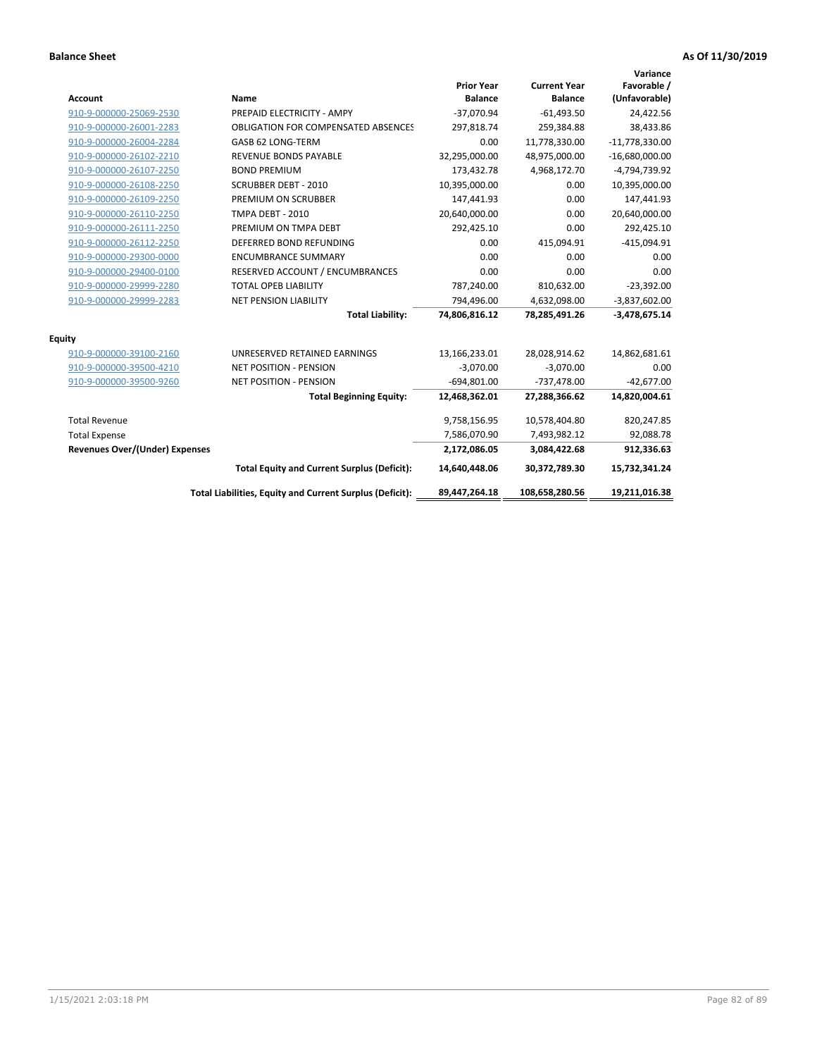**Balance Sheet** **As Of 11/30/2019**

| Account | Name | Prior Year Balance | Current Year Balance | Variance Favorable / (Unfavorable) |
|---|---|---|---|---|
| 910-9-000000-25069-2530 | PREPAID ELECTRICITY - AMPY | -37,070.94 | -61,493.50 | 24,422.56 |
| 910-9-000000-26001-2283 | OBLIGATION FOR COMPENSATED ABSENCES | 297,818.74 | 259,384.88 | 38,433.86 |
| 910-9-000000-26004-2284 | GASB 62 LONG-TERM | 0.00 | 11,778,330.00 | -11,778,330.00 |
| 910-9-000000-26102-2210 | REVENUE BONDS PAYABLE | 32,295,000.00 | 48,975,000.00 | -16,680,000.00 |
| 910-9-000000-26107-2250 | BOND PREMIUM | 173,432.78 | 4,968,172.70 | -4,794,739.92 |
| 910-9-000000-26108-2250 | SCRUBBER DEBT - 2010 | 10,395,000.00 | 0.00 | 10,395,000.00 |
| 910-9-000000-26109-2250 | PREMIUM ON SCRUBBER | 147,441.93 | 0.00 | 147,441.93 |
| 910-9-000000-26110-2250 | TMPA DEBT - 2010 | 20,640,000.00 | 0.00 | 20,640,000.00 |
| 910-9-000000-26111-2250 | PREMIUM ON TMPA DEBT | 292,425.10 | 0.00 | 292,425.10 |
| 910-9-000000-26112-2250 | DEFERRED BOND REFUNDING | 0.00 | 415,094.91 | -415,094.91 |
| 910-9-000000-29300-0000 | ENCUMBRANCE SUMMARY | 0.00 | 0.00 | 0.00 |
| 910-9-000000-29400-0100 | RESERVED ACCOUNT / ENCUMBRANCES | 0.00 | 0.00 | 0.00 |
| 910-9-000000-29999-2280 | TOTAL OPEB LIABILITY | 787,240.00 | 810,632.00 | -23,392.00 |
| 910-9-000000-29999-2283 | NET PENSION LIABILITY | 794,496.00 | 4,632,098.00 | -3,837,602.00 |
| | **Total Liability:** | **74,806,816.12** | **78,285,491.26** | **-3,478,675.14** |
| **Equity** | | | | |
| 910-9-000000-39100-2160 | UNRESERVED RETAINED EARNINGS | 13,166,233.01 | 28,028,914.62 | 14,862,681.61 |
| 910-9-000000-39500-4210 | NET POSITION - PENSION | -3,070.00 | -3,070.00 | 0.00 |
| 910-9-000000-39500-9260 | NET POSITION - PENSION | -694,801.00 | -737,478.00 | -42,677.00 |
| | **Total Beginning Equity:** | **12,468,362.01** | **27,288,366.62** | **14,820,004.61** |
| Total Revenue | | 9,758,156.95 | 10,578,404.80 | 820,247.85 |
| Total Expense | | 7,586,070.90 | 7,493,982.12 | 92,088.78 |
| **Revenues Over/(Under) Expenses** | | **2,172,086.05** | **3,084,422.68** | **912,336.63** |
| | **Total Equity and Current Surplus (Deficit):** | **14,640,448.06** | **30,372,789.30** | **15,732,341.24** |
| | **Total Liabilities, Equity and Current Surplus (Deficit):** | **89,447,264.18** | **108,658,280.56** | **19,211,016.38** |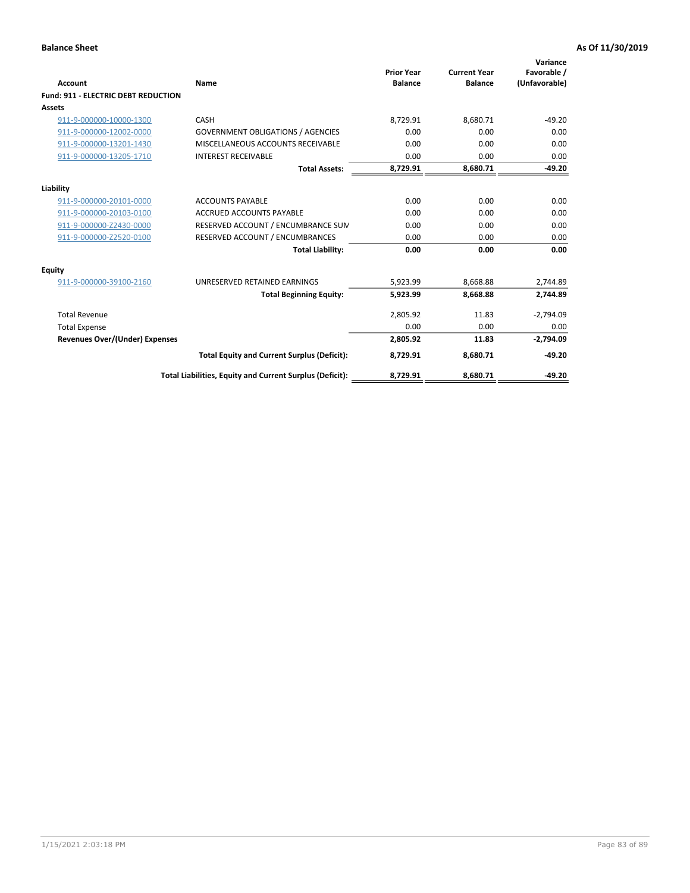**Balance Sheet** **As Of 11/30/2019**

| Account | Name | Prior Year Balance | Current Year Balance | Variance Favorable / (Unfavorable) |
|---|---|---|---|---|
| **Fund: 911 - ELECTRIC DEBT REDUCTION** | | | | |
| **Assets** | | | | |
| 911-9-000000-10000-1300 | CASH | 8,729.91 | 8,680.71 | -49.20 |
| 911-9-000000-12002-0000 | GOVERNMENT OBLIGATIONS / AGENCIES | 0.00 | 0.00 | 0.00 |
| 911-9-000000-13201-1430 | MISCELLANEOUS ACCOUNTS RECEIVABLE | 0.00 | 0.00 | 0.00 |
| 911-9-000000-13205-1710 | INTEREST RECEIVABLE | 0.00 | 0.00 | 0.00 |
| | **Total Assets:** | **8,729.91** | **8,680.71** | **-49.20** |
| **Liability** | | | | |
| 911-9-000000-20101-0000 | ACCOUNTS PAYABLE | 0.00 | 0.00 | 0.00 |
| 911-9-000000-20103-0100 | ACCRUED ACCOUNTS PAYABLE | 0.00 | 0.00 | 0.00 |
| 911-9-000000-Z2430-0000 | RESERVED ACCOUNT / ENCUMBRANCE SUM | 0.00 | 0.00 | 0.00 |
| 911-9-000000-Z2520-0100 | RESERVED ACCOUNT / ENCUMBRANCES | 0.00 | 0.00 | 0.00 |
| | **Total Liability:** | **0.00** | **0.00** | **0.00** |
| **Equity** | | | | |
| 911-9-000000-39100-2160 | UNRESERVED RETAINED EARNINGS | 5,923.99 | 8,668.88 | 2,744.89 |
| | **Total Beginning Equity:** | **5,923.99** | **8,668.88** | **2,744.89** |
| Total Revenue | | 2,805.92 | 11.83 | -2,794.09 |
| Total Expense | | 0.00 | 0.00 | 0.00 |
| **Revenues Over/(Under) Expenses** | | **2,805.92** | **11.83** | **-2,794.09** |
| | **Total Equity and Current Surplus (Deficit):** | **8,729.91** | **8,680.71** | **-49.20** |
| | **Total Liabilities, Equity and Current Surplus (Deficit):** | **8,729.91** | **8,680.71** | **-49.20** |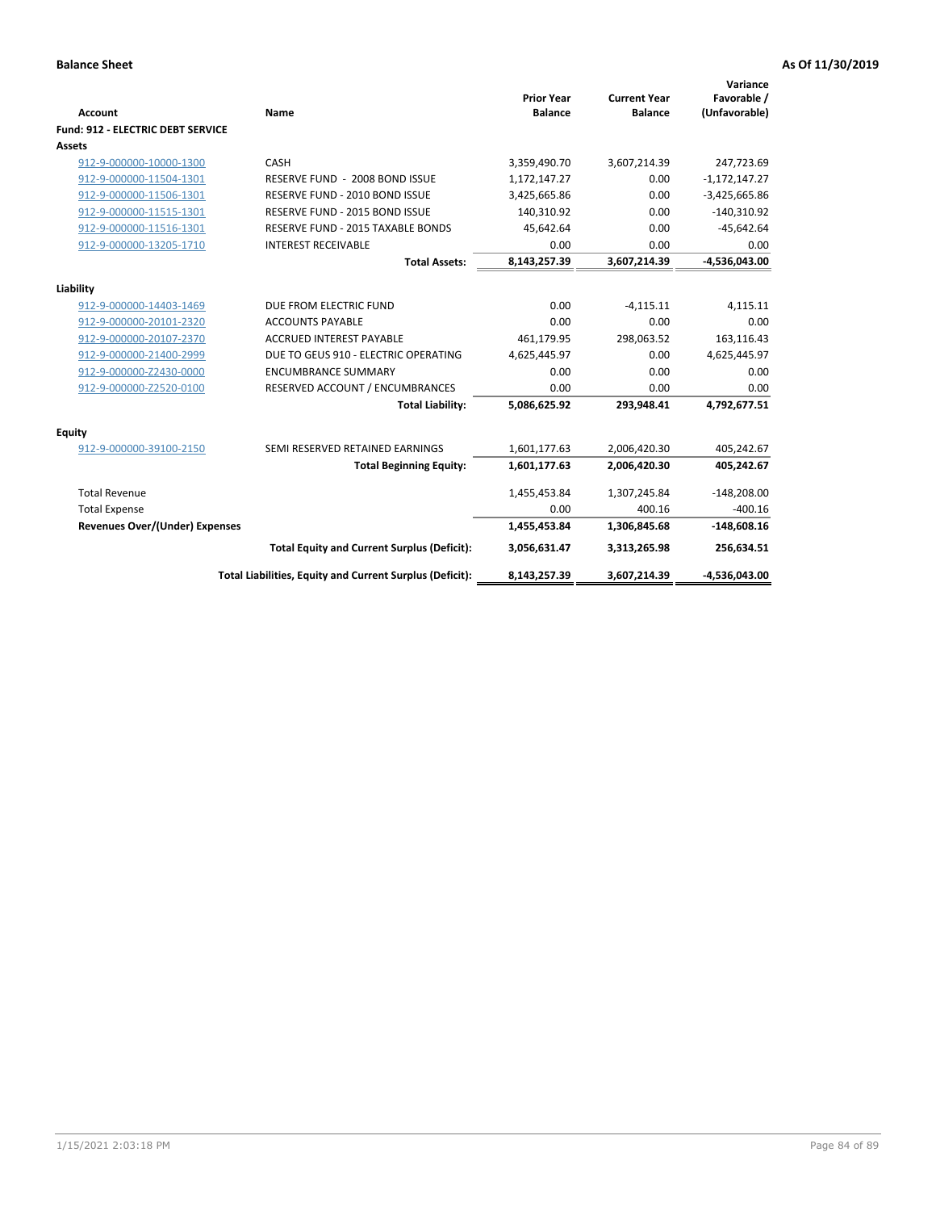**Balance Sheet** **As Of 11/30/2019**

| Account | Name | Prior Year Balance | Current Year Balance | Variance Favorable / (Unfavorable) |
|---|---|---|---|---|
| **Fund: 912 - ELECTRIC DEBT SERVICE** | | | | |
| **Assets** | | | | |
| 912-9-000000-10000-1300 | CASH | 3,359,490.70 | 3,607,214.39 | 247,723.69 |
| 912-9-000000-11504-1301 | RESERVE FUND - 2008 BOND ISSUE | 1,172,147.27 | 0.00 | -1,172,147.27 |
| 912-9-000000-11506-1301 | RESERVE FUND - 2010 BOND ISSUE | 3,425,665.86 | 0.00 | -3,425,665.86 |
| 912-9-000000-11515-1301 | RESERVE FUND - 2015 BOND ISSUE | 140,310.92 | 0.00 | -140,310.92 |
| 912-9-000000-11516-1301 | RESERVE FUND - 2015 TAXABLE BONDS | 45,642.64 | 0.00 | -45,642.64 |
| 912-9-000000-13205-1710 | INTEREST RECEIVABLE | 0.00 | 0.00 | 0.00 |
| | **Total Assets:** | **8,143,257.39** | **3,607,214.39** | **-4,536,043.00** |
| **Liability** | | | | |
| 912-9-000000-14403-1469 | DUE FROM ELECTRIC FUND | 0.00 | -4,115.11 | 4,115.11 |
| 912-9-000000-20101-2320 | ACCOUNTS PAYABLE | 0.00 | 0.00 | 0.00 |
| 912-9-000000-20107-2370 | ACCRUED INTEREST PAYABLE | 461,179.95 | 298,063.52 | 163,116.43 |
| 912-9-000000-21400-2999 | DUE TO GEUS 910 - ELECTRIC OPERATING | 4,625,445.97 | 0.00 | 4,625,445.97 |
| 912-9-000000-Z2430-0000 | ENCUMBRANCE SUMMARY | 0.00 | 0.00 | 0.00 |
| 912-9-000000-Z2520-0100 | RESERVED ACCOUNT / ENCUMBRANCES | 0.00 | 0.00 | 0.00 |
| | **Total Liability:** | **5,086,625.92** | **293,948.41** | **4,792,677.51** |
| **Equity** | | | | |
| 912-9-000000-39100-2150 | SEMI RESERVED RETAINED EARNINGS | 1,601,177.63 | 2,006,420.30 | 405,242.67 |
| | **Total Beginning Equity:** | **1,601,177.63** | **2,006,420.30** | **405,242.67** |
| Total Revenue | | 1,455,453.84 | 1,307,245.84 | -148,208.00 |
| Total Expense | | 0.00 | 400.16 | -400.16 |
| **Revenues Over/(Under) Expenses** | | **1,455,453.84** | **1,306,845.68** | **-148,608.16** |
| | **Total Equity and Current Surplus (Deficit):** | **3,056,631.47** | **3,313,265.98** | **256,634.51** |
| | **Total Liabilities, Equity and Current Surplus (Deficit):** | **8,143,257.39** | **3,607,214.39** | **-4,536,043.00** |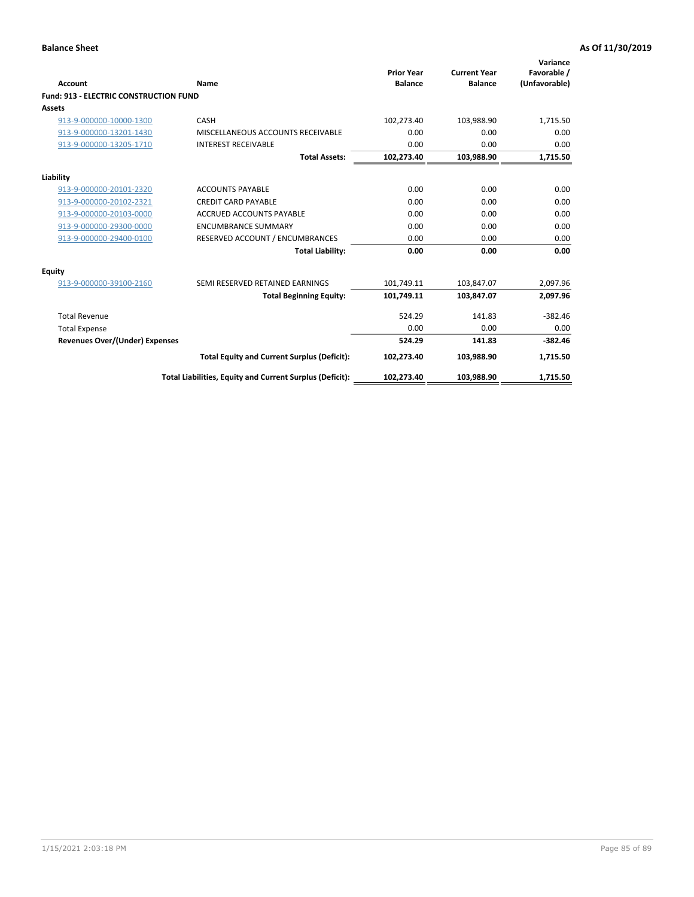**Balance Sheet** **As Of 11/30/2019**

| Account | Name | Prior Year Balance | Current Year Balance | Variance Favorable / (Unfavorable) |
|---|---|---|---|---|
| **Fund: 913 - ELECTRIC CONSTRUCTION FUND** | | | | |
| **Assets** | | | | |
| 913-9-000000-10000-1300 | CASH | 102,273.40 | 103,988.90 | 1,715.50 |
| 913-9-000000-13201-1430 | MISCELLANEOUS ACCOUNTS RECEIVABLE | 0.00 | 0.00 | 0.00 |
| 913-9-000000-13205-1710 | INTEREST RECEIVABLE | 0.00 | 0.00 | 0.00 |
| | **Total Assets:** | **102,273.40** | **103,988.90** | **1,715.50** |
| **Liability** | | | | |
| 913-9-000000-20101-2320 | ACCOUNTS PAYABLE | 0.00 | 0.00 | 0.00 |
| 913-9-000000-20102-2321 | CREDIT CARD PAYABLE | 0.00 | 0.00 | 0.00 |
| 913-9-000000-20103-0000 | ACCRUED ACCOUNTS PAYABLE | 0.00 | 0.00 | 0.00 |
| 913-9-000000-29300-0000 | ENCUMBRANCE SUMMARY | 0.00 | 0.00 | 0.00 |
| 913-9-000000-29400-0100 | RESERVED ACCOUNT / ENCUMBRANCES | 0.00 | 0.00 | 0.00 |
| | **Total Liability:** | **0.00** | **0.00** | **0.00** |
| **Equity** | | | | |
| 913-9-000000-39100-2160 | SEMI RESERVED RETAINED EARNINGS | 101,749.11 | 103,847.07 | 2,097.96 |
| | **Total Beginning Equity:** | **101,749.11** | **103,847.07** | **2,097.96** |
| Total Revenue | | 524.29 | 141.83 | -382.46 |
| Total Expense | | 0.00 | 0.00 | 0.00 |
| **Revenues Over/(Under) Expenses** | | **524.29** | **141.83** | **-382.46** |
| | **Total Equity and Current Surplus (Deficit):** | **102,273.40** | **103,988.90** | **1,715.50** |
| | **Total Liabilities, Equity and Current Surplus (Deficit):** | **102,273.40** | **103,988.90** | **1,715.50** |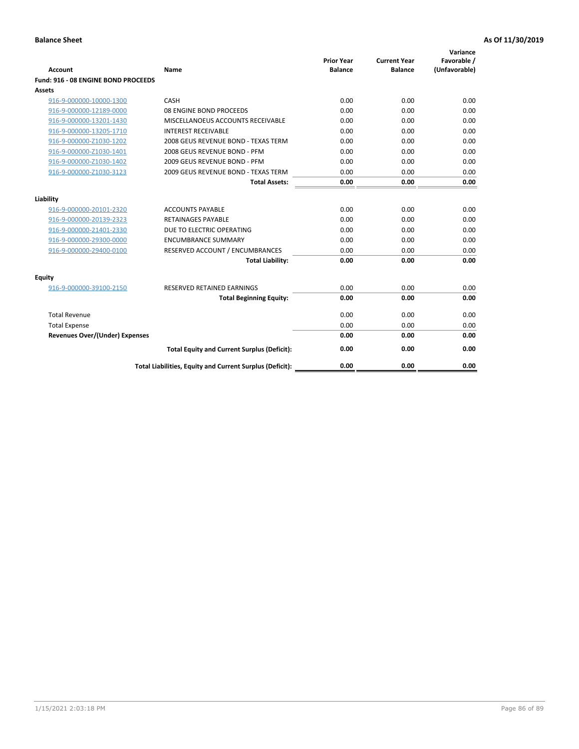**Balance Sheet** **As Of 11/30/2019**

| Account | Name | Prior Year Balance | Current Year Balance | Variance Favorable / (Unfavorable) |
|---|---|---|---|---|
| **Fund: 916 - 08 ENGINE BOND PROCEEDS** | | | | |
| **Assets** | | | | |
| 916-9-000000-10000-1300 | CASH | 0.00 | 0.00 | 0.00 |
| 916-9-000000-12189-0000 | 08 ENGINE BOND PROCEEDS | 0.00 | 0.00 | 0.00 |
| 916-9-000000-13201-1430 | MISCELLANOEUS ACCOUNTS RECEIVABLE | 0.00 | 0.00 | 0.00 |
| 916-9-000000-13205-1710 | INTEREST RECEIVABLE | 0.00 | 0.00 | 0.00 |
| 916-9-000000-Z1030-1202 | 2008 GEUS REVENUE BOND - TEXAS TERM | 0.00 | 0.00 | 0.00 |
| 916-9-000000-Z1030-1401 | 2008 GEUS REVENUE BOND - PFM | 0.00 | 0.00 | 0.00 |
| 916-9-000000-Z1030-1402 | 2009 GEUS REVENUE BOND - PFM | 0.00 | 0.00 | 0.00 |
| 916-9-000000-Z1030-3123 | 2009 GEUS REVENUE BOND - TEXAS TERM | 0.00 | 0.00 | 0.00 |
| | **Total Assets:** | **0.00** | **0.00** | **0.00** |
| **Liability** | | | | |
| 916-9-000000-20101-2320 | ACCOUNTS PAYABLE | 0.00 | 0.00 | 0.00 |
| 916-9-000000-20139-2323 | RETAINAGES PAYABLE | 0.00 | 0.00 | 0.00 |
| 916-9-000000-21401-2330 | DUE TO ELECTRIC OPERATING | 0.00 | 0.00 | 0.00 |
| 916-9-000000-29300-0000 | ENCUMBRANCE SUMMARY | 0.00 | 0.00 | 0.00 |
| 916-9-000000-29400-0100 | RESERVED ACCOUNT / ENCUMBRANCES | 0.00 | 0.00 | 0.00 |
| | **Total Liability:** | **0.00** | **0.00** | **0.00** |
| **Equity** | | | | |
| 916-9-000000-39100-2150 | RESERVED RETAINED EARNINGS | 0.00 | 0.00 | 0.00 |
| | **Total Beginning Equity:** | **0.00** | **0.00** | **0.00** |
| Total Revenue | | 0.00 | 0.00 | 0.00 |
| Total Expense | | 0.00 | 0.00 | 0.00 |
| **Revenues Over/(Under) Expenses** | | **0.00** | **0.00** | **0.00** |
| | **Total Equity and Current Surplus (Deficit):** | **0.00** | **0.00** | **0.00** |
| | **Total Liabilities, Equity and Current Surplus (Deficit):** | **0.00** | **0.00** | **0.00** |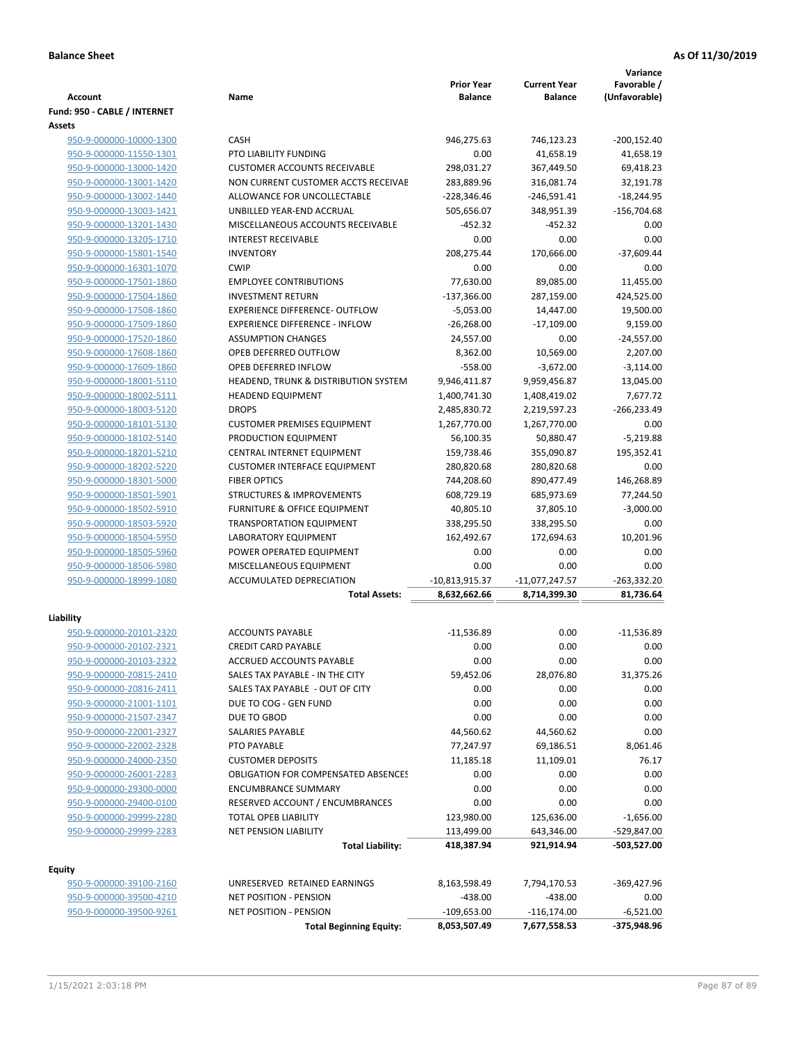**Balance Sheet** — As Of 11/30/2019

| Account | Name | Prior Year Balance | Current Year Balance | Variance Favorable / (Unfavorable) |
|---|---|---|---|---|
| **Fund: 950 - CABLE / INTERNET** | | | | |
| **Assets** | | | | |
| 950-9-000000-10000-1300 | CASH | 946,275.63 | 746,123.23 | -200,152.40 |
| 950-9-000000-11550-1301 | PTO LIABILITY FUNDING | 0.00 | 41,658.19 | 41,658.19 |
| 950-9-000000-13000-1420 | CUSTOMER ACCOUNTS RECEIVABLE | 298,031.27 | 367,449.50 | 69,418.23 |
| 950-9-000000-13001-1420 | NON CURRENT CUSTOMER ACCTS RECEIVABE | 283,889.96 | 316,081.74 | 32,191.78 |
| 950-9-000000-13002-1440 | ALLOWANCE FOR UNCOLLECTABLE | -228,346.46 | -246,591.41 | -18,244.95 |
| 950-9-000000-13003-1421 | UNBILLED YEAR-END ACCRUAL | 505,656.07 | 348,951.39 | -156,704.68 |
| 950-9-000000-13201-1430 | MISCELLANEOUS ACCOUNTS RECEIVABLE | -452.32 | -452.32 | 0.00 |
| 950-9-000000-13205-1710 | INTEREST RECEIVABLE | 0.00 | 0.00 | 0.00 |
| 950-9-000000-15801-1540 | INVENTORY | 208,275.44 | 170,666.00 | -37,609.44 |
| 950-9-000000-16301-1070 | CWIP | 0.00 | 0.00 | 0.00 |
| 950-9-000000-17501-1860 | EMPLOYEE CONTRIBUTIONS | 77,630.00 | 89,085.00 | 11,455.00 |
| 950-9-000000-17504-1860 | INVESTMENT RETURN | -137,366.00 | 287,159.00 | 424,525.00 |
| 950-9-000000-17508-1860 | EXPERIENCE DIFFERENCE- OUTFLOW | -5,053.00 | 14,447.00 | 19,500.00 |
| 950-9-000000-17509-1860 | EXPERIENCE DIFFERENCE - INFLOW | -26,268.00 | -17,109.00 | 9,159.00 |
| 950-9-000000-17520-1860 | ASSUMPTION CHANGES | 24,557.00 | 0.00 | -24,557.00 |
| 950-9-000000-17608-1860 | OPEB DEFERRED OUTFLOW | 8,362.00 | 10,569.00 | 2,207.00 |
| 950-9-000000-17609-1860 | OPEB DEFERRED INFLOW | -558.00 | -3,672.00 | -3,114.00 |
| 950-9-000000-18001-5110 | HEADEND, TRUNK & DISTRIBUTION SYSTEM | 9,946,411.87 | 9,959,456.87 | 13,045.00 |
| 950-9-000000-18002-5111 | HEADEND EQUIPMENT | 1,400,741.30 | 1,408,419.02 | 7,677.72 |
| 950-9-000000-18003-5120 | DROPS | 2,485,830.72 | 2,219,597.23 | -266,233.49 |
| 950-9-000000-18101-5130 | CUSTOMER PREMISES EQUIPMENT | 1,267,770.00 | 1,267,770.00 | 0.00 |
| 950-9-000000-18102-5140 | PRODUCTION EQUIPMENT | 56,100.35 | 50,880.47 | -5,219.88 |
| 950-9-000000-18201-5210 | CENTRAL INTERNET EQUIPMENT | 159,738.46 | 355,090.87 | 195,352.41 |
| 950-9-000000-18202-5220 | CUSTOMER INTERFACE EQUIPMENT | 280,820.68 | 280,820.68 | 0.00 |
| 950-9-000000-18301-5000 | FIBER OPTICS | 744,208.60 | 890,477.49 | 146,268.89 |
| 950-9-000000-18501-5901 | STRUCTURES & IMPROVEMENTS | 608,729.19 | 685,973.69 | 77,244.50 |
| 950-9-000000-18502-5910 | FURNITURE & OFFICE EQUIPMENT | 40,805.10 | 37,805.10 | -3,000.00 |
| 950-9-000000-18503-5920 | TRANSPORTATION EQUIPMENT | 338,295.50 | 338,295.50 | 0.00 |
| 950-9-000000-18504-5950 | LABORATORY EQUIPMENT | 162,492.67 | 172,694.63 | 10,201.96 |
| 950-9-000000-18505-5960 | POWER OPERATED EQUIPMENT | 0.00 | 0.00 | 0.00 |
| 950-9-000000-18506-5980 | MISCELLANEOUS EQUIPMENT | 0.00 | 0.00 | 0.00 |
| 950-9-000000-18999-1080 | ACCUMULATED DEPRECIATION | -10,813,915.37 | -11,077,247.57 | -263,332.20 |
| | **Total Assets:** | **8,632,662.66** | **8,714,399.30** | **81,736.64** |
| **Liability** | | | | |
| 950-9-000000-20101-2320 | ACCOUNTS PAYABLE | -11,536.89 | 0.00 | -11,536.89 |
| 950-9-000000-20102-2321 | CREDIT CARD PAYABLE | 0.00 | 0.00 | 0.00 |
| 950-9-000000-20103-2322 | ACCRUED ACCOUNTS PAYABLE | 0.00 | 0.00 | 0.00 |
| 950-9-000000-20815-2410 | SALES TAX PAYABLE - IN THE CITY | 59,452.06 | 28,076.80 | 31,375.26 |
| 950-9-000000-20816-2411 | SALES TAX PAYABLE - OUT OF CITY | 0.00 | 0.00 | 0.00 |
| 950-9-000000-21001-1101 | DUE TO COG - GEN FUND | 0.00 | 0.00 | 0.00 |
| 950-9-000000-21507-2347 | DUE TO GBOD | 0.00 | 0.00 | 0.00 |
| 950-9-000000-22001-2327 | SALARIES PAYABLE | 44,560.62 | 44,560.62 | 0.00 |
| 950-9-000000-22002-2328 | PTO PAYABLE | 77,247.97 | 69,186.51 | 8,061.46 |
| 950-9-000000-24000-2350 | CUSTOMER DEPOSITS | 11,185.18 | 11,109.01 | 76.17 |
| 950-9-000000-26001-2283 | OBLIGATION FOR COMPENSATED ABSENCES | 0.00 | 0.00 | 0.00 |
| 950-9-000000-29300-0000 | ENCUMBRANCE SUMMARY | 0.00 | 0.00 | 0.00 |
| 950-9-000000-29400-0100 | RESERVED ACCOUNT / ENCUMBRANCES | 0.00 | 0.00 | 0.00 |
| 950-9-000000-29999-2280 | TOTAL OPEB LIABILITY | 123,980.00 | 125,636.00 | -1,656.00 |
| 950-9-000000-29999-2283 | NET PENSION LIABILITY | 113,499.00 | 643,346.00 | -529,847.00 |
| | **Total Liability:** | **418,387.94** | **921,914.94** | **-503,527.00** |
| **Equity** | | | | |
| 950-9-000000-39100-2160 | UNRESERVED RETAINED EARNINGS | 8,163,598.49 | 7,794,170.53 | -369,427.96 |
| 950-9-000000-39500-4210 | NET POSITION - PENSION | -438.00 | -438.00 | 0.00 |
| 950-9-000000-39500-9261 | NET POSITION - PENSION | -109,653.00 | -116,174.00 | -6,521.00 |
| | **Total Beginning Equity:** | **8,053,507.49** | **7,677,558.53** | **-375,948.96** |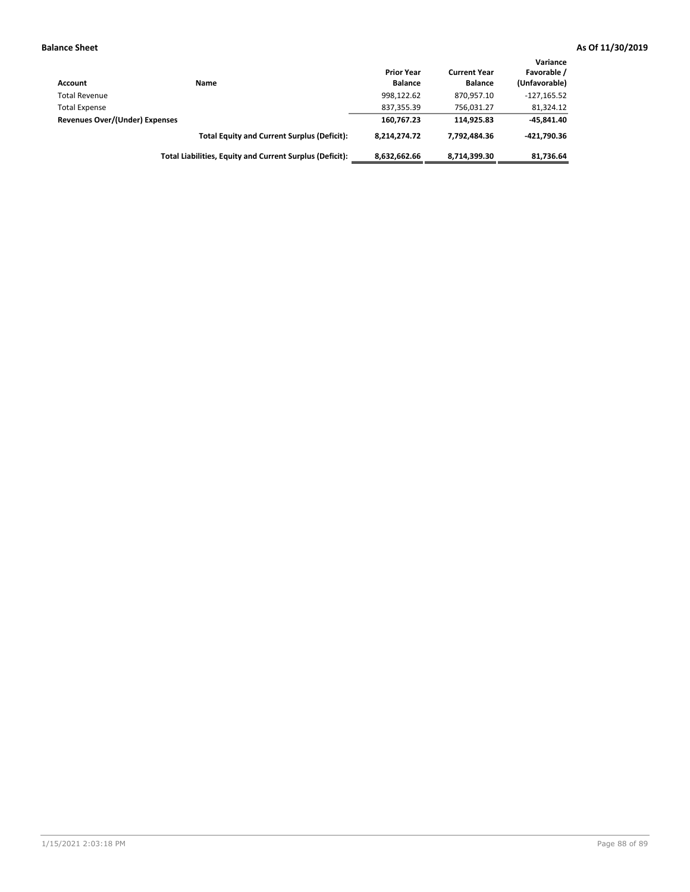**Balance Sheet** **As Of 11/30/2019**

| Account | Name | Prior Year Balance | Current Year Balance | Variance Favorable / (Unfavorable) |
|---|---|---|---|---|
| Total Revenue | | 998,122.62 | 870,957.10 | -127,165.52 |
| Total Expense | | 837,355.39 | 756,031.27 | 81,324.12 |
| **Revenues Over/(Under) Expenses** | | **160,767.23** | **114,925.83** | **-45,841.40** |
| | **Total Equity and Current Surplus (Deficit):** | **8,214,274.72** | **7,792,484.36** | **-421,790.36** |
| | **Total Liabilities, Equity and Current Surplus (Deficit):** | **8,632,662.66** | **8,714,399.30** | **81,736.64** |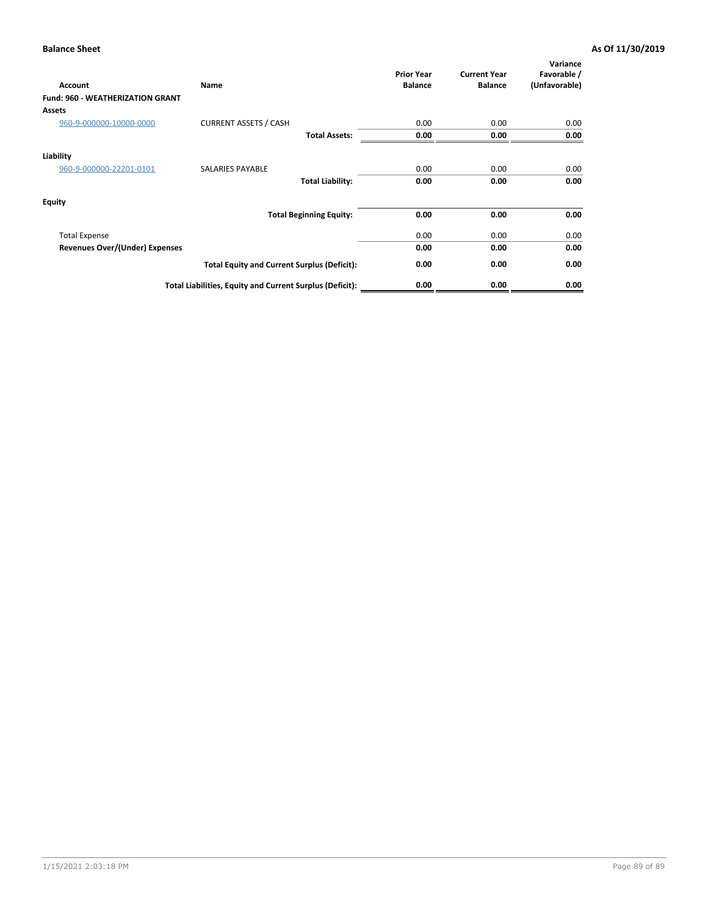**Balance Sheet** **As Of 11/30/2019**

| Account | Name | Prior Year Balance | Current Year Balance | Variance Favorable / (Unfavorable) |
|---|---|---|---|---|
| **Fund: 960 - WEATHERIZATION GRANT** | | | | |
| **Assets** | | | | |
| 960-9-000000-10000-0000 | CURRENT ASSETS / CASH | 0.00 | 0.00 | 0.00 |
| | **Total Assets:** | **0.00** | **0.00** | **0.00** |
| **Liability** | | | | |
| 960-9-000000-22201-0101 | SALARIES PAYABLE | 0.00 | 0.00 | 0.00 |
| | **Total Liability:** | **0.00** | **0.00** | **0.00** |
| **Equity** | | | | |
| | **Total Beginning Equity:** | **0.00** | **0.00** | **0.00** |
| Total Expense | | 0.00 | 0.00 | 0.00 |
| **Revenues Over/(Under) Expenses** | | **0.00** | **0.00** | **0.00** |
| | **Total Equity and Current Surplus (Deficit):** | **0.00** | **0.00** | **0.00** |
| | **Total Liabilities, Equity and Current Surplus (Deficit):** | **0.00** | **0.00** | **0.00** |